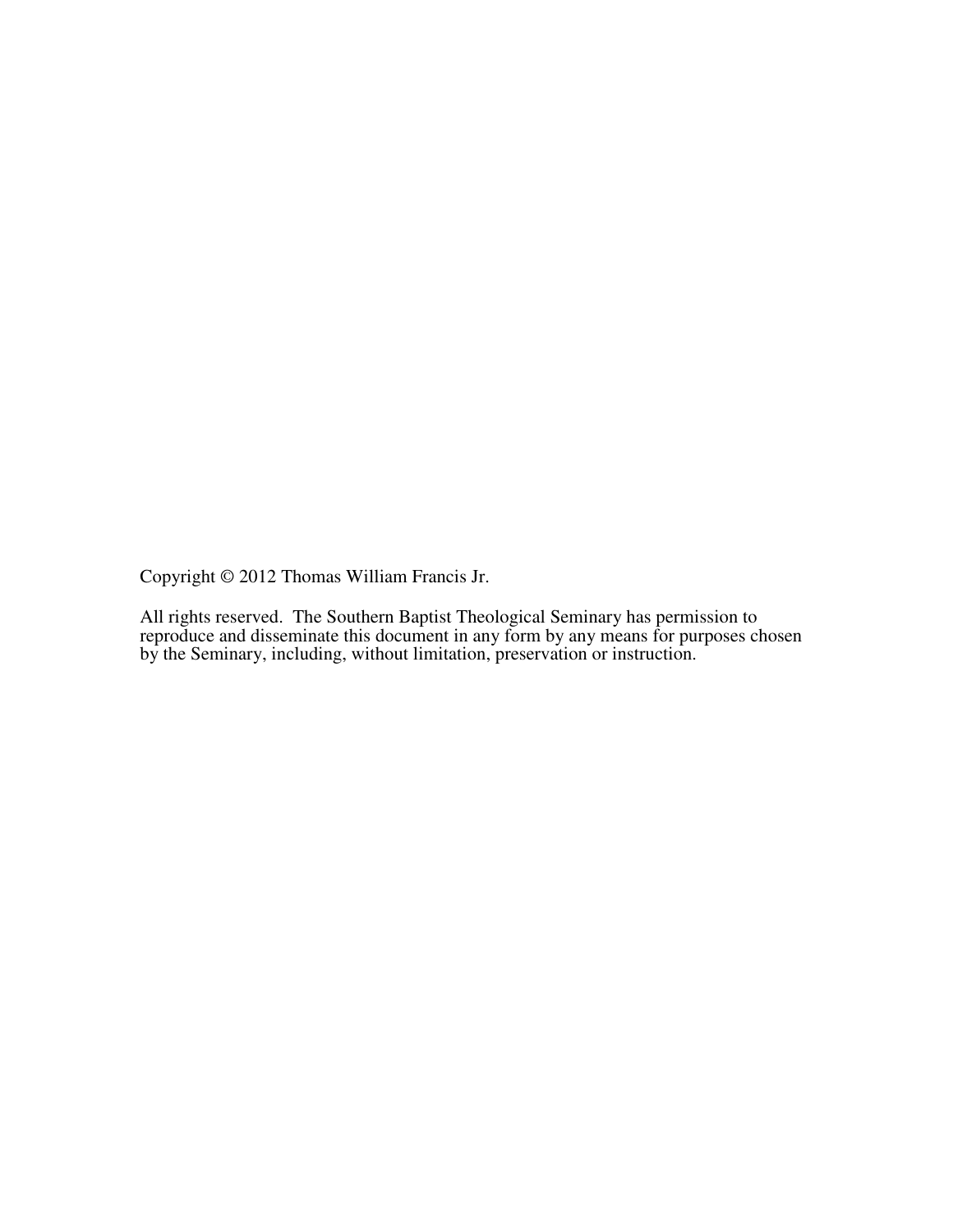Copyright © 2012 Thomas William Francis Jr.

All rights reserved. The Southern Baptist Theological Seminary has permission to reproduce and disseminate this document in any form by any means for purposes chosen by the Seminary, including, without limitation, preservation or instruction.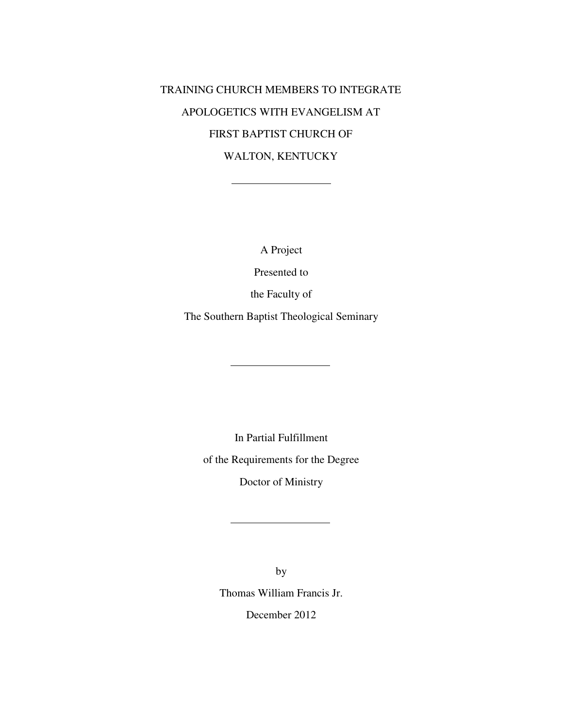TRAINING CHURCH MEMBERS TO INTEGRATE
APOLOGETICS WITH EVANGELISM AT
FIRST BAPTIST CHURCH OF
WALTON, KENTUCKY

---

A Project
Presented to
the Faculty of
The Southern Baptist Theological Seminary

---

In Partial Fulfillment
of the Requirements for the Degree
Doctor of Ministry

---

by
Thomas William Francis Jr.
December 2012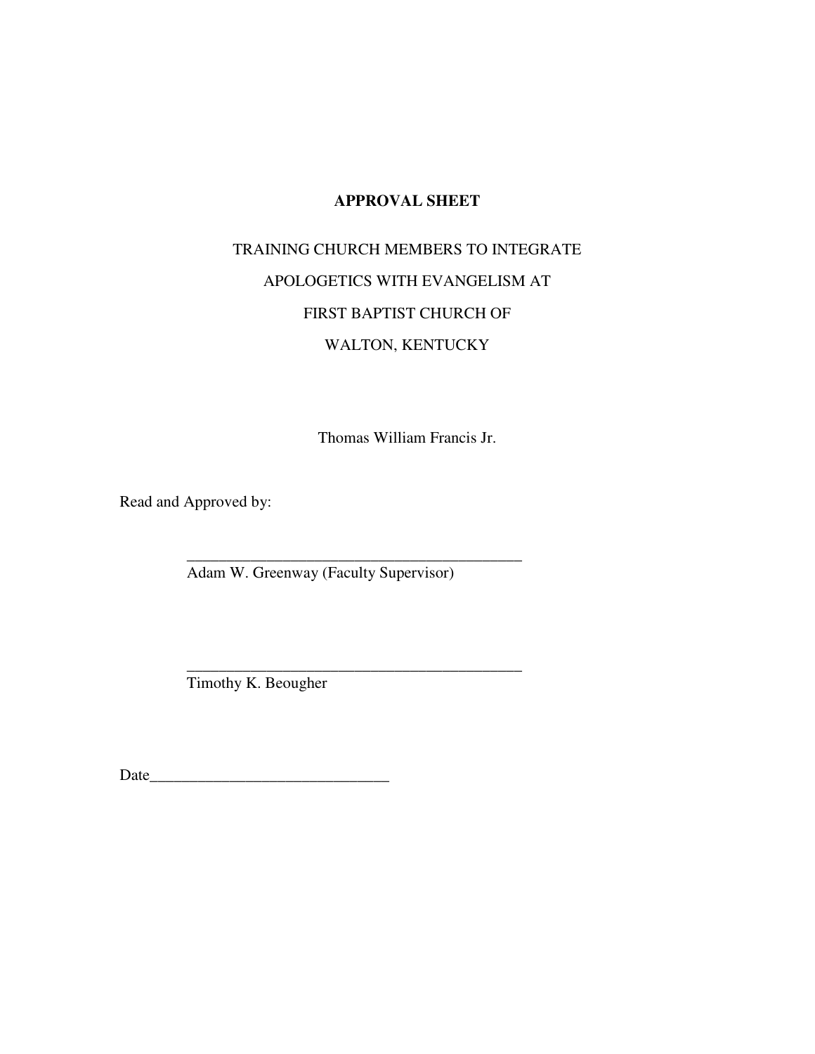**APPROVAL SHEET**

TRAINING CHURCH MEMBERS TO INTEGRATE

APOLOGETICS WITH EVANGELISM AT

FIRST BAPTIST CHURCH OF

WALTON, KENTUCKY

Thomas William Francis Jr.

Read and Approved by:

\_\_\_\_\_\_\_\_\_\_\_\_\_\_\_\_\_\_\_\_\_\_\_\_\_\_\_\_\_\_\_\_\_\_\_\_\_\_\_\_\_\_\_\_

Adam W. Greenway (Faculty Supervisor)

\_\_\_\_\_\_\_\_\_\_\_\_\_\_\_\_\_\_\_\_\_\_\_\_\_\_\_\_\_\_\_\_\_\_\_\_\_\_\_\_\_\_\_\_

Timothy K. Beougher

Date\_\_\_\_\_\_\_\_\_\_\_\_\_\_\_\_\_\_\_\_\_\_\_\_\_\_\_\_\_\_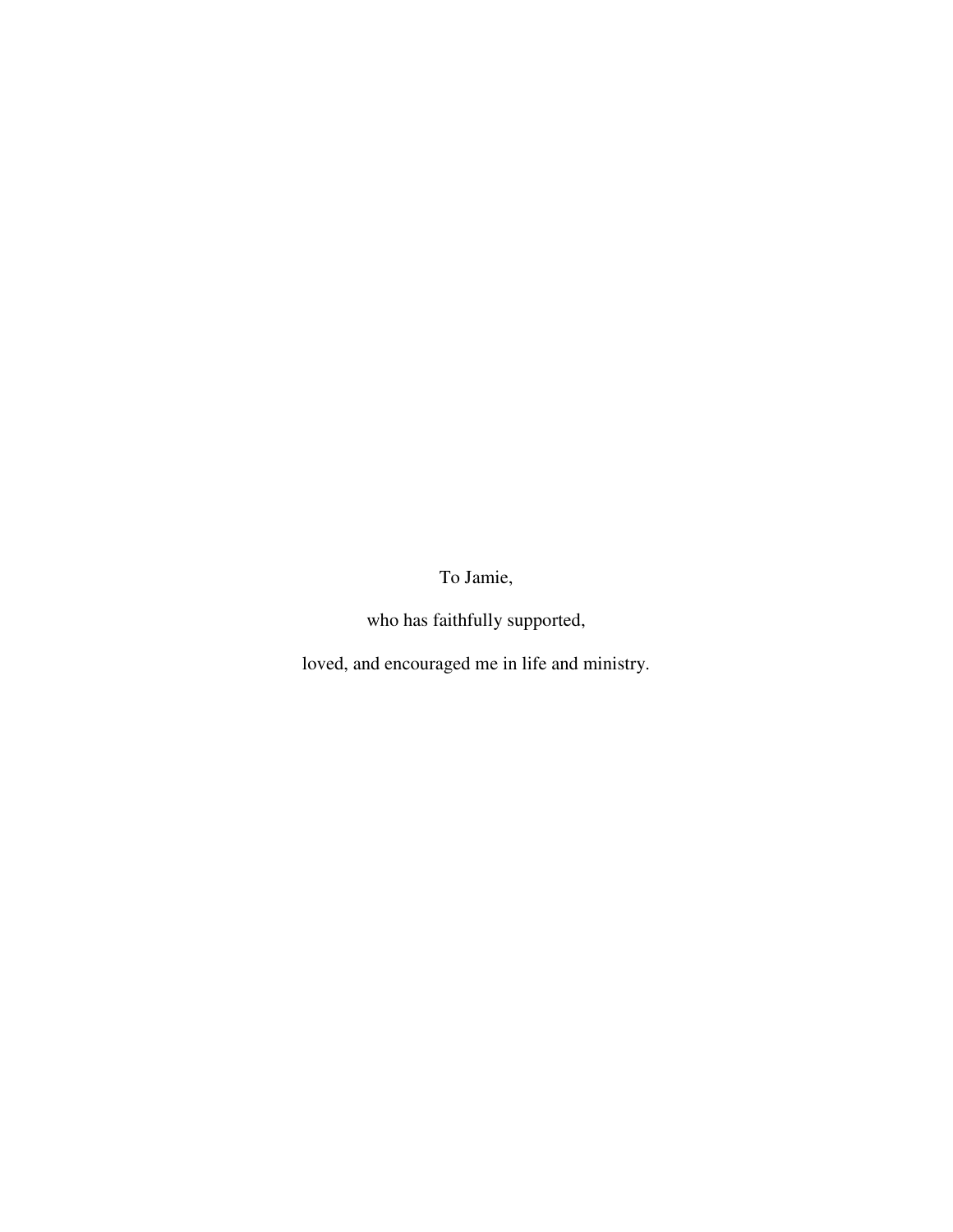To Jamie,

who has faithfully supported,

loved, and encouraged me in life and ministry.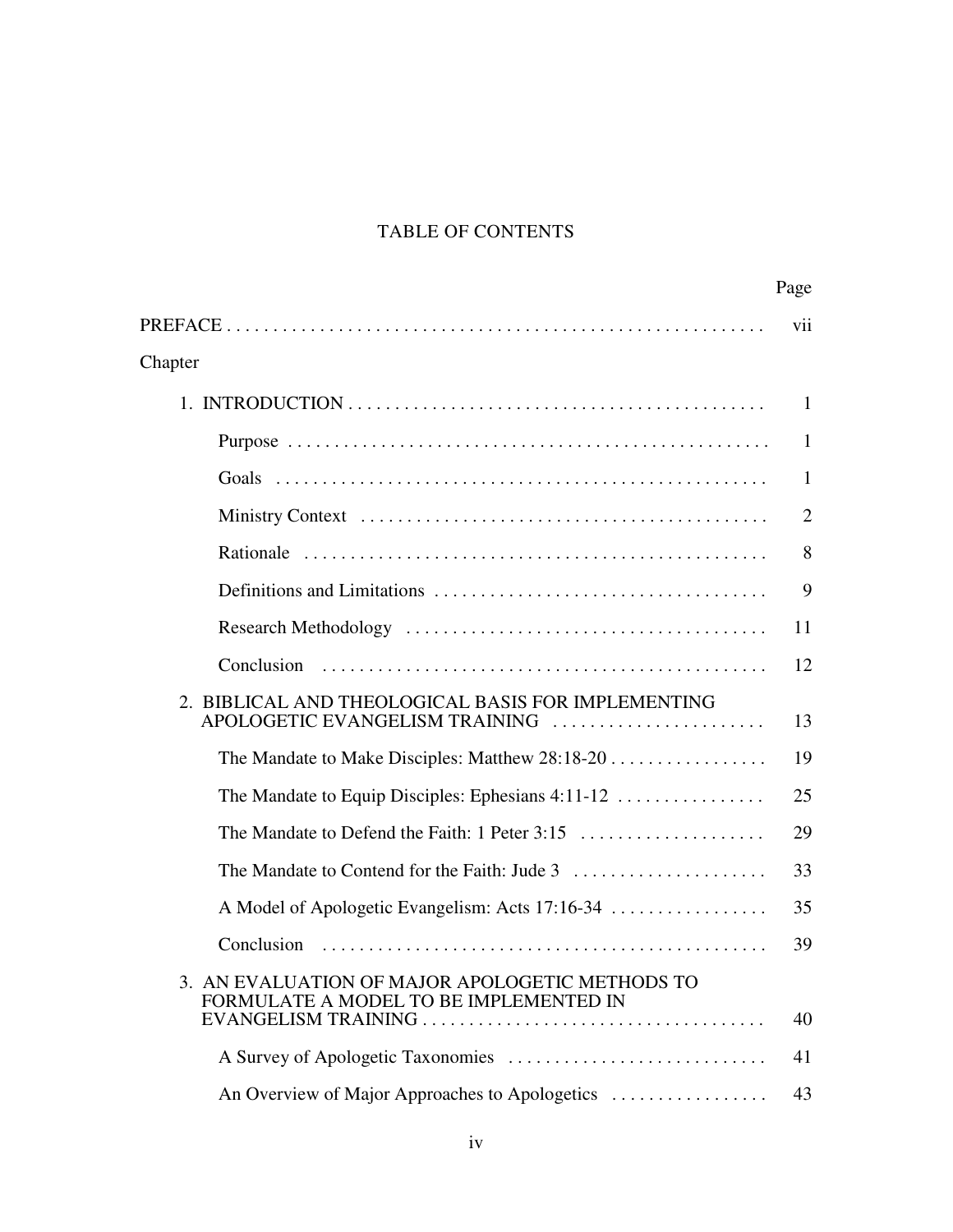# TABLE OF CONTENTS

| | Page |
|---|---|
| PREFACE | vii |
| Chapter | |
| 1. INTRODUCTION | 1 |
| Purpose | 1 |
| Goals | 1 |
| Ministry Context | 2 |
| Rationale | 8 |
| Definitions and Limitations | 9 |
| Research Methodology | 11 |
| Conclusion | 12 |
| 2. BIBLICAL AND THEOLOGICAL BASIS FOR IMPLEMENTING APOLOGETIC EVANGELISM TRAINING | 13 |
| The Mandate to Make Disciples: Matthew 28:18-20 | 19 |
| The Mandate to Equip Disciples: Ephesians 4:11-12 | 25 |
| The Mandate to Defend the Faith: 1 Peter 3:15 | 29 |
| The Mandate to Contend for the Faith: Jude 3 | 33 |
| A Model of Apologetic Evangelism: Acts 17:16-34 | 35 |
| Conclusion | 39 |
| 3. AN EVALUATION OF MAJOR APOLOGETIC METHODS TO FORMULATE A MODEL TO BE IMPLEMENTED IN EVANGELISM TRAINING | 40 |
| A Survey of Apologetic Taxonomies | 41 |
| An Overview of Major Approaches to Apologetics | 43 |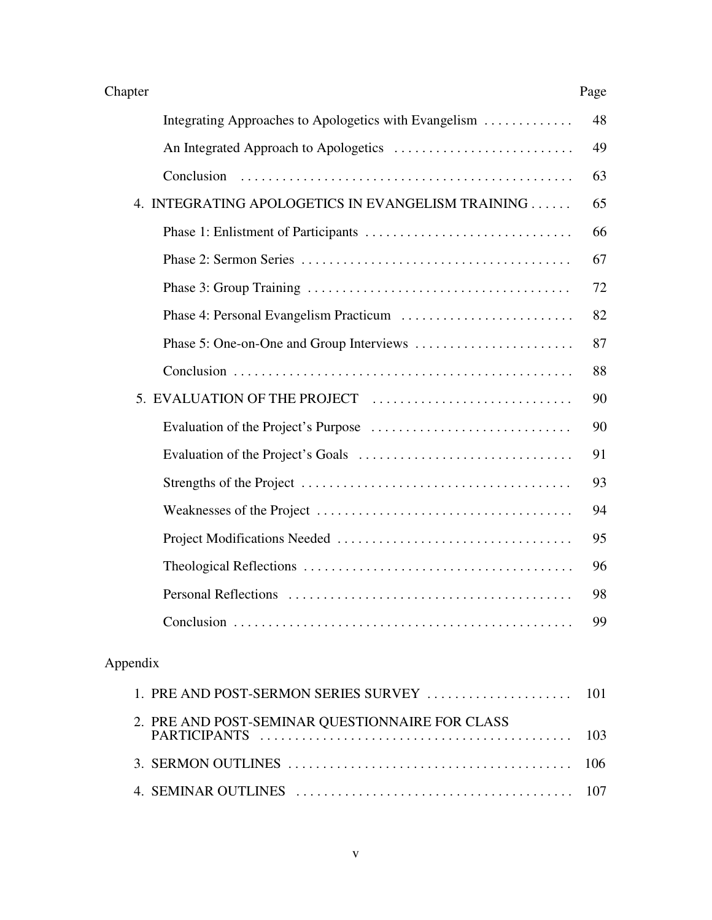| Chapter | Page |
| --- | --- |
| Integrating Approaches to Apologetics with Evangelism | 48 |
| An Integrated Approach to Apologetics | 49 |
| Conclusion | 63 |
| 4. INTEGRATING APOLOGETICS IN EVANGELISM TRAINING | 65 |
| Phase 1: Enlistment of Participants | 66 |
| Phase 2: Sermon Series | 67 |
| Phase 3: Group Training | 72 |
| Phase 4: Personal Evangelism Practicum | 82 |
| Phase 5: One-on-One and Group Interviews | 87 |
| Conclusion | 88 |
| 5. EVALUATION OF THE PROJECT | 90 |
| Evaluation of the Project's Purpose | 90 |
| Evaluation of the Project's Goals | 91 |
| Strengths of the Project | 93 |
| Weaknesses of the Project | 94 |
| Project Modifications Needed | 95 |
| Theological Reflections | 96 |
| Personal Reflections | 98 |
| Conclusion | 99 |

| Appendix | |
| --- | --- |
| 1. PRE AND POST-SERMON SERIES SURVEY | 101 |
| 2. PRE AND POST-SEMINAR QUESTIONNAIRE FOR CLASS PARTICIPANTS | 103 |
| 3. SERMON OUTLINES | 106 |
| 4. SEMINAR OUTLINES | 107 |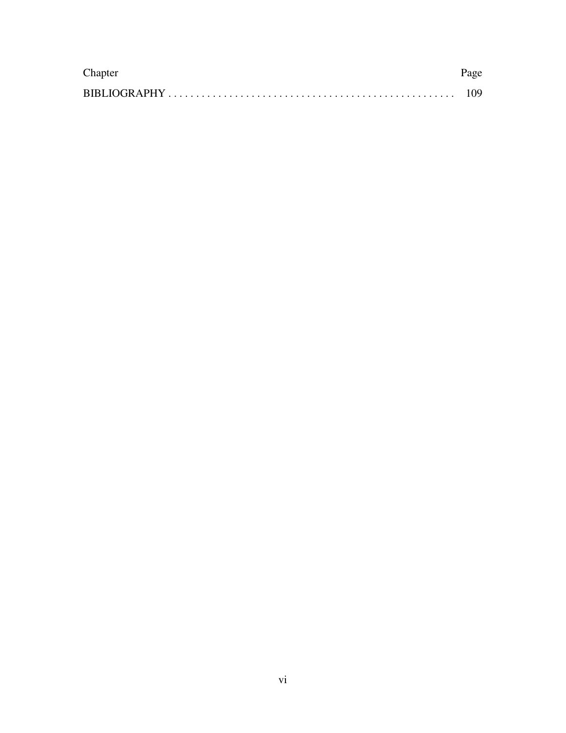| Chapter | Page |
|---|---|
| BIBLIOGRAPHY . . . . . . . . . . . . . . . . . . . . . . . . . . . . . . . . . . . . . . . . . . . . . . . . . . . . . | 109 |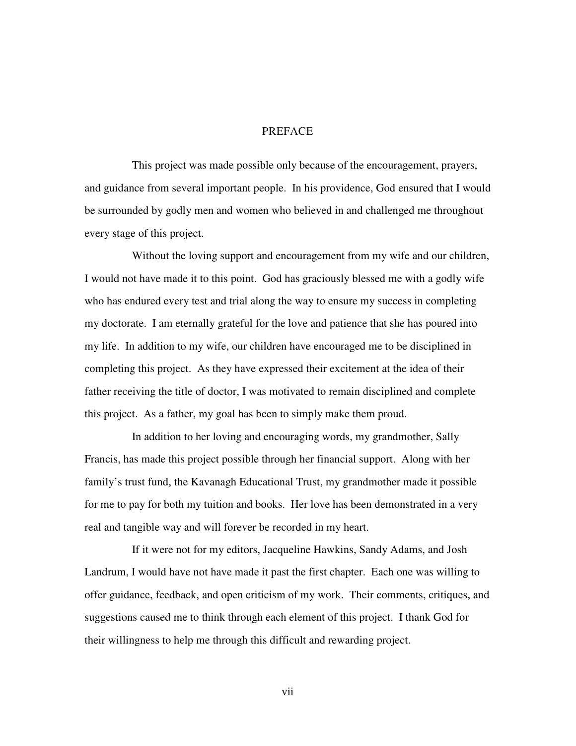# PREFACE

This project was made possible only because of the encouragement, prayers, and guidance from several important people. In his providence, God ensured that I would be surrounded by godly men and women who believed in and challenged me throughout every stage of this project.

Without the loving support and encouragement from my wife and our children, I would not have made it to this point. God has graciously blessed me with a godly wife who has endured every test and trial along the way to ensure my success in completing my doctorate. I am eternally grateful for the love and patience that she has poured into my life. In addition to my wife, our children have encouraged me to be disciplined in completing this project. As they have expressed their excitement at the idea of their father receiving the title of doctor, I was motivated to remain disciplined and complete this project. As a father, my goal has been to simply make them proud.

In addition to her loving and encouraging words, my grandmother, Sally Francis, has made this project possible through her financial support. Along with her family's trust fund, the Kavanagh Educational Trust, my grandmother made it possible for me to pay for both my tuition and books. Her love has been demonstrated in a very real and tangible way and will forever be recorded in my heart.

If it were not for my editors, Jacqueline Hawkins, Sandy Adams, and Josh Landrum, I would have not have made it past the first chapter. Each one was willing to offer guidance, feedback, and open criticism of my work. Their comments, critiques, and suggestions caused me to think through each element of this project. I thank God for their willingness to help me through this difficult and rewarding project.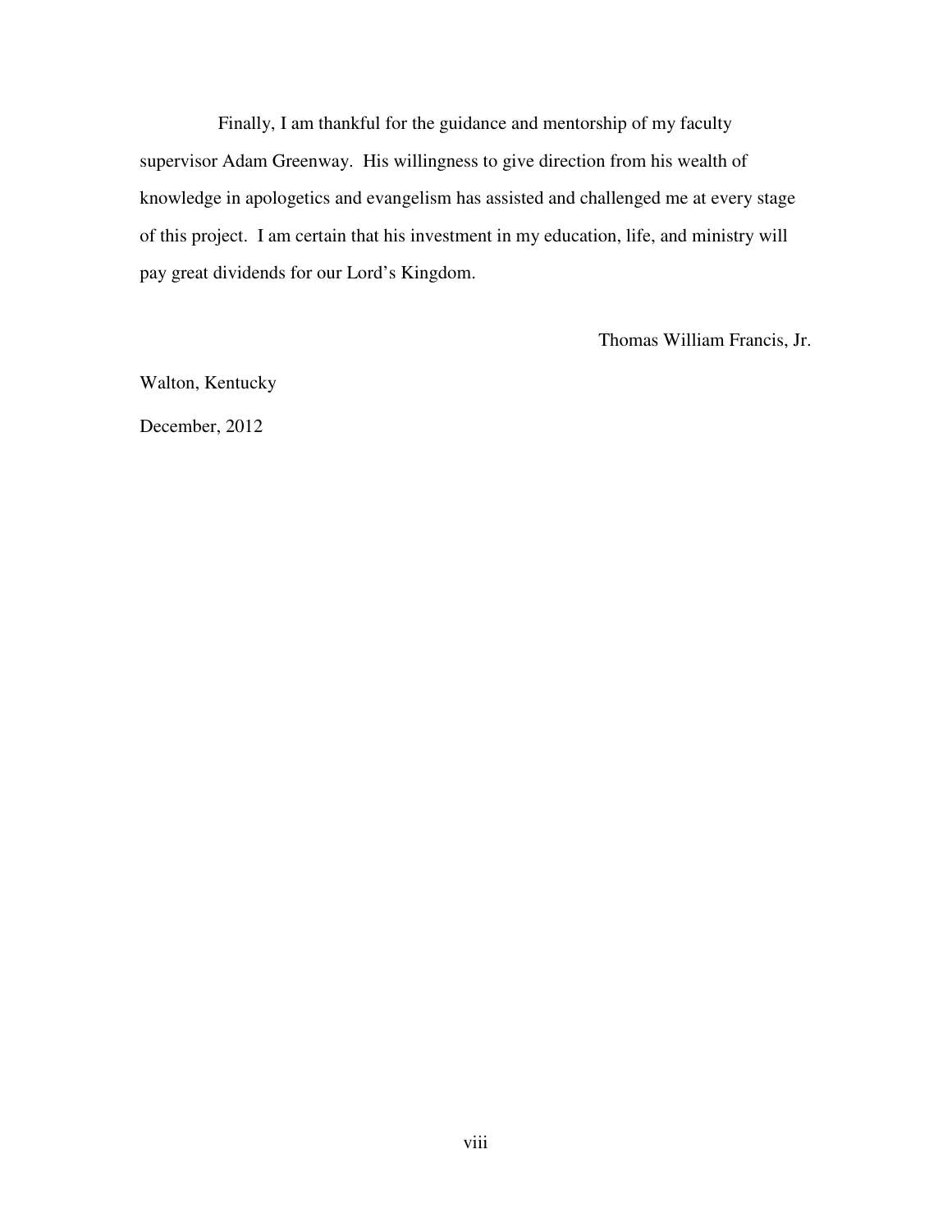Finally, I am thankful for the guidance and mentorship of my faculty supervisor Adam Greenway. His willingness to give direction from his wealth of knowledge in apologetics and evangelism has assisted and challenged me at every stage of this project. I am certain that his investment in my education, life, and ministry will pay great dividends for our Lord's Kingdom.

Thomas William Francis, Jr.

Walton, Kentucky

December, 2012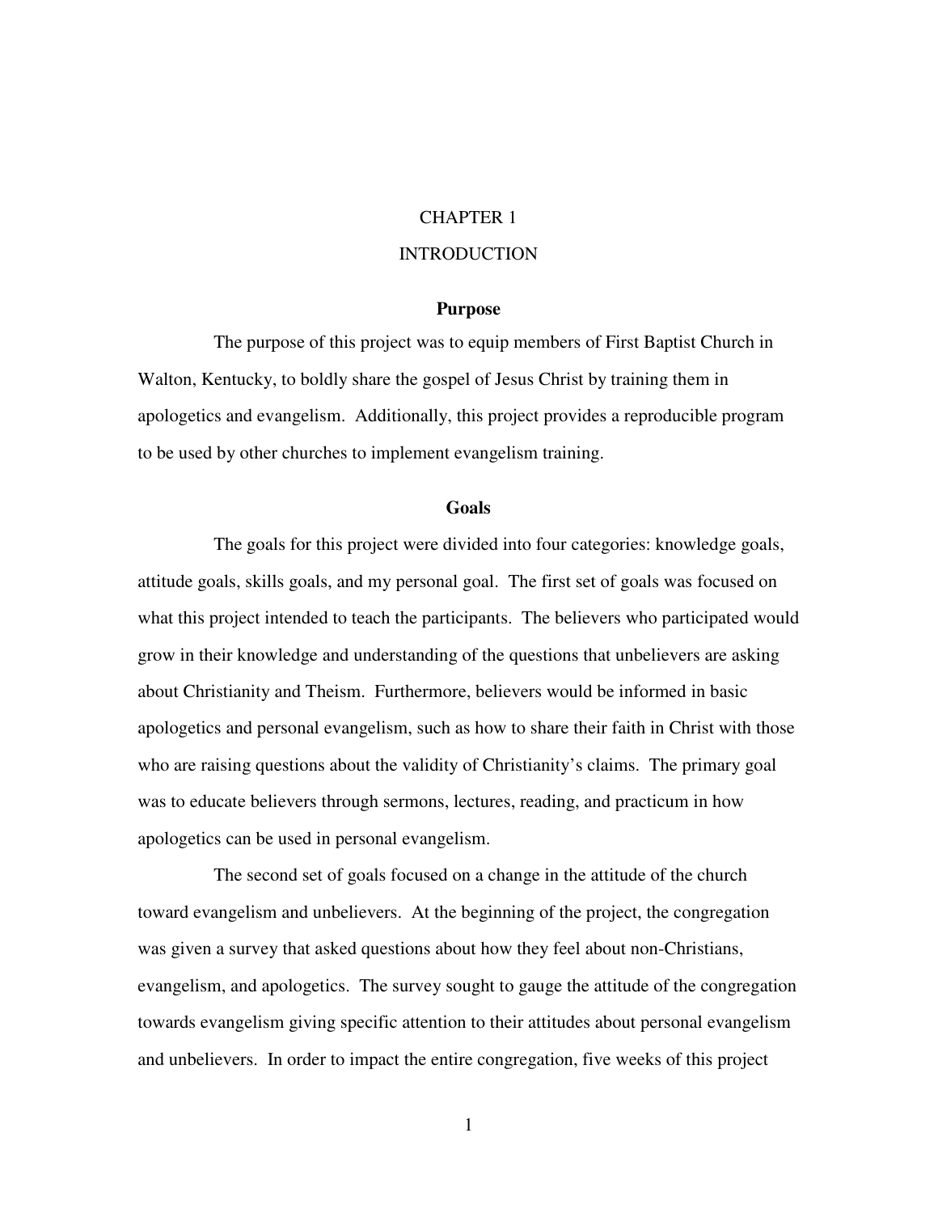# CHAPTER 1

# INTRODUCTION

## Purpose

The purpose of this project was to equip members of First Baptist Church in Walton, Kentucky, to boldly share the gospel of Jesus Christ by training them in apologetics and evangelism. Additionally, this project provides a reproducible program to be used by other churches to implement evangelism training.

## Goals

The goals for this project were divided into four categories: knowledge goals, attitude goals, skills goals, and my personal goal. The first set of goals was focused on what this project intended to teach the participants. The believers who participated would grow in their knowledge and understanding of the questions that unbelievers are asking about Christianity and Theism. Furthermore, believers would be informed in basic apologetics and personal evangelism, such as how to share their faith in Christ with those who are raising questions about the validity of Christianity's claims. The primary goal was to educate believers through sermons, lectures, reading, and practicum in how apologetics can be used in personal evangelism.

The second set of goals focused on a change in the attitude of the church toward evangelism and unbelievers. At the beginning of the project, the congregation was given a survey that asked questions about how they feel about non-Christians, evangelism, and apologetics. The survey sought to gauge the attitude of the congregation towards evangelism giving specific attention to their attitudes about personal evangelism and unbelievers. In order to impact the entire congregation, five weeks of this project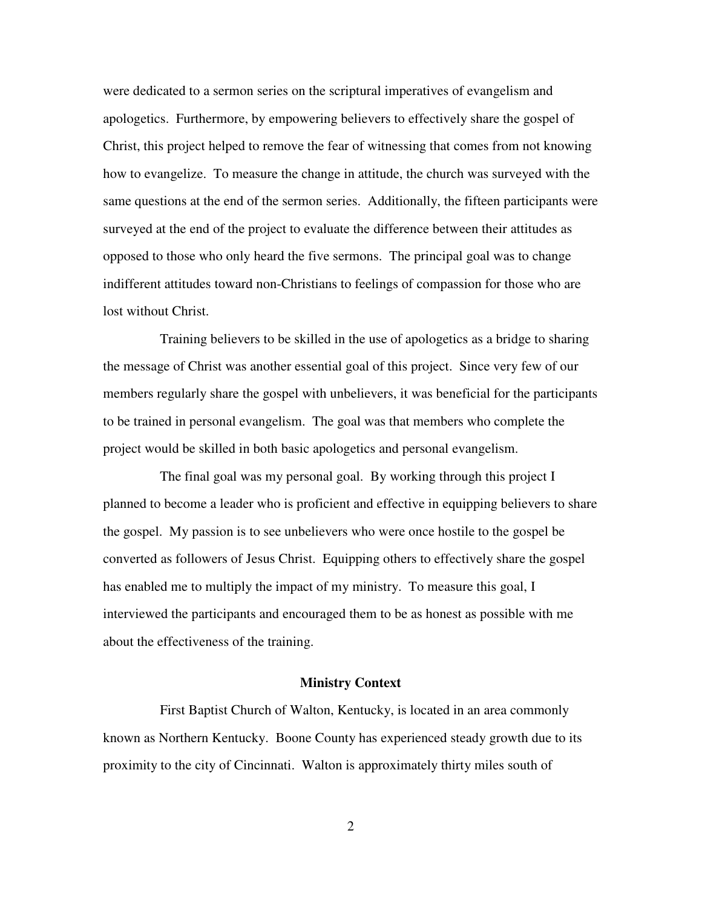were dedicated to a sermon series on the scriptural imperatives of evangelism and apologetics. Furthermore, by empowering believers to effectively share the gospel of Christ, this project helped to remove the fear of witnessing that comes from not knowing how to evangelize. To measure the change in attitude, the church was surveyed with the same questions at the end of the sermon series. Additionally, the fifteen participants were surveyed at the end of the project to evaluate the difference between their attitudes as opposed to those who only heard the five sermons. The principal goal was to change indifferent attitudes toward non-Christians to feelings of compassion for those who are lost without Christ.

Training believers to be skilled in the use of apologetics as a bridge to sharing the message of Christ was another essential goal of this project. Since very few of our members regularly share the gospel with unbelievers, it was beneficial for the participants to be trained in personal evangelism. The goal was that members who complete the project would be skilled in both basic apologetics and personal evangelism.

The final goal was my personal goal. By working through this project I planned to become a leader who is proficient and effective in equipping believers to share the gospel. My passion is to see unbelievers who were once hostile to the gospel be converted as followers of Jesus Christ. Equipping others to effectively share the gospel has enabled me to multiply the impact of my ministry. To measure this goal, I interviewed the participants and encouraged them to be as honest as possible with me about the effectiveness of the training.

## Ministry Context

First Baptist Church of Walton, Kentucky, is located in an area commonly known as Northern Kentucky. Boone County has experienced steady growth due to its proximity to the city of Cincinnati. Walton is approximately thirty miles south of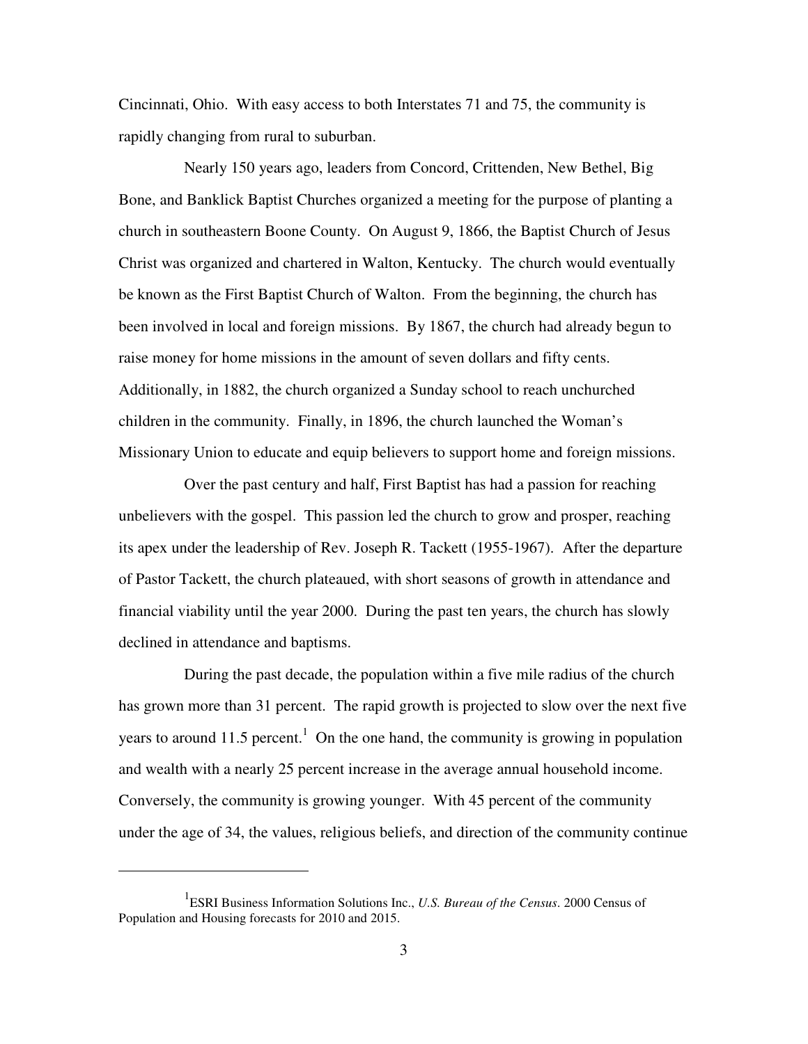Cincinnati, Ohio. With easy access to both Interstates 71 and 75, the community is rapidly changing from rural to suburban.

Nearly 150 years ago, leaders from Concord, Crittenden, New Bethel, Big Bone, and Banklick Baptist Churches organized a meeting for the purpose of planting a church in southeastern Boone County. On August 9, 1866, the Baptist Church of Jesus Christ was organized and chartered in Walton, Kentucky. The church would eventually be known as the First Baptist Church of Walton. From the beginning, the church has been involved in local and foreign missions. By 1867, the church had already begun to raise money for home missions in the amount of seven dollars and fifty cents. Additionally, in 1882, the church organized a Sunday school to reach unchurched children in the community. Finally, in 1896, the church launched the Woman's Missionary Union to educate and equip believers to support home and foreign missions.

Over the past century and half, First Baptist has had a passion for reaching unbelievers with the gospel. This passion led the church to grow and prosper, reaching its apex under the leadership of Rev. Joseph R. Tackett (1955-1967). After the departure of Pastor Tackett, the church plateaued, with short seasons of growth in attendance and financial viability until the year 2000. During the past ten years, the church has slowly declined in attendance and baptisms.

During the past decade, the population within a five mile radius of the church has grown more than 31 percent. The rapid growth is projected to slow over the next five years to around 11.5 percent.[1] On the one hand, the community is growing in population and wealth with a nearly 25 percent increase in the average annual household income. Conversely, the community is growing younger. With 45 percent of the community under the age of 34, the values, religious beliefs, and direction of the community continue

---

[1] ESRI Business Information Solutions Inc., *U.S. Bureau of the Census*. 2000 Census of Population and Housing forecasts for 2010 and 2015.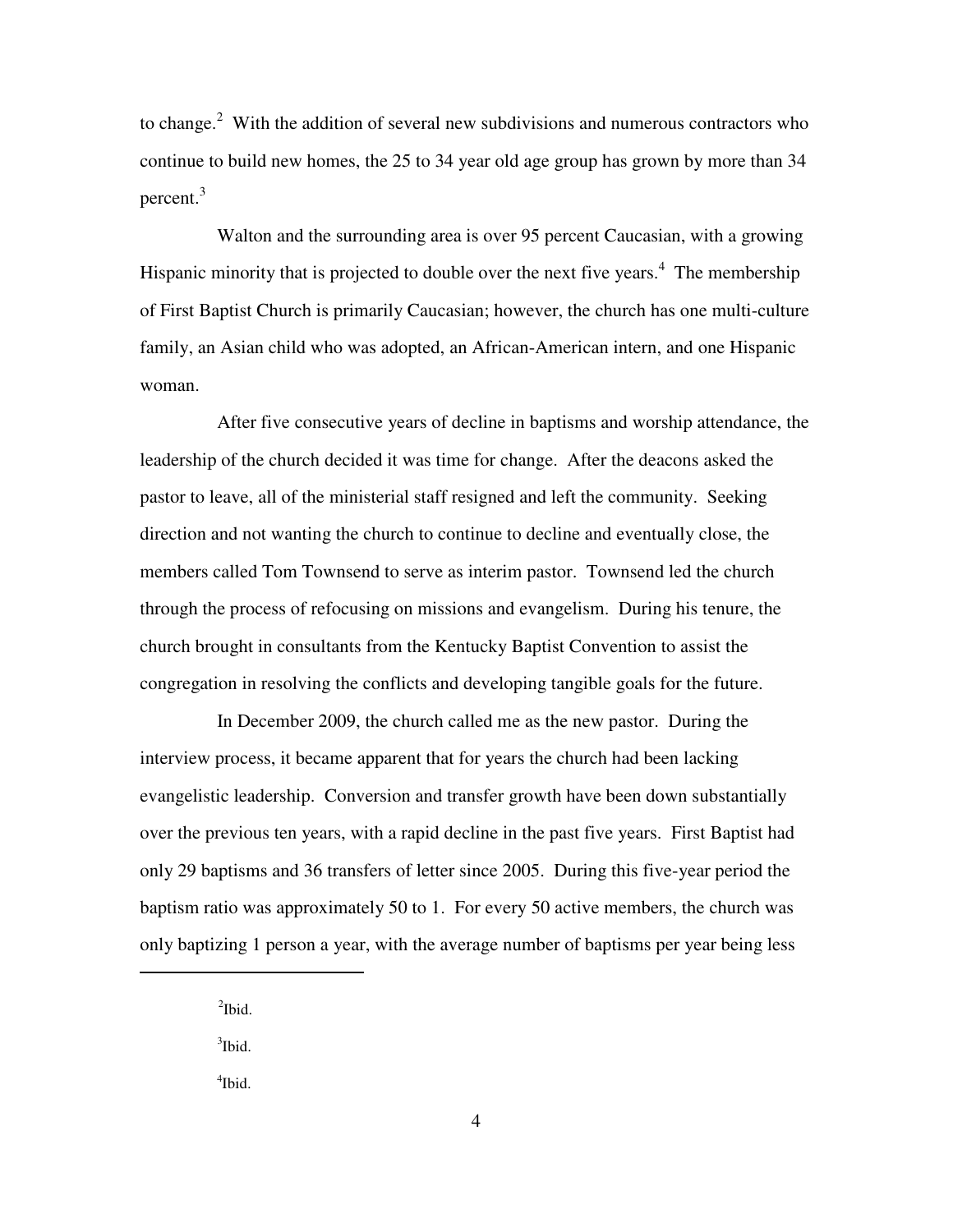to change.[2] With the addition of several new subdivisions and numerous contractors who continue to build new homes, the 25 to 34 year old age group has grown by more than 34 percent.[3]

Walton and the surrounding area is over 95 percent Caucasian, with a growing Hispanic minority that is projected to double over the next five years.[4] The membership of First Baptist Church is primarily Caucasian; however, the church has one multi-culture family, an Asian child who was adopted, an African-American intern, and one Hispanic woman.

After five consecutive years of decline in baptisms and worship attendance, the leadership of the church decided it was time for change. After the deacons asked the pastor to leave, all of the ministerial staff resigned and left the community. Seeking direction and not wanting the church to continue to decline and eventually close, the members called Tom Townsend to serve as interim pastor. Townsend led the church through the process of refocusing on missions and evangelism. During his tenure, the church brought in consultants from the Kentucky Baptist Convention to assist the congregation in resolving the conflicts and developing tangible goals for the future.

In December 2009, the church called me as the new pastor. During the interview process, it became apparent that for years the church had been lacking evangelistic leadership. Conversion and transfer growth have been down substantially over the previous ten years, with a rapid decline in the past five years. First Baptist had only 29 baptisms and 36 transfers of letter since 2005. During this five-year period the baptism ratio was approximately 50 to 1. For every 50 active members, the church was only baptizing 1 person a year, with the average number of baptisms per year being less

---

[2]Ibid.

[3]Ibid.

[4]Ibid.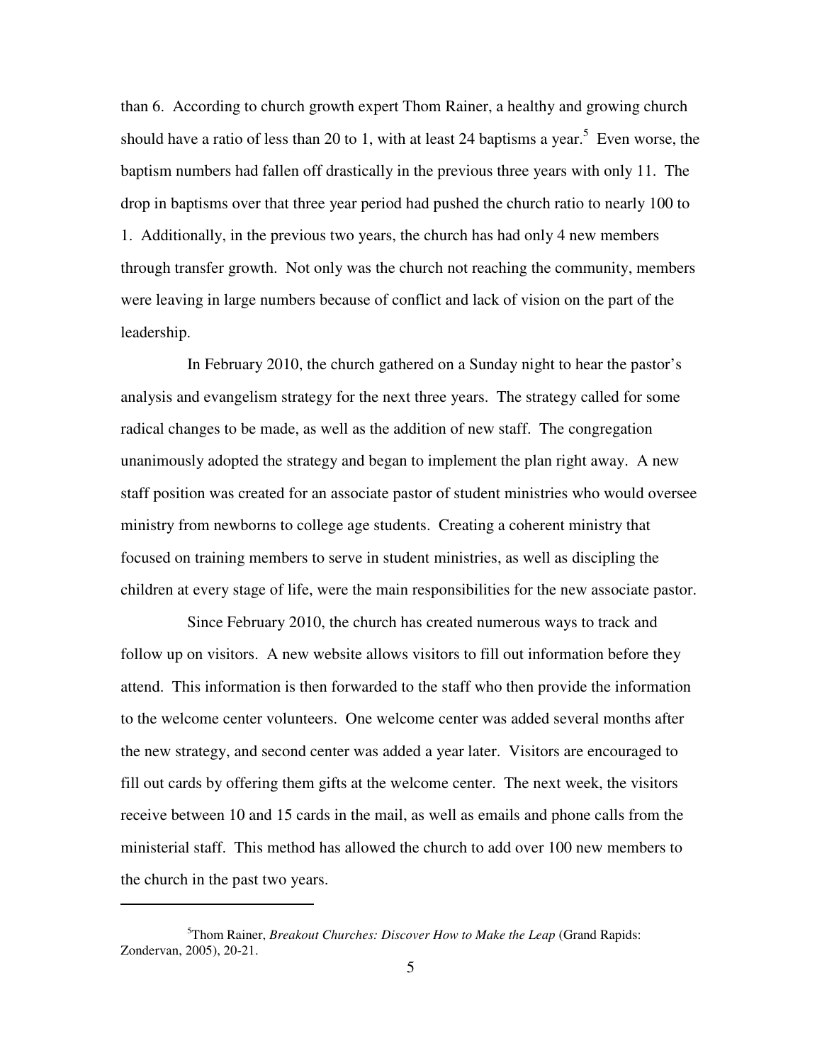than 6. According to church growth expert Thom Rainer, a healthy and growing church should have a ratio of less than 20 to 1, with at least 24 baptisms a year.[5] Even worse, the baptism numbers had fallen off drastically in the previous three years with only 11. The drop in baptisms over that three year period had pushed the church ratio to nearly 100 to 1. Additionally, in the previous two years, the church has had only 4 new members through transfer growth. Not only was the church not reaching the community, members were leaving in large numbers because of conflict and lack of vision on the part of the leadership.

In February 2010, the church gathered on a Sunday night to hear the pastor's analysis and evangelism strategy for the next three years. The strategy called for some radical changes to be made, as well as the addition of new staff. The congregation unanimously adopted the strategy and began to implement the plan right away. A new staff position was created for an associate pastor of student ministries who would oversee ministry from newborns to college age students. Creating a coherent ministry that focused on training members to serve in student ministries, as well as discipling the children at every stage of life, were the main responsibilities for the new associate pastor.

Since February 2010, the church has created numerous ways to track and follow up on visitors. A new website allows visitors to fill out information before they attend. This information is then forwarded to the staff who then provide the information to the welcome center volunteers. One welcome center was added several months after the new strategy, and second center was added a year later. Visitors are encouraged to fill out cards by offering them gifts at the welcome center. The next week, the visitors receive between 10 and 15 cards in the mail, as well as emails and phone calls from the ministerial staff. This method has allowed the church to add over 100 new members to the church in the past two years.

---

[5] Thom Rainer, *Breakout Churches: Discover How to Make the Leap* (Grand Rapids: Zondervan, 2005), 20-21.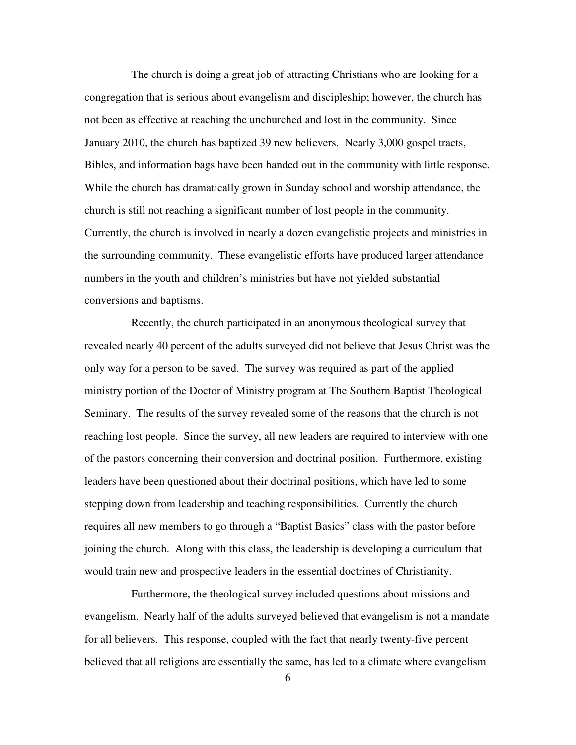The church is doing a great job of attracting Christians who are looking for a congregation that is serious about evangelism and discipleship; however, the church has not been as effective at reaching the unchurched and lost in the community. Since January 2010, the church has baptized 39 new believers. Nearly 3,000 gospel tracts, Bibles, and information bags have been handed out in the community with little response. While the church has dramatically grown in Sunday school and worship attendance, the church is still not reaching a significant number of lost people in the community. Currently, the church is involved in nearly a dozen evangelistic projects and ministries in the surrounding community. These evangelistic efforts have produced larger attendance numbers in the youth and children's ministries but have not yielded substantial conversions and baptisms.

Recently, the church participated in an anonymous theological survey that revealed nearly 40 percent of the adults surveyed did not believe that Jesus Christ was the only way for a person to be saved. The survey was required as part of the applied ministry portion of the Doctor of Ministry program at The Southern Baptist Theological Seminary. The results of the survey revealed some of the reasons that the church is not reaching lost people. Since the survey, all new leaders are required to interview with one of the pastors concerning their conversion and doctrinal position. Furthermore, existing leaders have been questioned about their doctrinal positions, which have led to some stepping down from leadership and teaching responsibilities. Currently the church requires all new members to go through a "Baptist Basics" class with the pastor before joining the church. Along with this class, the leadership is developing a curriculum that would train new and prospective leaders in the essential doctrines of Christianity.

Furthermore, the theological survey included questions about missions and evangelism. Nearly half of the adults surveyed believed that evangelism is not a mandate for all believers. This response, coupled with the fact that nearly twenty-five percent believed that all religions are essentially the same, has led to a climate where evangelism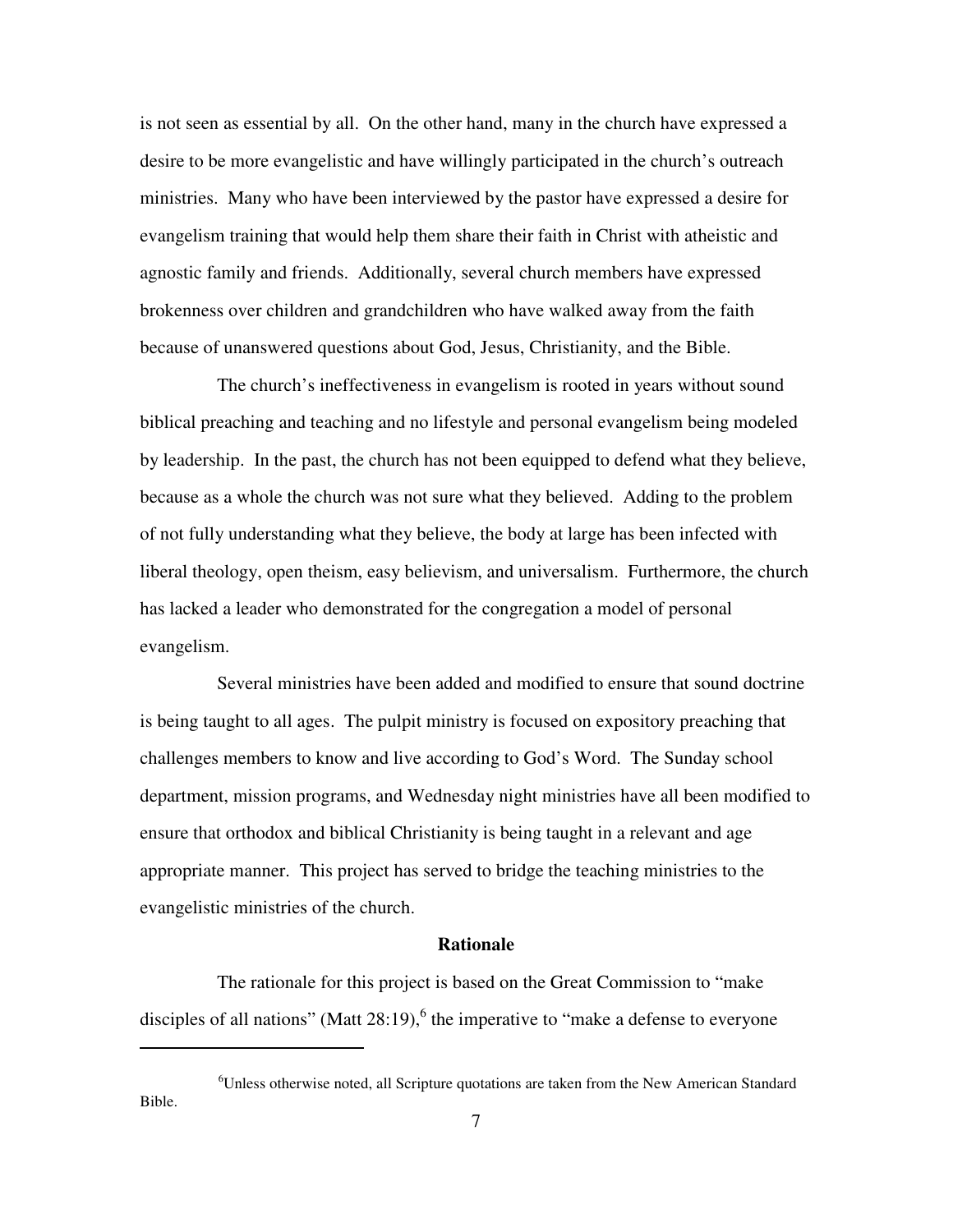is not seen as essential by all. On the other hand, many in the church have expressed a desire to be more evangelistic and have willingly participated in the church's outreach ministries. Many who have been interviewed by the pastor have expressed a desire for evangelism training that would help them share their faith in Christ with atheistic and agnostic family and friends. Additionally, several church members have expressed brokenness over children and grandchildren who have walked away from the faith because of unanswered questions about God, Jesus, Christianity, and the Bible.

The church's ineffectiveness in evangelism is rooted in years without sound biblical preaching and teaching and no lifestyle and personal evangelism being modeled by leadership. In the past, the church has not been equipped to defend what they believe, because as a whole the church was not sure what they believed. Adding to the problem of not fully understanding what they believe, the body at large has been infected with liberal theology, open theism, easy believism, and universalism. Furthermore, the church has lacked a leader who demonstrated for the congregation a model of personal evangelism.

Several ministries have been added and modified to ensure that sound doctrine is being taught to all ages. The pulpit ministry is focused on expository preaching that challenges members to know and live according to God's Word. The Sunday school department, mission programs, and Wednesday night ministries have all been modified to ensure that orthodox and biblical Christianity is being taught in a relevant and age appropriate manner. This project has served to bridge the teaching ministries to the evangelistic ministries of the church.

## Rationale

The rationale for this project is based on the Great Commission to "make disciples of all nations" (Matt 28:19),[6] the imperative to "make a defense to everyone

[6]Unless otherwise noted, all Scripture quotations are taken from the New American Standard Bible.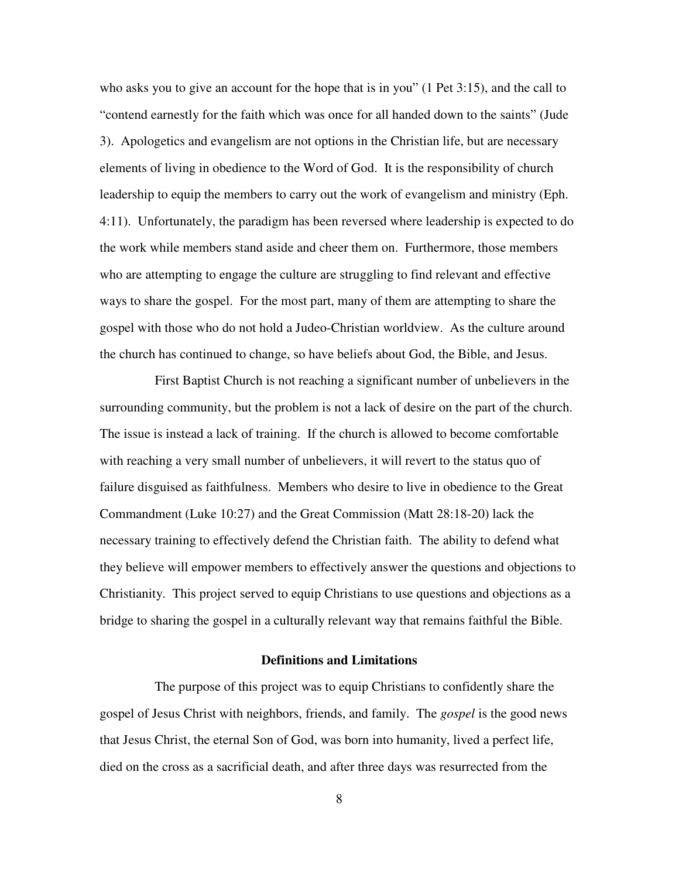who asks you to give an account for the hope that is in you" (1 Pet 3:15), and the call to "contend earnestly for the faith which was once for all handed down to the saints" (Jude 3). Apologetics and evangelism are not options in the Christian life, but are necessary elements of living in obedience to the Word of God. It is the responsibility of church leadership to equip the members to carry out the work of evangelism and ministry (Eph. 4:11). Unfortunately, the paradigm has been reversed where leadership is expected to do the work while members stand aside and cheer them on. Furthermore, those members who are attempting to engage the culture are struggling to find relevant and effective ways to share the gospel. For the most part, many of them are attempting to share the gospel with those who do not hold a Judeo-Christian worldview. As the culture around the church has continued to change, so have beliefs about God, the Bible, and Jesus.

First Baptist Church is not reaching a significant number of unbelievers in the surrounding community, but the problem is not a lack of desire on the part of the church. The issue is instead a lack of training. If the church is allowed to become comfortable with reaching a very small number of unbelievers, it will revert to the status quo of failure disguised as faithfulness. Members who desire to live in obedience to the Great Commandment (Luke 10:27) and the Great Commission (Matt 28:18-20) lack the necessary training to effectively defend the Christian faith. The ability to defend what they believe will empower members to effectively answer the questions and objections to Christianity. This project served to equip Christians to use questions and objections as a bridge to sharing the gospel in a culturally relevant way that remains faithful the Bible.

## Definitions and Limitations

The purpose of this project was to equip Christians to confidently share the gospel of Jesus Christ with neighbors, friends, and family. The *gospel* is the good news that Jesus Christ, the eternal Son of God, was born into humanity, lived a perfect life, died on the cross as a sacrificial death, and after three days was resurrected from the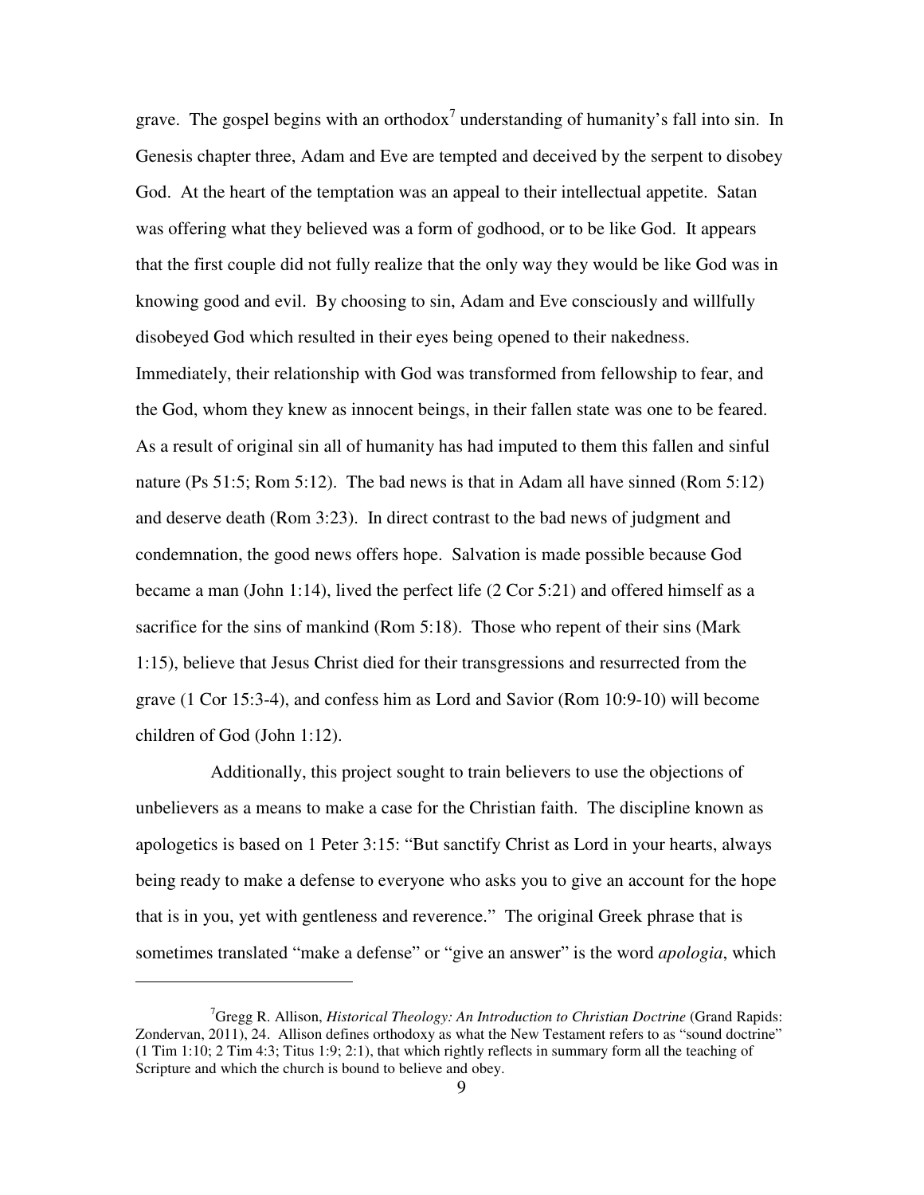grave. The gospel begins with an orthodox[7] understanding of humanity's fall into sin. In Genesis chapter three, Adam and Eve are tempted and deceived by the serpent to disobey God. At the heart of the temptation was an appeal to their intellectual appetite. Satan was offering what they believed was a form of godhood, or to be like God. It appears that the first couple did not fully realize that the only way they would be like God was in knowing good and evil. By choosing to sin, Adam and Eve consciously and willfully disobeyed God which resulted in their eyes being opened to their nakedness. Immediately, their relationship with God was transformed from fellowship to fear, and the God, whom they knew as innocent beings, in their fallen state was one to be feared. As a result of original sin all of humanity has had imputed to them this fallen and sinful nature (Ps 51:5; Rom 5:12). The bad news is that in Adam all have sinned (Rom 5:12) and deserve death (Rom 3:23). In direct contrast to the bad news of judgment and condemnation, the good news offers hope. Salvation is made possible because God became a man (John 1:14), lived the perfect life (2 Cor 5:21) and offered himself as a sacrifice for the sins of mankind (Rom 5:18). Those who repent of their sins (Mark 1:15), believe that Jesus Christ died for their transgressions and resurrected from the grave (1 Cor 15:3-4), and confess him as Lord and Savior (Rom 10:9-10) will become children of God (John 1:12).

Additionally, this project sought to train believers to use the objections of unbelievers as a means to make a case for the Christian faith. The discipline known as apologetics is based on 1 Peter 3:15: "But sanctify Christ as Lord in your hearts, always being ready to make a defense to everyone who asks you to give an account for the hope that is in you, yet with gentleness and reverence." The original Greek phrase that is sometimes translated "make a defense" or "give an answer" is the word *apologia*, which

---

[7]Gregg R. Allison, *Historical Theology: An Introduction to Christian Doctrine* (Grand Rapids: Zondervan, 2011), 24. Allison defines orthodoxy as what the New Testament refers to as "sound doctrine" (1 Tim 1:10; 2 Tim 4:3; Titus 1:9; 2:1), that which rightly reflects in summary form all the teaching of Scripture and which the church is bound to believe and obey.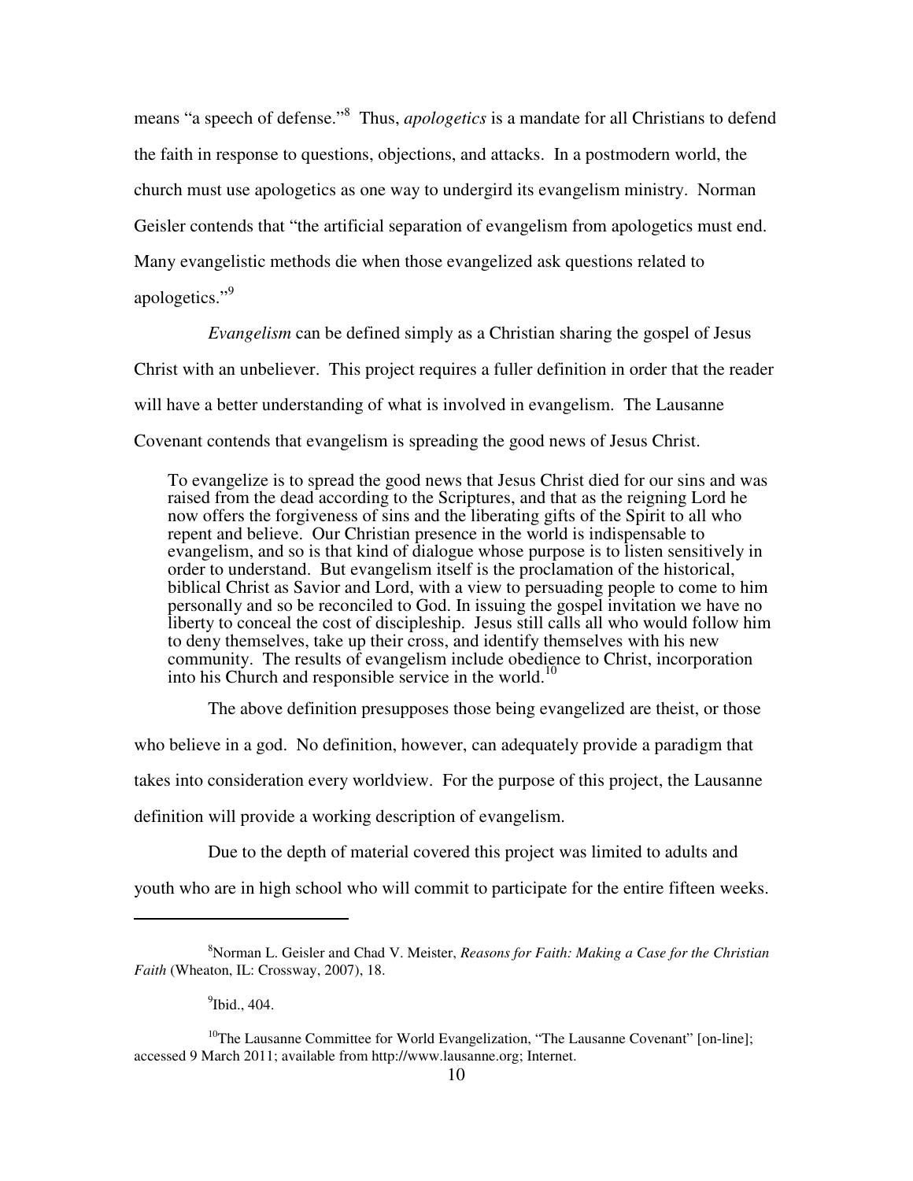means "a speech of defense."[8] Thus, *apologetics* is a mandate for all Christians to defend the faith in response to questions, objections, and attacks. In a postmodern world, the church must use apologetics as one way to undergird its evangelism ministry. Norman Geisler contends that "the artificial separation of evangelism from apologetics must end. Many evangelistic methods die when those evangelized ask questions related to apologetics."[9]

*Evangelism* can be defined simply as a Christian sharing the gospel of Jesus Christ with an unbeliever. This project requires a fuller definition in order that the reader will have a better understanding of what is involved in evangelism. The Lausanne Covenant contends that evangelism is spreading the good news of Jesus Christ.

> To evangelize is to spread the good news that Jesus Christ died for our sins and was raised from the dead according to the Scriptures, and that as the reigning Lord he now offers the forgiveness of sins and the liberating gifts of the Spirit to all who repent and believe. Our Christian presence in the world is indispensable to evangelism, and so is that kind of dialogue whose purpose is to listen sensitively in order to understand. But evangelism itself is the proclamation of the historical, biblical Christ as Savior and Lord, with a view to persuading people to come to him personally and so be reconciled to God. In issuing the gospel invitation we have no liberty to conceal the cost of discipleship. Jesus still calls all who would follow him to deny themselves, take up their cross, and identify themselves with his new community. The results of evangelism include obedience to Christ, incorporation into his Church and responsible service in the world.[10]

The above definition presupposes those being evangelized are theist, or those who believe in a god. No definition, however, can adequately provide a paradigm that takes into consideration every worldview. For the purpose of this project, the Lausanne definition will provide a working description of evangelism.

Due to the depth of material covered this project was limited to adults and youth who are in high school who will commit to participate for the entire fifteen weeks.

---

[8]Norman L. Geisler and Chad V. Meister, *Reasons for Faith: Making a Case for the Christian Faith* (Wheaton, IL: Crossway, 2007), 18.

[9]Ibid., 404.

[10]The Lausanne Committee for World Evangelization, "The Lausanne Covenant" [on-line]; accessed 9 March 2011; available from http://www.lausanne.org; Internet.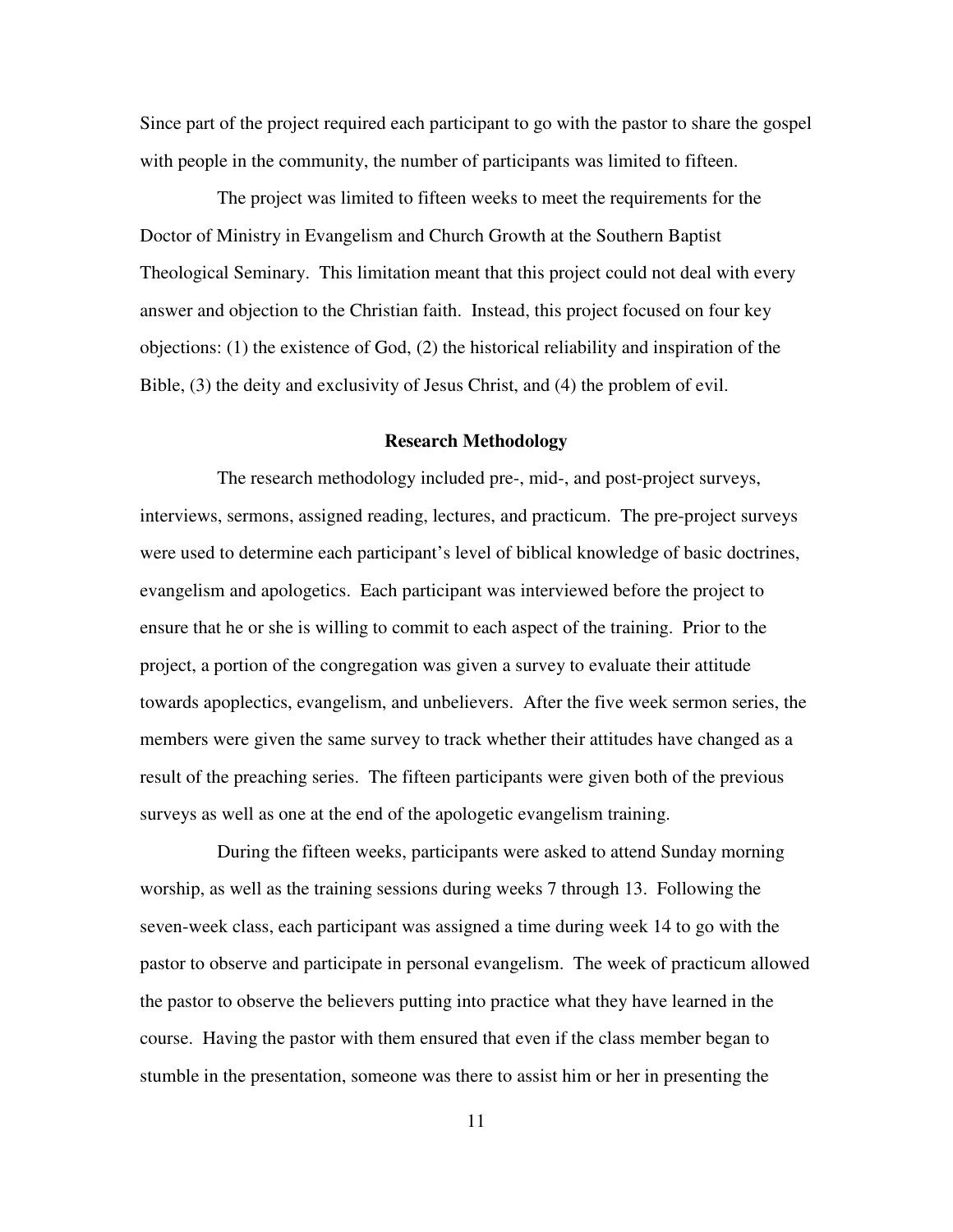Since part of the project required each participant to go with the pastor to share the gospel with people in the community, the number of participants was limited to fifteen.

The project was limited to fifteen weeks to meet the requirements for the Doctor of Ministry in Evangelism and Church Growth at the Southern Baptist Theological Seminary. This limitation meant that this project could not deal with every answer and objection to the Christian faith. Instead, this project focused on four key objections: (1) the existence of God, (2) the historical reliability and inspiration of the Bible, (3) the deity and exclusivity of Jesus Christ, and (4) the problem of evil.

## Research Methodology

The research methodology included pre-, mid-, and post-project surveys, interviews, sermons, assigned reading, lectures, and practicum. The pre-project surveys were used to determine each participant's level of biblical knowledge of basic doctrines, evangelism and apologetics. Each participant was interviewed before the project to ensure that he or she is willing to commit to each aspect of the training. Prior to the project, a portion of the congregation was given a survey to evaluate their attitude towards apoplectics, evangelism, and unbelievers. After the five week sermon series, the members were given the same survey to track whether their attitudes have changed as a result of the preaching series. The fifteen participants were given both of the previous surveys as well as one at the end of the apologetic evangelism training.

During the fifteen weeks, participants were asked to attend Sunday morning worship, as well as the training sessions during weeks 7 through 13. Following the seven-week class, each participant was assigned a time during week 14 to go with the pastor to observe and participate in personal evangelism. The week of practicum allowed the pastor to observe the believers putting into practice what they have learned in the course. Having the pastor with them ensured that even if the class member began to stumble in the presentation, someone was there to assist him or her in presenting the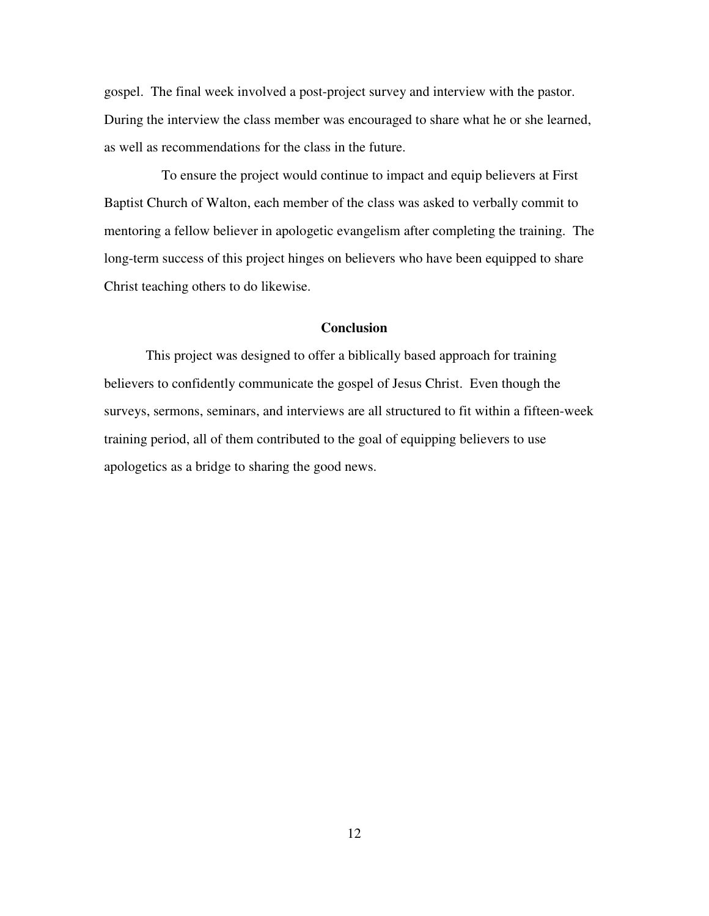gospel. The final week involved a post-project survey and interview with the pastor. During the interview the class member was encouraged to share what he or she learned, as well as recommendations for the class in the future.

To ensure the project would continue to impact and equip believers at First Baptist Church of Walton, each member of the class was asked to verbally commit to mentoring a fellow believer in apologetic evangelism after completing the training. The long-term success of this project hinges on believers who have been equipped to share Christ teaching others to do likewise.

## Conclusion

This project was designed to offer a biblically based approach for training believers to confidently communicate the gospel of Jesus Christ. Even though the surveys, sermons, seminars, and interviews are all structured to fit within a fifteen-week training period, all of them contributed to the goal of equipping believers to use apologetics as a bridge to sharing the good news.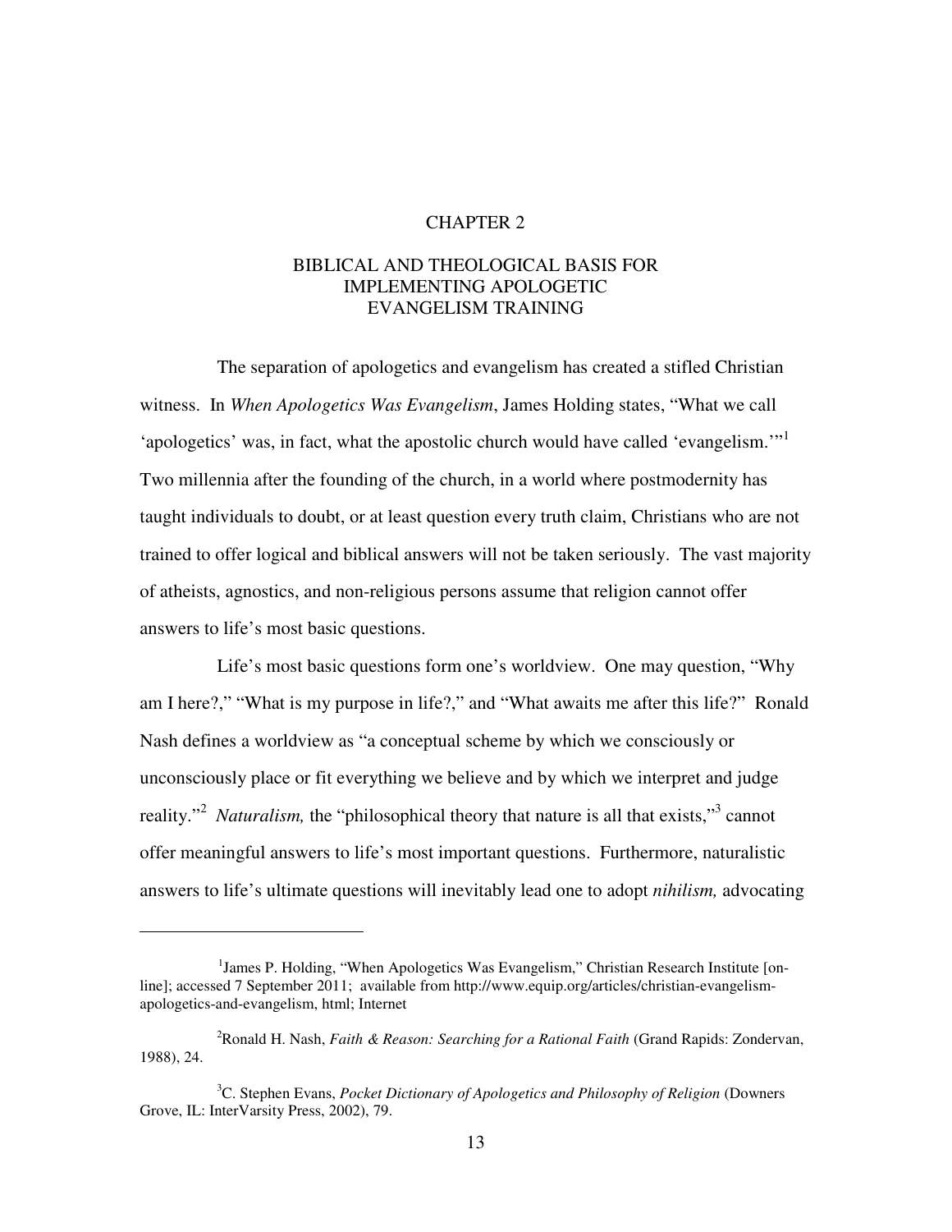# CHAPTER 2

## BIBLICAL AND THEOLOGICAL BASIS FOR IMPLEMENTING APOLOGETIC EVANGELISM TRAINING

The separation of apologetics and evangelism has created a stifled Christian witness. In *When Apologetics Was Evangelism*, James Holding states, "What we call 'apologetics' was, in fact, what the apostolic church would have called 'evangelism.'"[1] Two millennia after the founding of the church, in a world where postmodernity has taught individuals to doubt, or at least question every truth claim, Christians who are not trained to offer logical and biblical answers will not be taken seriously. The vast majority of atheists, agnostics, and non-religious persons assume that religion cannot offer answers to life's most basic questions.

Life's most basic questions form one's worldview. One may question, "Why am I here?," "What is my purpose in life?," and "What awaits me after this life?" Ronald Nash defines a worldview as "a conceptual scheme by which we consciously or unconsciously place or fit everything we believe and by which we interpret and judge reality."[2] *Naturalism,* the "philosophical theory that nature is all that exists,"[3] cannot offer meaningful answers to life's most important questions. Furthermore, naturalistic answers to life's ultimate questions will inevitably lead one to adopt *nihilism,* advocating

---

[1]James P. Holding, "When Apologetics Was Evangelism," Christian Research Institute [on-line]; accessed 7 September 2011; available from http://www.equip.org/articles/christian-evangelism-apologetics-and-evangelism, html; Internet

[2]Ronald H. Nash, *Faith & Reason: Searching for a Rational Faith* (Grand Rapids: Zondervan, 1988), 24.

[3]C. Stephen Evans, *Pocket Dictionary of Apologetics and Philosophy of Religion* (Downers Grove, IL: InterVarsity Press, 2002), 79.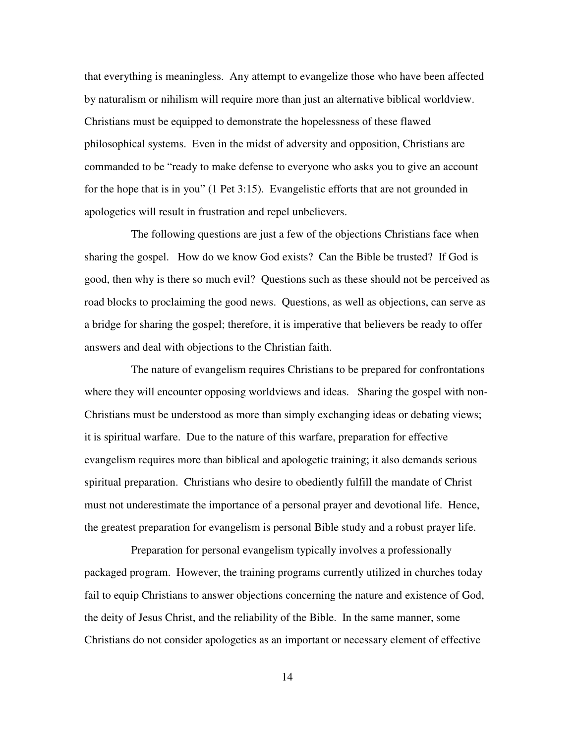that everything is meaningless. Any attempt to evangelize those who have been affected by naturalism or nihilism will require more than just an alternative biblical worldview. Christians must be equipped to demonstrate the hopelessness of these flawed philosophical systems. Even in the midst of adversity and opposition, Christians are commanded to be "ready to make defense to everyone who asks you to give an account for the hope that is in you" (1 Pet 3:15). Evangelistic efforts that are not grounded in apologetics will result in frustration and repel unbelievers.

The following questions are just a few of the objections Christians face when sharing the gospel. How do we know God exists? Can the Bible be trusted? If God is good, then why is there so much evil? Questions such as these should not be perceived as road blocks to proclaiming the good news. Questions, as well as objections, can serve as a bridge for sharing the gospel; therefore, it is imperative that believers be ready to offer answers and deal with objections to the Christian faith.

The nature of evangelism requires Christians to be prepared for confrontations where they will encounter opposing worldviews and ideas. Sharing the gospel with non-Christians must be understood as more than simply exchanging ideas or debating views; it is spiritual warfare. Due to the nature of this warfare, preparation for effective evangelism requires more than biblical and apologetic training; it also demands serious spiritual preparation. Christians who desire to obediently fulfill the mandate of Christ must not underestimate the importance of a personal prayer and devotional life. Hence, the greatest preparation for evangelism is personal Bible study and a robust prayer life.

Preparation for personal evangelism typically involves a professionally packaged program. However, the training programs currently utilized in churches today fail to equip Christians to answer objections concerning the nature and existence of God, the deity of Jesus Christ, and the reliability of the Bible. In the same manner, some Christians do not consider apologetics as an important or necessary element of effective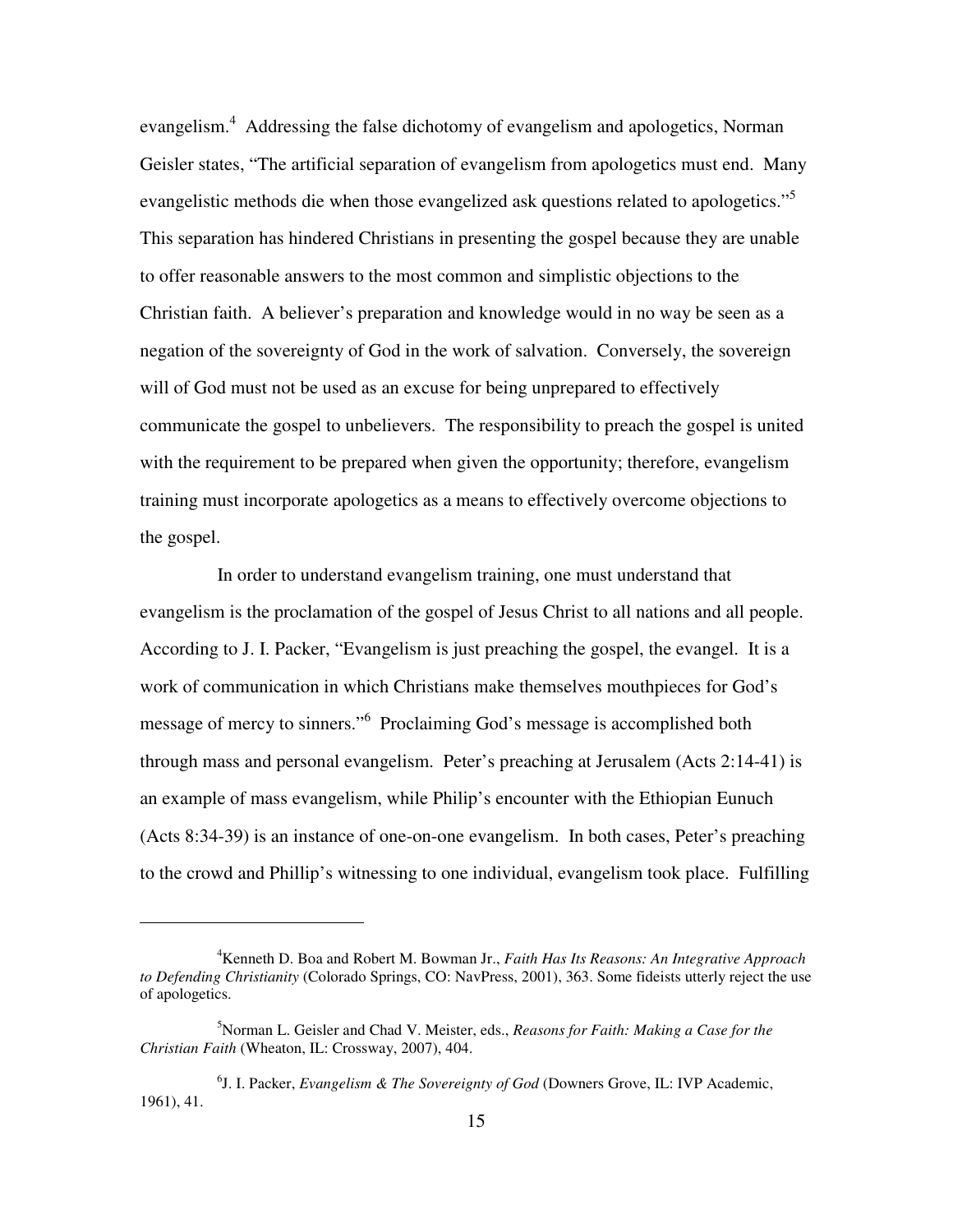evangelism.[4] Addressing the false dichotomy of evangelism and apologetics, Norman Geisler states, "The artificial separation of evangelism from apologetics must end. Many evangelistic methods die when those evangelized ask questions related to apologetics."[5] This separation has hindered Christians in presenting the gospel because they are unable to offer reasonable answers to the most common and simplistic objections to the Christian faith. A believer's preparation and knowledge would in no way be seen as a negation of the sovereignty of God in the work of salvation. Conversely, the sovereign will of God must not be used as an excuse for being unprepared to effectively communicate the gospel to unbelievers. The responsibility to preach the gospel is united with the requirement to be prepared when given the opportunity; therefore, evangelism training must incorporate apologetics as a means to effectively overcome objections to the gospel.

In order to understand evangelism training, one must understand that evangelism is the proclamation of the gospel of Jesus Christ to all nations and all people. According to J. I. Packer, "Evangelism is just preaching the gospel, the evangel. It is a work of communication in which Christians make themselves mouthpieces for God's message of mercy to sinners."[6] Proclaiming God's message is accomplished both through mass and personal evangelism. Peter's preaching at Jerusalem (Acts 2:14-41) is an example of mass evangelism, while Philip's encounter with the Ethiopian Eunuch (Acts 8:34-39) is an instance of one-on-one evangelism. In both cases, Peter's preaching to the crowd and Phillip's witnessing to one individual, evangelism took place. Fulfilling

---

[4]Kenneth D. Boa and Robert M. Bowman Jr., *Faith Has Its Reasons: An Integrative Approach to Defending Christianity* (Colorado Springs, CO: NavPress, 2001), 363. Some fideists utterly reject the use of apologetics.

[5]Norman L. Geisler and Chad V. Meister, eds., *Reasons for Faith: Making a Case for the Christian Faith* (Wheaton, IL: Crossway, 2007), 404.

[6]J. I. Packer, *Evangelism & The Sovereignty of God* (Downers Grove, IL: IVP Academic, 1961), 41.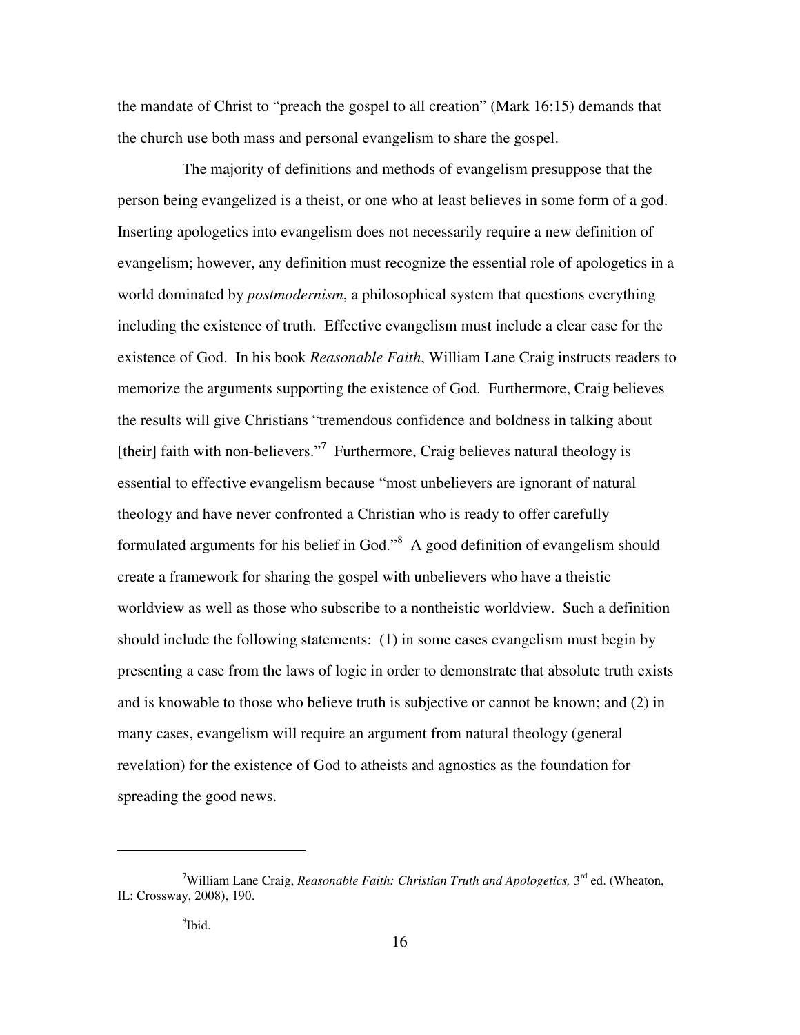the mandate of Christ to "preach the gospel to all creation" (Mark 16:15) demands that the church use both mass and personal evangelism to share the gospel.

The majority of definitions and methods of evangelism presuppose that the person being evangelized is a theist, or one who at least believes in some form of a god. Inserting apologetics into evangelism does not necessarily require a new definition of evangelism; however, any definition must recognize the essential role of apologetics in a world dominated by *postmodernism*, a philosophical system that questions everything including the existence of truth. Effective evangelism must include a clear case for the existence of God. In his book *Reasonable Faith*, William Lane Craig instructs readers to memorize the arguments supporting the existence of God. Furthermore, Craig believes the results will give Christians "tremendous confidence and boldness in talking about [their] faith with non-believers."[7] Furthermore, Craig believes natural theology is essential to effective evangelism because "most unbelievers are ignorant of natural theology and have never confronted a Christian who is ready to offer carefully formulated arguments for his belief in God."[8] A good definition of evangelism should create a framework for sharing the gospel with unbelievers who have a theistic worldview as well as those who subscribe to a nontheistic worldview. Such a definition should include the following statements: (1) in some cases evangelism must begin by presenting a case from the laws of logic in order to demonstrate that absolute truth exists and is knowable to those who believe truth is subjective or cannot be known; and (2) in many cases, evangelism will require an argument from natural theology (general revelation) for the existence of God to atheists and agnostics as the foundation for spreading the good news.

---

[7] William Lane Craig, *Reasonable Faith: Christian Truth and Apologetics,* 3rd ed. (Wheaton, IL: Crossway, 2008), 190.

[8] Ibid.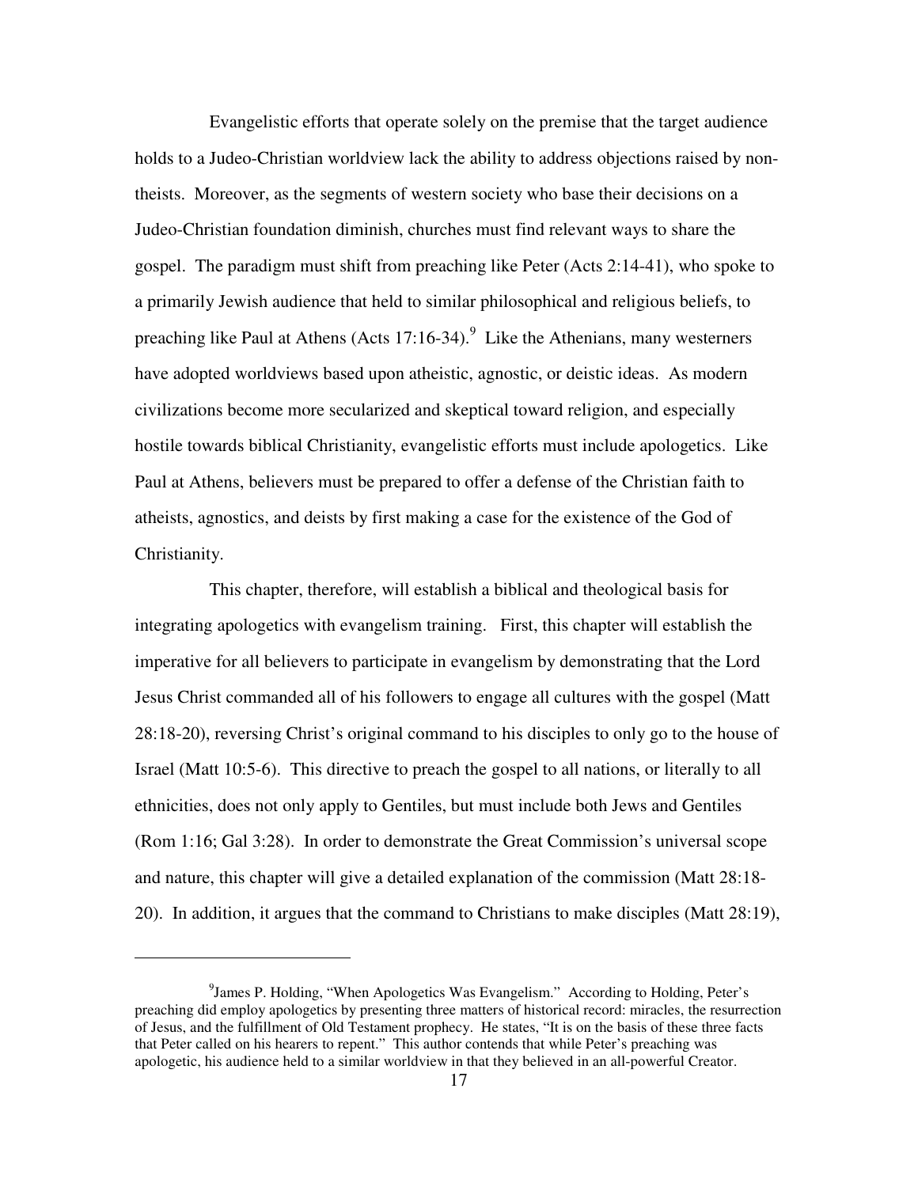Evangelistic efforts that operate solely on the premise that the target audience holds to a Judeo-Christian worldview lack the ability to address objections raised by non-theists. Moreover, as the segments of western society who base their decisions on a Judeo-Christian foundation diminish, churches must find relevant ways to share the gospel. The paradigm must shift from preaching like Peter (Acts 2:14-41), who spoke to a primarily Jewish audience that held to similar philosophical and religious beliefs, to preaching like Paul at Athens (Acts 17:16-34).[9] Like the Athenians, many westerners have adopted worldviews based upon atheistic, agnostic, or deistic ideas. As modern civilizations become more secularized and skeptical toward religion, and especially hostile towards biblical Christianity, evangelistic efforts must include apologetics. Like Paul at Athens, believers must be prepared to offer a defense of the Christian faith to atheists, agnostics, and deists by first making a case for the existence of the God of Christianity.

This chapter, therefore, will establish a biblical and theological basis for integrating apologetics with evangelism training. First, this chapter will establish the imperative for all believers to participate in evangelism by demonstrating that the Lord Jesus Christ commanded all of his followers to engage all cultures with the gospel (Matt 28:18-20), reversing Christ's original command to his disciples to only go to the house of Israel (Matt 10:5-6). This directive to preach the gospel to all nations, or literally to all ethnicities, does not only apply to Gentiles, but must include both Jews and Gentiles (Rom 1:16; Gal 3:28). In order to demonstrate the Great Commission's universal scope and nature, this chapter will give a detailed explanation of the commission (Matt 28:18-20). In addition, it argues that the command to Christians to make disciples (Matt 28:19),

---

[9] James P. Holding, "When Apologetics Was Evangelism." According to Holding, Peter's preaching did employ apologetics by presenting three matters of historical record: miracles, the resurrection of Jesus, and the fulfillment of Old Testament prophecy. He states, "It is on the basis of these three facts that Peter called on his hearers to repent." This author contends that while Peter's preaching was apologetic, his audience held to a similar worldview in that they believed in an all-powerful Creator.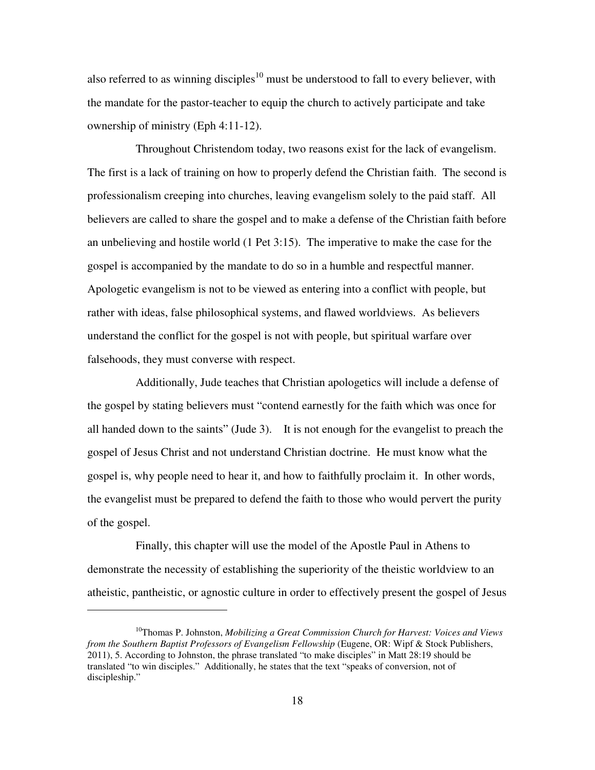also referred to as winning disciples[10] must be understood to fall to every believer, with the mandate for the pastor-teacher to equip the church to actively participate and take ownership of ministry (Eph 4:11-12).

Throughout Christendom today, two reasons exist for the lack of evangelism. The first is a lack of training on how to properly defend the Christian faith. The second is professionalism creeping into churches, leaving evangelism solely to the paid staff. All believers are called to share the gospel and to make a defense of the Christian faith before an unbelieving and hostile world (1 Pet 3:15). The imperative to make the case for the gospel is accompanied by the mandate to do so in a humble and respectful manner. Apologetic evangelism is not to be viewed as entering into a conflict with people, but rather with ideas, false philosophical systems, and flawed worldviews. As believers understand the conflict for the gospel is not with people, but spiritual warfare over falsehoods, they must converse with respect.

Additionally, Jude teaches that Christian apologetics will include a defense of the gospel by stating believers must "contend earnestly for the faith which was once for all handed down to the saints" (Jude 3). It is not enough for the evangelist to preach the gospel of Jesus Christ and not understand Christian doctrine. He must know what the gospel is, why people need to hear it, and how to faithfully proclaim it. In other words, the evangelist must be prepared to defend the faith to those who would pervert the purity of the gospel.

Finally, this chapter will use the model of the Apostle Paul in Athens to demonstrate the necessity of establishing the superiority of the theistic worldview to an atheistic, pantheistic, or agnostic culture in order to effectively present the gospel of Jesus

---

[10]Thomas P. Johnston, *Mobilizing a Great Commission Church for Harvest: Voices and Views from the Southern Baptist Professors of Evangelism Fellowship* (Eugene, OR: Wipf & Stock Publishers, 2011), 5. According to Johnston, the phrase translated "to make disciples" in Matt 28:19 should be translated "to win disciples." Additionally, he states that the text "speaks of conversion, not of discipleship."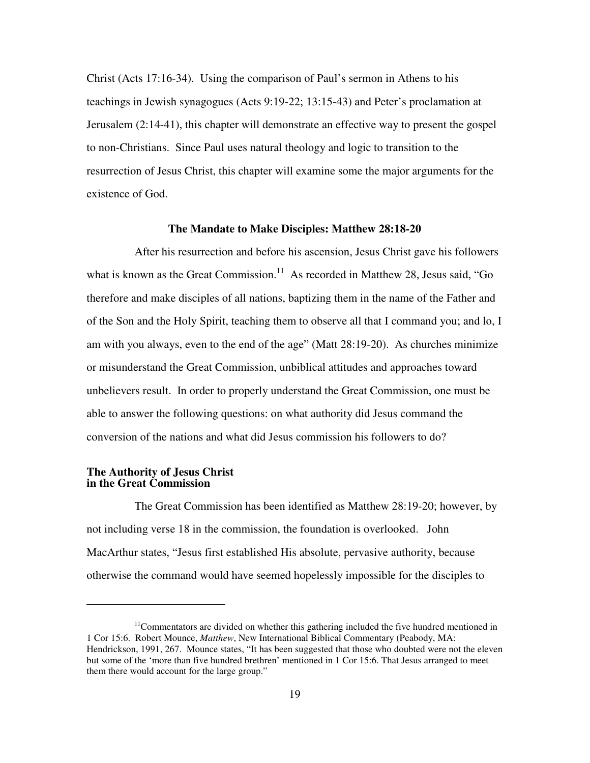Christ (Acts 17:16-34). Using the comparison of Paul's sermon in Athens to his teachings in Jewish synagogues (Acts 9:19-22; 13:15-43) and Peter's proclamation at Jerusalem (2:14-41), this chapter will demonstrate an effective way to present the gospel to non-Christians. Since Paul uses natural theology and logic to transition to the resurrection of Jesus Christ, this chapter will examine some the major arguments for the existence of God.

## The Mandate to Make Disciples: Matthew 28:18-20

After his resurrection and before his ascension, Jesus Christ gave his followers what is known as the Great Commission.[11] As recorded in Matthew 28, Jesus said, "Go therefore and make disciples of all nations, baptizing them in the name of the Father and of the Son and the Holy Spirit, teaching them to observe all that I command you; and lo, I am with you always, even to the end of the age" (Matt 28:19-20). As churches minimize or misunderstand the Great Commission, unbiblical attitudes and approaches toward unbelievers result. In order to properly understand the Great Commission, one must be able to answer the following questions: on what authority did Jesus command the conversion of the nations and what did Jesus commission his followers to do?

### The Authority of Jesus Christ in the Great Commission

The Great Commission has been identified as Matthew 28:19-20; however, by not including verse 18 in the commission, the foundation is overlooked. John MacArthur states, "Jesus first established His absolute, pervasive authority, because otherwise the command would have seemed hopelessly impossible for the disciples to

---

[11]Commentators are divided on whether this gathering included the five hundred mentioned in 1 Cor 15:6. Robert Mounce, *Matthew*, New International Biblical Commentary (Peabody, MA: Hendrickson, 1991, 267. Mounce states, "It has been suggested that those who doubted were not the eleven but some of the 'more than five hundred brethren' mentioned in 1 Cor 15:6. That Jesus arranged to meet them there would account for the large group."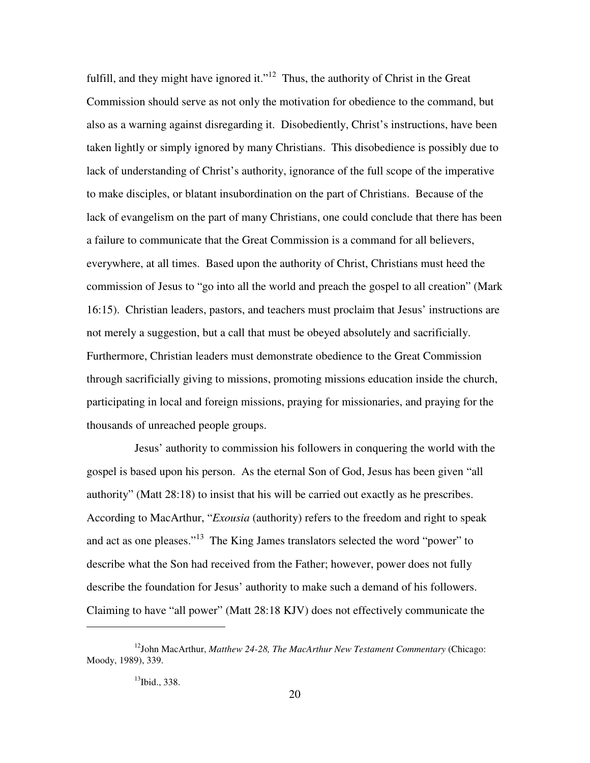fulfill, and they might have ignored it."[12] Thus, the authority of Christ in the Great Commission should serve as not only the motivation for obedience to the command, but also as a warning against disregarding it. Disobediently, Christ's instructions, have been taken lightly or simply ignored by many Christians. This disobedience is possibly due to lack of understanding of Christ's authority, ignorance of the full scope of the imperative to make disciples, or blatant insubordination on the part of Christians. Because of the lack of evangelism on the part of many Christians, one could conclude that there has been a failure to communicate that the Great Commission is a command for all believers, everywhere, at all times. Based upon the authority of Christ, Christians must heed the commission of Jesus to "go into all the world and preach the gospel to all creation" (Mark 16:15). Christian leaders, pastors, and teachers must proclaim that Jesus' instructions are not merely a suggestion, but a call that must be obeyed absolutely and sacrificially. Furthermore, Christian leaders must demonstrate obedience to the Great Commission through sacrificially giving to missions, promoting missions education inside the church, participating in local and foreign missions, praying for missionaries, and praying for the thousands of unreached people groups.

Jesus' authority to commission his followers in conquering the world with the gospel is based upon his person. As the eternal Son of God, Jesus has been given "all authority" (Matt 28:18) to insist that his will be carried out exactly as he prescribes. According to MacArthur, "*Exousia* (authority) refers to the freedom and right to speak and act as one pleases."[13] The King James translators selected the word "power" to describe what the Son had received from the Father; however, power does not fully describe the foundation for Jesus' authority to make such a demand of his followers. Claiming to have "all power" (Matt 28:18 KJV) does not effectively communicate the

---

[12]John MacArthur, *Matthew 24-28, The MacArthur New Testament Commentary* (Chicago: Moody, 1989), 339.

[13]Ibid., 338.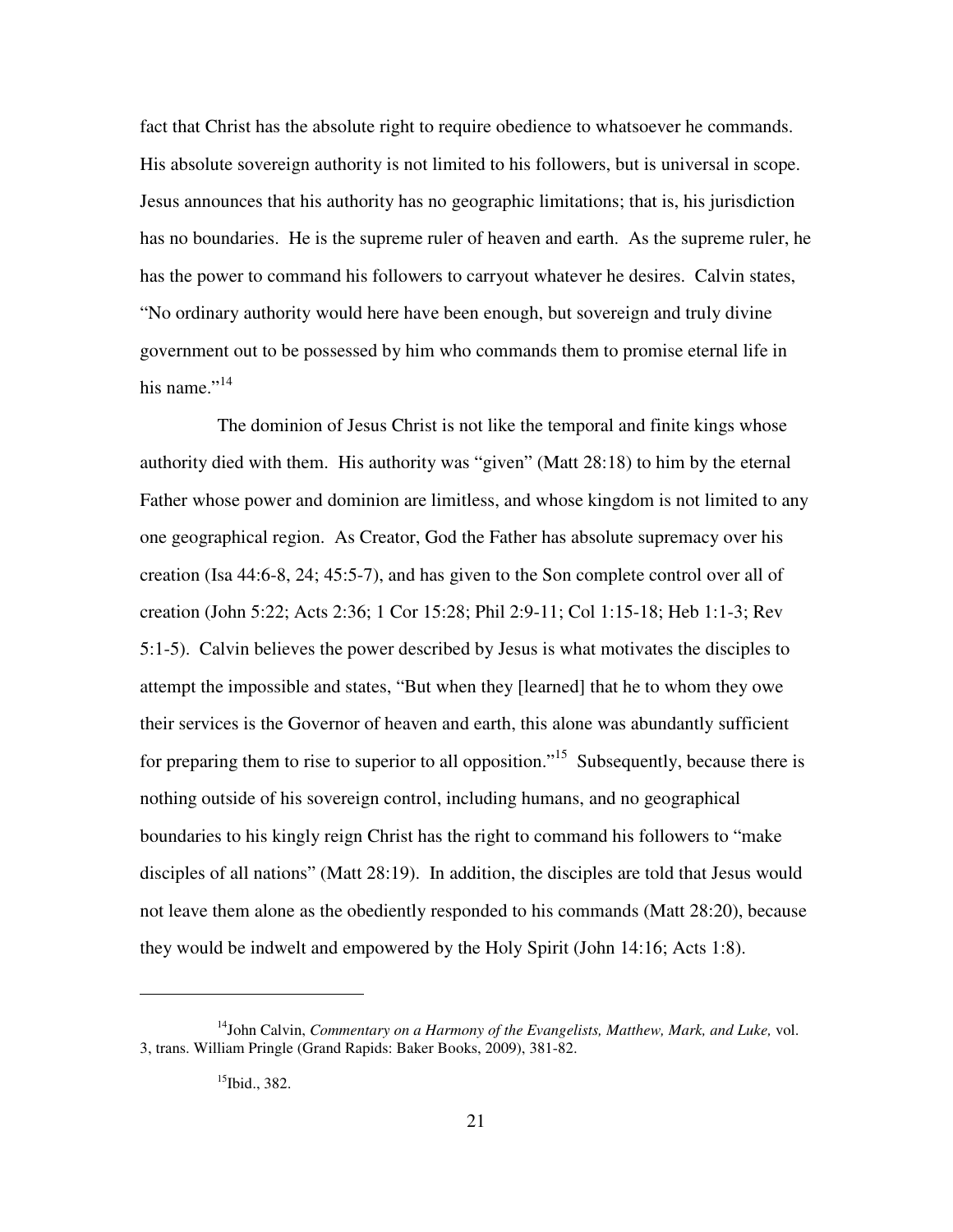fact that Christ has the absolute right to require obedience to whatsoever he commands. His absolute sovereign authority is not limited to his followers, but is universal in scope. Jesus announces that his authority has no geographic limitations; that is, his jurisdiction has no boundaries. He is the supreme ruler of heaven and earth. As the supreme ruler, he has the power to command his followers to carryout whatever he desires. Calvin states, "No ordinary authority would here have been enough, but sovereign and truly divine government out to be possessed by him who commands them to promise eternal life in his name."[14]

The dominion of Jesus Christ is not like the temporal and finite kings whose authority died with them. His authority was "given" (Matt 28:18) to him by the eternal Father whose power and dominion are limitless, and whose kingdom is not limited to any one geographical region. As Creator, God the Father has absolute supremacy over his creation (Isa 44:6-8, 24; 45:5-7), and has given to the Son complete control over all of creation (John 5:22; Acts 2:36; 1 Cor 15:28; Phil 2:9-11; Col 1:15-18; Heb 1:1-3; Rev 5:1-5). Calvin believes the power described by Jesus is what motivates the disciples to attempt the impossible and states, "But when they [learned] that he to whom they owe their services is the Governor of heaven and earth, this alone was abundantly sufficient for preparing them to rise to superior to all opposition."[15] Subsequently, because there is nothing outside of his sovereign control, including humans, and no geographical boundaries to his kingly reign Christ has the right to command his followers to "make disciples of all nations" (Matt 28:19). In addition, the disciples are told that Jesus would not leave them alone as the obediently responded to his commands (Matt 28:20), because they would be indwelt and empowered by the Holy Spirit (John 14:16; Acts 1:8).

---

[14]John Calvin, *Commentary on a Harmony of the Evangelists, Matthew, Mark, and Luke,* vol. 3, trans. William Pringle (Grand Rapids: Baker Books, 2009), 381-82.

[15]Ibid., 382.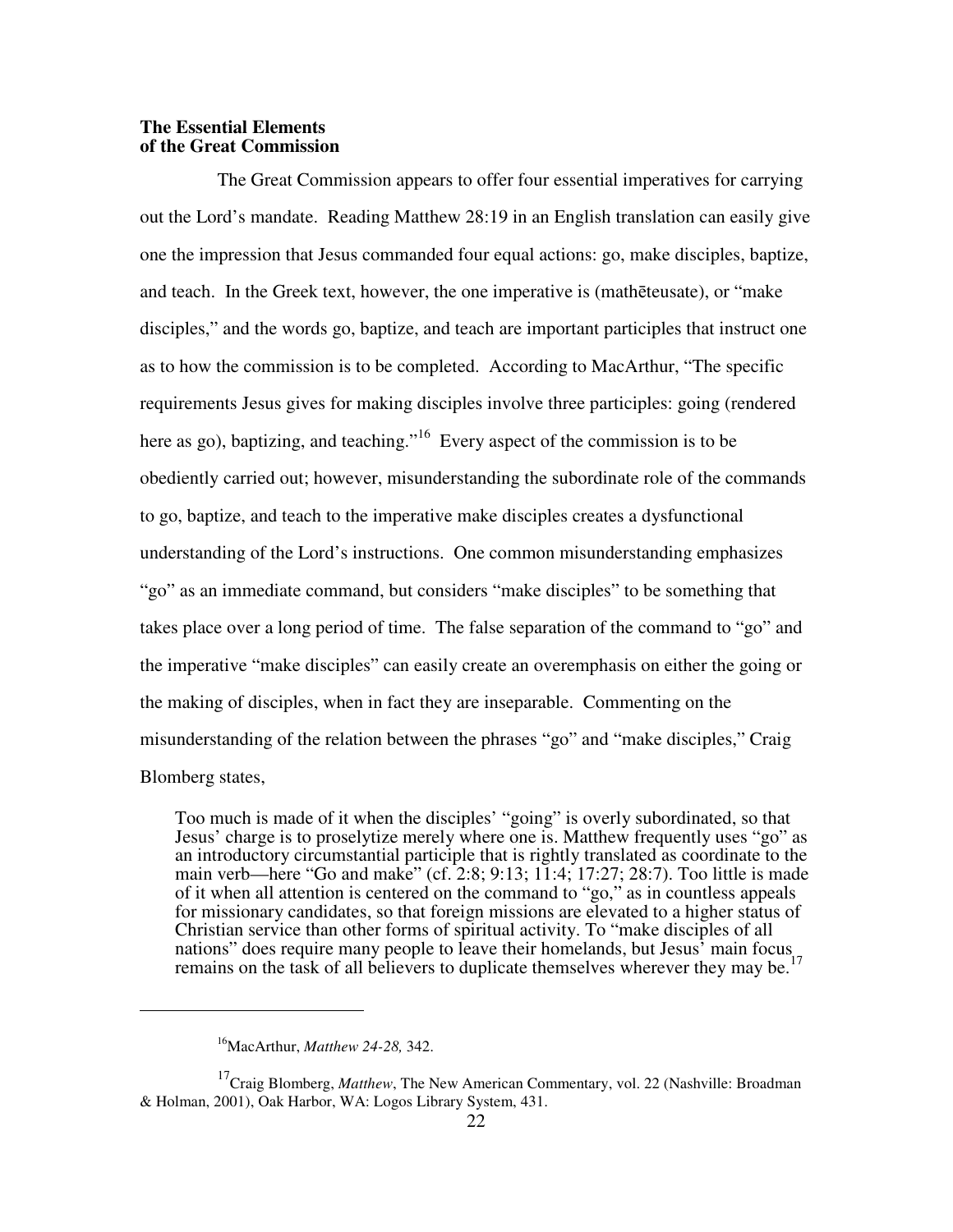**The Essential Elements of the Great Commission**

The Great Commission appears to offer four essential imperatives for carrying out the Lord's mandate. Reading Matthew 28:19 in an English translation can easily give one the impression that Jesus commanded four equal actions: go, make disciples, baptize, and teach. In the Greek text, however, the one imperative is (mathēteusate), or "make disciples," and the words go, baptize, and teach are important participles that instruct one as to how the commission is to be completed. According to MacArthur, "The specific requirements Jesus gives for making disciples involve three participles: going (rendered here as go), baptizing, and teaching."[16] Every aspect of the commission is to be obediently carried out; however, misunderstanding the subordinate role of the commands to go, baptize, and teach to the imperative make disciples creates a dysfunctional understanding of the Lord's instructions. One common misunderstanding emphasizes "go" as an immediate command, but considers "make disciples" to be something that takes place over a long period of time. The false separation of the command to "go" and the imperative "make disciples" can easily create an overemphasis on either the going or the making of disciples, when in fact they are inseparable. Commenting on the misunderstanding of the relation between the phrases "go" and "make disciples," Craig Blomberg states,

> Too much is made of it when the disciples' "going" is overly subordinated, so that Jesus' charge is to proselytize merely where one is. Matthew frequently uses "go" as an introductory circumstantial participle that is rightly translated as coordinate to the main verb—here "Go and make" (cf. 2:8; 9:13; 11:4; 17:27; 28:7). Too little is made of it when all attention is centered on the command to "go," as in countless appeals for missionary candidates, so that foreign missions are elevated to a higher status of Christian service than other forms of spiritual activity. To "make disciples of all nations" does require many people to leave their homelands, but Jesus' main focus remains on the task of all believers to duplicate themselves wherever they may be.[17]

---

[16]MacArthur, *Matthew 24-28,* 342.

[17]Craig Blomberg, *Matthew*, The New American Commentary, vol. 22 (Nashville: Broadman & Holman, 2001), Oak Harbor, WA: Logos Library System, 431.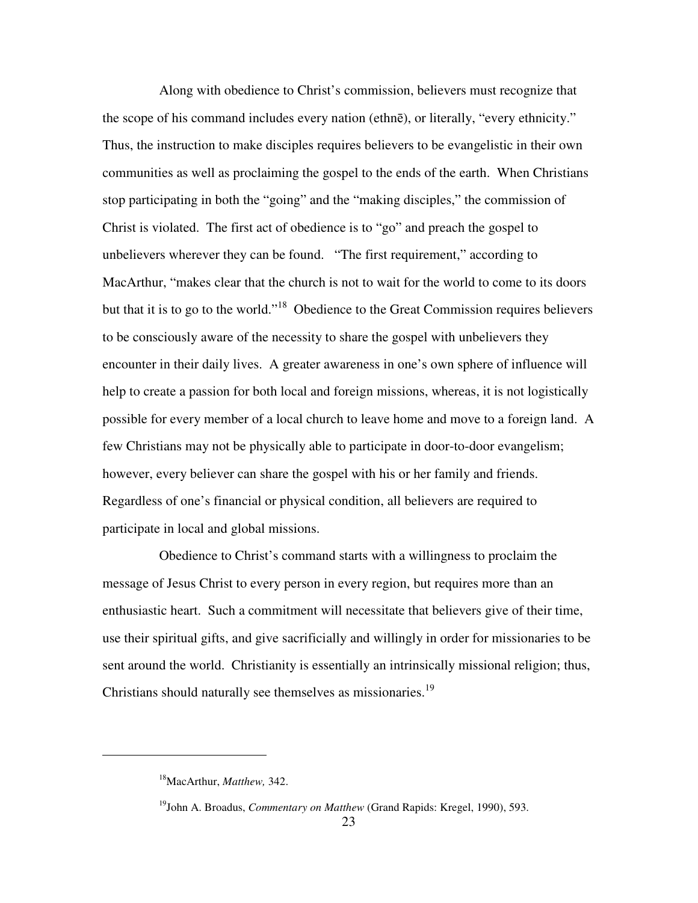Along with obedience to Christ's commission, believers must recognize that the scope of his command includes every nation (ethnē), or literally, "every ethnicity." Thus, the instruction to make disciples requires believers to be evangelistic in their own communities as well as proclaiming the gospel to the ends of the earth. When Christians stop participating in both the "going" and the "making disciples," the commission of Christ is violated. The first act of obedience is to "go" and preach the gospel to unbelievers wherever they can be found. "The first requirement," according to MacArthur, "makes clear that the church is not to wait for the world to come to its doors but that it is to go to the world."[18] Obedience to the Great Commission requires believers to be consciously aware of the necessity to share the gospel with unbelievers they encounter in their daily lives. A greater awareness in one's own sphere of influence will help to create a passion for both local and foreign missions, whereas, it is not logistically possible for every member of a local church to leave home and move to a foreign land. A few Christians may not be physically able to participate in door-to-door evangelism; however, every believer can share the gospel with his or her family and friends. Regardless of one's financial or physical condition, all believers are required to participate in local and global missions.

Obedience to Christ's command starts with a willingness to proclaim the message of Jesus Christ to every person in every region, but requires more than an enthusiastic heart. Such a commitment will necessitate that believers give of their time, use their spiritual gifts, and give sacrificially and willingly in order for missionaries to be sent around the world. Christianity is essentially an intrinsically missional religion; thus, Christians should naturally see themselves as missionaries.[19]

---

[18]MacArthur, *Matthew,* 342.

[19]John A. Broadus, *Commentary on Matthew* (Grand Rapids: Kregel, 1990), 593.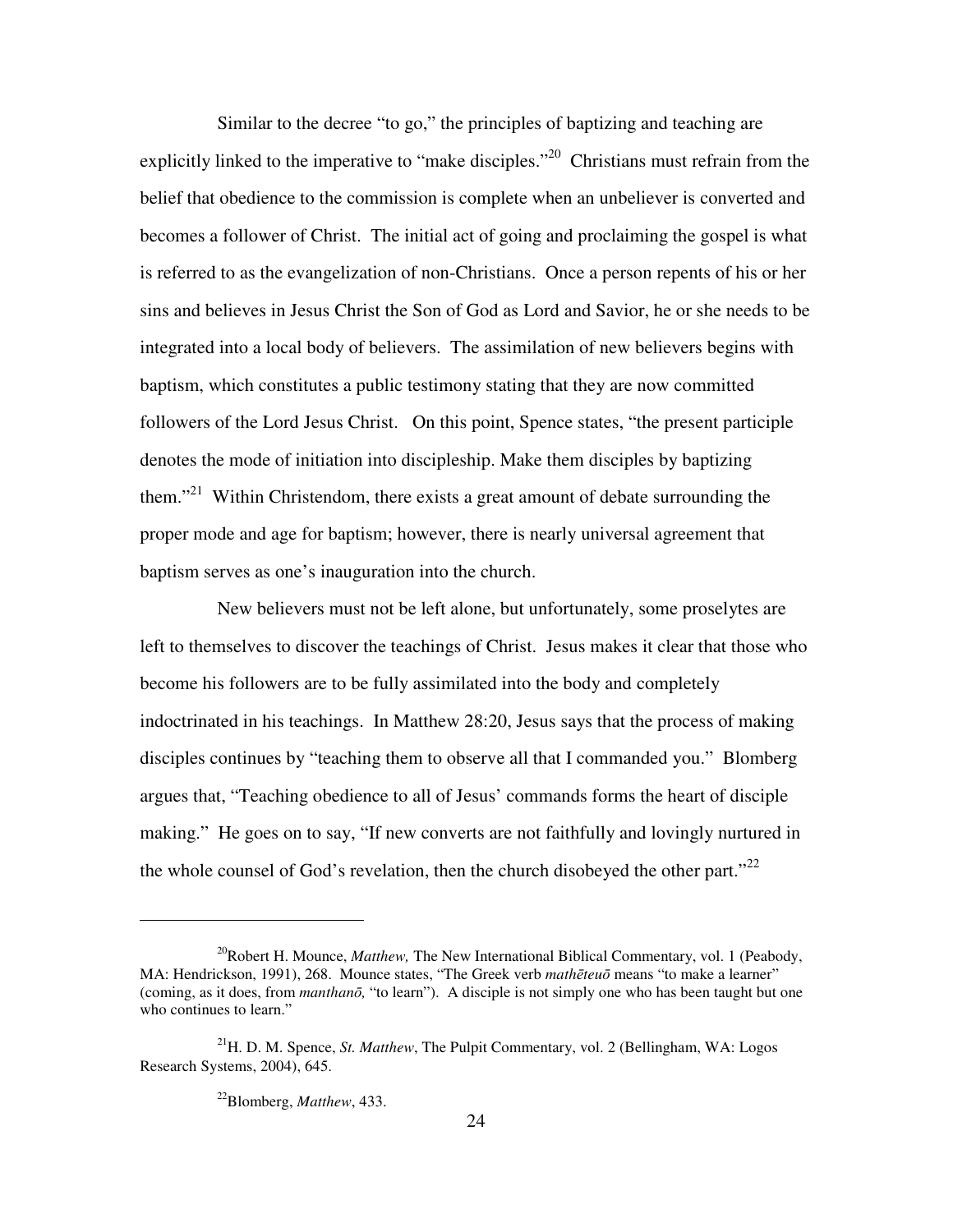Similar to the decree "to go," the principles of baptizing and teaching are explicitly linked to the imperative to "make disciples."[20] Christians must refrain from the belief that obedience to the commission is complete when an unbeliever is converted and becomes a follower of Christ. The initial act of going and proclaiming the gospel is what is referred to as the evangelization of non-Christians. Once a person repents of his or her sins and believes in Jesus Christ the Son of God as Lord and Savior, he or she needs to be integrated into a local body of believers. The assimilation of new believers begins with baptism, which constitutes a public testimony stating that they are now committed followers of the Lord Jesus Christ. On this point, Spence states, "the present participle denotes the mode of initiation into discipleship. Make them disciples by baptizing them."[21] Within Christendom, there exists a great amount of debate surrounding the proper mode and age for baptism; however, there is nearly universal agreement that baptism serves as one's inauguration into the church.

New believers must not be left alone, but unfortunately, some proselytes are left to themselves to discover the teachings of Christ. Jesus makes it clear that those who become his followers are to be fully assimilated into the body and completely indoctrinated in his teachings. In Matthew 28:20, Jesus says that the process of making disciples continues by "teaching them to observe all that I commanded you." Blomberg argues that, "Teaching obedience to all of Jesus' commands forms the heart of disciple making." He goes on to say, "If new converts are not faithfully and lovingly nurtured in the whole counsel of God's revelation, then the church disobeyed the other part."[22]

---

[20]Robert H. Mounce, *Matthew,* The New International Biblical Commentary, vol. 1 (Peabody, MA: Hendrickson, 1991), 268. Mounce states, "The Greek verb *mathēteuō* means "to make a learner" (coming, as it does, from *manthanō,* "to learn"). A disciple is not simply one who has been taught but one who continues to learn."

[21]H. D. M. Spence, *St. Matthew*, The Pulpit Commentary, vol. 2 (Bellingham, WA: Logos Research Systems, 2004), 645.

[22]Blomberg, *Matthew*, 433.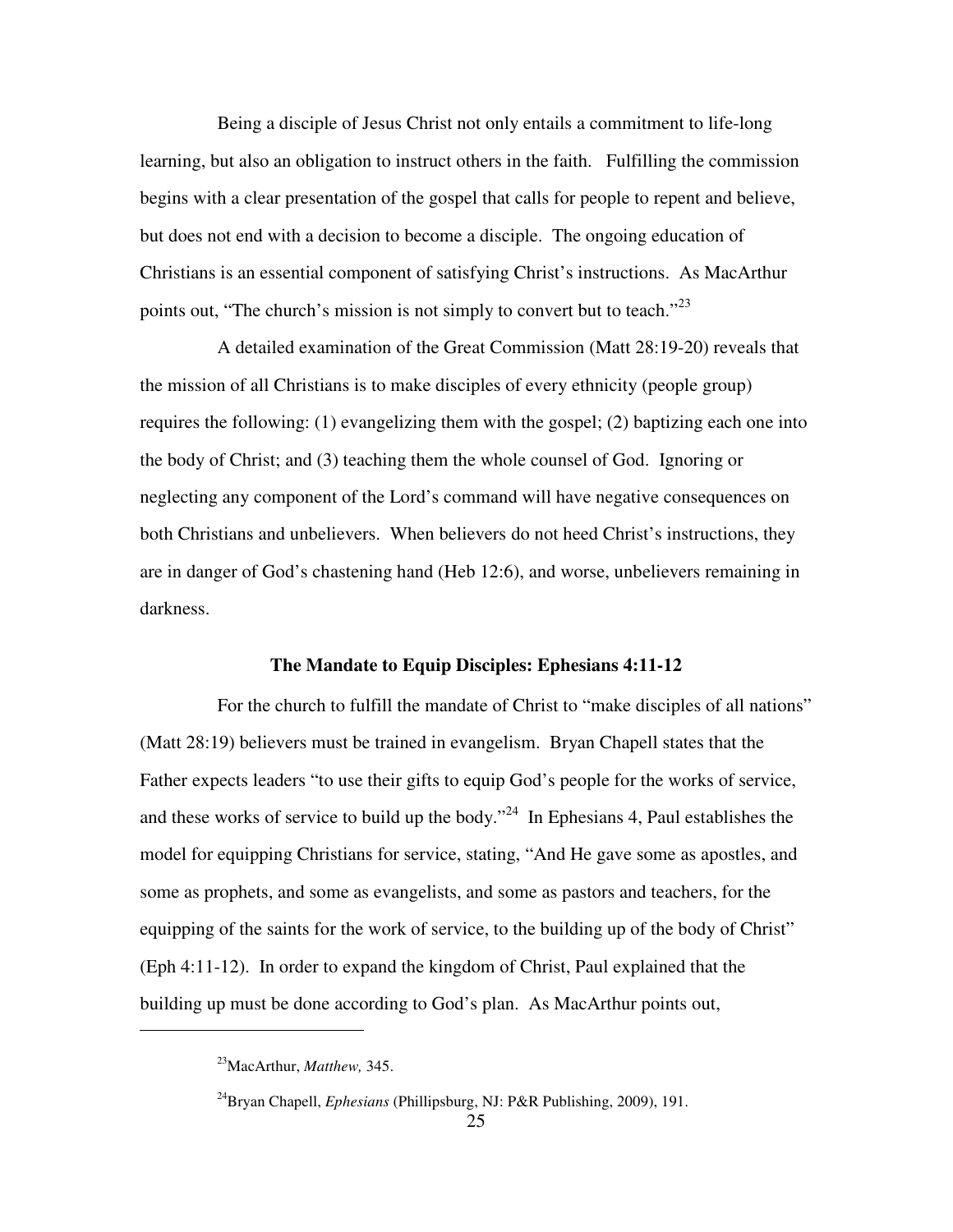Being a disciple of Jesus Christ not only entails a commitment to life-long learning, but also an obligation to instruct others in the faith. Fulfilling the commission begins with a clear presentation of the gospel that calls for people to repent and believe, but does not end with a decision to become a disciple. The ongoing education of Christians is an essential component of satisfying Christ's instructions. As MacArthur points out, "The church's mission is not simply to convert but to teach."[23]

A detailed examination of the Great Commission (Matt 28:19-20) reveals that the mission of all Christians is to make disciples of every ethnicity (people group) requires the following: (1) evangelizing them with the gospel; (2) baptizing each one into the body of Christ; and (3) teaching them the whole counsel of God. Ignoring or neglecting any component of the Lord's command will have negative consequences on both Christians and unbelievers. When believers do not heed Christ's instructions, they are in danger of God's chastening hand (Heb 12:6), and worse, unbelievers remaining in darkness.

### The Mandate to Equip Disciples: Ephesians 4:11-12

For the church to fulfill the mandate of Christ to "make disciples of all nations" (Matt 28:19) believers must be trained in evangelism. Bryan Chapell states that the Father expects leaders "to use their gifts to equip God's people for the works of service, and these works of service to build up the body."[24] In Ephesians 4, Paul establishes the model for equipping Christians for service, stating, "And He gave some as apostles, and some as prophets, and some as evangelists, and some as pastors and teachers, for the equipping of the saints for the work of service, to the building up of the body of Christ" (Eph 4:11-12). In order to expand the kingdom of Christ, Paul explained that the building up must be done according to God's plan. As MacArthur points out,

---

[23]MacArthur, *Matthew,* 345.

[24]Bryan Chapell, *Ephesians* (Phillipsburg, NJ: P&R Publishing, 2009), 191.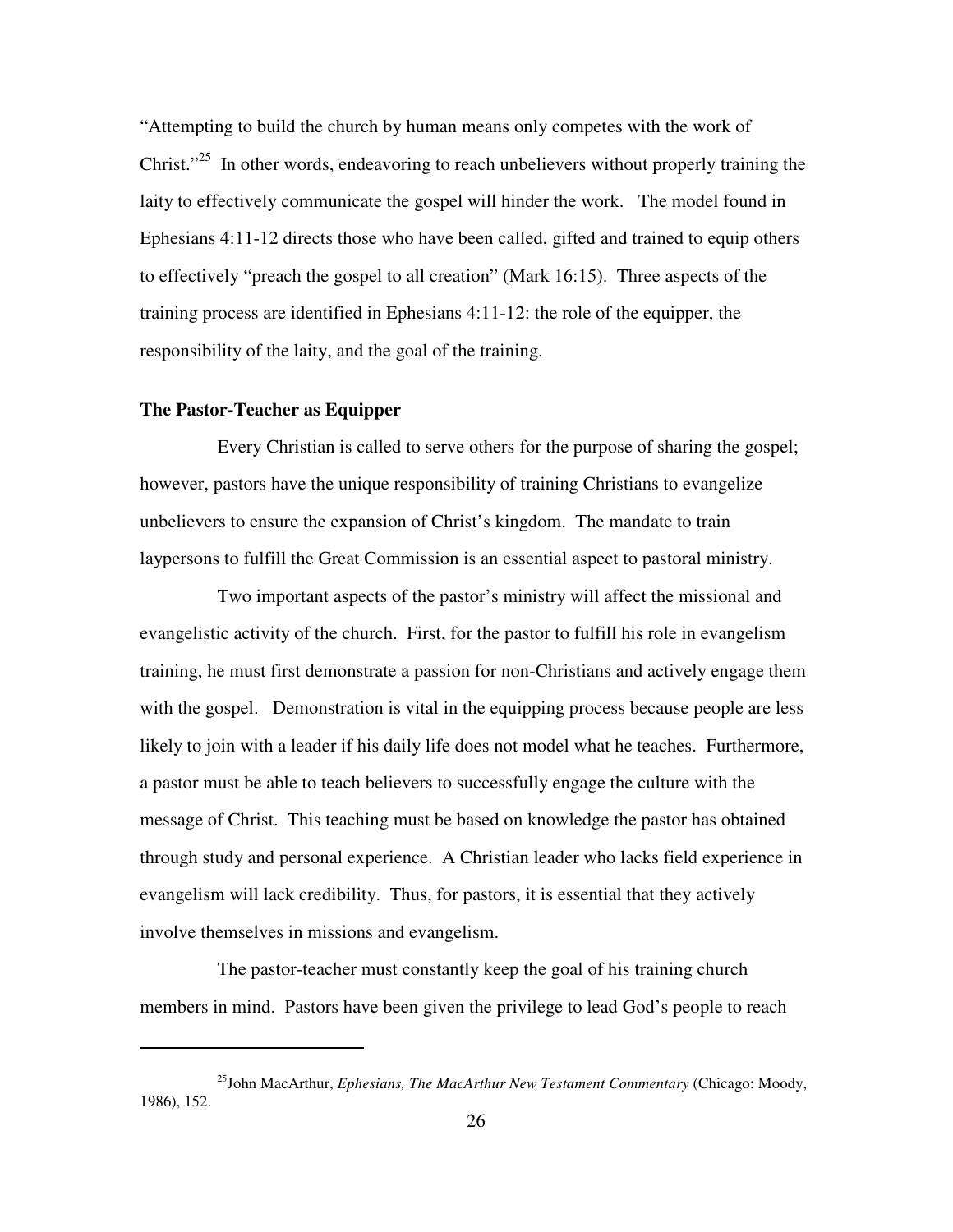"Attempting to build the church by human means only competes with the work of Christ."[25] In other words, endeavoring to reach unbelievers without properly training the laity to effectively communicate the gospel will hinder the work. The model found in Ephesians 4:11-12 directs those who have been called, gifted and trained to equip others to effectively "preach the gospel to all creation" (Mark 16:15). Three aspects of the training process are identified in Ephesians 4:11-12: the role of the equipper, the responsibility of the laity, and the goal of the training.

**The Pastor-Teacher as Equipper**

Every Christian is called to serve others for the purpose of sharing the gospel; however, pastors have the unique responsibility of training Christians to evangelize unbelievers to ensure the expansion of Christ's kingdom. The mandate to train laypersons to fulfill the Great Commission is an essential aspect to pastoral ministry.

Two important aspects of the pastor's ministry will affect the missional and evangelistic activity of the church. First, for the pastor to fulfill his role in evangelism training, he must first demonstrate a passion for non-Christians and actively engage them with the gospel. Demonstration is vital in the equipping process because people are less likely to join with a leader if his daily life does not model what he teaches. Furthermore, a pastor must be able to teach believers to successfully engage the culture with the message of Christ. This teaching must be based on knowledge the pastor has obtained through study and personal experience. A Christian leader who lacks field experience in evangelism will lack credibility. Thus, for pastors, it is essential that they actively involve themselves in missions and evangelism.

The pastor-teacher must constantly keep the goal of his training church members in mind. Pastors have been given the privilege to lead God's people to reach

---

[25]John MacArthur, *Ephesians, The MacArthur New Testament Commentary* (Chicago: Moody, 1986), 152.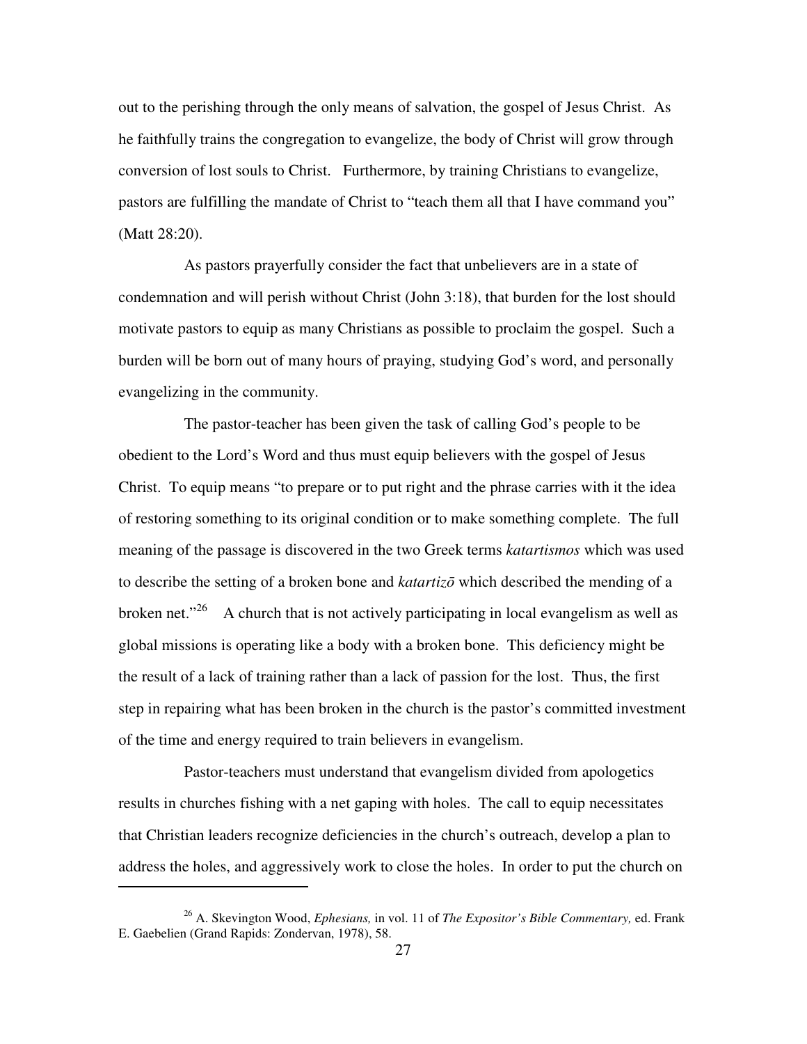out to the perishing through the only means of salvation, the gospel of Jesus Christ. As he faithfully trains the congregation to evangelize, the body of Christ will grow through conversion of lost souls to Christ. Furthermore, by training Christians to evangelize, pastors are fulfilling the mandate of Christ to "teach them all that I have command you" (Matt 28:20).

As pastors prayerfully consider the fact that unbelievers are in a state of condemnation and will perish without Christ (John 3:18), that burden for the lost should motivate pastors to equip as many Christians as possible to proclaim the gospel. Such a burden will be born out of many hours of praying, studying God's word, and personally evangelizing in the community.

The pastor-teacher has been given the task of calling God's people to be obedient to the Lord's Word and thus must equip believers with the gospel of Jesus Christ. To equip means "to prepare or to put right and the phrase carries with it the idea of restoring something to its original condition or to make something complete. The full meaning of the passage is discovered in the two Greek terms *katartismos* which was used to describe the setting of a broken bone and *katartizō* which described the mending of a broken net."[26] A church that is not actively participating in local evangelism as well as global missions is operating like a body with a broken bone. This deficiency might be the result of a lack of training rather than a lack of passion for the lost. Thus, the first step in repairing what has been broken in the church is the pastor's committed investment of the time and energy required to train believers in evangelism.

Pastor-teachers must understand that evangelism divided from apologetics results in churches fishing with a net gaping with holes. The call to equip necessitates that Christian leaders recognize deficiencies in the church's outreach, develop a plan to address the holes, and aggressively work to close the holes. In order to put the church on

---

[26] A. Skevington Wood, *Ephesians,* in vol. 11 of *The Expositor's Bible Commentary,* ed. Frank E. Gaebelien (Grand Rapids: Zondervan, 1978), 58.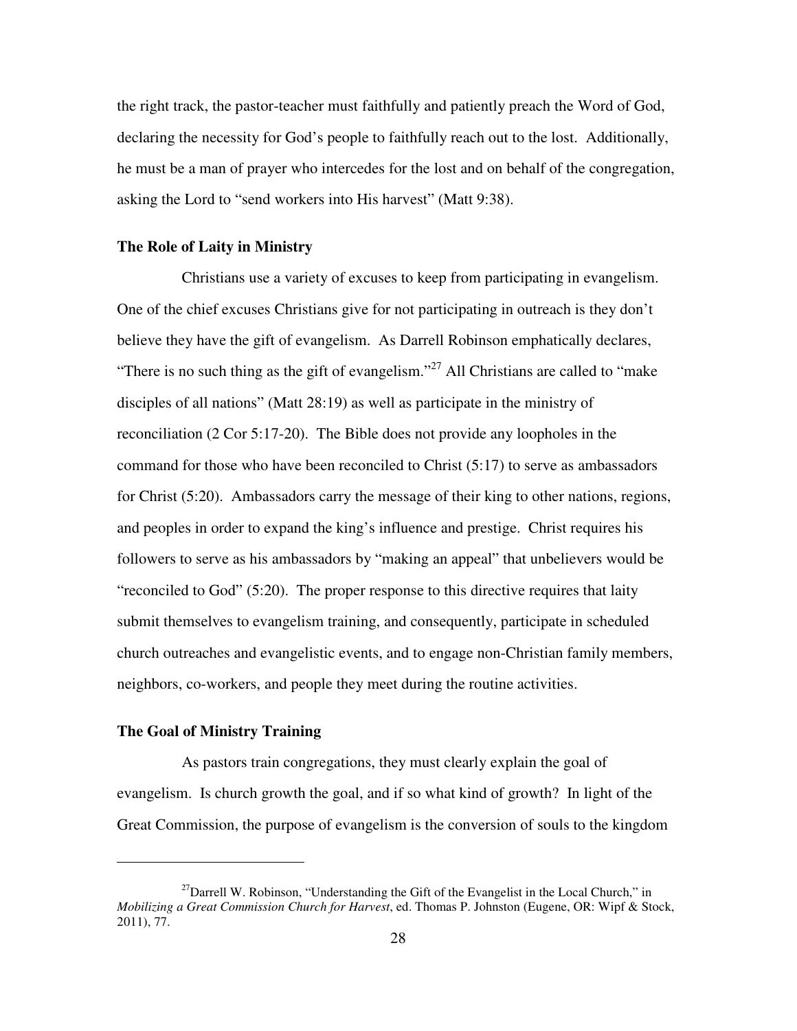the right track, the pastor-teacher must faithfully and patiently preach the Word of God, declaring the necessity for God's people to faithfully reach out to the lost. Additionally, he must be a man of prayer who intercedes for the lost and on behalf of the congregation, asking the Lord to "send workers into His harvest" (Matt 9:38).

### The Role of Laity in Ministry

Christians use a variety of excuses to keep from participating in evangelism. One of the chief excuses Christians give for not participating in outreach is they don't believe they have the gift of evangelism. As Darrell Robinson emphatically declares, "There is no such thing as the gift of evangelism."[27] All Christians are called to "make disciples of all nations" (Matt 28:19) as well as participate in the ministry of reconciliation (2 Cor 5:17-20). The Bible does not provide any loopholes in the command for those who have been reconciled to Christ (5:17) to serve as ambassadors for Christ (5:20). Ambassadors carry the message of their king to other nations, regions, and peoples in order to expand the king's influence and prestige. Christ requires his followers to serve as his ambassadors by "making an appeal" that unbelievers would be "reconciled to God" (5:20). The proper response to this directive requires that laity submit themselves to evangelism training, and consequently, participate in scheduled church outreaches and evangelistic events, and to engage non-Christian family members, neighbors, co-workers, and people they meet during the routine activities.

### The Goal of Ministry Training

As pastors train congregations, they must clearly explain the goal of evangelism. Is church growth the goal, and if so what kind of growth? In light of the Great Commission, the purpose of evangelism is the conversion of souls to the kingdom

---

[27]Darrell W. Robinson, "Understanding the Gift of the Evangelist in the Local Church," in *Mobilizing a Great Commission Church for Harvest*, ed. Thomas P. Johnston (Eugene, OR: Wipf & Stock, 2011), 77.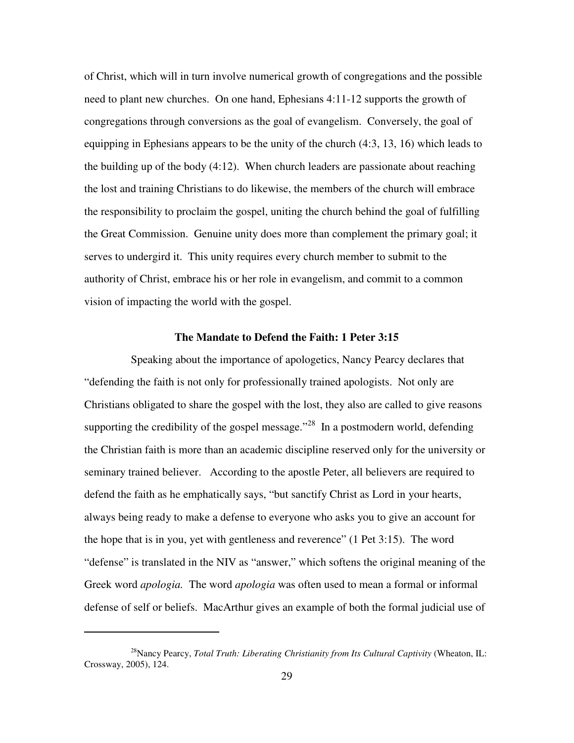of Christ, which will in turn involve numerical growth of congregations and the possible need to plant new churches. On one hand, Ephesians 4:11-12 supports the growth of congregations through conversions as the goal of evangelism. Conversely, the goal of equipping in Ephesians appears to be the unity of the church (4:3, 13, 16) which leads to the building up of the body (4:12). When church leaders are passionate about reaching the lost and training Christians to do likewise, the members of the church will embrace the responsibility to proclaim the gospel, uniting the church behind the goal of fulfilling the Great Commission. Genuine unity does more than complement the primary goal; it serves to undergird it. This unity requires every church member to submit to the authority of Christ, embrace his or her role in evangelism, and commit to a common vision of impacting the world with the gospel.

### The Mandate to Defend the Faith: 1 Peter 3:15

Speaking about the importance of apologetics, Nancy Pearcy declares that "defending the faith is not only for professionally trained apologists. Not only are Christians obligated to share the gospel with the lost, they also are called to give reasons supporting the credibility of the gospel message."[28] In a postmodern world, defending the Christian faith is more than an academic discipline reserved only for the university or seminary trained believer. According to the apostle Peter, all believers are required to defend the faith as he emphatically says, "but sanctify Christ as Lord in your hearts, always being ready to make a defense to everyone who asks you to give an account for the hope that is in you, yet with gentleness and reverence" (1 Pet 3:15). The word "defense" is translated in the NIV as "answer," which softens the original meaning of the Greek word *apologia.* The word *apologia* was often used to mean a formal or informal defense of self or beliefs. MacArthur gives an example of both the formal judicial use of

---

[28]Nancy Pearcy, *Total Truth: Liberating Christianity from Its Cultural Captivity* (Wheaton, IL: Crossway, 2005), 124.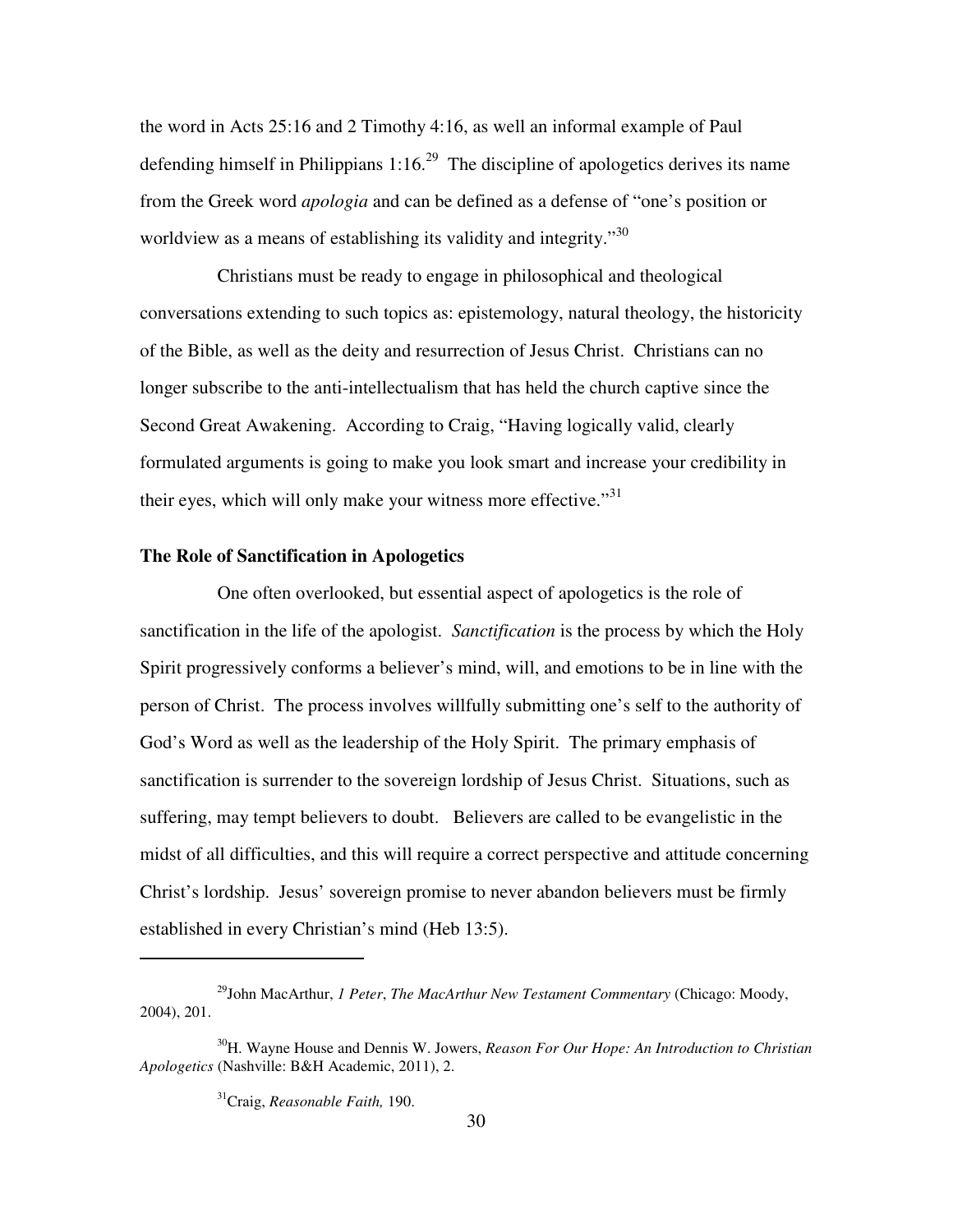the word in Acts 25:16 and 2 Timothy 4:16, as well an informal example of Paul defending himself in Philippians 1:16.[29] The discipline of apologetics derives its name from the Greek word *apologia* and can be defined as a defense of "one's position or worldview as a means of establishing its validity and integrity."[30]

Christians must be ready to engage in philosophical and theological conversations extending to such topics as: epistemology, natural theology, the historicity of the Bible, as well as the deity and resurrection of Jesus Christ. Christians can no longer subscribe to the anti-intellectualism that has held the church captive since the Second Great Awakening. According to Craig, "Having logically valid, clearly formulated arguments is going to make you look smart and increase your credibility in their eyes, which will only make your witness more effective."[31]

**The Role of Sanctification in Apologetics**

One often overlooked, but essential aspect of apologetics is the role of sanctification in the life of the apologist. *Sanctification* is the process by which the Holy Spirit progressively conforms a believer's mind, will, and emotions to be in line with the person of Christ. The process involves willfully submitting one's self to the authority of God's Word as well as the leadership of the Holy Spirit. The primary emphasis of sanctification is surrender to the sovereign lordship of Jesus Christ. Situations, such as suffering, may tempt believers to doubt. Believers are called to be evangelistic in the midst of all difficulties, and this will require a correct perspective and attitude concerning Christ's lordship. Jesus' sovereign promise to never abandon believers must be firmly established in every Christian's mind (Heb 13:5).

---

[29] John MacArthur, *1 Peter*, *The MacArthur New Testament Commentary* (Chicago: Moody, 2004), 201.

[30] H. Wayne House and Dennis W. Jowers, *Reason For Our Hope: An Introduction to Christian Apologetics* (Nashville: B&H Academic, 2011), 2.

[31] Craig, *Reasonable Faith,* 190.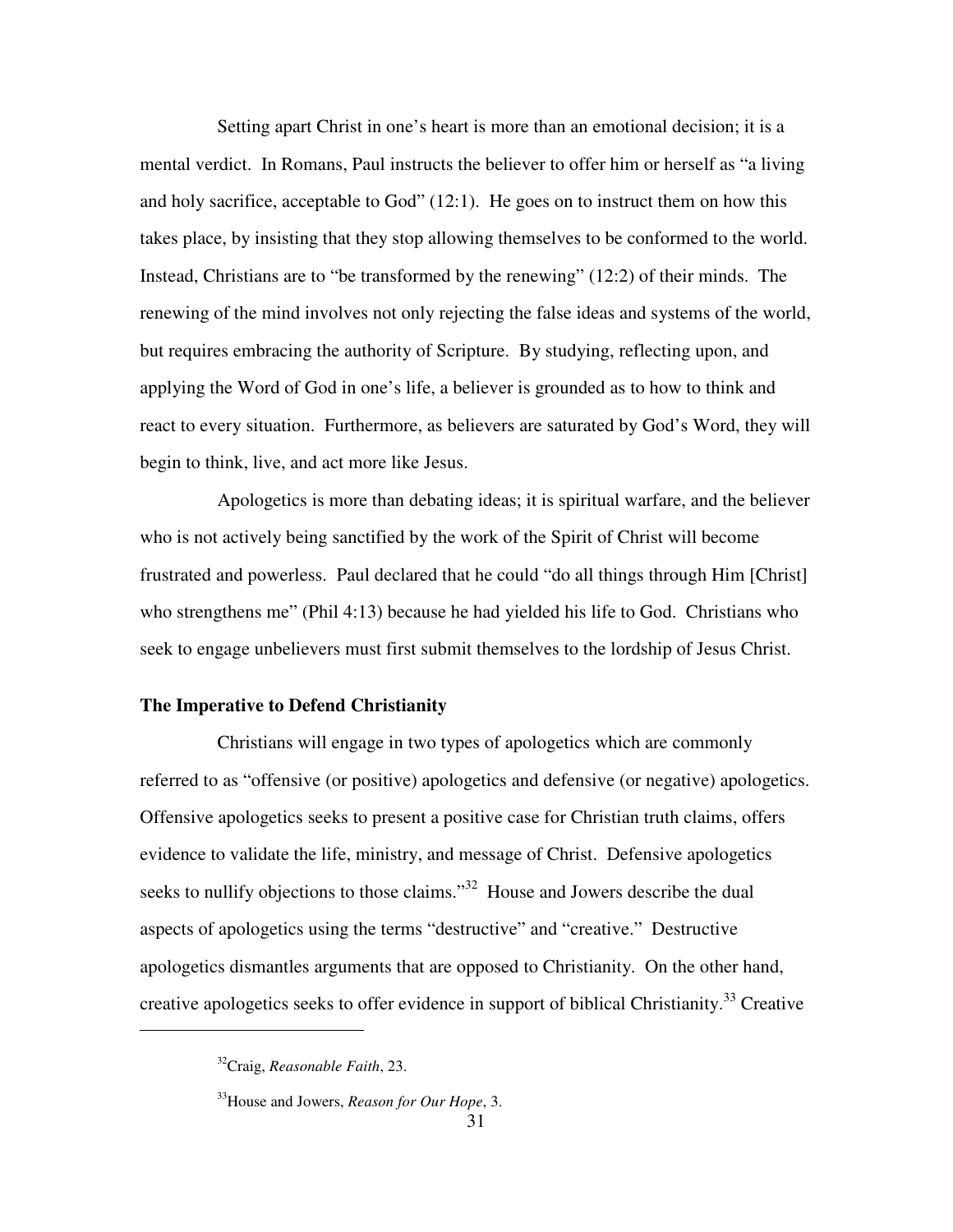Setting apart Christ in one's heart is more than an emotional decision; it is a mental verdict. In Romans, Paul instructs the believer to offer him or herself as "a living and holy sacrifice, acceptable to God" (12:1). He goes on to instruct them on how this takes place, by insisting that they stop allowing themselves to be conformed to the world. Instead, Christians are to "be transformed by the renewing" (12:2) of their minds. The renewing of the mind involves not only rejecting the false ideas and systems of the world, but requires embracing the authority of Scripture. By studying, reflecting upon, and applying the Word of God in one's life, a believer is grounded as to how to think and react to every situation. Furthermore, as believers are saturated by God's Word, they will begin to think, live, and act more like Jesus.

Apologetics is more than debating ideas; it is spiritual warfare, and the believer who is not actively being sanctified by the work of the Spirit of Christ will become frustrated and powerless. Paul declared that he could "do all things through Him [Christ] who strengthens me" (Phil 4:13) because he had yielded his life to God. Christians who seek to engage unbelievers must first submit themselves to the lordship of Jesus Christ.

**The Imperative to Defend Christianity**

Christians will engage in two types of apologetics which are commonly referred to as "offensive (or positive) apologetics and defensive (or negative) apologetics. Offensive apologetics seeks to present a positive case for Christian truth claims, offers evidence to validate the life, ministry, and message of Christ. Defensive apologetics seeks to nullify objections to those claims."[32] House and Jowers describe the dual aspects of apologetics using the terms "destructive" and "creative." Destructive apologetics dismantles arguments that are opposed to Christianity. On the other hand, creative apologetics seeks to offer evidence in support of biblical Christianity.[33] Creative

---

[32]Craig, *Reasonable Faith*, 23.

[33]House and Jowers, *Reason for Our Hope*, 3.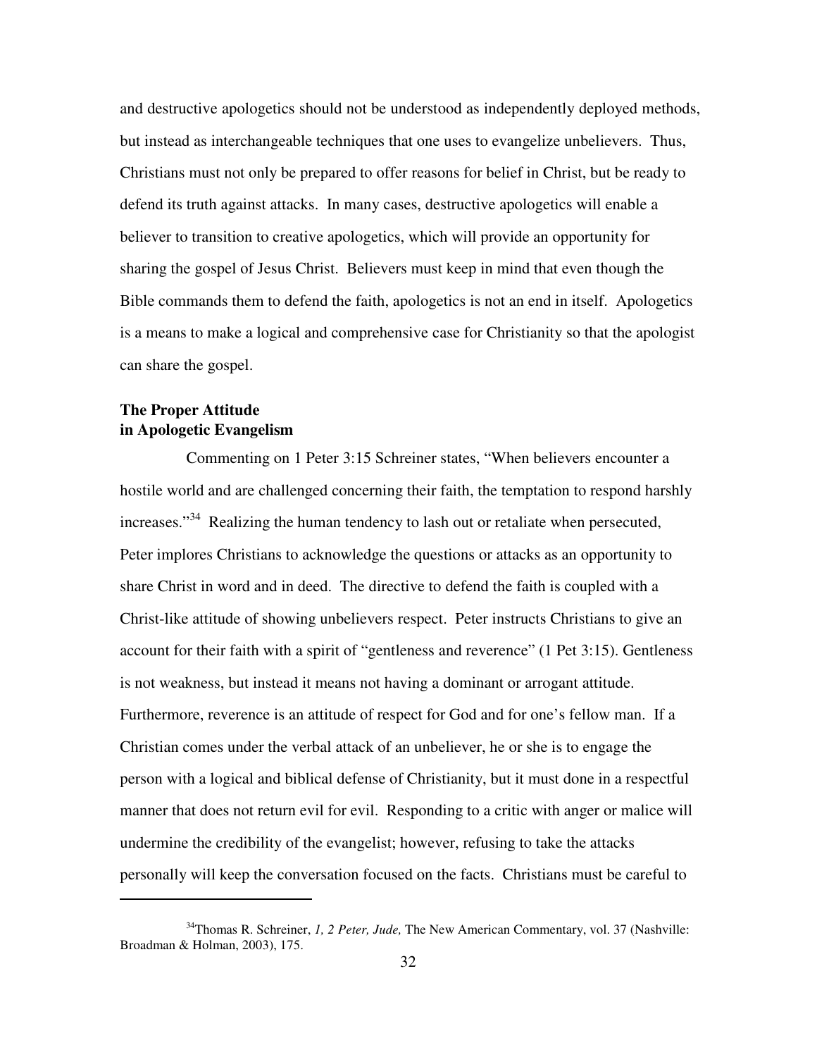and destructive apologetics should not be understood as independently deployed methods, but instead as interchangeable techniques that one uses to evangelize unbelievers. Thus, Christians must not only be prepared to offer reasons for belief in Christ, but be ready to defend its truth against attacks. In many cases, destructive apologetics will enable a believer to transition to creative apologetics, which will provide an opportunity for sharing the gospel of Jesus Christ. Believers must keep in mind that even though the Bible commands them to defend the faith, apologetics is not an end in itself. Apologetics is a means to make a logical and comprehensive case for Christianity so that the apologist can share the gospel.

### The Proper Attitude in Apologetic Evangelism

Commenting on 1 Peter 3:15 Schreiner states, "When believers encounter a hostile world and are challenged concerning their faith, the temptation to respond harshly increases."[34] Realizing the human tendency to lash out or retaliate when persecuted, Peter implores Christians to acknowledge the questions or attacks as an opportunity to share Christ in word and in deed. The directive to defend the faith is coupled with a Christ-like attitude of showing unbelievers respect. Peter instructs Christians to give an account for their faith with a spirit of "gentleness and reverence" (1 Pet 3:15). Gentleness is not weakness, but instead it means not having a dominant or arrogant attitude. Furthermore, reverence is an attitude of respect for God and for one's fellow man. If a Christian comes under the verbal attack of an unbeliever, he or she is to engage the person with a logical and biblical defense of Christianity, but it must done in a respectful manner that does not return evil for evil. Responding to a critic with anger or malice will undermine the credibility of the evangelist; however, refusing to take the attacks personally will keep the conversation focused on the facts. Christians must be careful to

---

[34]Thomas R. Schreiner, *1, 2 Peter, Jude,* The New American Commentary, vol. 37 (Nashville: Broadman & Holman, 2003), 175.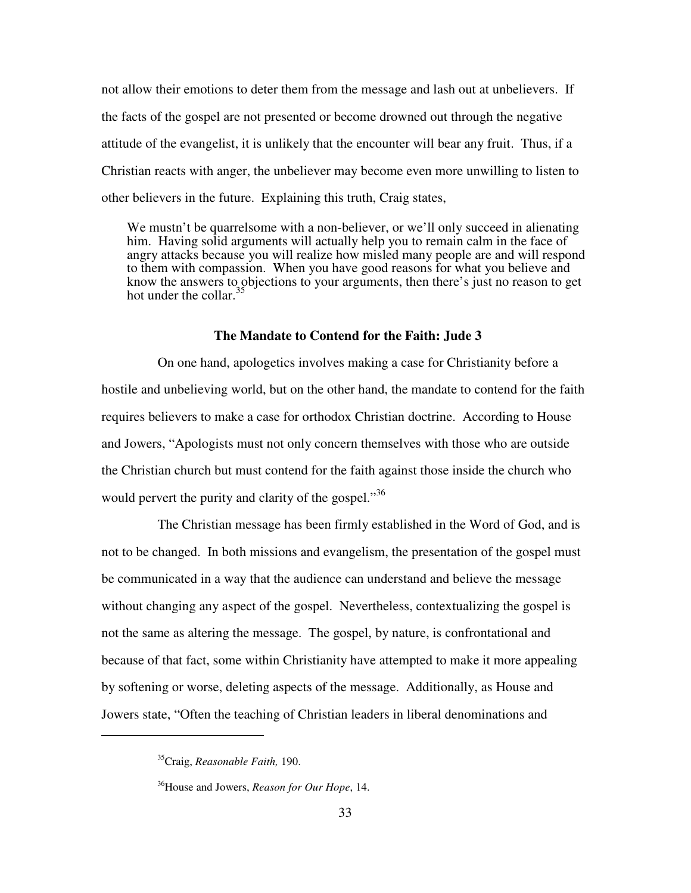not allow their emotions to deter them from the message and lash out at unbelievers. If the facts of the gospel are not presented or become drowned out through the negative attitude of the evangelist, it is unlikely that the encounter will bear any fruit. Thus, if a Christian reacts with anger, the unbeliever may become even more unwilling to listen to other believers in the future. Explaining this truth, Craig states,

> We mustn't be quarrelsome with a non-believer, or we'll only succeed in alienating him. Having solid arguments will actually help you to remain calm in the face of angry attacks because you will realize how misled many people are and will respond to them with compassion. When you have good reasons for what you believe and know the answers to objections to your arguments, then there's just no reason to get hot under the collar.[35]

### The Mandate to Contend for the Faith: Jude 3

On one hand, apologetics involves making a case for Christianity before a hostile and unbelieving world, but on the other hand, the mandate to contend for the faith requires believers to make a case for orthodox Christian doctrine. According to House and Jowers, "Apologists must not only concern themselves with those who are outside the Christian church but must contend for the faith against those inside the church who would pervert the purity and clarity of the gospel."[36]

The Christian message has been firmly established in the Word of God, and is not to be changed. In both missions and evangelism, the presentation of the gospel must be communicated in a way that the audience can understand and believe the message without changing any aspect of the gospel. Nevertheless, contextualizing the gospel is not the same as altering the message. The gospel, by nature, is confrontational and because of that fact, some within Christianity have attempted to make it more appealing by softening or worse, deleting aspects of the message. Additionally, as House and Jowers state, "Often the teaching of Christian leaders in liberal denominations and

---

[35]Craig, *Reasonable Faith,* 190.

[36]House and Jowers, *Reason for Our Hope*, 14.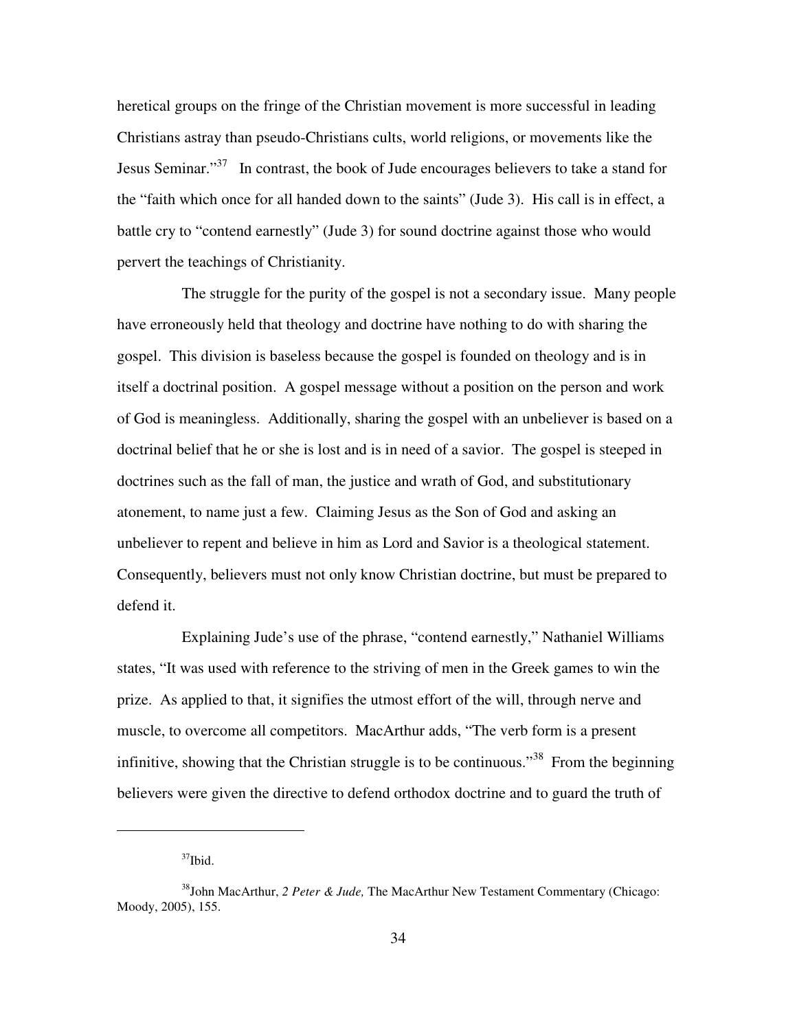heretical groups on the fringe of the Christian movement is more successful in leading Christians astray than pseudo-Christians cults, world religions, or movements like the Jesus Seminar."[37] In contrast, the book of Jude encourages believers to take a stand for the "faith which once for all handed down to the saints" (Jude 3). His call is in effect, a battle cry to "contend earnestly" (Jude 3) for sound doctrine against those who would pervert the teachings of Christianity.

The struggle for the purity of the gospel is not a secondary issue. Many people have erroneously held that theology and doctrine have nothing to do with sharing the gospel. This division is baseless because the gospel is founded on theology and is in itself a doctrinal position. A gospel message without a position on the person and work of God is meaningless. Additionally, sharing the gospel with an unbeliever is based on a doctrinal belief that he or she is lost and is in need of a savior. The gospel is steeped in doctrines such as the fall of man, the justice and wrath of God, and substitutionary atonement, to name just a few. Claiming Jesus as the Son of God and asking an unbeliever to repent and believe in him as Lord and Savior is a theological statement. Consequently, believers must not only know Christian doctrine, but must be prepared to defend it.

Explaining Jude's use of the phrase, "contend earnestly," Nathaniel Williams states, "It was used with reference to the striving of men in the Greek games to win the prize. As applied to that, it signifies the utmost effort of the will, through nerve and muscle, to overcome all competitors. MacArthur adds, "The verb form is a present infinitive, showing that the Christian struggle is to be continuous."[38] From the beginning believers were given the directive to defend orthodox doctrine and to guard the truth of

---

[37]Ibid.

[38]John MacArthur, *2 Peter & Jude,* The MacArthur New Testament Commentary (Chicago: Moody, 2005), 155.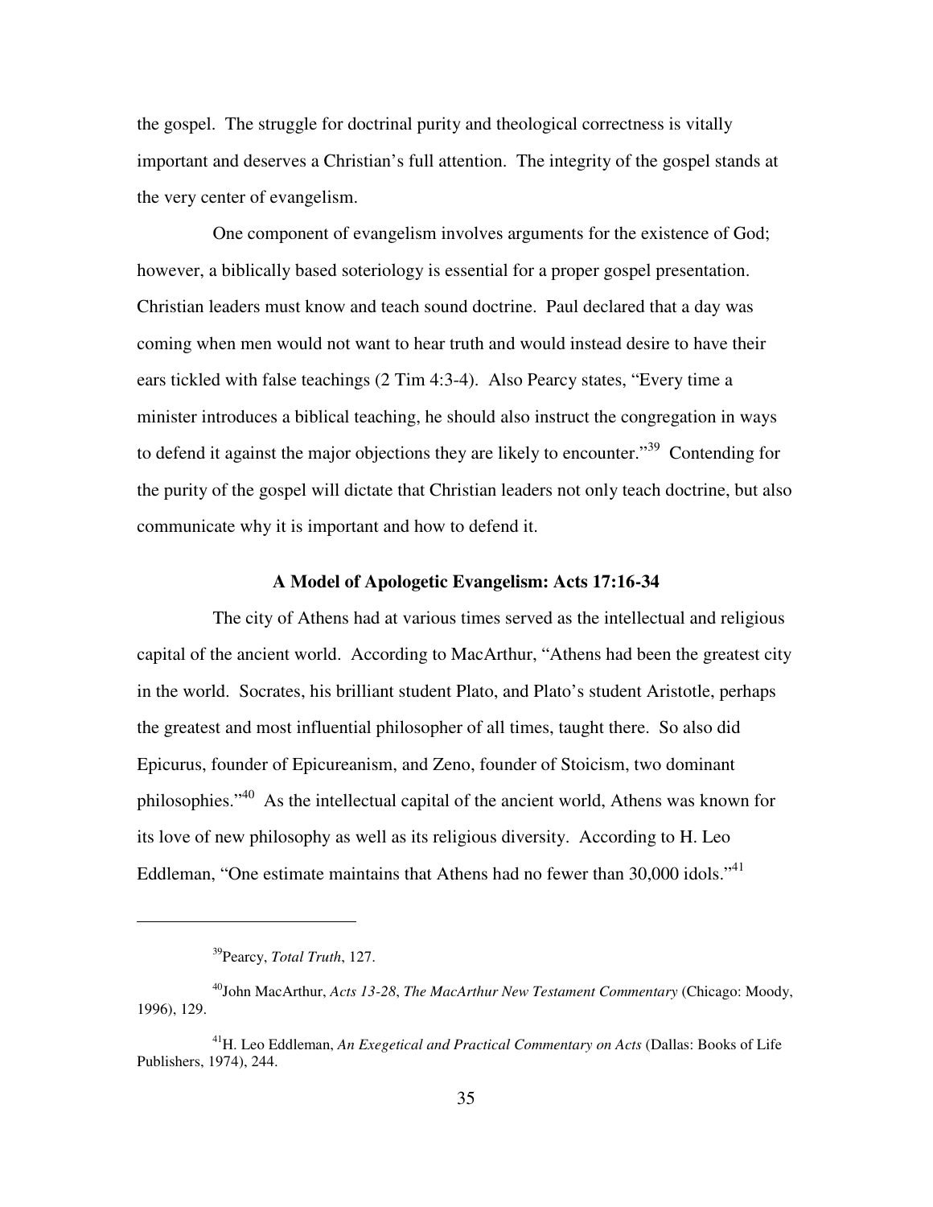the gospel. The struggle for doctrinal purity and theological correctness is vitally important and deserves a Christian's full attention. The integrity of the gospel stands at the very center of evangelism.

One component of evangelism involves arguments for the existence of God; however, a biblically based soteriology is essential for a proper gospel presentation. Christian leaders must know and teach sound doctrine. Paul declared that a day was coming when men would not want to hear truth and would instead desire to have their ears tickled with false teachings (2 Tim 4:3-4). Also Pearcy states, "Every time a minister introduces a biblical teaching, he should also instruct the congregation in ways to defend it against the major objections they are likely to encounter."[39] Contending for the purity of the gospel will dictate that Christian leaders not only teach doctrine, but also communicate why it is important and how to defend it.

### A Model of Apologetic Evangelism: Acts 17:16-34

The city of Athens had at various times served as the intellectual and religious capital of the ancient world. According to MacArthur, "Athens had been the greatest city in the world. Socrates, his brilliant student Plato, and Plato's student Aristotle, perhaps the greatest and most influential philosopher of all times, taught there. So also did Epicurus, founder of Epicureanism, and Zeno, founder of Stoicism, two dominant philosophies."[40] As the intellectual capital of the ancient world, Athens was known for its love of new philosophy as well as its religious diversity. According to H. Leo Eddleman, "One estimate maintains that Athens had no fewer than 30,000 idols."[41]

---

[39]Pearcy, *Total Truth*, 127.

[40]John MacArthur, *Acts 13-28*, *The MacArthur New Testament Commentary* (Chicago: Moody, 1996), 129.

[41]H. Leo Eddleman, *An Exegetical and Practical Commentary on Acts* (Dallas: Books of Life Publishers, 1974), 244.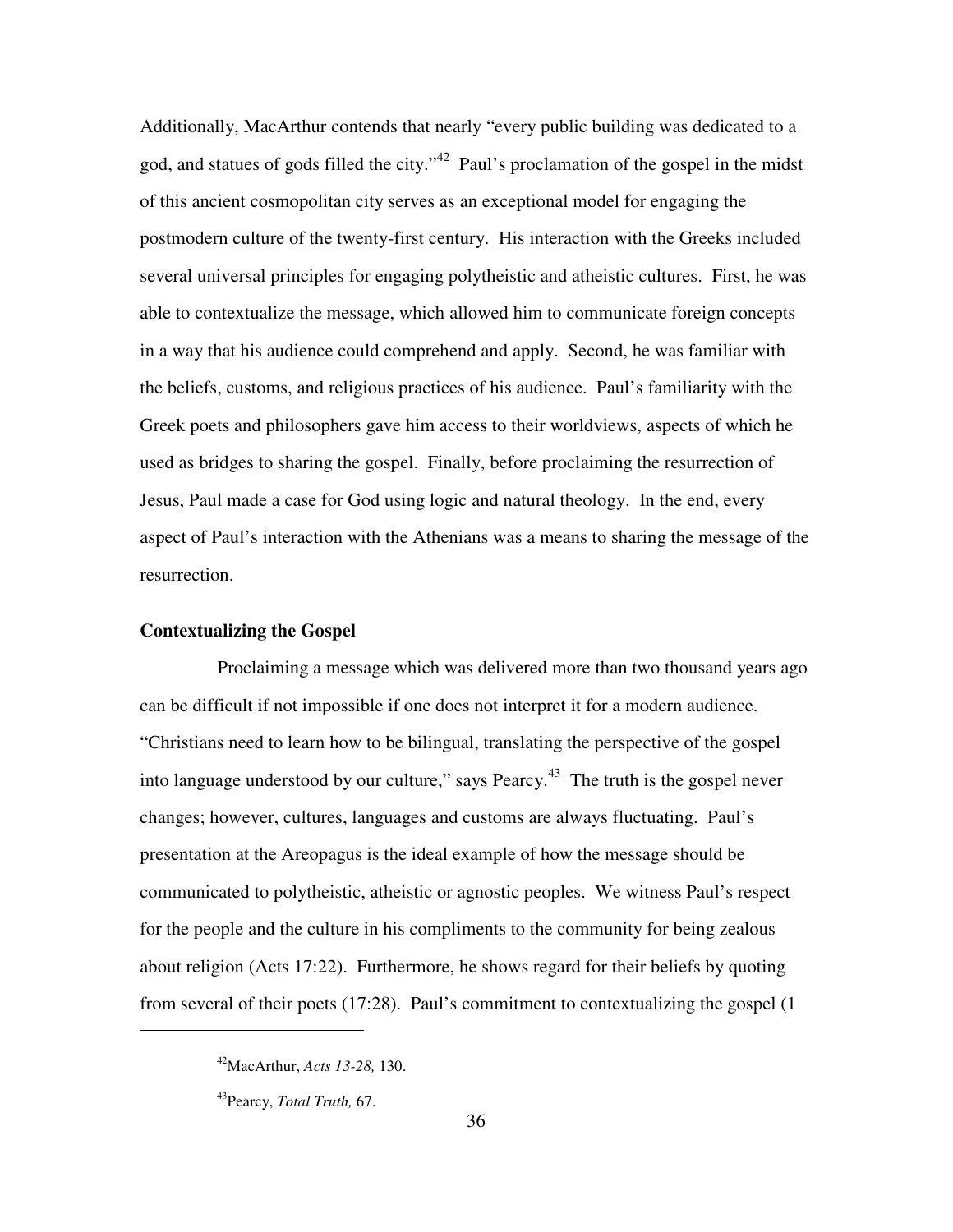Additionally, MacArthur contends that nearly "every public building was dedicated to a god, and statues of gods filled the city."[42] Paul's proclamation of the gospel in the midst of this ancient cosmopolitan city serves as an exceptional model for engaging the postmodern culture of the twenty-first century. His interaction with the Greeks included several universal principles for engaging polytheistic and atheistic cultures. First, he was able to contextualize the message, which allowed him to communicate foreign concepts in a way that his audience could comprehend and apply. Second, he was familiar with the beliefs, customs, and religious practices of his audience. Paul's familiarity with the Greek poets and philosophers gave him access to their worldviews, aspects of which he used as bridges to sharing the gospel. Finally, before proclaiming the resurrection of Jesus, Paul made a case for God using logic and natural theology. In the end, every aspect of Paul's interaction with the Athenians was a means to sharing the message of the resurrection.

**Contextualizing the Gospel**

Proclaiming a message which was delivered more than two thousand years ago can be difficult if not impossible if one does not interpret it for a modern audience. "Christians need to learn how to be bilingual, translating the perspective of the gospel into language understood by our culture," says Pearcy.[43] The truth is the gospel never changes; however, cultures, languages and customs are always fluctuating. Paul's presentation at the Areopagus is the ideal example of how the message should be communicated to polytheistic, atheistic or agnostic peoples. We witness Paul's respect for the people and the culture in his compliments to the community for being zealous about religion (Acts 17:22). Furthermore, he shows regard for their beliefs by quoting from several of their poets (17:28). Paul's commitment to contextualizing the gospel (1

---

[42]MacArthur, *Acts 13-28,* 130.

[43]Pearcy, *Total Truth,* 67.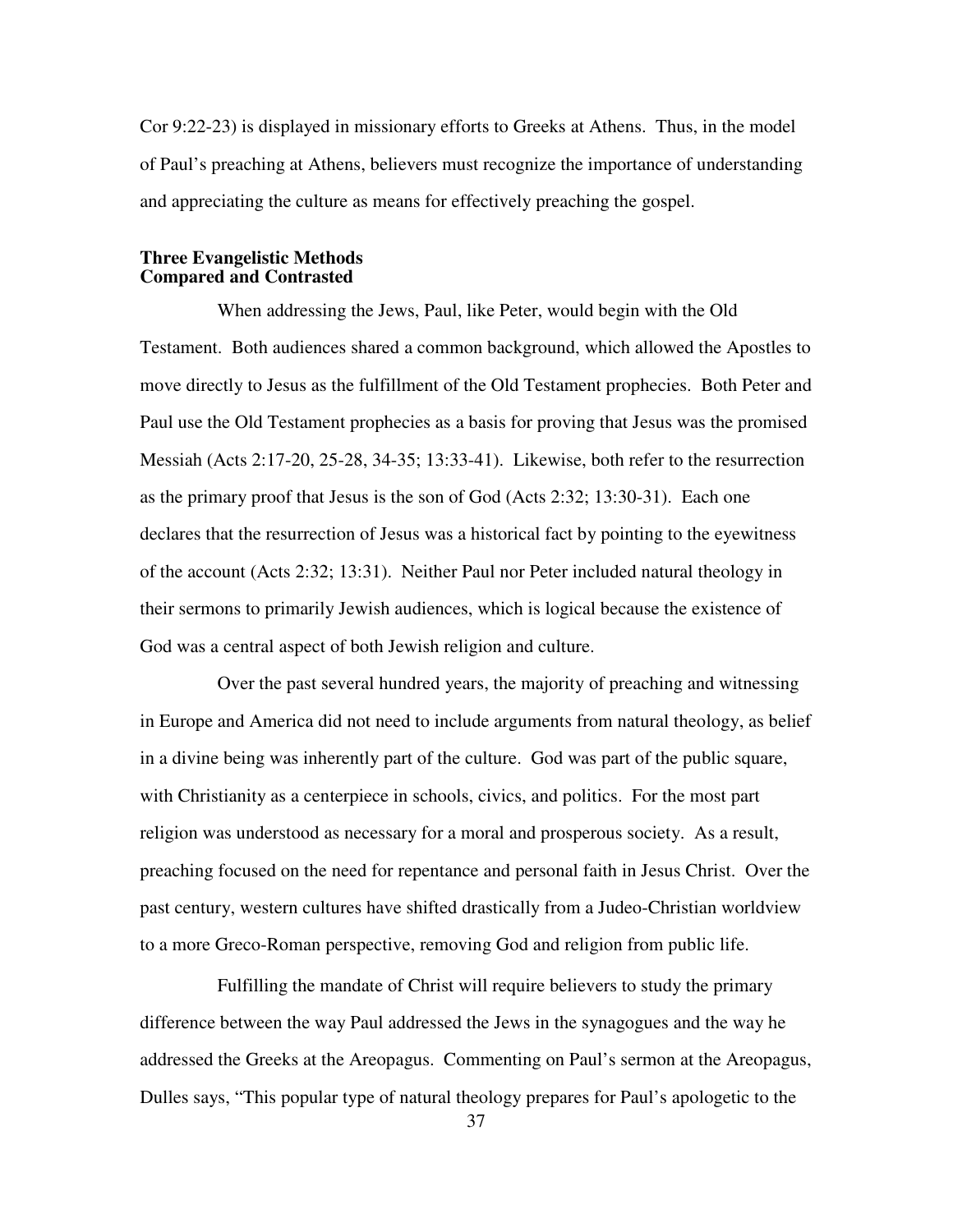Cor 9:22-23) is displayed in missionary efforts to Greeks at Athens. Thus, in the model of Paul's preaching at Athens, believers must recognize the importance of understanding and appreciating the culture as means for effectively preaching the gospel.

### Three Evangelistic Methods Compared and Contrasted

When addressing the Jews, Paul, like Peter, would begin with the Old Testament. Both audiences shared a common background, which allowed the Apostles to move directly to Jesus as the fulfillment of the Old Testament prophecies. Both Peter and Paul use the Old Testament prophecies as a basis for proving that Jesus was the promised Messiah (Acts 2:17-20, 25-28, 34-35; 13:33-41). Likewise, both refer to the resurrection as the primary proof that Jesus is the son of God (Acts 2:32; 13:30-31). Each one declares that the resurrection of Jesus was a historical fact by pointing to the eyewitness of the account (Acts 2:32; 13:31). Neither Paul nor Peter included natural theology in their sermons to primarily Jewish audiences, which is logical because the existence of God was a central aspect of both Jewish religion and culture.

Over the past several hundred years, the majority of preaching and witnessing in Europe and America did not need to include arguments from natural theology, as belief in a divine being was inherently part of the culture. God was part of the public square, with Christianity as a centerpiece in schools, civics, and politics. For the most part religion was understood as necessary for a moral and prosperous society. As a result, preaching focused on the need for repentance and personal faith in Jesus Christ. Over the past century, western cultures have shifted drastically from a Judeo-Christian worldview to a more Greco-Roman perspective, removing God and religion from public life.

Fulfilling the mandate of Christ will require believers to study the primary difference between the way Paul addressed the Jews in the synagogues and the way he addressed the Greeks at the Areopagus. Commenting on Paul's sermon at the Areopagus, Dulles says, "This popular type of natural theology prepares for Paul's apologetic to the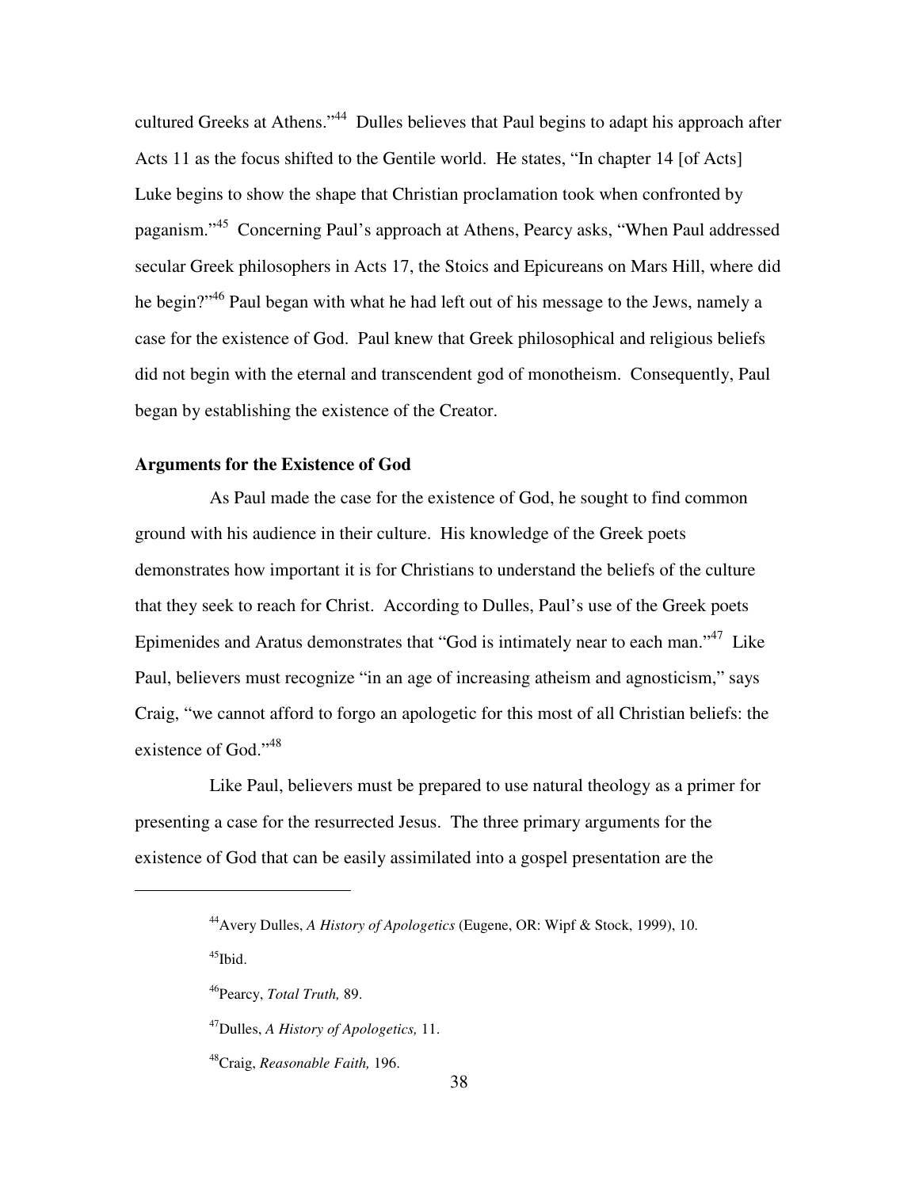cultured Greeks at Athens."[44] Dulles believes that Paul begins to adapt his approach after Acts 11 as the focus shifted to the Gentile world. He states, "In chapter 14 [of Acts] Luke begins to show the shape that Christian proclamation took when confronted by paganism."[45] Concerning Paul's approach at Athens, Pearcy asks, "When Paul addressed secular Greek philosophers in Acts 17, the Stoics and Epicureans on Mars Hill, where did he begin?"[46] Paul began with what he had left out of his message to the Jews, namely a case for the existence of God. Paul knew that Greek philosophical and religious beliefs did not begin with the eternal and transcendent god of monotheism. Consequently, Paul began by establishing the existence of the Creator.

**Arguments for the Existence of God**

As Paul made the case for the existence of God, he sought to find common ground with his audience in their culture. His knowledge of the Greek poets demonstrates how important it is for Christians to understand the beliefs of the culture that they seek to reach for Christ. According to Dulles, Paul's use of the Greek poets Epimenides and Aratus demonstrates that "God is intimately near to each man."[47] Like Paul, believers must recognize "in an age of increasing atheism and agnosticism," says Craig, "we cannot afford to forgo an apologetic for this most of all Christian beliefs: the existence of God."[48]

Like Paul, believers must be prepared to use natural theology as a primer for presenting a case for the resurrected Jesus. The three primary arguments for the existence of God that can be easily assimilated into a gospel presentation are the

---

[44]Avery Dulles, *A History of Apologetics* (Eugene, OR: Wipf & Stock, 1999), 10.

[45]Ibid.

[46]Pearcy, *Total Truth,* 89.

[47]Dulles, *A History of Apologetics,* 11.

[48]Craig, *Reasonable Faith,* 196.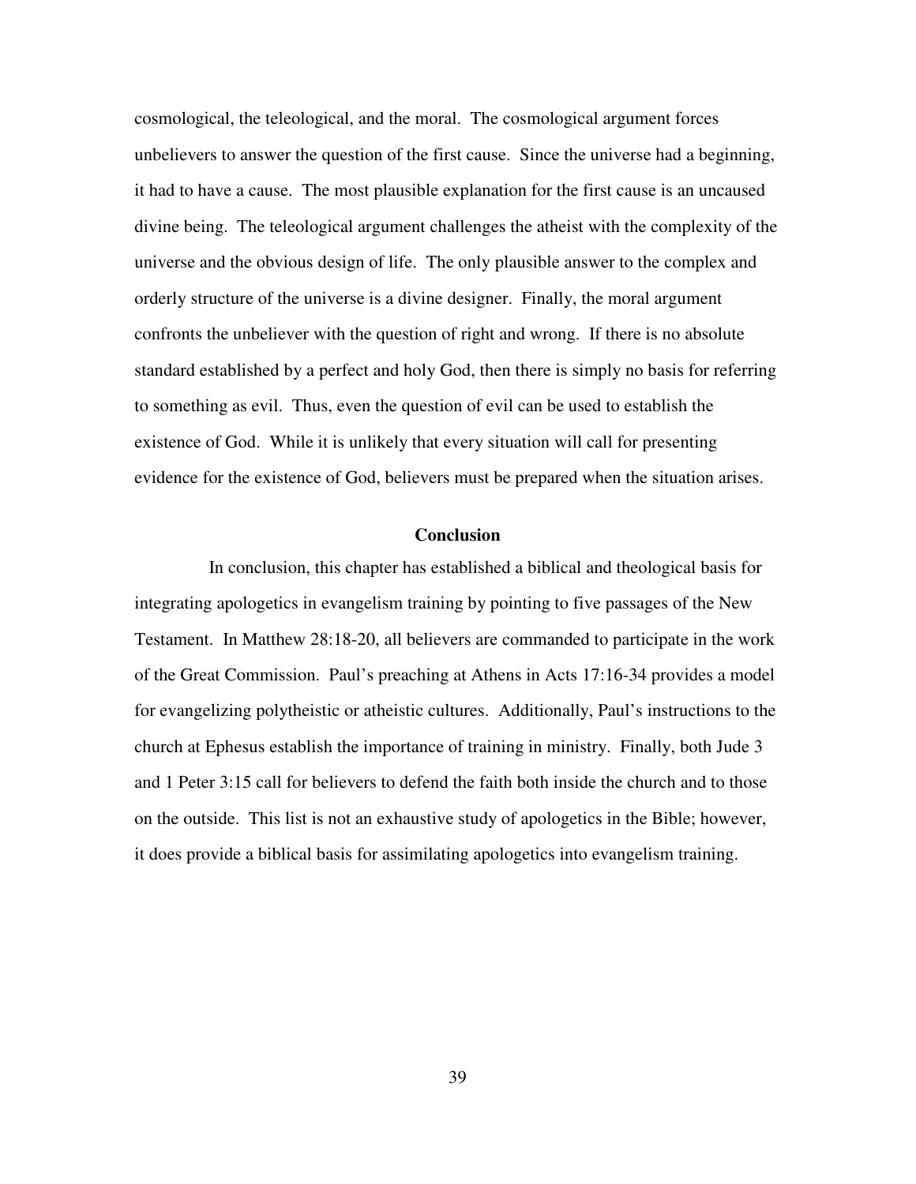cosmological, the teleological, and the moral. The cosmological argument forces unbelievers to answer the question of the first cause. Since the universe had a beginning, it had to have a cause. The most plausible explanation for the first cause is an uncaused divine being. The teleological argument challenges the atheist with the complexity of the universe and the obvious design of life. The only plausible answer to the complex and orderly structure of the universe is a divine designer. Finally, the moral argument confronts the unbeliever with the question of right and wrong. If there is no absolute standard established by a perfect and holy God, then there is simply no basis for referring to something as evil. Thus, even the question of evil can be used to establish the existence of God. While it is unlikely that every situation will call for presenting evidence for the existence of God, believers must be prepared when the situation arises.

## Conclusion

In conclusion, this chapter has established a biblical and theological basis for integrating apologetics in evangelism training by pointing to five passages of the New Testament. In Matthew 28:18-20, all believers are commanded to participate in the work of the Great Commission. Paul's preaching at Athens in Acts 17:16-34 provides a model for evangelizing polytheistic or atheistic cultures. Additionally, Paul's instructions to the church at Ephesus establish the importance of training in ministry. Finally, both Jude 3 and 1 Peter 3:15 call for believers to defend the faith both inside the church and to those on the outside. This list is not an exhaustive study of apologetics in the Bible; however, it does provide a biblical basis for assimilating apologetics into evangelism training.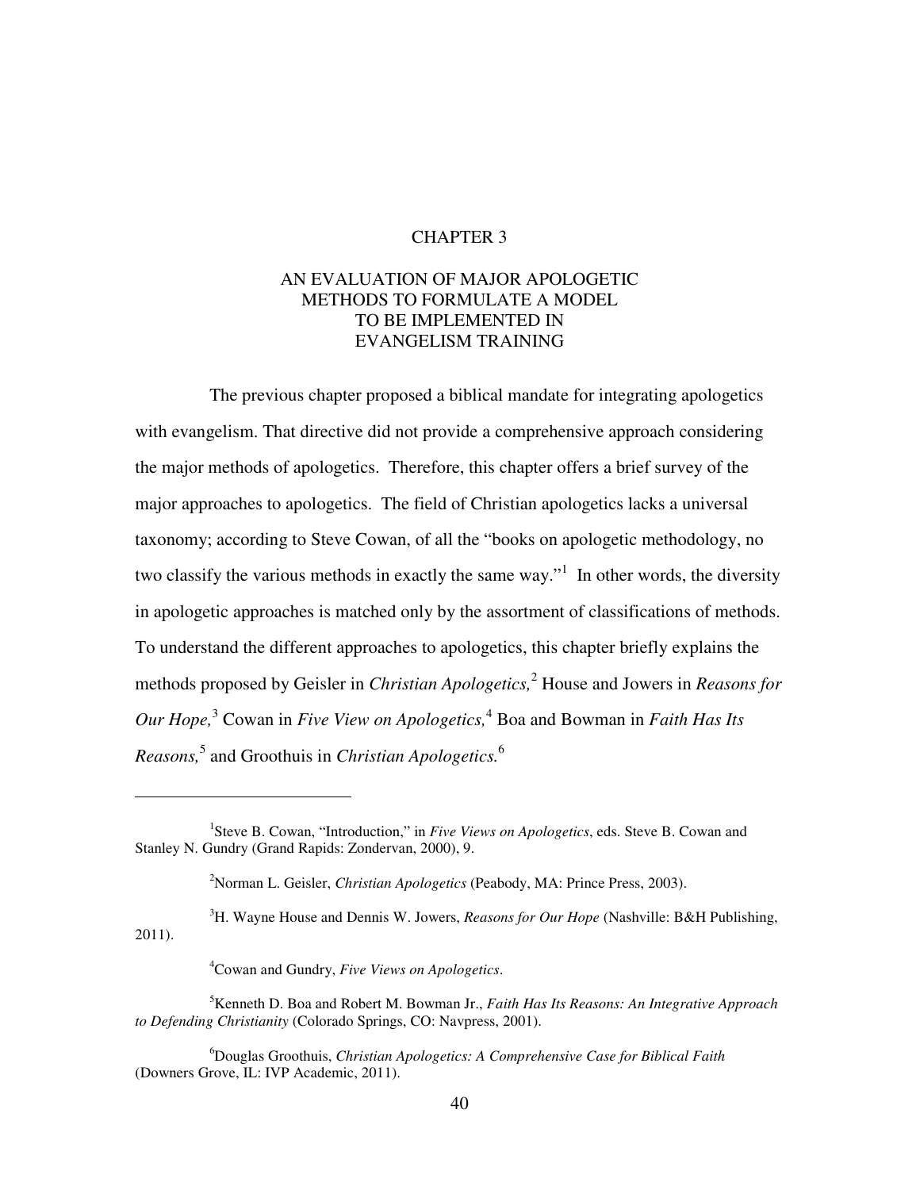# CHAPTER 3

## AN EVALUATION OF MAJOR APOLOGETIC METHODS TO FORMULATE A MODEL TO BE IMPLEMENTED IN EVANGELISM TRAINING

The previous chapter proposed a biblical mandate for integrating apologetics with evangelism. That directive did not provide a comprehensive approach considering the major methods of apologetics. Therefore, this chapter offers a brief survey of the major approaches to apologetics. The field of Christian apologetics lacks a universal taxonomy; according to Steve Cowan, of all the "books on apologetic methodology, no two classify the various methods in exactly the same way."[1] In other words, the diversity in apologetic approaches is matched only by the assortment of classifications of methods. To understand the different approaches to apologetics, this chapter briefly explains the methods proposed by Geisler in *Christian Apologetics,*[2] House and Jowers in *Reasons for Our Hope,*[3] Cowan in *Five View on Apologetics,*[4] Boa and Bowman in *Faith Has Its Reasons,*[5] and Groothuis in *Christian Apologetics.*[6]

---

[1]Steve B. Cowan, "Introduction," in *Five Views on Apologetics*, eds. Steve B. Cowan and Stanley N. Gundry (Grand Rapids: Zondervan, 2000), 9.

[2]Norman L. Geisler, *Christian Apologetics* (Peabody, MA: Prince Press, 2003).

[3]H. Wayne House and Dennis W. Jowers, *Reasons for Our Hope* (Nashville: B&H Publishing, 2011).

[4]Cowan and Gundry, *Five Views on Apologetics*.

[5]Kenneth D. Boa and Robert M. Bowman Jr., *Faith Has Its Reasons: An Integrative Approach to Defending Christianity* (Colorado Springs, CO: Navpress, 2001).

[6]Douglas Groothuis, *Christian Apologetics: A Comprehensive Case for Biblical Faith* (Downers Grove, IL: IVP Academic, 2011).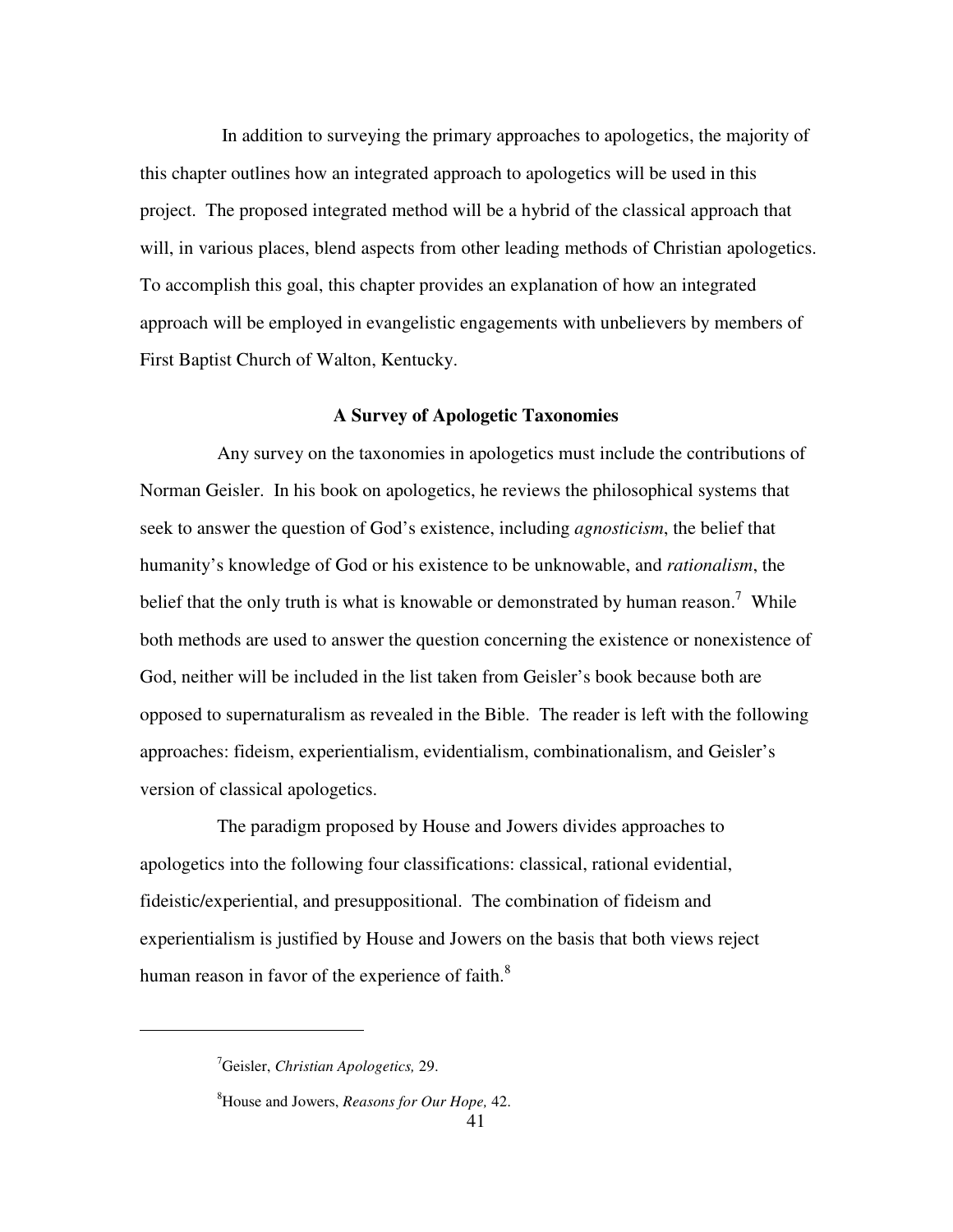In addition to surveying the primary approaches to apologetics, the majority of this chapter outlines how an integrated approach to apologetics will be used in this project. The proposed integrated method will be a hybrid of the classical approach that will, in various places, blend aspects from other leading methods of Christian apologetics. To accomplish this goal, this chapter provides an explanation of how an integrated approach will be employed in evangelistic engagements with unbelievers by members of First Baptist Church of Walton, Kentucky.

## A Survey of Apologetic Taxonomies

Any survey on the taxonomies in apologetics must include the contributions of Norman Geisler. In his book on apologetics, he reviews the philosophical systems that seek to answer the question of God's existence, including *agnosticism*, the belief that humanity's knowledge of God or his existence to be unknowable, and *rationalism*, the belief that the only truth is what is knowable or demonstrated by human reason.[7] While both methods are used to answer the question concerning the existence or nonexistence of God, neither will be included in the list taken from Geisler's book because both are opposed to supernaturalism as revealed in the Bible. The reader is left with the following approaches: fideism, experientialism, evidentialism, combinationalism, and Geisler's version of classical apologetics.

The paradigm proposed by House and Jowers divides approaches to apologetics into the following four classifications: classical, rational evidential, fideistic/experiential, and presuppositional. The combination of fideism and experientialism is justified by House and Jowers on the basis that both views reject human reason in favor of the experience of faith.[8]

---

[7]Geisler, *Christian Apologetics,* 29.

[8]House and Jowers, *Reasons for Our Hope,* 42.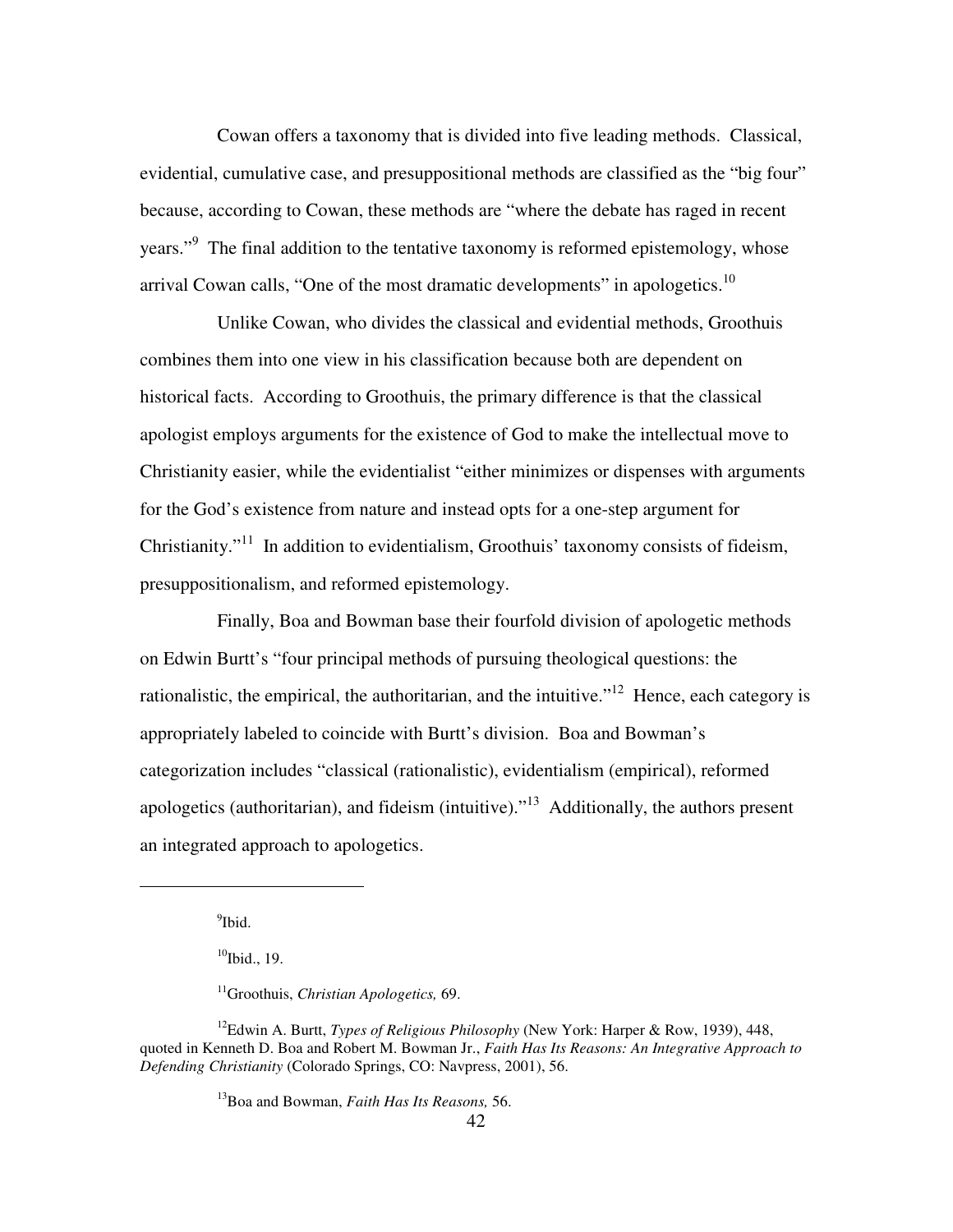Cowan offers a taxonomy that is divided into five leading methods. Classical, evidential, cumulative case, and presuppositional methods are classified as the "big four" because, according to Cowan, these methods are "where the debate has raged in recent years."[9] The final addition to the tentative taxonomy is reformed epistemology, whose arrival Cowan calls, "One of the most dramatic developments" in apologetics.[10]

Unlike Cowan, who divides the classical and evidential methods, Groothuis combines them into one view in his classification because both are dependent on historical facts. According to Groothuis, the primary difference is that the classical apologist employs arguments for the existence of God to make the intellectual move to Christianity easier, while the evidentialist "either minimizes or dispenses with arguments for the God's existence from nature and instead opts for a one-step argument for Christianity."[11] In addition to evidentialism, Groothuis' taxonomy consists of fideism, presuppositionalism, and reformed epistemology.

Finally, Boa and Bowman base their fourfold division of apologetic methods on Edwin Burtt's "four principal methods of pursuing theological questions: the rationalistic, the empirical, the authoritarian, and the intuitive."[12] Hence, each category is appropriately labeled to coincide with Burtt's division. Boa and Bowman's categorization includes "classical (rationalistic), evidentialism (empirical), reformed apologetics (authoritarian), and fideism (intuitive)."[13] Additionally, the authors present an integrated approach to apologetics.

---

[9]Ibid.

[10]Ibid., 19.

[11]Groothuis, *Christian Apologetics,* 69.

[12]Edwin A. Burtt, *Types of Religious Philosophy* (New York: Harper & Row, 1939), 448, quoted in Kenneth D. Boa and Robert M. Bowman Jr., *Faith Has Its Reasons: An Integrative Approach to Defending Christianity* (Colorado Springs, CO: Navpress, 2001), 56.

[13]Boa and Bowman, *Faith Has Its Reasons,* 56.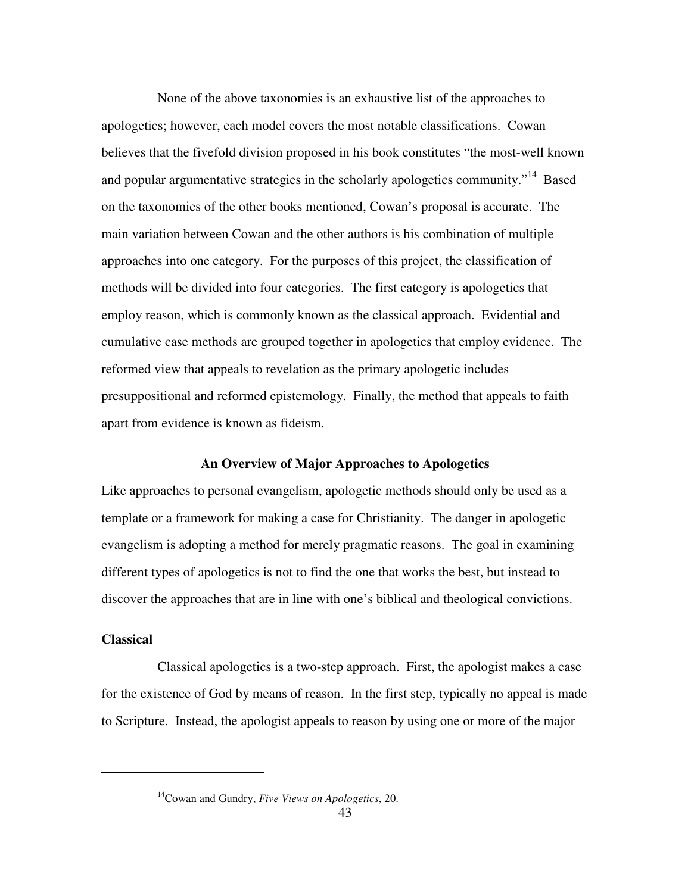None of the above taxonomies is an exhaustive list of the approaches to apologetics; however, each model covers the most notable classifications. Cowan believes that the fivefold division proposed in his book constitutes "the most-well known and popular argumentative strategies in the scholarly apologetics community."[14] Based on the taxonomies of the other books mentioned, Cowan's proposal is accurate. The main variation between Cowan and the other authors is his combination of multiple approaches into one category. For the purposes of this project, the classification of methods will be divided into four categories. The first category is apologetics that employ reason, which is commonly known as the classical approach. Evidential and cumulative case methods are grouped together in apologetics that employ evidence. The reformed view that appeals to revelation as the primary apologetic includes presuppositional and reformed epistemology. Finally, the method that appeals to faith apart from evidence is known as fideism.

## An Overview of Major Approaches to Apologetics

Like approaches to personal evangelism, apologetic methods should only be used as a template or a framework for making a case for Christianity. The danger in apologetic evangelism is adopting a method for merely pragmatic reasons. The goal in examining different types of apologetics is not to find the one that works the best, but instead to discover the approaches that are in line with one's biblical and theological convictions.

### Classical

Classical apologetics is a two-step approach. First, the apologist makes a case for the existence of God by means of reason. In the first step, typically no appeal is made to Scripture. Instead, the apologist appeals to reason by using one or more of the major

[14]Cowan and Gundry, *Five Views on Apologetics*, 20.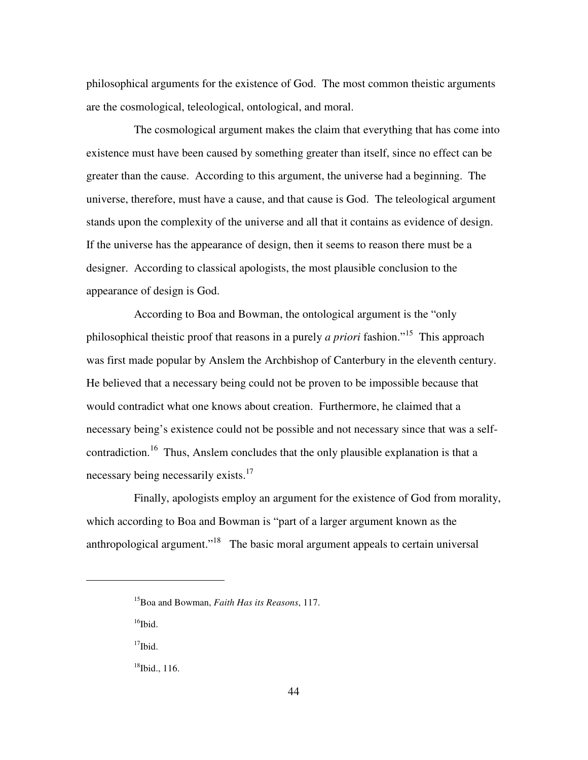philosophical arguments for the existence of God. The most common theistic arguments are the cosmological, teleological, ontological, and moral.

The cosmological argument makes the claim that everything that has come into existence must have been caused by something greater than itself, since no effect can be greater than the cause. According to this argument, the universe had a beginning. The universe, therefore, must have a cause, and that cause is God. The teleological argument stands upon the complexity of the universe and all that it contains as evidence of design. If the universe has the appearance of design, then it seems to reason there must be a designer. According to classical apologists, the most plausible conclusion to the appearance of design is God.

According to Boa and Bowman, the ontological argument is the "only philosophical theistic proof that reasons in a purely *a priori* fashion."[15] This approach was first made popular by Anslem the Archbishop of Canterbury in the eleventh century. He believed that a necessary being could not be proven to be impossible because that would contradict what one knows about creation. Furthermore, he claimed that a necessary being's existence could not be possible and not necessary since that was a self-contradiction.[16] Thus, Anslem concludes that the only plausible explanation is that a necessary being necessarily exists.[17]

Finally, apologists employ an argument for the existence of God from morality, which according to Boa and Bowman is "part of a larger argument known as the anthropological argument."[18] The basic moral argument appeals to certain universal

---

[15]Boa and Bowman, *Faith Has its Reasons*, 117.

[16]Ibid.

[17]Ibid.

[18]Ibid., 116.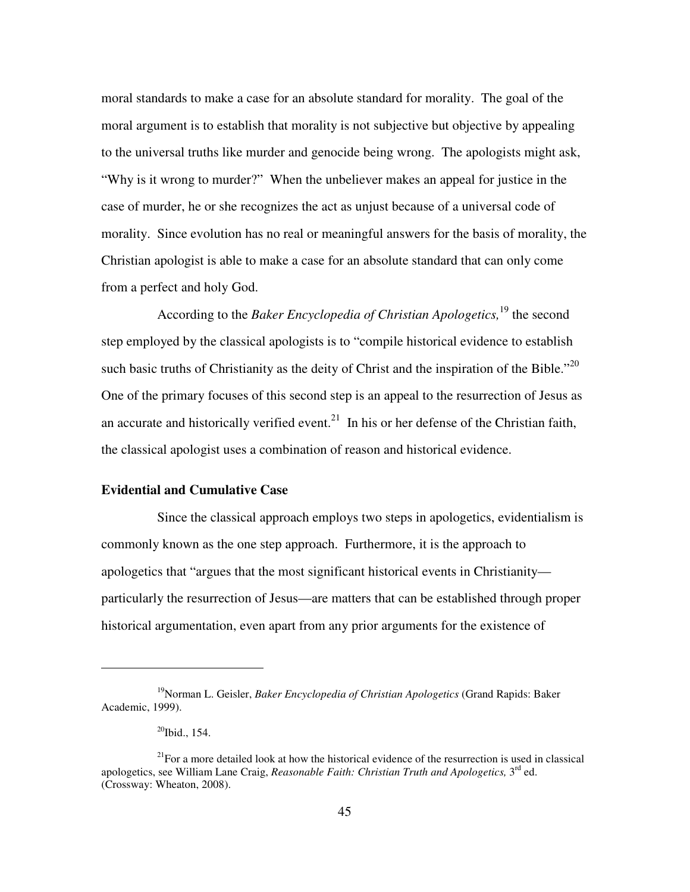moral standards to make a case for an absolute standard for morality. The goal of the moral argument is to establish that morality is not subjective but objective by appealing to the universal truths like murder and genocide being wrong. The apologists might ask, "Why is it wrong to murder?" When the unbeliever makes an appeal for justice in the case of murder, he or she recognizes the act as unjust because of a universal code of morality. Since evolution has no real or meaningful answers for the basis of morality, the Christian apologist is able to make a case for an absolute standard that can only come from a perfect and holy God.

According to the *Baker Encyclopedia of Christian Apologetics,*[19] the second step employed by the classical apologists is to "compile historical evidence to establish such basic truths of Christianity as the deity of Christ and the inspiration of the Bible."[20] One of the primary focuses of this second step is an appeal to the resurrection of Jesus as an accurate and historically verified event.[21] In his or her defense of the Christian faith, the classical apologist uses a combination of reason and historical evidence.

**Evidential and Cumulative Case**

Since the classical approach employs two steps in apologetics, evidentialism is commonly known as the one step approach. Furthermore, it is the approach to apologetics that "argues that the most significant historical events in Christianity—particularly the resurrection of Jesus—are matters that can be established through proper historical argumentation, even apart from any prior arguments for the existence of

---

[19]Norman L. Geisler, *Baker Encyclopedia of Christian Apologetics* (Grand Rapids: Baker Academic, 1999).

[20]Ibid., 154.

[21]For a more detailed look at how the historical evidence of the resurrection is used in classical apologetics, see William Lane Craig, *Reasonable Faith: Christian Truth and Apologetics,* 3rd ed. (Crossway: Wheaton, 2008).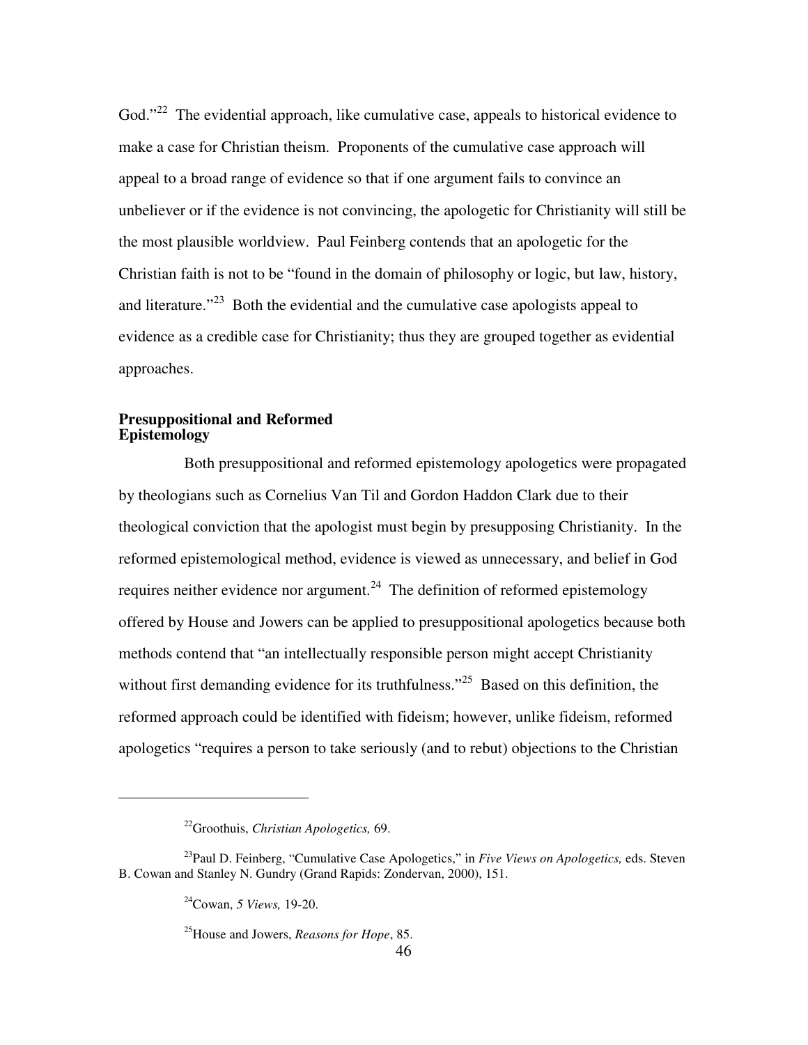God."[22] The evidential approach, like cumulative case, appeals to historical evidence to make a case for Christian theism. Proponents of the cumulative case approach will appeal to a broad range of evidence so that if one argument fails to convince an unbeliever or if the evidence is not convincing, the apologetic for Christianity will still be the most plausible worldview. Paul Feinberg contends that an apologetic for the Christian faith is not to be "found in the domain of philosophy or logic, but law, history, and literature."[23] Both the evidential and the cumulative case apologists appeal to evidence as a credible case for Christianity; thus they are grouped together as evidential approaches.

**Presuppositional and Reformed Epistemology**

Both presuppositional and reformed epistemology apologetics were propagated by theologians such as Cornelius Van Til and Gordon Haddon Clark due to their theological conviction that the apologist must begin by presupposing Christianity. In the reformed epistemological method, evidence is viewed as unnecessary, and belief in God requires neither evidence nor argument.[24] The definition of reformed epistemology offered by House and Jowers can be applied to presuppositional apologetics because both methods contend that "an intellectually responsible person might accept Christianity without first demanding evidence for its truthfulness."[25] Based on this definition, the reformed approach could be identified with fideism; however, unlike fideism, reformed apologetics "requires a person to take seriously (and to rebut) objections to the Christian

---

[22]Groothuis, *Christian Apologetics,* 69.

[23]Paul D. Feinberg, "Cumulative Case Apologetics," in *Five Views on Apologetics,* eds. Steven B. Cowan and Stanley N. Gundry (Grand Rapids: Zondervan, 2000), 151.

[24]Cowan, *5 Views,* 19-20.

[25]House and Jowers, *Reasons for Hope*, 85.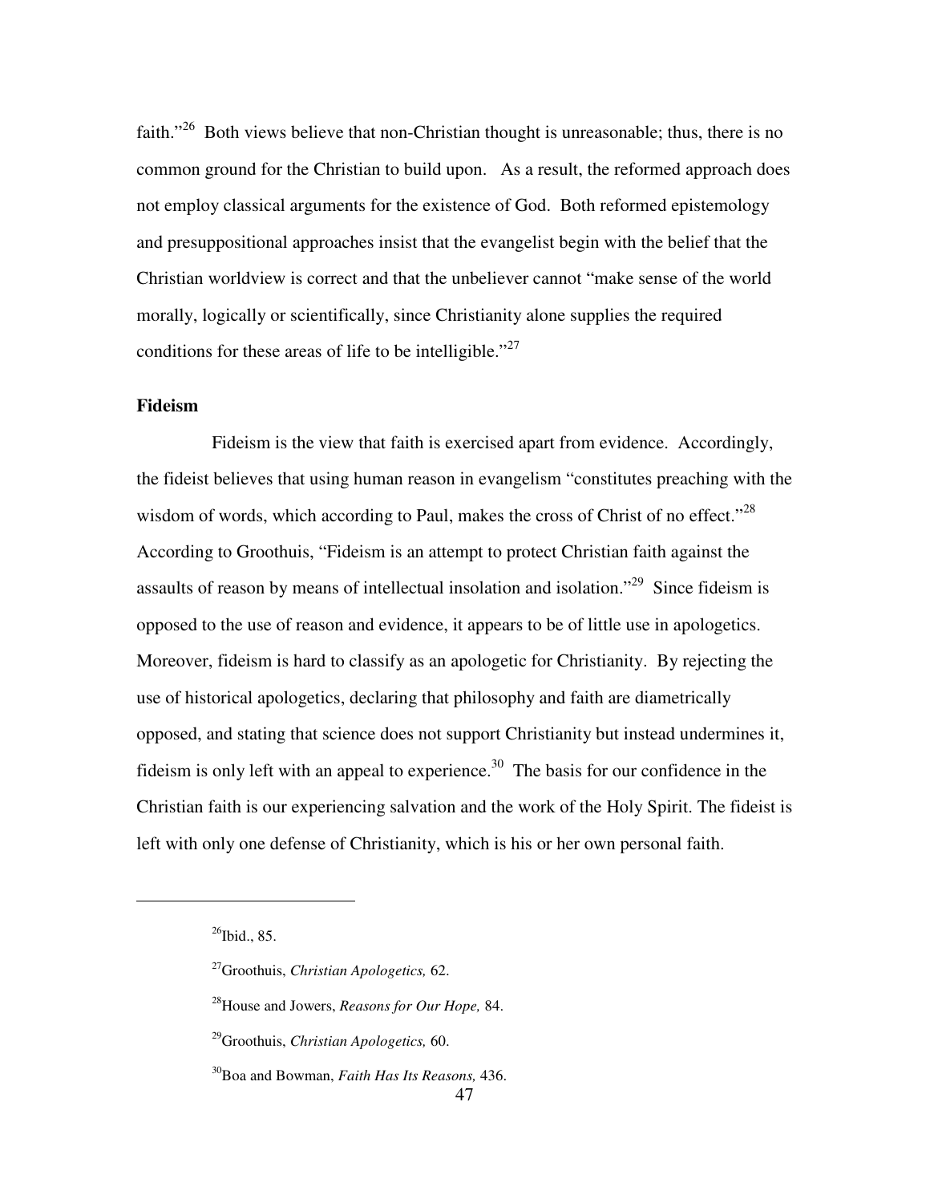faith."[26] Both views believe that non-Christian thought is unreasonable; thus, there is no common ground for the Christian to build upon. As a result, the reformed approach does not employ classical arguments for the existence of God. Both reformed epistemology and presuppositional approaches insist that the evangelist begin with the belief that the Christian worldview is correct and that the unbeliever cannot "make sense of the world morally, logically or scientifically, since Christianity alone supplies the required conditions for these areas of life to be intelligible."[27]

**Fideism**

Fideism is the view that faith is exercised apart from evidence. Accordingly, the fideist believes that using human reason in evangelism "constitutes preaching with the wisdom of words, which according to Paul, makes the cross of Christ of no effect."[28] According to Groothuis, "Fideism is an attempt to protect Christian faith against the assaults of reason by means of intellectual insolation and isolation."[29] Since fideism is opposed to the use of reason and evidence, it appears to be of little use in apologetics. Moreover, fideism is hard to classify as an apologetic for Christianity. By rejecting the use of historical apologetics, declaring that philosophy and faith are diametrically opposed, and stating that science does not support Christianity but instead undermines it, fideism is only left with an appeal to experience.[30] The basis for our confidence in the Christian faith is our experiencing salvation and the work of the Holy Spirit. The fideist is left with only one defense of Christianity, which is his or her own personal faith.

---

[26] Ibid., 85.

[27] Groothuis, *Christian Apologetics,* 62.

[28] House and Jowers, *Reasons for Our Hope,* 84.

[29] Groothuis, *Christian Apologetics,* 60.

[30] Boa and Bowman, *Faith Has Its Reasons,* 436.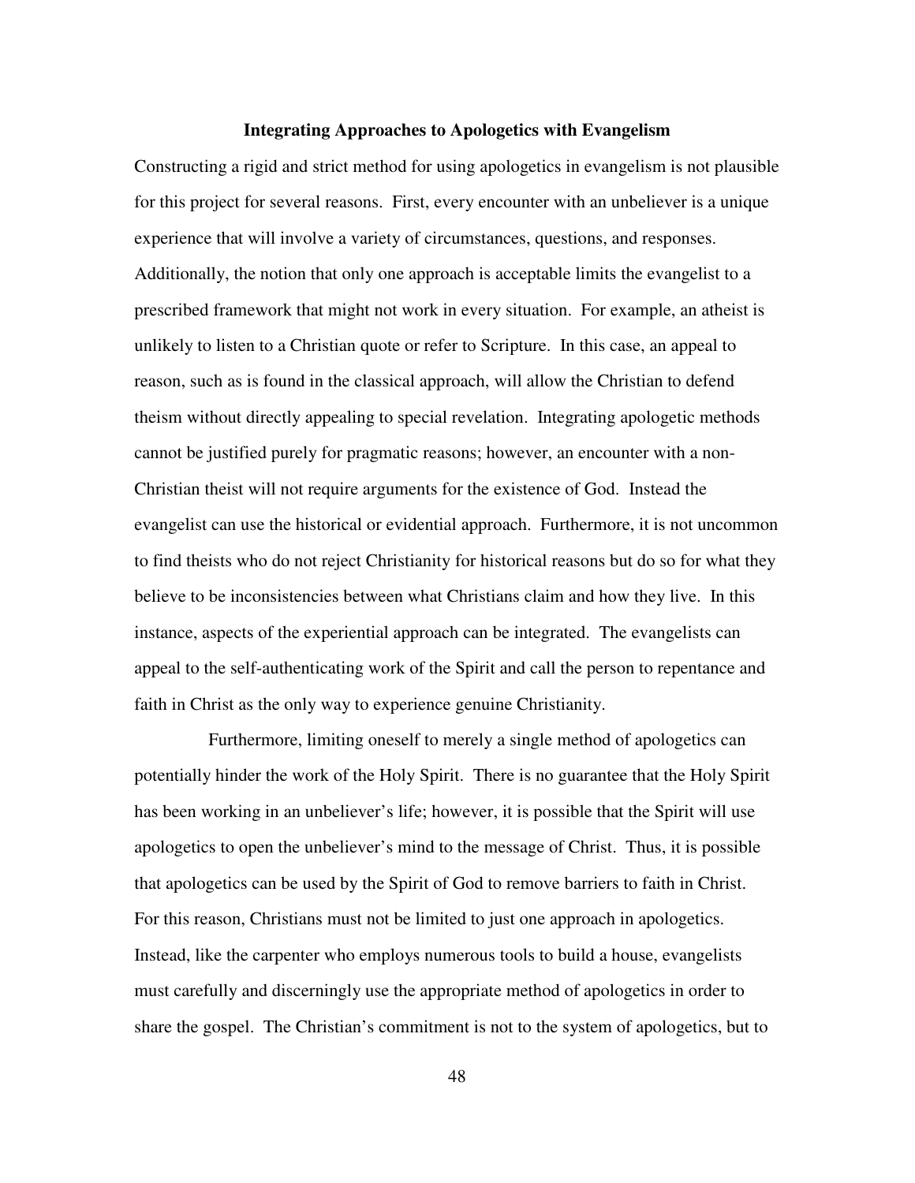## Integrating Approaches to Apologetics with Evangelism

Constructing a rigid and strict method for using apologetics in evangelism is not plausible for this project for several reasons. First, every encounter with an unbeliever is a unique experience that will involve a variety of circumstances, questions, and responses. Additionally, the notion that only one approach is acceptable limits the evangelist to a prescribed framework that might not work in every situation. For example, an atheist is unlikely to listen to a Christian quote or refer to Scripture. In this case, an appeal to reason, such as is found in the classical approach, will allow the Christian to defend theism without directly appealing to special revelation. Integrating apologetic methods cannot be justified purely for pragmatic reasons; however, an encounter with a non-Christian theist will not require arguments for the existence of God. Instead the evangelist can use the historical or evidential approach. Furthermore, it is not uncommon to find theists who do not reject Christianity for historical reasons but do so for what they believe to be inconsistencies between what Christians claim and how they live. In this instance, aspects of the experiential approach can be integrated. The evangelists can appeal to the self-authenticating work of the Spirit and call the person to repentance and faith in Christ as the only way to experience genuine Christianity.

Furthermore, limiting oneself to merely a single method of apologetics can potentially hinder the work of the Holy Spirit. There is no guarantee that the Holy Spirit has been working in an unbeliever's life; however, it is possible that the Spirit will use apologetics to open the unbeliever's mind to the message of Christ. Thus, it is possible that apologetics can be used by the Spirit of God to remove barriers to faith in Christ. For this reason, Christians must not be limited to just one approach in apologetics. Instead, like the carpenter who employs numerous tools to build a house, evangelists must carefully and discerningly use the appropriate method of apologetics in order to share the gospel. The Christian's commitment is not to the system of apologetics, but to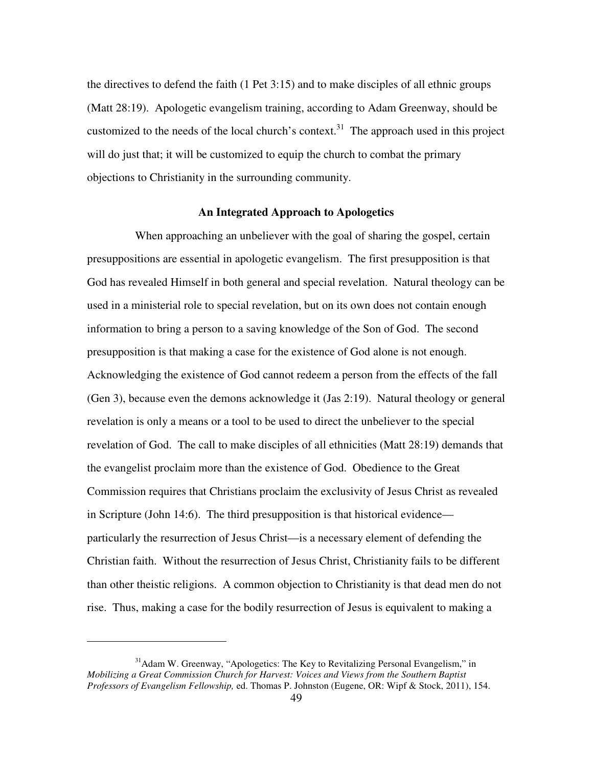the directives to defend the faith (1 Pet 3:15) and to make disciples of all ethnic groups (Matt 28:19). Apologetic evangelism training, according to Adam Greenway, should be customized to the needs of the local church's context.[31] The approach used in this project will do just that; it will be customized to equip the church to combat the primary objections to Christianity in the surrounding community.

## An Integrated Approach to Apologetics

When approaching an unbeliever with the goal of sharing the gospel, certain presuppositions are essential in apologetic evangelism. The first presupposition is that God has revealed Himself in both general and special revelation. Natural theology can be used in a ministerial role to special revelation, but on its own does not contain enough information to bring a person to a saving knowledge of the Son of God. The second presupposition is that making a case for the existence of God alone is not enough. Acknowledging the existence of God cannot redeem a person from the effects of the fall (Gen 3), because even the demons acknowledge it (Jas 2:19). Natural theology or general revelation is only a means or a tool to be used to direct the unbeliever to the special revelation of God. The call to make disciples of all ethnicities (Matt 28:19) demands that the evangelist proclaim more than the existence of God. Obedience to the Great Commission requires that Christians proclaim the exclusivity of Jesus Christ as revealed in Scripture (John 14:6). The third presupposition is that historical evidence—particularly the resurrection of Jesus Christ—is a necessary element of defending the Christian faith. Without the resurrection of Jesus Christ, Christianity fails to be different than other theistic religions. A common objection to Christianity is that dead men do not rise. Thus, making a case for the bodily resurrection of Jesus is equivalent to making a

---

[31] Adam W. Greenway, "Apologetics: The Key to Revitalizing Personal Evangelism," in *Mobilizing a Great Commission Church for Harvest: Voices and Views from the Southern Baptist Professors of Evangelism Fellowship,* ed. Thomas P. Johnston (Eugene, OR: Wipf & Stock, 2011), 154.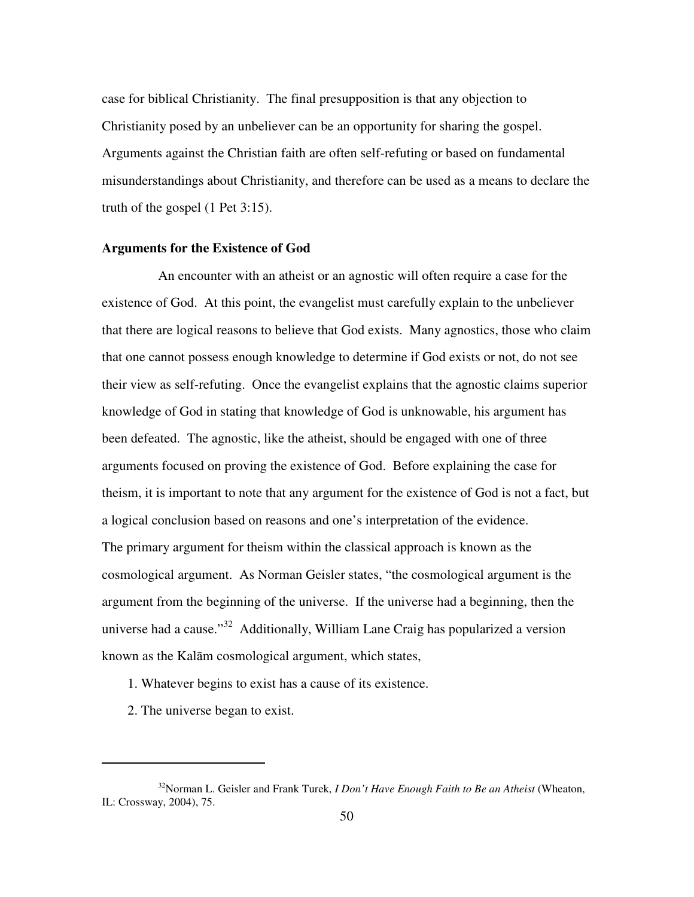case for biblical Christianity. The final presupposition is that any objection to Christianity posed by an unbeliever can be an opportunity for sharing the gospel. Arguments against the Christian faith are often self-refuting or based on fundamental misunderstandings about Christianity, and therefore can be used as a means to declare the truth of the gospel (1 Pet 3:15).

**Arguments for the Existence of God**

An encounter with an atheist or an agnostic will often require a case for the existence of God. At this point, the evangelist must carefully explain to the unbeliever that there are logical reasons to believe that God exists. Many agnostics, those who claim that one cannot possess enough knowledge to determine if God exists or not, do not see their view as self-refuting. Once the evangelist explains that the agnostic claims superior knowledge of God in stating that knowledge of God is unknowable, his argument has been defeated. The agnostic, like the atheist, should be engaged with one of three arguments focused on proving the existence of God. Before explaining the case for theism, it is important to note that any argument for the existence of God is not a fact, but a logical conclusion based on reasons and one's interpretation of the evidence.

The primary argument for theism within the classical approach is known as the cosmological argument. As Norman Geisler states, "the cosmological argument is the argument from the beginning of the universe. If the universe had a beginning, then the universe had a cause."[32] Additionally, William Lane Craig has popularized a version known as the Kalām cosmological argument, which states,

1. Whatever begins to exist has a cause of its existence.
2. The universe began to exist.

---

[32]Norman L. Geisler and Frank Turek, *I Don't Have Enough Faith to Be an Atheist* (Wheaton, IL: Crossway, 2004), 75.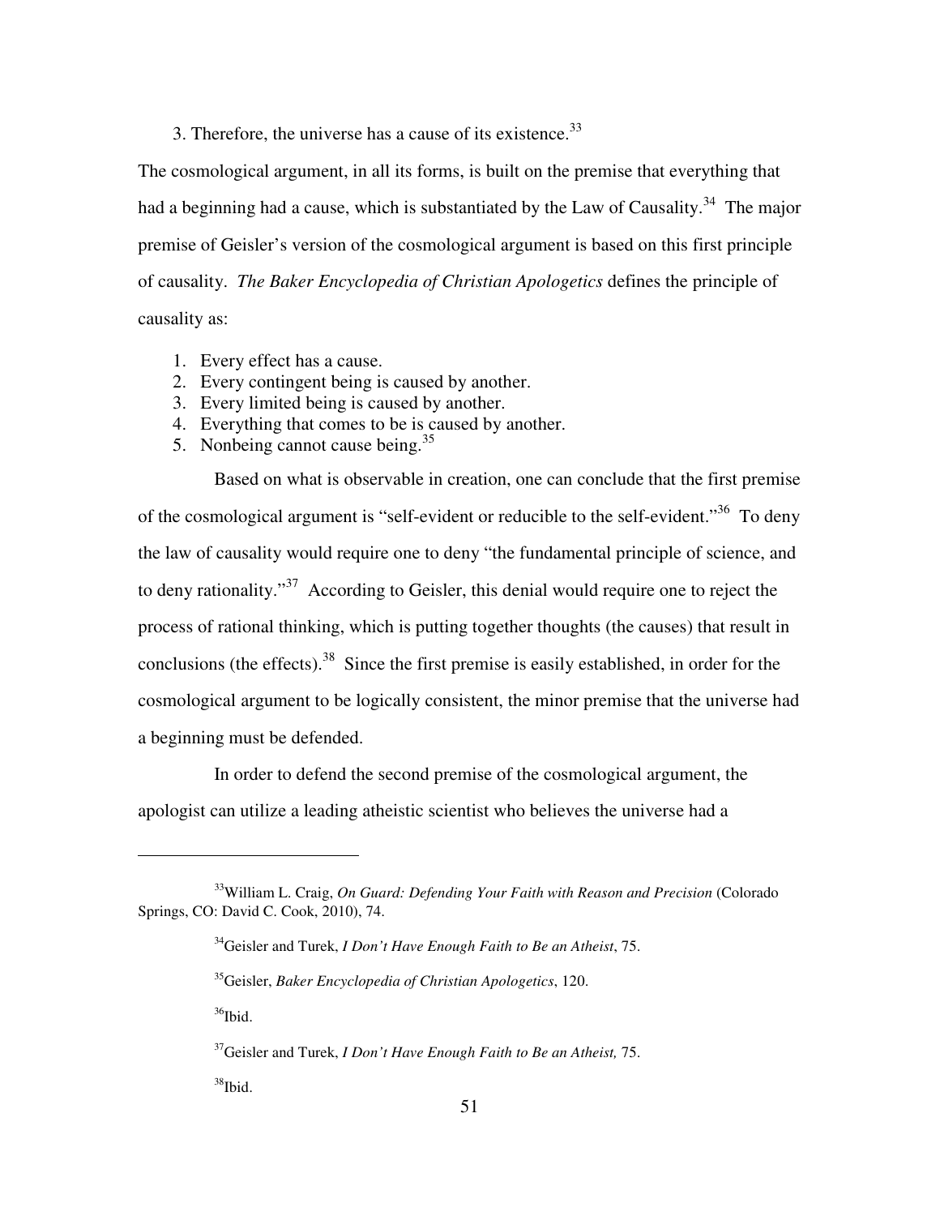3. Therefore, the universe has a cause of its existence.[33]

The cosmological argument, in all its forms, is built on the premise that everything that had a beginning had a cause, which is substantiated by the Law of Causality.[34] The major premise of Geisler's version of the cosmological argument is based on this first principle of causality. *The Baker Encyclopedia of Christian Apologetics* defines the principle of causality as:

1. Every effect has a cause.
2. Every contingent being is caused by another.
3. Every limited being is caused by another.
4. Everything that comes to be is caused by another.
5. Nonbeing cannot cause being.[35]

Based on what is observable in creation, one can conclude that the first premise of the cosmological argument is "self-evident or reducible to the self-evident."[36] To deny the law of causality would require one to deny "the fundamental principle of science, and to deny rationality."[37] According to Geisler, this denial would require one to reject the process of rational thinking, which is putting together thoughts (the causes) that result in conclusions (the effects).[38] Since the first premise is easily established, in order for the cosmological argument to be logically consistent, the minor premise that the universe had a beginning must be defended.

In order to defend the second premise of the cosmological argument, the apologist can utilize a leading atheistic scientist who believes the universe had a

---

[33] William L. Craig, *On Guard: Defending Your Faith with Reason and Precision* (Colorado Springs, CO: David C. Cook, 2010), 74.

[34] Geisler and Turek, *I Don't Have Enough Faith to Be an Atheist*, 75.

[35] Geisler, *Baker Encyclopedia of Christian Apologetics*, 120.

[36] Ibid.

[37] Geisler and Turek, *I Don't Have Enough Faith to Be an Atheist,* 75.

[38] Ibid.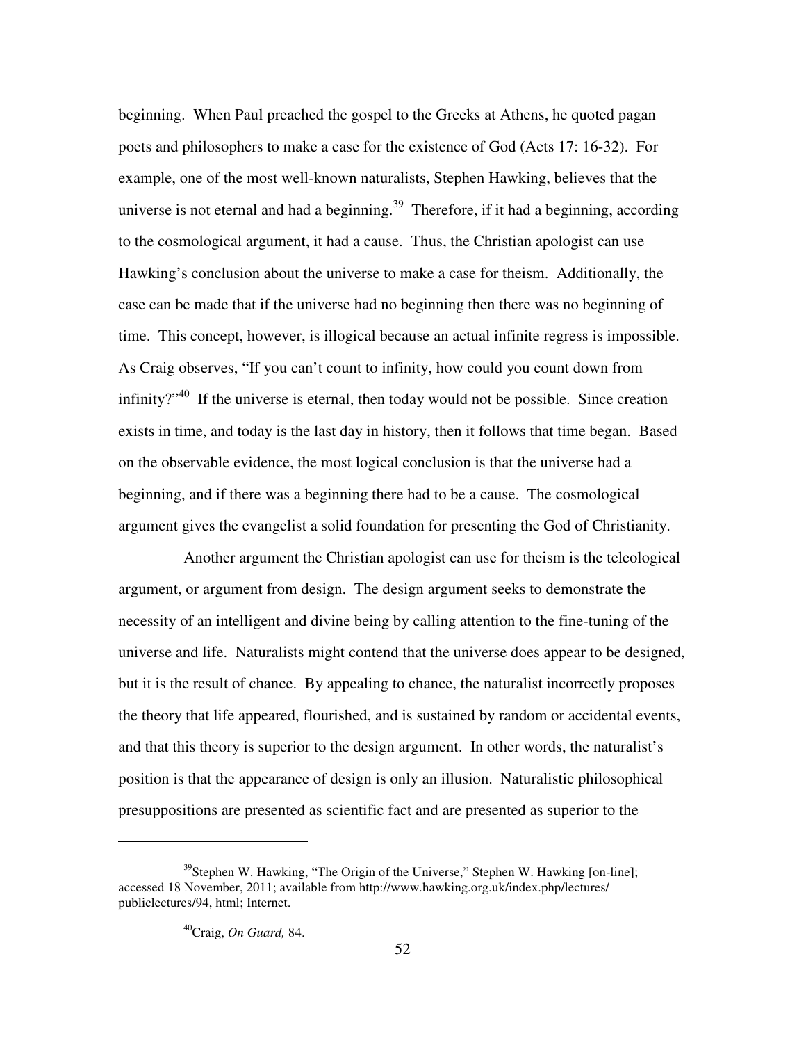beginning. When Paul preached the gospel to the Greeks at Athens, he quoted pagan poets and philosophers to make a case for the existence of God (Acts 17: 16-32). For example, one of the most well-known naturalists, Stephen Hawking, believes that the universe is not eternal and had a beginning.[39] Therefore, if it had a beginning, according to the cosmological argument, it had a cause. Thus, the Christian apologist can use Hawking's conclusion about the universe to make a case for theism. Additionally, the case can be made that if the universe had no beginning then there was no beginning of time. This concept, however, is illogical because an actual infinite regress is impossible. As Craig observes, "If you can't count to infinity, how could you count down from infinity?"[40] If the universe is eternal, then today would not be possible. Since creation exists in time, and today is the last day in history, then it follows that time began. Based on the observable evidence, the most logical conclusion is that the universe had a beginning, and if there was a beginning there had to be a cause. The cosmological argument gives the evangelist a solid foundation for presenting the God of Christianity.

Another argument the Christian apologist can use for theism is the teleological argument, or argument from design. The design argument seeks to demonstrate the necessity of an intelligent and divine being by calling attention to the fine-tuning of the universe and life. Naturalists might contend that the universe does appear to be designed, but it is the result of chance. By appealing to chance, the naturalist incorrectly proposes the theory that life appeared, flourished, and is sustained by random or accidental events, and that this theory is superior to the design argument. In other words, the naturalist's position is that the appearance of design is only an illusion. Naturalistic philosophical presuppositions are presented as scientific fact and are presented as superior to the

---

[39]Stephen W. Hawking, "The Origin of the Universe," Stephen W. Hawking [on-line]; accessed 18 November, 2011; available from http://www.hawking.org.uk/index.php/lectures/publiclectures/94, html; Internet.

[40]Craig, *On Guard,* 84.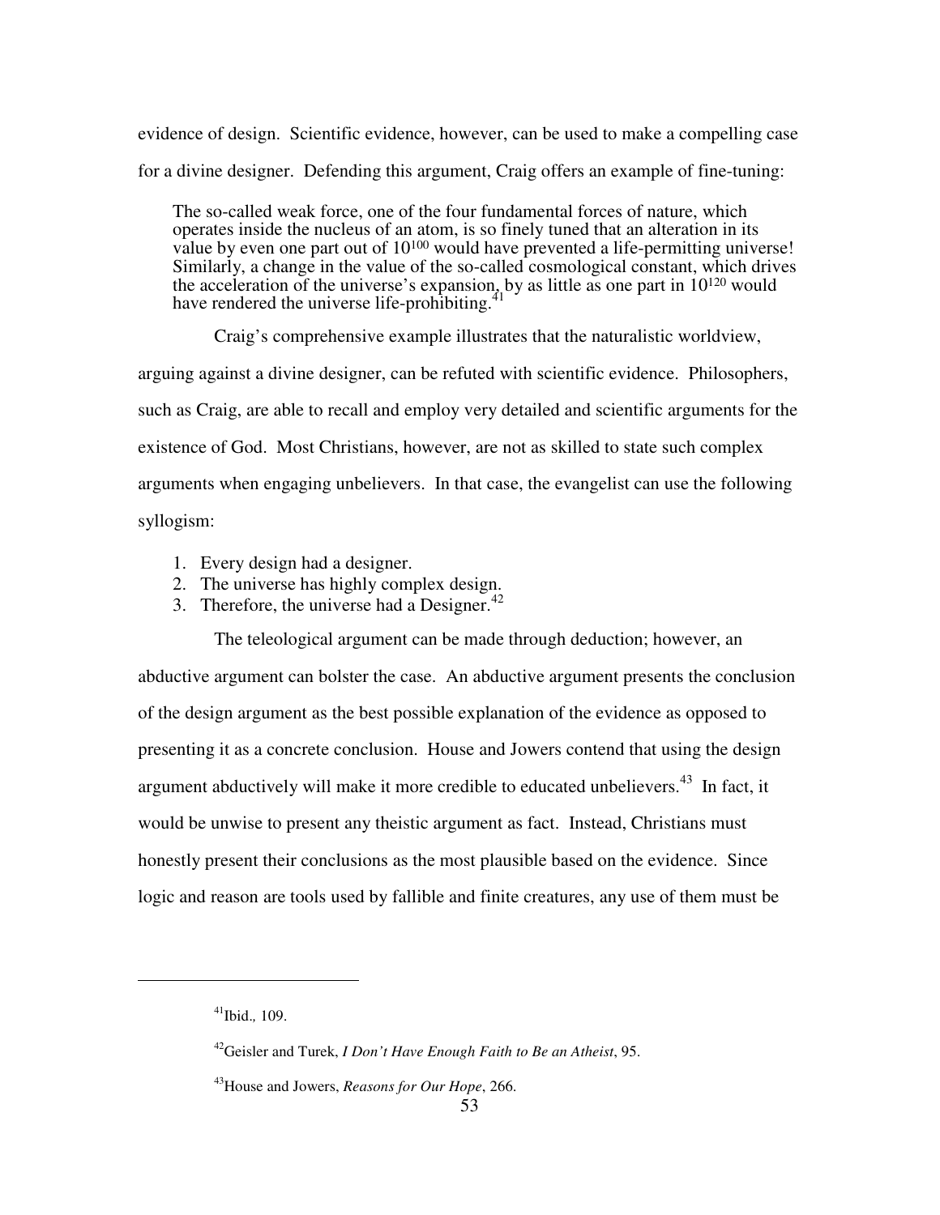evidence of design. Scientific evidence, however, can be used to make a compelling case for a divine designer. Defending this argument, Craig offers an example of fine-tuning:

> The so-called weak force, one of the four fundamental forces of nature, which operates inside the nucleus of an atom, is so finely tuned that an alteration in its value by even one part out of $10^{100}$ would have prevented a life-permitting universe! Similarly, a change in the value of the so-called cosmological constant, which drives the acceleration of the universe's expansion, by as little as one part in $10^{120}$ would have rendered the universe life-prohibiting.[41]

Craig's comprehensive example illustrates that the naturalistic worldview, arguing against a divine designer, can be refuted with scientific evidence. Philosophers, such as Craig, are able to recall and employ very detailed and scientific arguments for the existence of God. Most Christians, however, are not as skilled to state such complex arguments when engaging unbelievers. In that case, the evangelist can use the following syllogism:

1. Every design had a designer.
2. The universe has highly complex design.
3. Therefore, the universe had a Designer.[42]

The teleological argument can be made through deduction; however, an abductive argument can bolster the case. An abductive argument presents the conclusion of the design argument as the best possible explanation of the evidence as opposed to presenting it as a concrete conclusion. House and Jowers contend that using the design argument abductively will make it more credible to educated unbelievers.[43] In fact, it would be unwise to present any theistic argument as fact. Instead, Christians must honestly present their conclusions as the most plausible based on the evidence. Since logic and reason are tools used by fallible and finite creatures, any use of them must be

---

[41]Ibid., 109.

[42]Geisler and Turek, *I Don't Have Enough Faith to Be an Atheist*, 95.

[43]House and Jowers, *Reasons for Our Hope*, 266.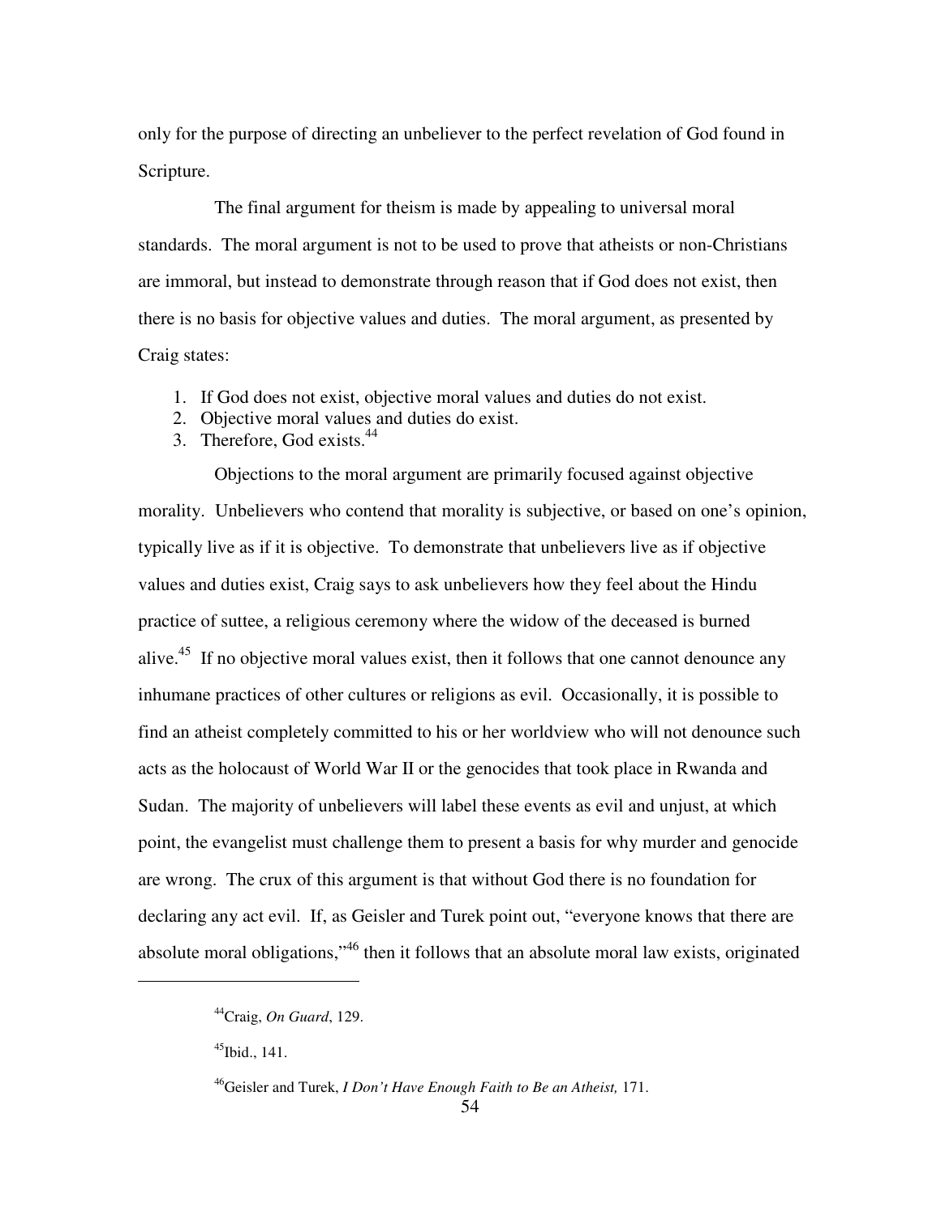only for the purpose of directing an unbeliever to the perfect revelation of God found in Scripture.

The final argument for theism is made by appealing to universal moral standards. The moral argument is not to be used to prove that atheists or non-Christians are immoral, but instead to demonstrate through reason that if God does not exist, then there is no basis for objective values and duties. The moral argument, as presented by Craig states:

1. If God does not exist, objective moral values and duties do not exist.
2. Objective moral values and duties do exist.
3. Therefore, God exists.[44]

Objections to the moral argument are primarily focused against objective morality. Unbelievers who contend that morality is subjective, or based on one's opinion, typically live as if it is objective. To demonstrate that unbelievers live as if objective values and duties exist, Craig says to ask unbelievers how they feel about the Hindu practice of suttee, a religious ceremony where the widow of the deceased is burned alive.[45] If no objective moral values exist, then it follows that one cannot denounce any inhumane practices of other cultures or religions as evil. Occasionally, it is possible to find an atheist completely committed to his or her worldview who will not denounce such acts as the holocaust of World War II or the genocides that took place in Rwanda and Sudan. The majority of unbelievers will label these events as evil and unjust, at which point, the evangelist must challenge them to present a basis for why murder and genocide are wrong. The crux of this argument is that without God there is no foundation for declaring any act evil. If, as Geisler and Turek point out, "everyone knows that there are absolute moral obligations,"[46] then it follows that an absolute moral law exists, originated

---

[44]Craig, *On Guard*, 129.

[45]Ibid., 141.

[46]Geisler and Turek, *I Don't Have Enough Faith to Be an Atheist,* 171.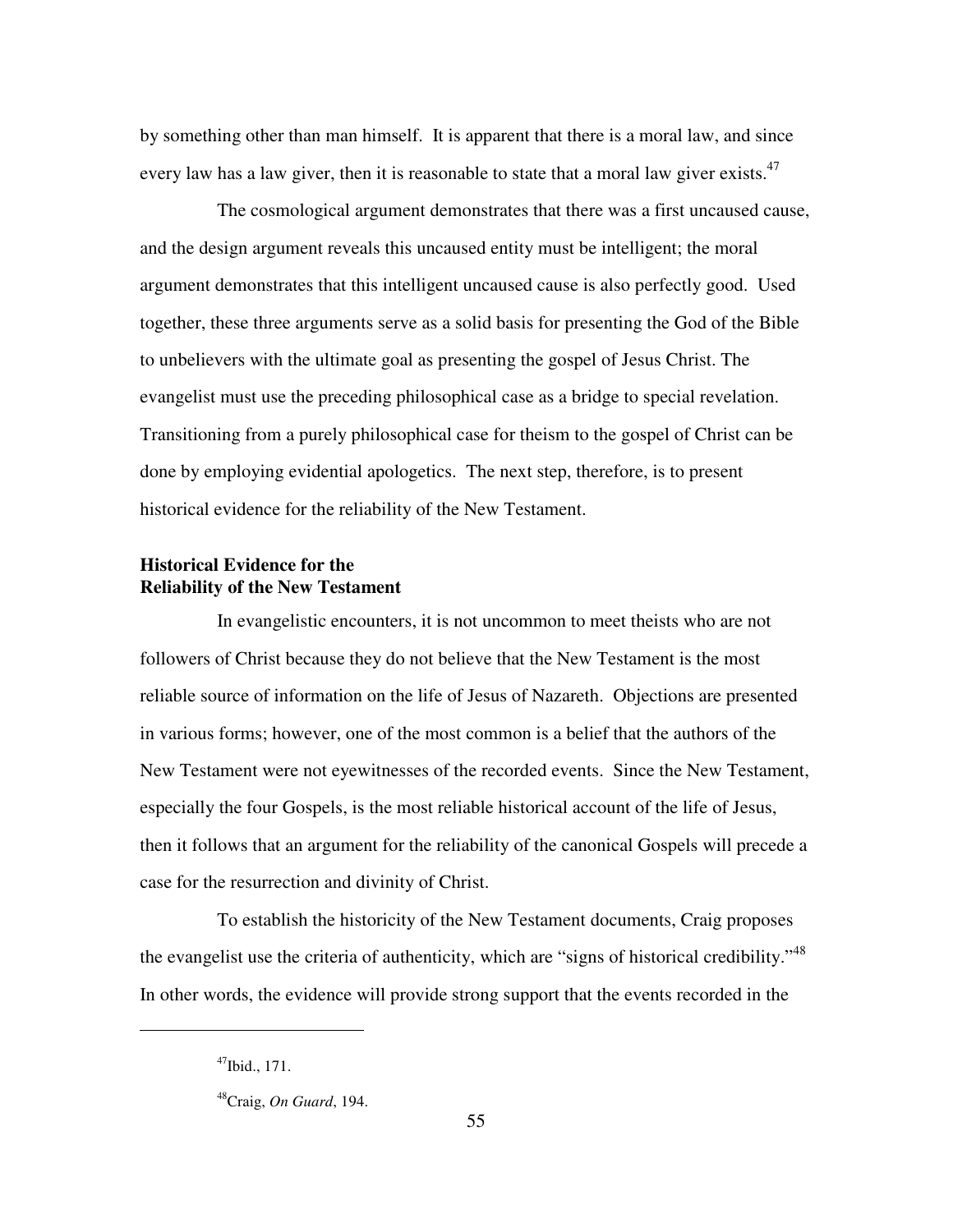by something other than man himself. It is apparent that there is a moral law, and since every law has a law giver, then it is reasonable to state that a moral law giver exists.[47]

The cosmological argument demonstrates that there was a first uncaused cause, and the design argument reveals this uncaused entity must be intelligent; the moral argument demonstrates that this intelligent uncaused cause is also perfectly good. Used together, these three arguments serve as a solid basis for presenting the God of the Bible to unbelievers with the ultimate goal as presenting the gospel of Jesus Christ. The evangelist must use the preceding philosophical case as a bridge to special revelation. Transitioning from a purely philosophical case for theism to the gospel of Christ can be done by employing evidential apologetics. The next step, therefore, is to present historical evidence for the reliability of the New Testament.

**Historical Evidence for the Reliability of the New Testament**

In evangelistic encounters, it is not uncommon to meet theists who are not followers of Christ because they do not believe that the New Testament is the most reliable source of information on the life of Jesus of Nazareth. Objections are presented in various forms; however, one of the most common is a belief that the authors of the New Testament were not eyewitnesses of the recorded events. Since the New Testament, especially the four Gospels, is the most reliable historical account of the life of Jesus, then it follows that an argument for the reliability of the canonical Gospels will precede a case for the resurrection and divinity of Christ.

To establish the historicity of the New Testament documents, Craig proposes the evangelist use the criteria of authenticity, which are "signs of historical credibility."[48] In other words, the evidence will provide strong support that the events recorded in the

---

[47]Ibid., 171.

[48]Craig, *On Guard*, 194.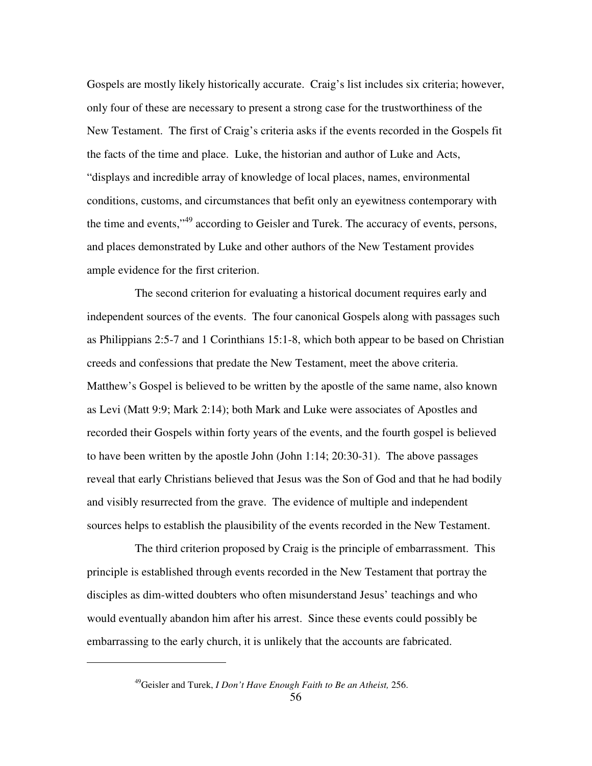Gospels are mostly likely historically accurate. Craig's list includes six criteria; however, only four of these are necessary to present a strong case for the trustworthiness of the New Testament. The first of Craig's criteria asks if the events recorded in the Gospels fit the facts of the time and place. Luke, the historian and author of Luke and Acts, "displays and incredible array of knowledge of local places, names, environmental conditions, customs, and circumstances that befit only an eyewitness contemporary with the time and events,"[49] according to Geisler and Turek. The accuracy of events, persons, and places demonstrated by Luke and other authors of the New Testament provides ample evidence for the first criterion.

The second criterion for evaluating a historical document requires early and independent sources of the events. The four canonical Gospels along with passages such as Philippians 2:5-7 and 1 Corinthians 15:1-8, which both appear to be based on Christian creeds and confessions that predate the New Testament, meet the above criteria. Matthew's Gospel is believed to be written by the apostle of the same name, also known as Levi (Matt 9:9; Mark 2:14); both Mark and Luke were associates of Apostles and recorded their Gospels within forty years of the events, and the fourth gospel is believed to have been written by the apostle John (John 1:14; 20:30-31). The above passages reveal that early Christians believed that Jesus was the Son of God and that he had bodily and visibly resurrected from the grave. The evidence of multiple and independent sources helps to establish the plausibility of the events recorded in the New Testament.

The third criterion proposed by Craig is the principle of embarrassment. This principle is established through events recorded in the New Testament that portray the disciples as dim-witted doubters who often misunderstand Jesus' teachings and who would eventually abandon him after his arrest. Since these events could possibly be embarrassing to the early church, it is unlikely that the accounts are fabricated.

---

[49] Geisler and Turek, *I Don't Have Enough Faith to Be an Atheist,* 256.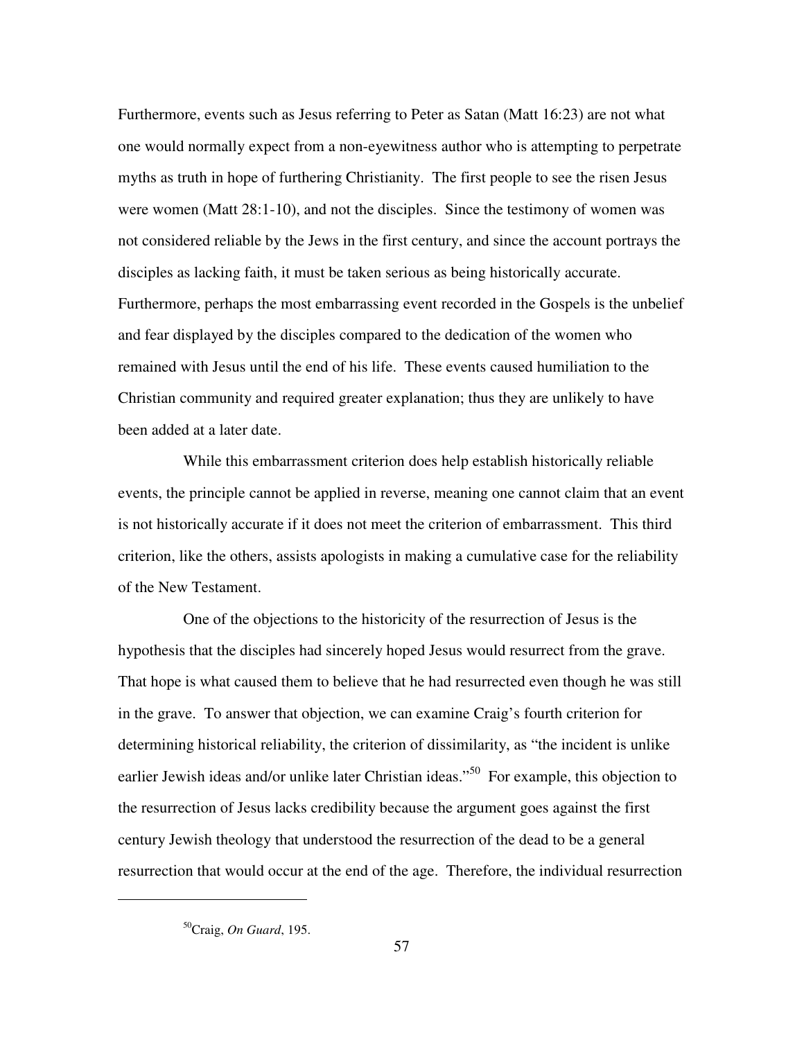Furthermore, events such as Jesus referring to Peter as Satan (Matt 16:23) are not what one would normally expect from a non-eyewitness author who is attempting to perpetrate myths as truth in hope of furthering Christianity. The first people to see the risen Jesus were women (Matt 28:1-10), and not the disciples. Since the testimony of women was not considered reliable by the Jews in the first century, and since the account portrays the disciples as lacking faith, it must be taken serious as being historically accurate. Furthermore, perhaps the most embarrassing event recorded in the Gospels is the unbelief and fear displayed by the disciples compared to the dedication of the women who remained with Jesus until the end of his life. These events caused humiliation to the Christian community and required greater explanation; thus they are unlikely to have been added at a later date.

While this embarrassment criterion does help establish historically reliable events, the principle cannot be applied in reverse, meaning one cannot claim that an event is not historically accurate if it does not meet the criterion of embarrassment. This third criterion, like the others, assists apologists in making a cumulative case for the reliability of the New Testament.

One of the objections to the historicity of the resurrection of Jesus is the hypothesis that the disciples had sincerely hoped Jesus would resurrect from the grave. That hope is what caused them to believe that he had resurrected even though he was still in the grave. To answer that objection, we can examine Craig's fourth criterion for determining historical reliability, the criterion of dissimilarity, as "the incident is unlike earlier Jewish ideas and/or unlike later Christian ideas."[50] For example, this objection to the resurrection of Jesus lacks credibility because the argument goes against the first century Jewish theology that understood the resurrection of the dead to be a general resurrection that would occur at the end of the age. Therefore, the individual resurrection

---

[50]Craig, *On Guard*, 195.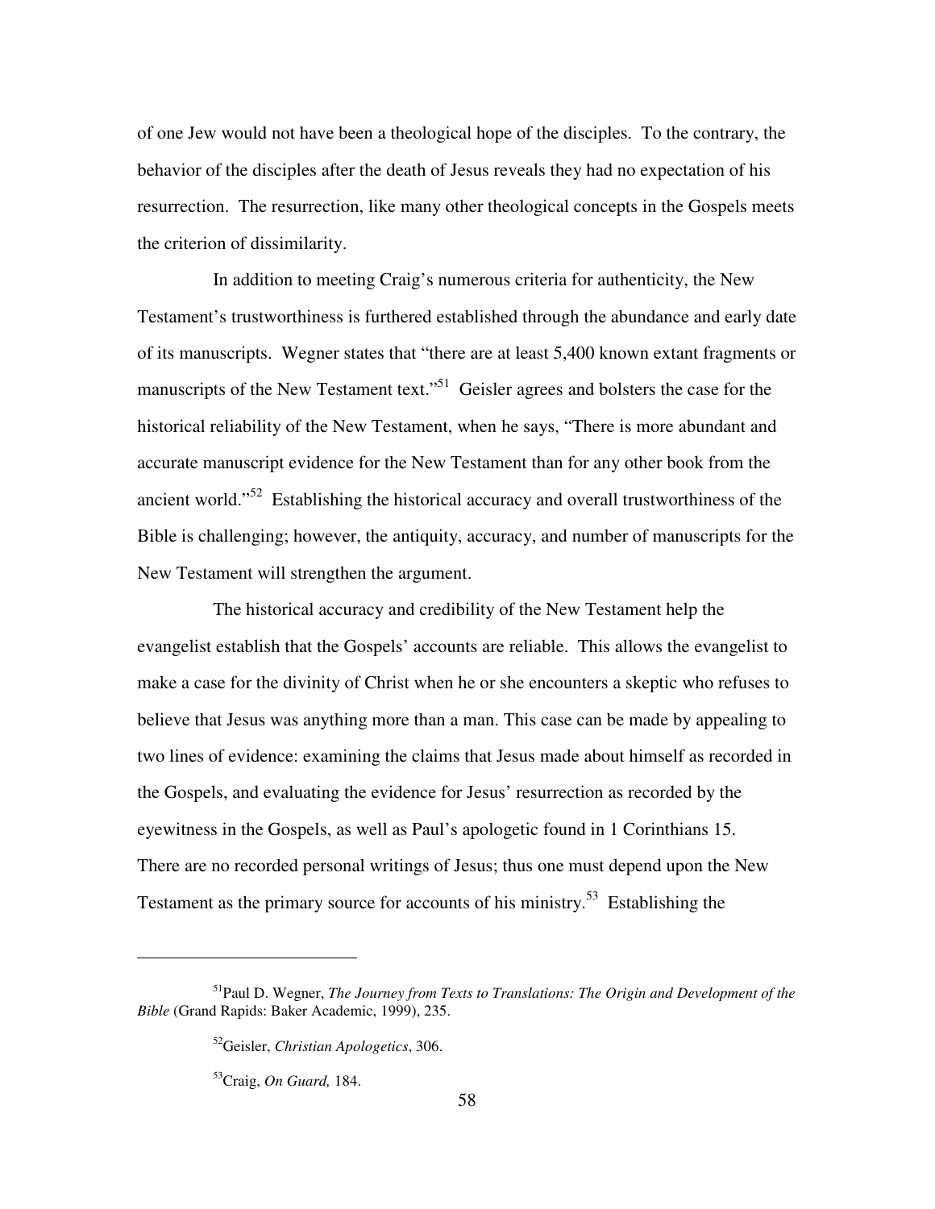of one Jew would not have been a theological hope of the disciples. To the contrary, the behavior of the disciples after the death of Jesus reveals they had no expectation of his resurrection. The resurrection, like many other theological concepts in the Gospels meets the criterion of dissimilarity.

In addition to meeting Craig's numerous criteria for authenticity, the New Testament's trustworthiness is furthered established through the abundance and early date of its manuscripts. Wegner states that "there are at least 5,400 known extant fragments or manuscripts of the New Testament text."[51] Geisler agrees and bolsters the case for the historical reliability of the New Testament, when he says, "There is more abundant and accurate manuscript evidence for the New Testament than for any other book from the ancient world."[52] Establishing the historical accuracy and overall trustworthiness of the Bible is challenging; however, the antiquity, accuracy, and number of manuscripts for the New Testament will strengthen the argument.

The historical accuracy and credibility of the New Testament help the evangelist establish that the Gospels' accounts are reliable. This allows the evangelist to make a case for the divinity of Christ when he or she encounters a skeptic who refuses to believe that Jesus was anything more than a man. This case can be made by appealing to two lines of evidence: examining the claims that Jesus made about himself as recorded in the Gospels, and evaluating the evidence for Jesus' resurrection as recorded by the eyewitness in the Gospels, as well as Paul's apologetic found in 1 Corinthians 15. There are no recorded personal writings of Jesus; thus one must depend upon the New Testament as the primary source for accounts of his ministry.[53] Establishing the

---

[51]Paul D. Wegner, *The Journey from Texts to Translations: The Origin and Development of the Bible* (Grand Rapids: Baker Academic, 1999), 235.

[52]Geisler, *Christian Apologetics*, 306.

[53]Craig, *On Guard,* 184.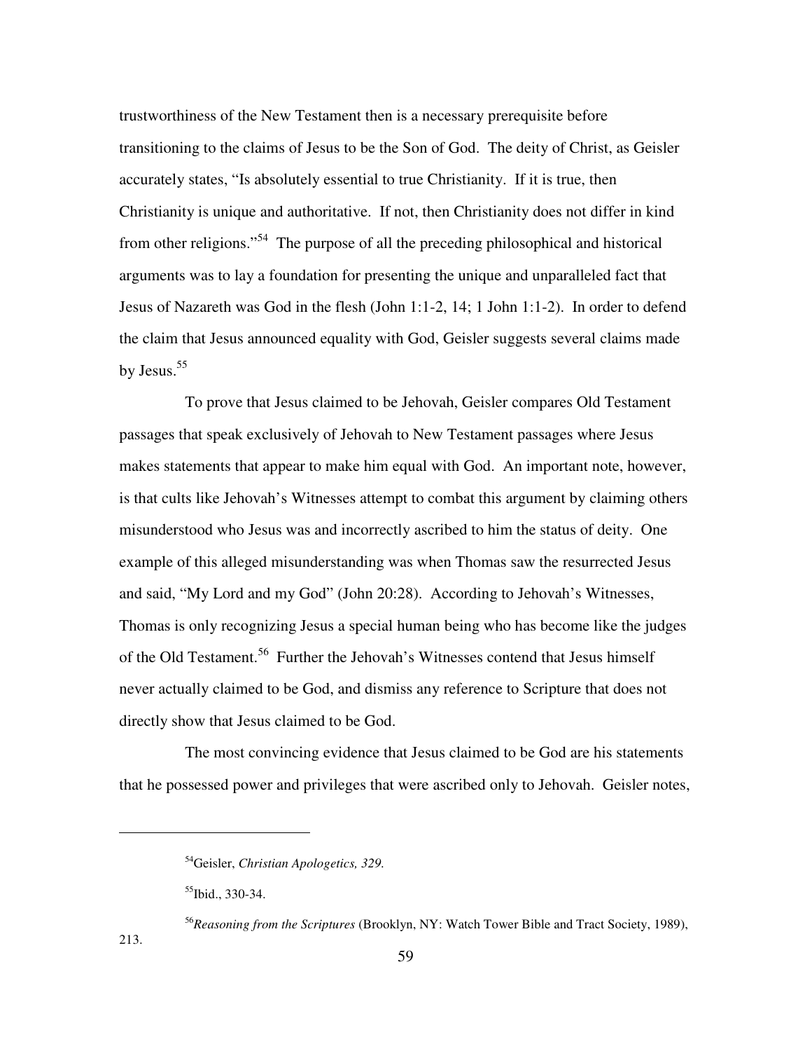trustworthiness of the New Testament then is a necessary prerequisite before transitioning to the claims of Jesus to be the Son of God. The deity of Christ, as Geisler accurately states, "Is absolutely essential to true Christianity. If it is true, then Christianity is unique and authoritative. If not, then Christianity does not differ in kind from other religions."[54] The purpose of all the preceding philosophical and historical arguments was to lay a foundation for presenting the unique and unparalleled fact that Jesus of Nazareth was God in the flesh (John 1:1-2, 14; 1 John 1:1-2). In order to defend the claim that Jesus announced equality with God, Geisler suggests several claims made by Jesus.[55]

To prove that Jesus claimed to be Jehovah, Geisler compares Old Testament passages that speak exclusively of Jehovah to New Testament passages where Jesus makes statements that appear to make him equal with God. An important note, however, is that cults like Jehovah's Witnesses attempt to combat this argument by claiming others misunderstood who Jesus was and incorrectly ascribed to him the status of deity. One example of this alleged misunderstanding was when Thomas saw the resurrected Jesus and said, "My Lord and my God" (John 20:28). According to Jehovah's Witnesses, Thomas is only recognizing Jesus a special human being who has become like the judges of the Old Testament.[56] Further the Jehovah's Witnesses contend that Jesus himself never actually claimed to be God, and dismiss any reference to Scripture that does not directly show that Jesus claimed to be God.

The most convincing evidence that Jesus claimed to be God are his statements that he possessed power and privileges that were ascribed only to Jehovah. Geisler notes,

---

[54]Geisler, *Christian Apologetics, 329.*

[55]Ibid., 330-34.

[56]*Reasoning from the Scriptures* (Brooklyn, NY: Watch Tower Bible and Tract Society, 1989), 213.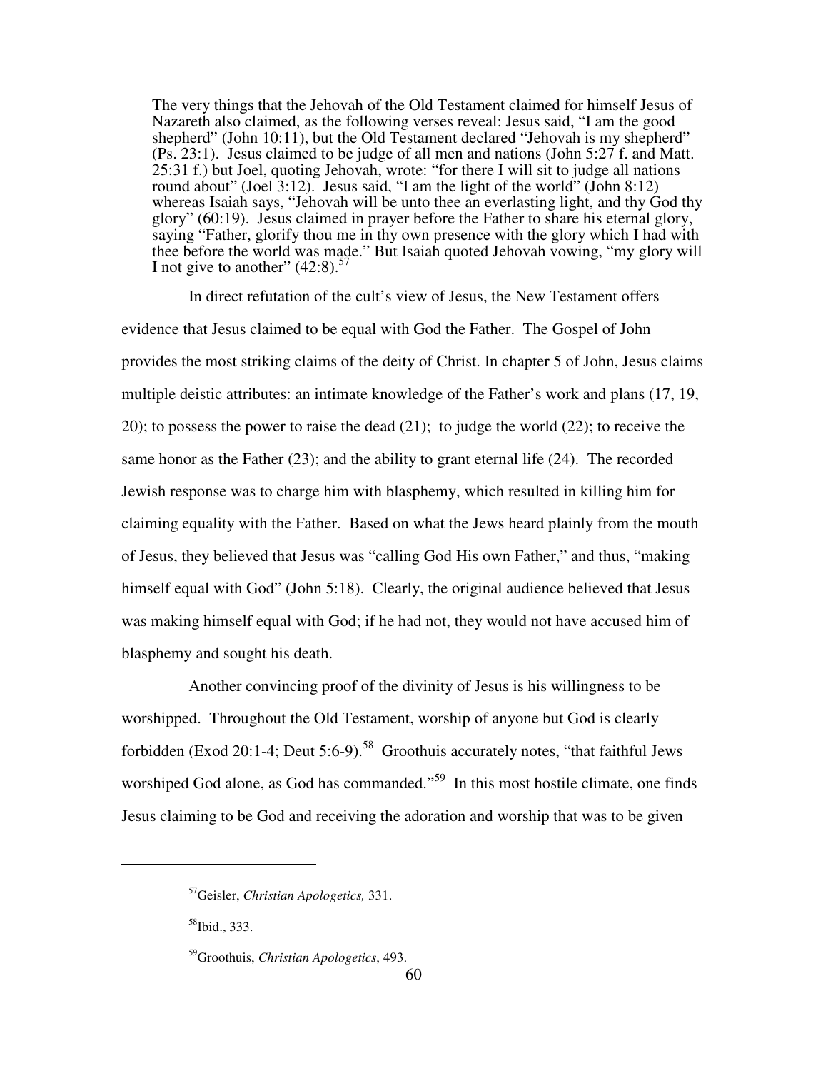> The very things that the Jehovah of the Old Testament claimed for himself Jesus of Nazareth also claimed, as the following verses reveal: Jesus said, "I am the good shepherd" (John 10:11), but the Old Testament declared "Jehovah is my shepherd" (Ps. 23:1). Jesus claimed to be judge of all men and nations (John 5:27 f. and Matt. 25:31 f.) but Joel, quoting Jehovah, wrote: "for there I will sit to judge all nations round about" (Joel 3:12). Jesus said, "I am the light of the world" (John 8:12) whereas Isaiah says, "Jehovah will be unto thee an everlasting light, and thy God thy glory" (60:19). Jesus claimed in prayer before the Father to share his eternal glory, saying "Father, glorify thou me in thy own presence with the glory which I had with thee before the world was made." But Isaiah quoted Jehovah vowing, "my glory will I not give to another" (42:8).[57]

In direct refutation of the cult's view of Jesus, the New Testament offers evidence that Jesus claimed to be equal with God the Father. The Gospel of John provides the most striking claims of the deity of Christ. In chapter 5 of John, Jesus claims multiple deistic attributes: an intimate knowledge of the Father's work and plans (17, 19, 20); to possess the power to raise the dead (21); to judge the world (22); to receive the same honor as the Father (23); and the ability to grant eternal life (24). The recorded Jewish response was to charge him with blasphemy, which resulted in killing him for claiming equality with the Father. Based on what the Jews heard plainly from the mouth of Jesus, they believed that Jesus was "calling God His own Father," and thus, "making himself equal with God" (John 5:18). Clearly, the original audience believed that Jesus was making himself equal with God; if he had not, they would not have accused him of blasphemy and sought his death.

Another convincing proof of the divinity of Jesus is his willingness to be worshipped. Throughout the Old Testament, worship of anyone but God is clearly forbidden (Exod 20:1-4; Deut 5:6-9).[58] Groothuis accurately notes, "that faithful Jews worshiped God alone, as God has commanded."[59] In this most hostile climate, one finds Jesus claiming to be God and receiving the adoration and worship that was to be given

---

[57]Geisler, *Christian Apologetics,* 331.

[58]Ibid., 333.

[59]Groothuis, *Christian Apologetics*, 493.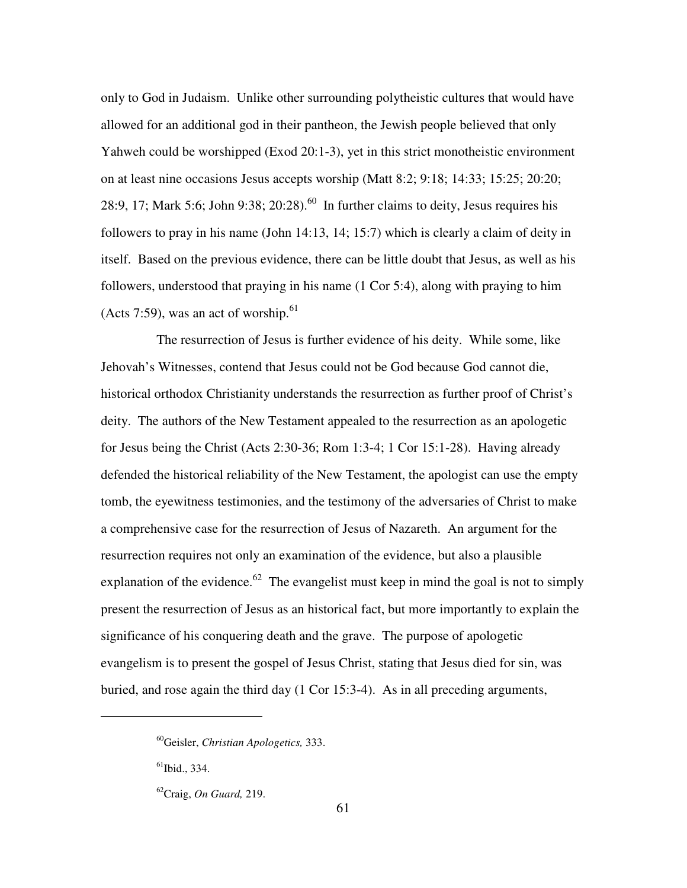only to God in Judaism. Unlike other surrounding polytheistic cultures that would have allowed for an additional god in their pantheon, the Jewish people believed that only Yahweh could be worshipped (Exod 20:1-3), yet in this strict monotheistic environment on at least nine occasions Jesus accepts worship (Matt 8:2; 9:18; 14:33; 15:25; 20:20; 28:9, 17; Mark 5:6; John 9:38; 20:28).[60] In further claims to deity, Jesus requires his followers to pray in his name (John 14:13, 14; 15:7) which is clearly a claim of deity in itself. Based on the previous evidence, there can be little doubt that Jesus, as well as his followers, understood that praying in his name (1 Cor 5:4), along with praying to him (Acts 7:59), was an act of worship.[61]

The resurrection of Jesus is further evidence of his deity. While some, like Jehovah's Witnesses, contend that Jesus could not be God because God cannot die, historical orthodox Christianity understands the resurrection as further proof of Christ's deity. The authors of the New Testament appealed to the resurrection as an apologetic for Jesus being the Christ (Acts 2:30-36; Rom 1:3-4; 1 Cor 15:1-28). Having already defended the historical reliability of the New Testament, the apologist can use the empty tomb, the eyewitness testimonies, and the testimony of the adversaries of Christ to make a comprehensive case for the resurrection of Jesus of Nazareth. An argument for the resurrection requires not only an examination of the evidence, but also a plausible explanation of the evidence.[62] The evangelist must keep in mind the goal is not to simply present the resurrection of Jesus as an historical fact, but more importantly to explain the significance of his conquering death and the grave. The purpose of apologetic evangelism is to present the gospel of Jesus Christ, stating that Jesus died for sin, was buried, and rose again the third day (1 Cor 15:3-4). As in all preceding arguments,

---

[60]Geisler, *Christian Apologetics,* 333.

[61]Ibid., 334.

[62]Craig, *On Guard,* 219.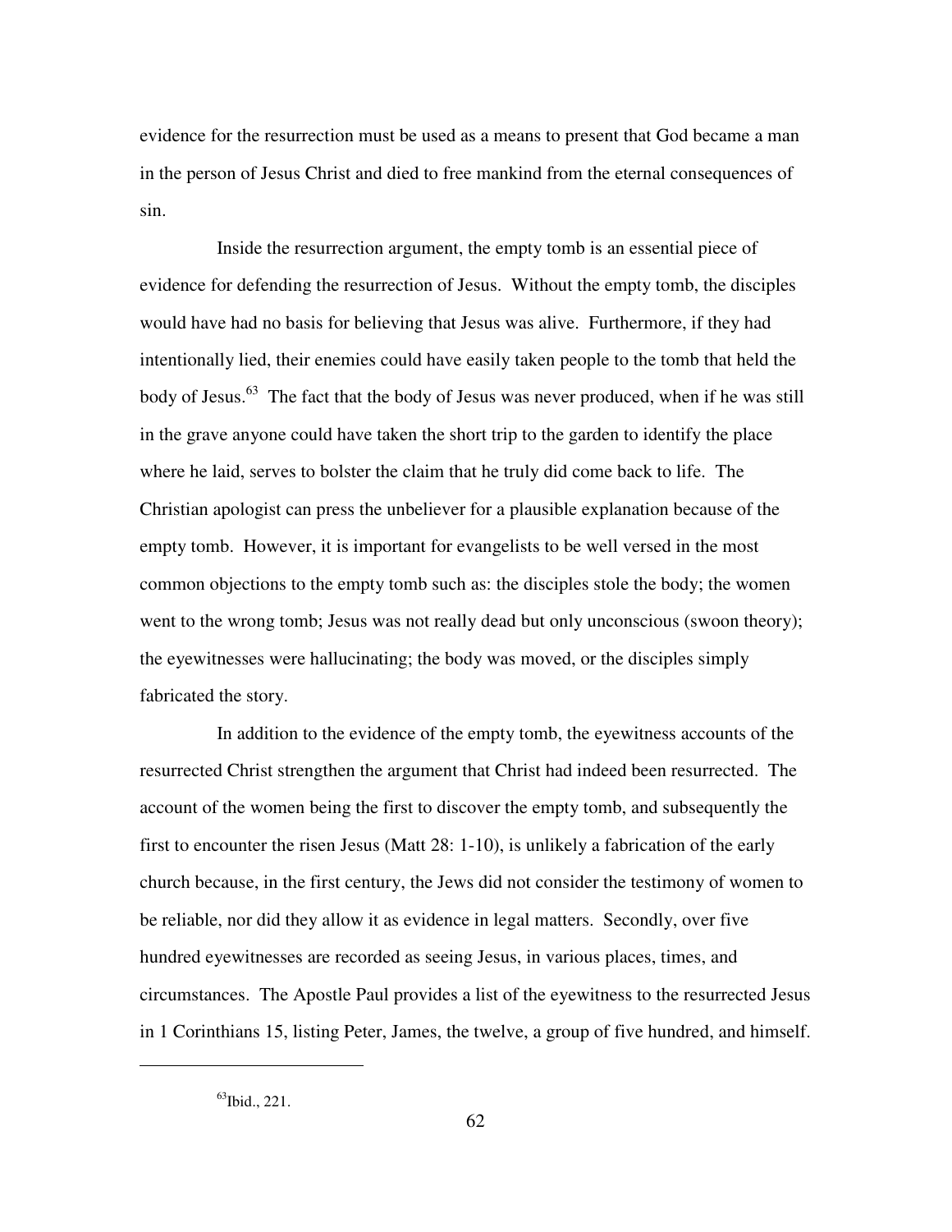evidence for the resurrection must be used as a means to present that God became a man in the person of Jesus Christ and died to free mankind from the eternal consequences of sin.

Inside the resurrection argument, the empty tomb is an essential piece of evidence for defending the resurrection of Jesus. Without the empty tomb, the disciples would have had no basis for believing that Jesus was alive. Furthermore, if they had intentionally lied, their enemies could have easily taken people to the tomb that held the body of Jesus.[63] The fact that the body of Jesus was never produced, when if he was still in the grave anyone could have taken the short trip to the garden to identify the place where he laid, serves to bolster the claim that he truly did come back to life. The Christian apologist can press the unbeliever for a plausible explanation because of the empty tomb. However, it is important for evangelists to be well versed in the most common objections to the empty tomb such as: the disciples stole the body; the women went to the wrong tomb; Jesus was not really dead but only unconscious (swoon theory); the eyewitnesses were hallucinating; the body was moved, or the disciples simply fabricated the story.

In addition to the evidence of the empty tomb, the eyewitness accounts of the resurrected Christ strengthen the argument that Christ had indeed been resurrected. The account of the women being the first to discover the empty tomb, and subsequently the first to encounter the risen Jesus (Matt 28: 1-10), is unlikely a fabrication of the early church because, in the first century, the Jews did not consider the testimony of women to be reliable, nor did they allow it as evidence in legal matters. Secondly, over five hundred eyewitnesses are recorded as seeing Jesus, in various places, times, and circumstances. The Apostle Paul provides a list of the eyewitness to the resurrected Jesus in 1 Corinthians 15, listing Peter, James, the twelve, a group of five hundred, and himself.

---

[63]Ibid., 221.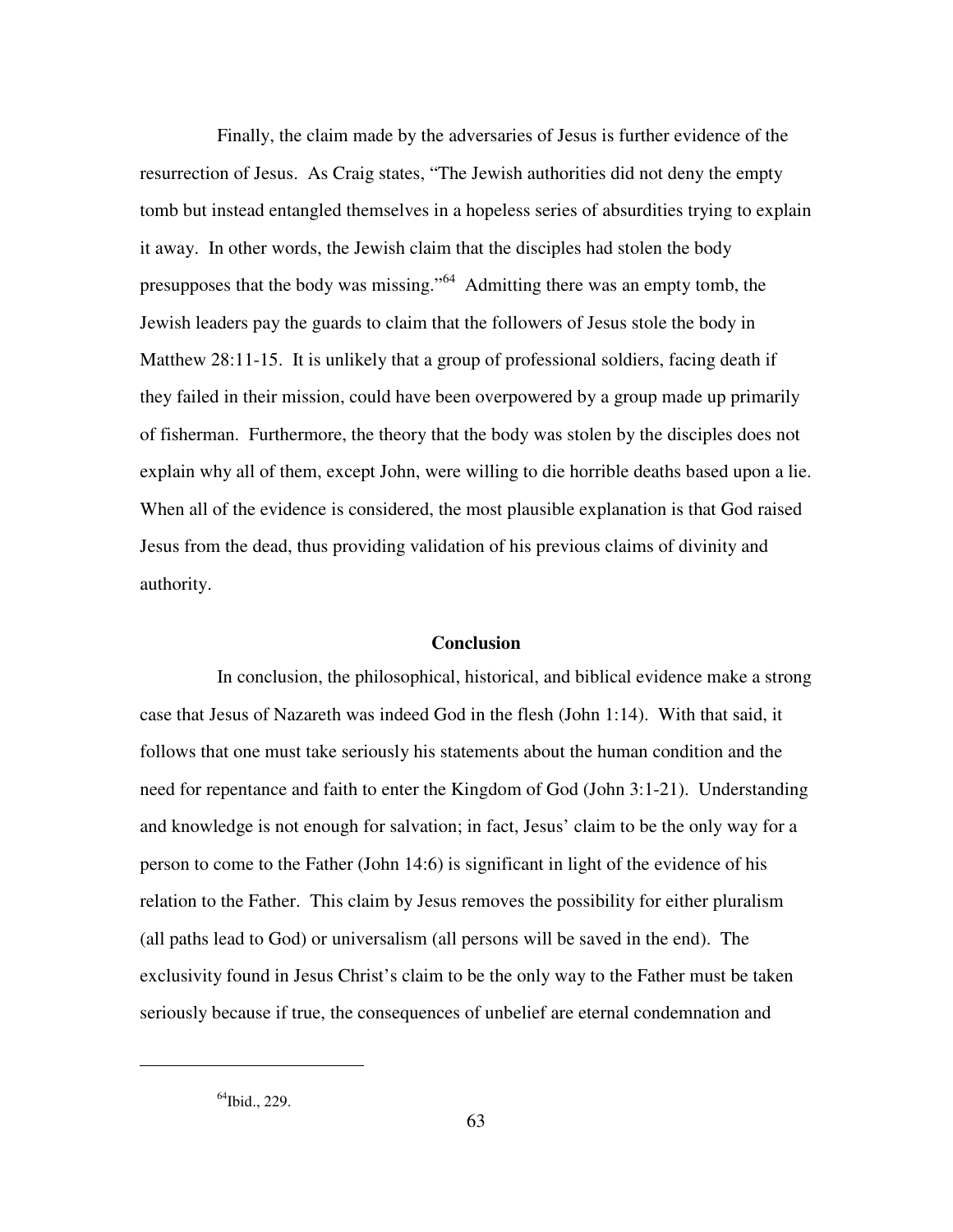Finally, the claim made by the adversaries of Jesus is further evidence of the resurrection of Jesus. As Craig states, "The Jewish authorities did not deny the empty tomb but instead entangled themselves in a hopeless series of absurdities trying to explain it away. In other words, the Jewish claim that the disciples had stolen the body presupposes that the body was missing."[64] Admitting there was an empty tomb, the Jewish leaders pay the guards to claim that the followers of Jesus stole the body in Matthew 28:11-15. It is unlikely that a group of professional soldiers, facing death if they failed in their mission, could have been overpowered by a group made up primarily of fisherman. Furthermore, the theory that the body was stolen by the disciples does not explain why all of them, except John, were willing to die horrible deaths based upon a lie. When all of the evidence is considered, the most plausible explanation is that God raised Jesus from the dead, thus providing validation of his previous claims of divinity and authority.

## Conclusion

In conclusion, the philosophical, historical, and biblical evidence make a strong case that Jesus of Nazareth was indeed God in the flesh (John 1:14). With that said, it follows that one must take seriously his statements about the human condition and the need for repentance and faith to enter the Kingdom of God (John 3:1-21). Understanding and knowledge is not enough for salvation; in fact, Jesus' claim to be the only way for a person to come to the Father (John 14:6) is significant in light of the evidence of his relation to the Father. This claim by Jesus removes the possibility for either pluralism (all paths lead to God) or universalism (all persons will be saved in the end). The exclusivity found in Jesus Christ's claim to be the only way to the Father must be taken seriously because if true, the consequences of unbelief are eternal condemnation and

---

[64] Ibid., 229.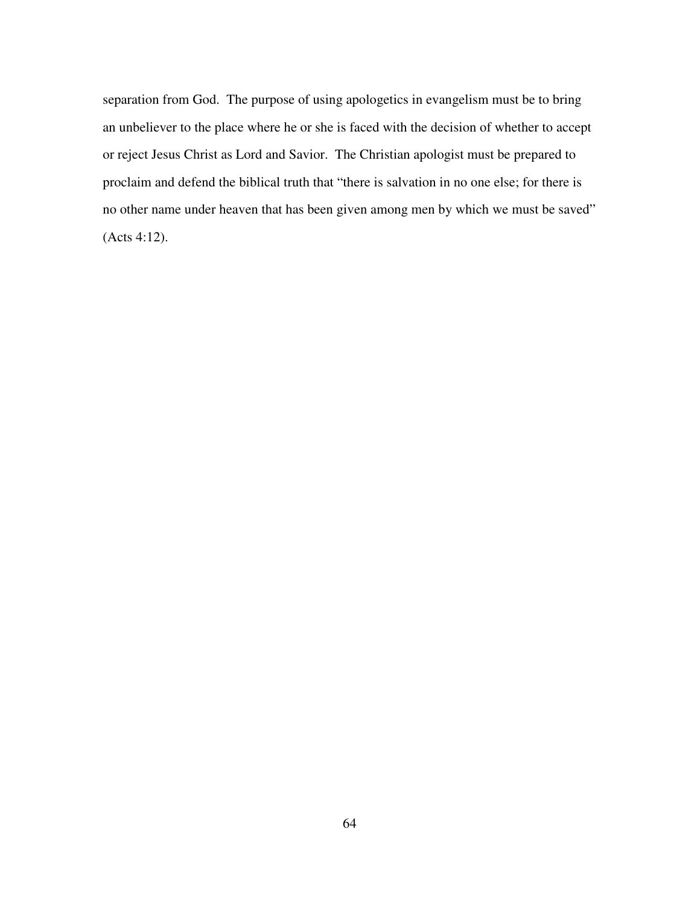separation from God. The purpose of using apologetics in evangelism must be to bring an unbeliever to the place where he or she is faced with the decision of whether to accept or reject Jesus Christ as Lord and Savior. The Christian apologist must be prepared to proclaim and defend the biblical truth that "there is salvation in no one else; for there is no other name under heaven that has been given among men by which we must be saved" (Acts 4:12).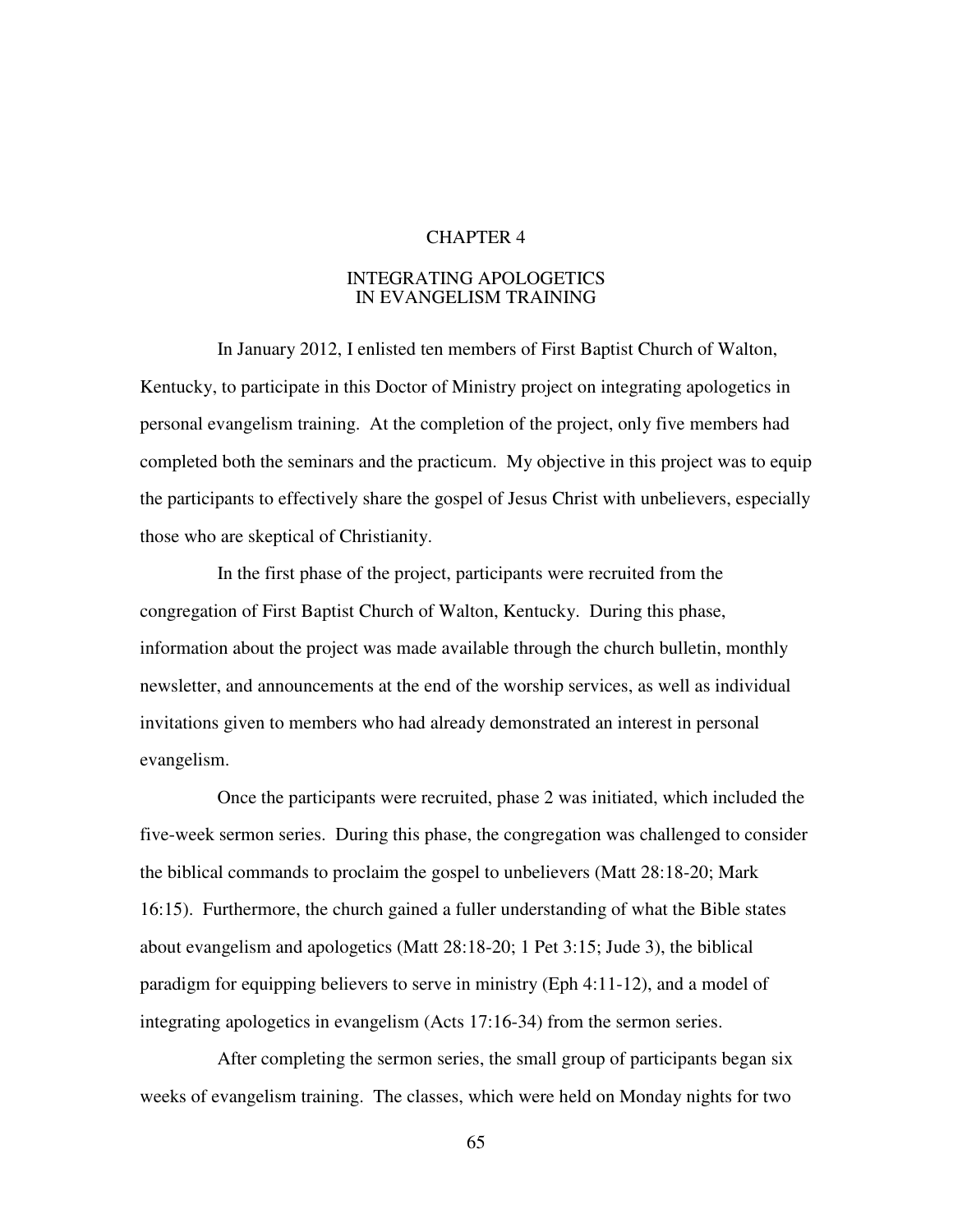# CHAPTER 4

## INTEGRATING APOLOGETICS IN EVANGELISM TRAINING

In January 2012, I enlisted ten members of First Baptist Church of Walton, Kentucky, to participate in this Doctor of Ministry project on integrating apologetics in personal evangelism training. At the completion of the project, only five members had completed both the seminars and the practicum. My objective in this project was to equip the participants to effectively share the gospel of Jesus Christ with unbelievers, especially those who are skeptical of Christianity.

In the first phase of the project, participants were recruited from the congregation of First Baptist Church of Walton, Kentucky. During this phase, information about the project was made available through the church bulletin, monthly newsletter, and announcements at the end of the worship services, as well as individual invitations given to members who had already demonstrated an interest in personal evangelism.

Once the participants were recruited, phase 2 was initiated, which included the five-week sermon series. During this phase, the congregation was challenged to consider the biblical commands to proclaim the gospel to unbelievers (Matt 28:18-20; Mark 16:15). Furthermore, the church gained a fuller understanding of what the Bible states about evangelism and apologetics (Matt 28:18-20; 1 Pet 3:15; Jude 3), the biblical paradigm for equipping believers to serve in ministry (Eph 4:11-12), and a model of integrating apologetics in evangelism (Acts 17:16-34) from the sermon series.

After completing the sermon series, the small group of participants began six weeks of evangelism training. The classes, which were held on Monday nights for two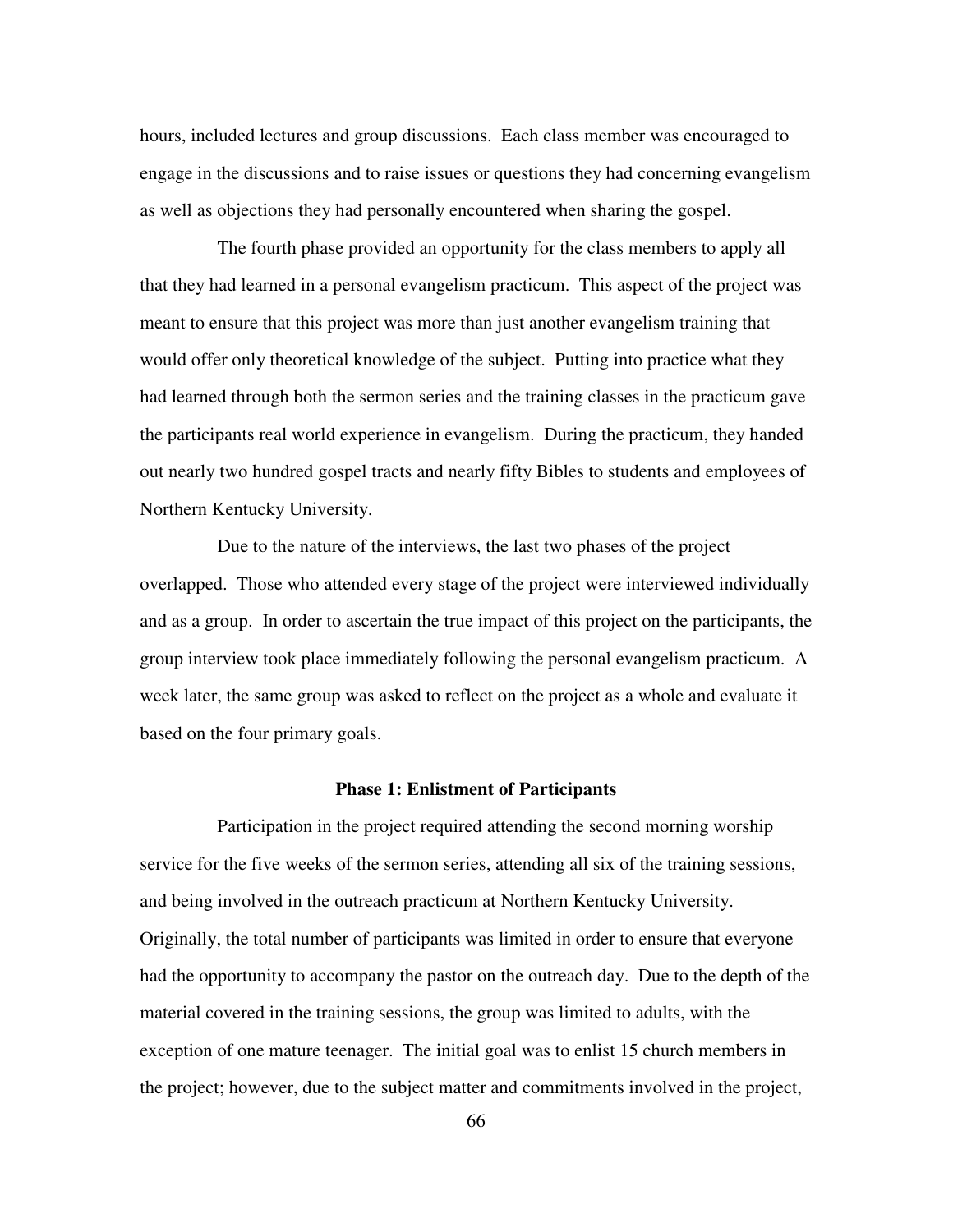hours, included lectures and group discussions. Each class member was encouraged to engage in the discussions and to raise issues or questions they had concerning evangelism as well as objections they had personally encountered when sharing the gospel.

The fourth phase provided an opportunity for the class members to apply all that they had learned in a personal evangelism practicum. This aspect of the project was meant to ensure that this project was more than just another evangelism training that would offer only theoretical knowledge of the subject. Putting into practice what they had learned through both the sermon series and the training classes in the practicum gave the participants real world experience in evangelism. During the practicum, they handed out nearly two hundred gospel tracts and nearly fifty Bibles to students and employees of Northern Kentucky University.

Due to the nature of the interviews, the last two phases of the project overlapped. Those who attended every stage of the project were interviewed individually and as a group. In order to ascertain the true impact of this project on the participants, the group interview took place immediately following the personal evangelism practicum. A week later, the same group was asked to reflect on the project as a whole and evaluate it based on the four primary goals.

### Phase 1: Enlistment of Participants

Participation in the project required attending the second morning worship service for the five weeks of the sermon series, attending all six of the training sessions, and being involved in the outreach practicum at Northern Kentucky University. Originally, the total number of participants was limited in order to ensure that everyone had the opportunity to accompany the pastor on the outreach day. Due to the depth of the material covered in the training sessions, the group was limited to adults, with the exception of one mature teenager. The initial goal was to enlist 15 church members in the project; however, due to the subject matter and commitments involved in the project,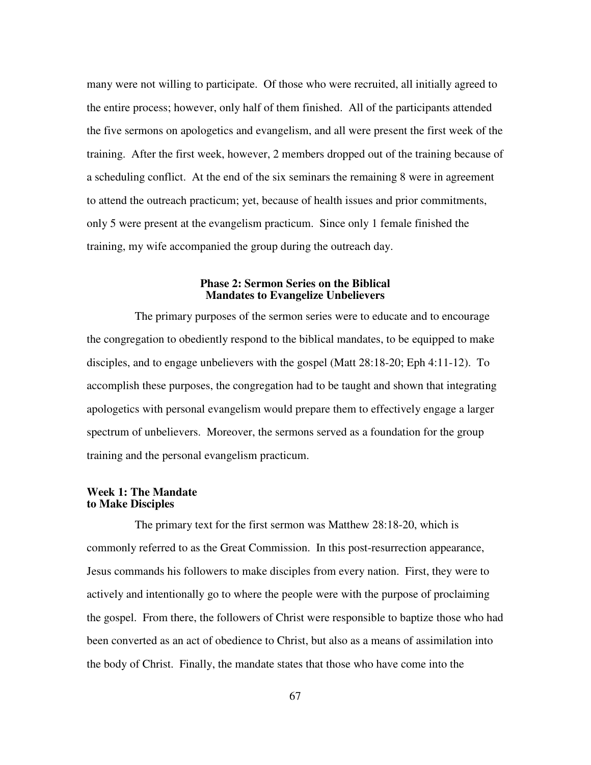many were not willing to participate. Of those who were recruited, all initially agreed to the entire process; however, only half of them finished. All of the participants attended the five sermons on apologetics and evangelism, and all were present the first week of the training. After the first week, however, 2 members dropped out of the training because of a scheduling conflict. At the end of the six seminars the remaining 8 were in agreement to attend the outreach practicum; yet, because of health issues and prior commitments, only 5 were present at the evangelism practicum. Since only 1 female finished the training, my wife accompanied the group during the outreach day.

## Phase 2: Sermon Series on the Biblical Mandates to Evangelize Unbelievers

The primary purposes of the sermon series were to educate and to encourage the congregation to obediently respond to the biblical mandates, to be equipped to make disciples, and to engage unbelievers with the gospel (Matt 28:18-20; Eph 4:11-12). To accomplish these purposes, the congregation had to be taught and shown that integrating apologetics with personal evangelism would prepare them to effectively engage a larger spectrum of unbelievers. Moreover, the sermons served as a foundation for the group training and the personal evangelism practicum.

### Week 1: The Mandate to Make Disciples

The primary text for the first sermon was Matthew 28:18-20, which is commonly referred to as the Great Commission. In this post-resurrection appearance, Jesus commands his followers to make disciples from every nation. First, they were to actively and intentionally go to where the people were with the purpose of proclaiming the gospel. From there, the followers of Christ were responsible to baptize those who had been converted as an act of obedience to Christ, but also as a means of assimilation into the body of Christ. Finally, the mandate states that those who have come into the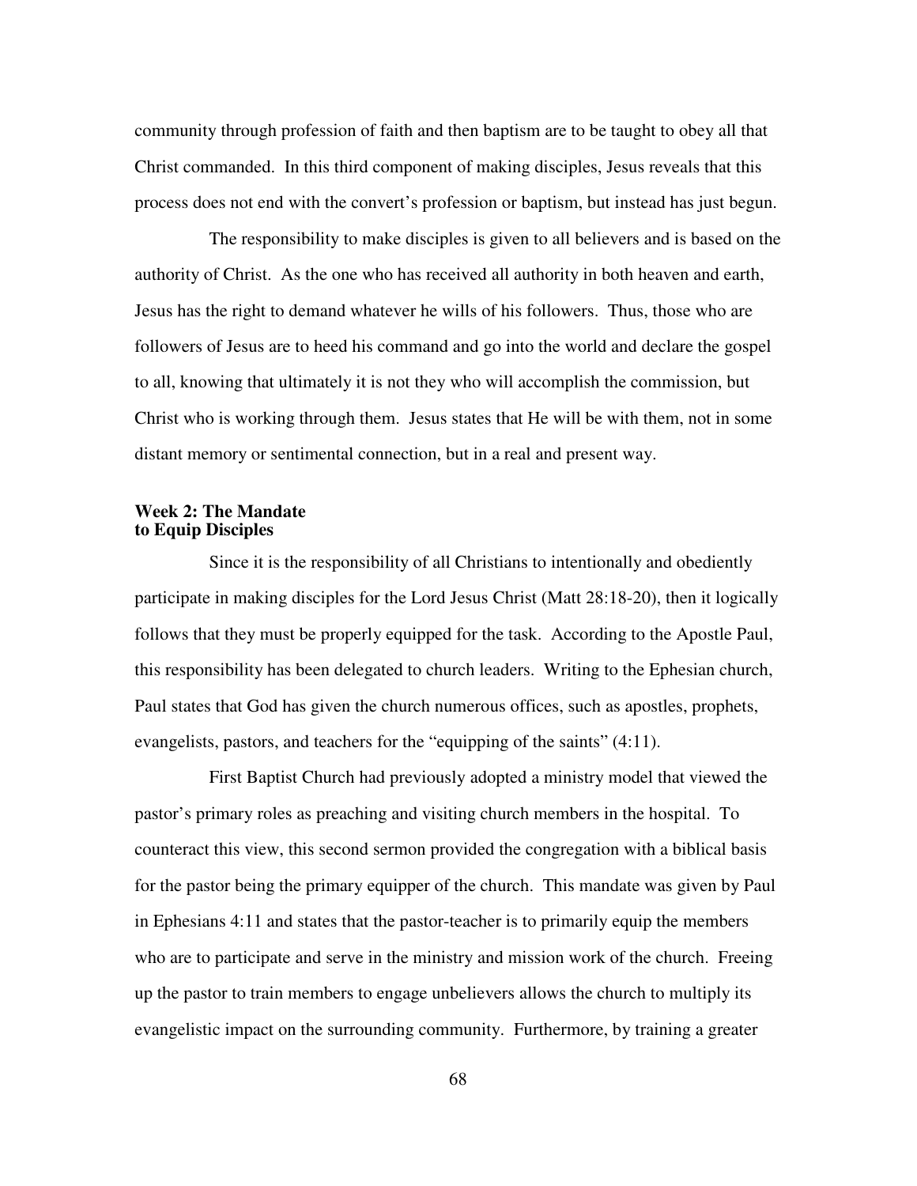community through profession of faith and then baptism are to be taught to obey all that Christ commanded. In this third component of making disciples, Jesus reveals that this process does not end with the convert's profession or baptism, but instead has just begun.

The responsibility to make disciples is given to all believers and is based on the authority of Christ. As the one who has received all authority in both heaven and earth, Jesus has the right to demand whatever he wills of his followers. Thus, those who are followers of Jesus are to heed his command and go into the world and declare the gospel to all, knowing that ultimately it is not they who will accomplish the commission, but Christ who is working through them. Jesus states that He will be with them, not in some distant memory or sentimental connection, but in a real and present way.

**Week 2: The Mandate to Equip Disciples**

Since it is the responsibility of all Christians to intentionally and obediently participate in making disciples for the Lord Jesus Christ (Matt 28:18-20), then it logically follows that they must be properly equipped for the task. According to the Apostle Paul, this responsibility has been delegated to church leaders. Writing to the Ephesian church, Paul states that God has given the church numerous offices, such as apostles, prophets, evangelists, pastors, and teachers for the "equipping of the saints" (4:11).

First Baptist Church had previously adopted a ministry model that viewed the pastor's primary roles as preaching and visiting church members in the hospital. To counteract this view, this second sermon provided the congregation with a biblical basis for the pastor being the primary equipper of the church. This mandate was given by Paul in Ephesians 4:11 and states that the pastor-teacher is to primarily equip the members who are to participate and serve in the ministry and mission work of the church. Freeing up the pastor to train members to engage unbelievers allows the church to multiply its evangelistic impact on the surrounding community. Furthermore, by training a greater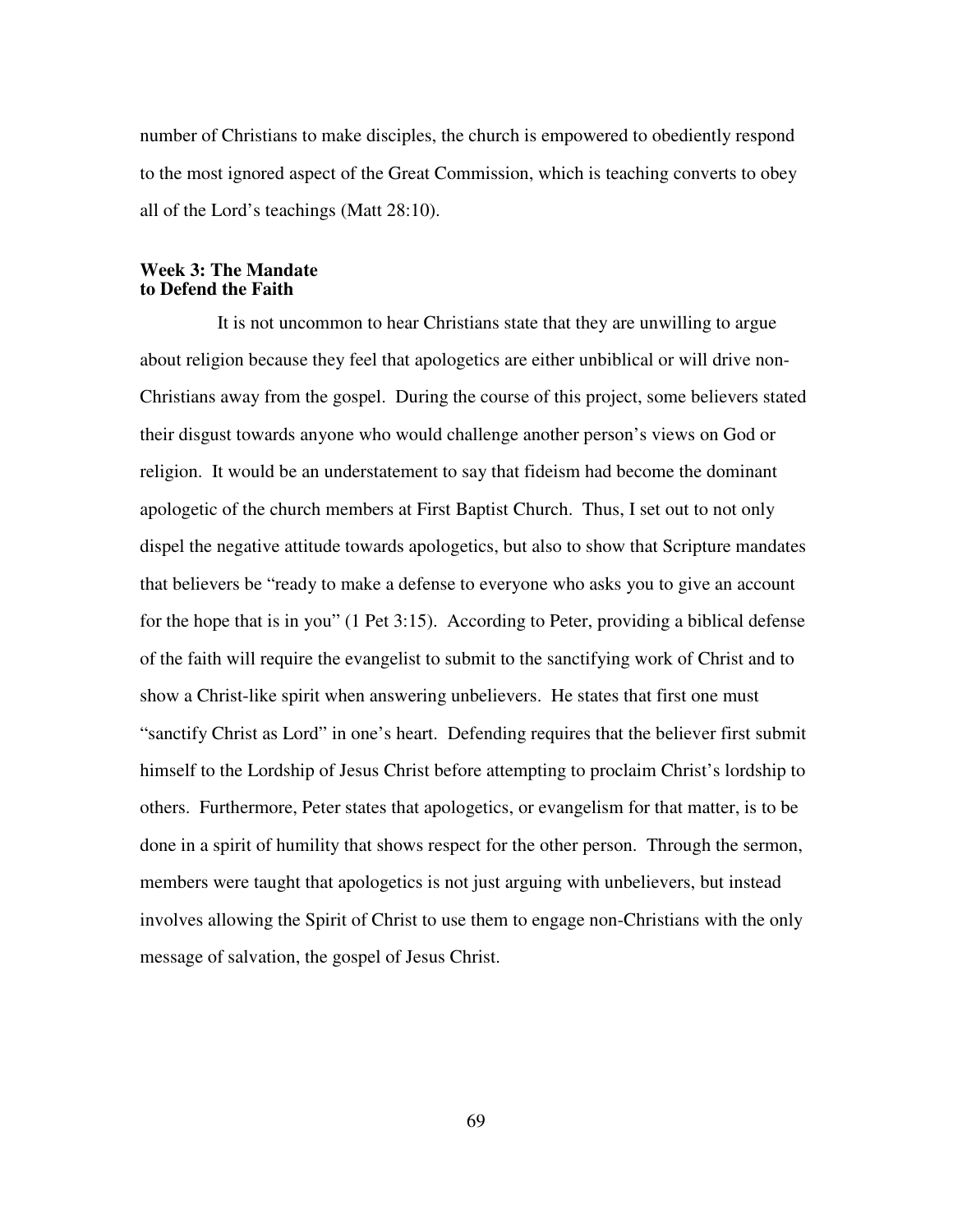number of Christians to make disciples, the church is empowered to obediently respond to the most ignored aspect of the Great Commission, which is teaching converts to obey all of the Lord's teachings (Matt 28:10).

### Week 3: The Mandate to Defend the Faith

It is not uncommon to hear Christians state that they are unwilling to argue about religion because they feel that apologetics are either unbiblical or will drive non-Christians away from the gospel. During the course of this project, some believers stated their disgust towards anyone who would challenge another person's views on God or religion. It would be an understatement to say that fideism had become the dominant apologetic of the church members at First Baptist Church. Thus, I set out to not only dispel the negative attitude towards apologetics, but also to show that Scripture mandates that believers be "ready to make a defense to everyone who asks you to give an account for the hope that is in you" (1 Pet 3:15). According to Peter, providing a biblical defense of the faith will require the evangelist to submit to the sanctifying work of Christ and to show a Christ-like spirit when answering unbelievers. He states that first one must "sanctify Christ as Lord" in one's heart. Defending requires that the believer first submit himself to the Lordship of Jesus Christ before attempting to proclaim Christ's lordship to others. Furthermore, Peter states that apologetics, or evangelism for that matter, is to be done in a spirit of humility that shows respect for the other person. Through the sermon, members were taught that apologetics is not just arguing with unbelievers, but instead involves allowing the Spirit of Christ to use them to engage non-Christians with the only message of salvation, the gospel of Jesus Christ.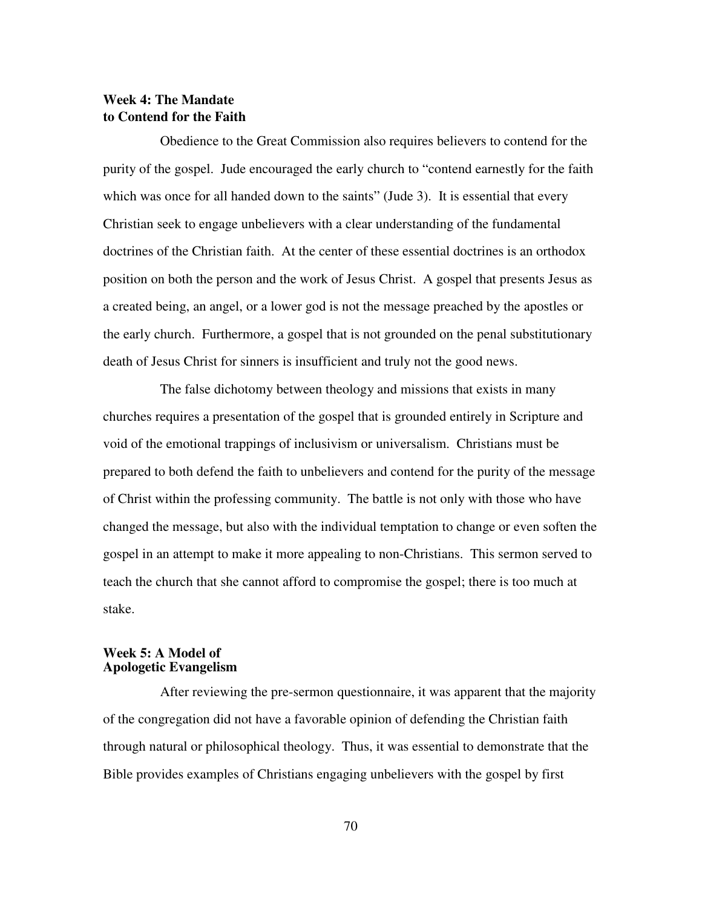### Week 4: The Mandate to Contend for the Faith

Obedience to the Great Commission also requires believers to contend for the purity of the gospel. Jude encouraged the early church to "contend earnestly for the faith which was once for all handed down to the saints" (Jude 3). It is essential that every Christian seek to engage unbelievers with a clear understanding of the fundamental doctrines of the Christian faith. At the center of these essential doctrines is an orthodox position on both the person and the work of Jesus Christ. A gospel that presents Jesus as a created being, an angel, or a lower god is not the message preached by the apostles or the early church. Furthermore, a gospel that is not grounded on the penal substitutionary death of Jesus Christ for sinners is insufficient and truly not the good news.

The false dichotomy between theology and missions that exists in many churches requires a presentation of the gospel that is grounded entirely in Scripture and void of the emotional trappings of inclusivism or universalism. Christians must be prepared to both defend the faith to unbelievers and contend for the purity of the message of Christ within the professing community. The battle is not only with those who have changed the message, but also with the individual temptation to change or even soften the gospel in an attempt to make it more appealing to non-Christians. This sermon served to teach the church that she cannot afford to compromise the gospel; there is too much at stake.

### Week 5: A Model of Apologetic Evangelism

After reviewing the pre-sermon questionnaire, it was apparent that the majority of the congregation did not have a favorable opinion of defending the Christian faith through natural or philosophical theology. Thus, it was essential to demonstrate that the Bible provides examples of Christians engaging unbelievers with the gospel by first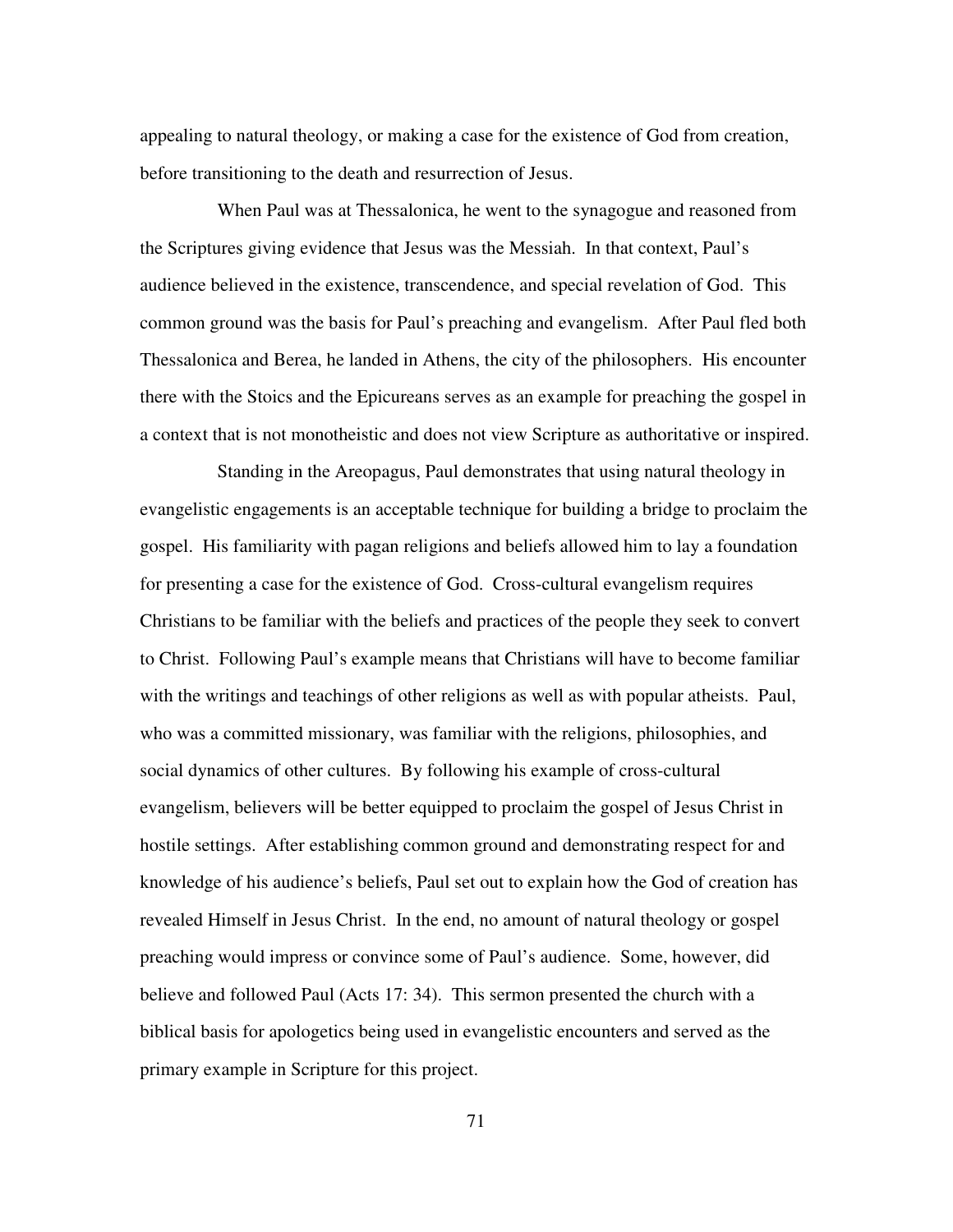appealing to natural theology, or making a case for the existence of God from creation, before transitioning to the death and resurrection of Jesus.

When Paul was at Thessalonica, he went to the synagogue and reasoned from the Scriptures giving evidence that Jesus was the Messiah. In that context, Paul's audience believed in the existence, transcendence, and special revelation of God. This common ground was the basis for Paul's preaching and evangelism. After Paul fled both Thessalonica and Berea, he landed in Athens, the city of the philosophers. His encounter there with the Stoics and the Epicureans serves as an example for preaching the gospel in a context that is not monotheistic and does not view Scripture as authoritative or inspired.

Standing in the Areopagus, Paul demonstrates that using natural theology in evangelistic engagements is an acceptable technique for building a bridge to proclaim the gospel. His familiarity with pagan religions and beliefs allowed him to lay a foundation for presenting a case for the existence of God. Cross-cultural evangelism requires Christians to be familiar with the beliefs and practices of the people they seek to convert to Christ. Following Paul's example means that Christians will have to become familiar with the writings and teachings of other religions as well as with popular atheists. Paul, who was a committed missionary, was familiar with the religions, philosophies, and social dynamics of other cultures. By following his example of cross-cultural evangelism, believers will be better equipped to proclaim the gospel of Jesus Christ in hostile settings. After establishing common ground and demonstrating respect for and knowledge of his audience's beliefs, Paul set out to explain how the God of creation has revealed Himself in Jesus Christ. In the end, no amount of natural theology or gospel preaching would impress or convince some of Paul's audience. Some, however, did believe and followed Paul (Acts 17: 34). This sermon presented the church with a biblical basis for apologetics being used in evangelistic encounters and served as the primary example in Scripture for this project.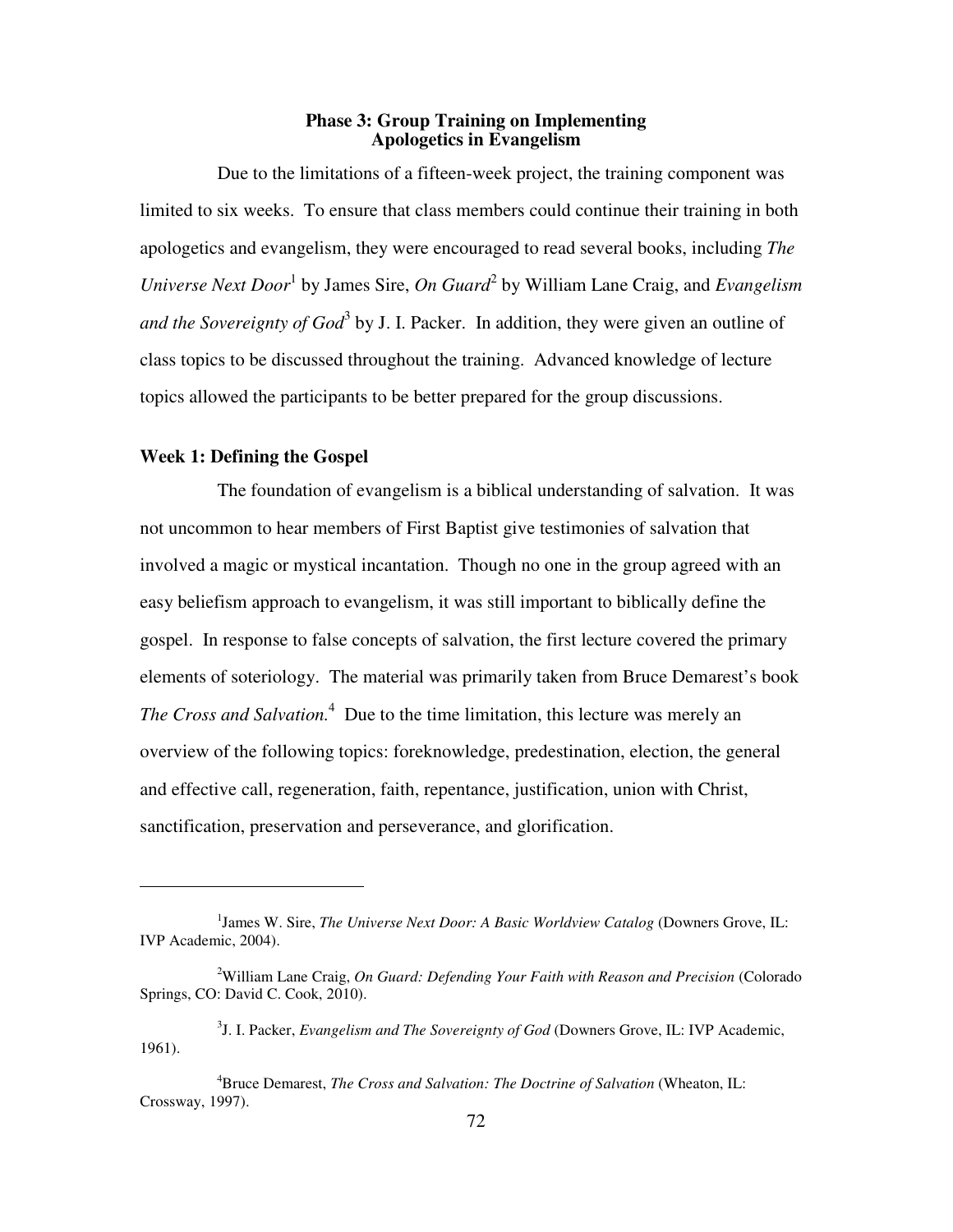### Phase 3: Group Training on Implementing Apologetics in Evangelism

Due to the limitations of a fifteen-week project, the training component was limited to six weeks. To ensure that class members could continue their training in both apologetics and evangelism, they were encouraged to read several books, including *The Universe Next Door*[1] by James Sire, *On Guard*[2] by William Lane Craig, and *Evangelism and the Sovereignty of God*[3] by J. I. Packer. In addition, they were given an outline of class topics to be discussed throughout the training. Advanced knowledge of lecture topics allowed the participants to be better prepared for the group discussions.

#### Week 1: Defining the Gospel

The foundation of evangelism is a biblical understanding of salvation. It was not uncommon to hear members of First Baptist give testimonies of salvation that involved a magic or mystical incantation. Though no one in the group agreed with an easy beliefism approach to evangelism, it was still important to biblically define the gospel. In response to false concepts of salvation, the first lecture covered the primary elements of soteriology. The material was primarily taken from Bruce Demarest's book *The Cross and Salvation.*[4] Due to the time limitation, this lecture was merely an overview of the following topics: foreknowledge, predestination, election, the general and effective call, regeneration, faith, repentance, justification, union with Christ, sanctification, preservation and perseverance, and glorification.

---

[1] James W. Sire, *The Universe Next Door: A Basic Worldview Catalog* (Downers Grove, IL: IVP Academic, 2004).

[2] William Lane Craig, *On Guard: Defending Your Faith with Reason and Precision* (Colorado Springs, CO: David C. Cook, 2010).

[3] J. I. Packer, *Evangelism and The Sovereignty of God* (Downers Grove, IL: IVP Academic, 1961).

[4] Bruce Demarest, *The Cross and Salvation: The Doctrine of Salvation* (Wheaton, IL: Crossway, 1997).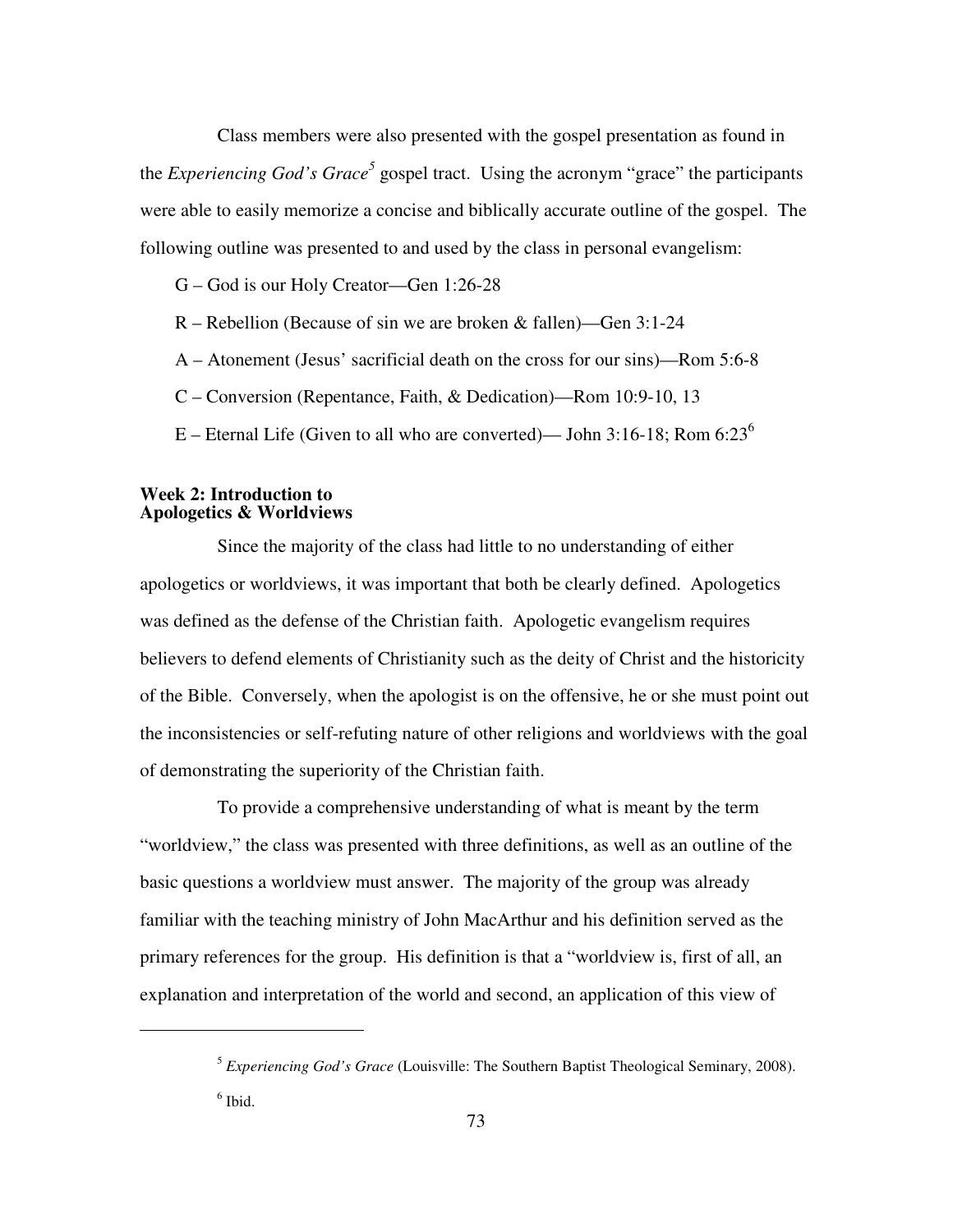Class members were also presented with the gospel presentation as found in the *Experiencing God's Grace*[5] gospel tract. Using the acronym "grace" the participants were able to easily memorize a concise and biblically accurate outline of the gospel. The following outline was presented to and used by the class in personal evangelism:

G – God is our Holy Creator—Gen 1:26-28

R – Rebellion (Because of sin we are broken & fallen)—Gen 3:1-24

A – Atonement (Jesus' sacrificial death on the cross for our sins)—Rom 5:6-8

C – Conversion (Repentance, Faith, & Dedication)—Rom 10:9-10, 13

E – Eternal Life (Given to all who are converted)— John 3:16-18; Rom 6:23[6]

**Week 2: Introduction to Apologetics & Worldviews**

Since the majority of the class had little to no understanding of either apologetics or worldviews, it was important that both be clearly defined. Apologetics was defined as the defense of the Christian faith. Apologetic evangelism requires believers to defend elements of Christianity such as the deity of Christ and the historicity of the Bible. Conversely, when the apologist is on the offensive, he or she must point out the inconsistencies or self-refuting nature of other religions and worldviews with the goal of demonstrating the superiority of the Christian faith.

To provide a comprehensive understanding of what is meant by the term "worldview," the class was presented with three definitions, as well as an outline of the basic questions a worldview must answer. The majority of the group was already familiar with the teaching ministry of John MacArthur and his definition served as the primary references for the group. His definition is that a "worldview is, first of all, an explanation and interpretation of the world and second, an application of this view of

---

[5] *Experiencing God's Grace* (Louisville: The Southern Baptist Theological Seminary, 2008).

[6] Ibid.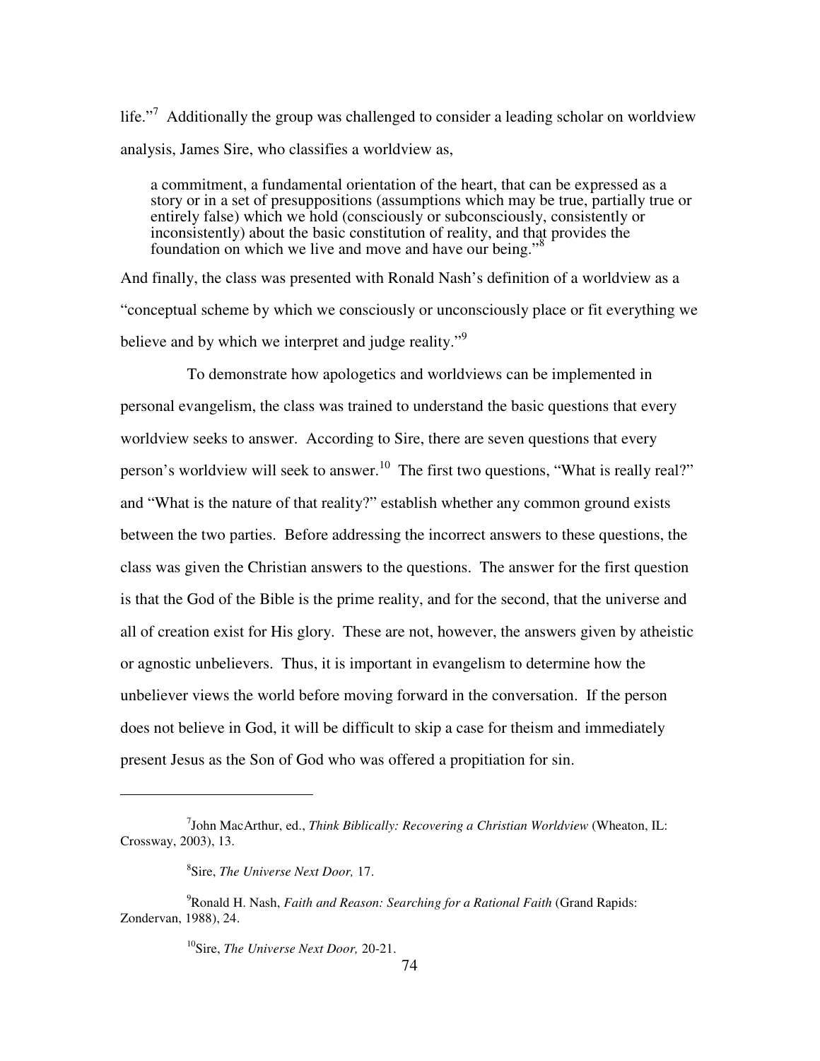life."[7] Additionally the group was challenged to consider a leading scholar on worldview analysis, James Sire, who classifies a worldview as,

> a commitment, a fundamental orientation of the heart, that can be expressed as a story or in a set of presuppositions (assumptions which may be true, partially true or entirely false) which we hold (consciously or subconsciously, consistently or inconsistently) about the basic constitution of reality, and that provides the foundation on which we live and move and have our being."[8]

And finally, the class was presented with Ronald Nash's definition of a worldview as a "conceptual scheme by which we consciously or unconsciously place or fit everything we believe and by which we interpret and judge reality."[9]

To demonstrate how apologetics and worldviews can be implemented in personal evangelism, the class was trained to understand the basic questions that every worldview seeks to answer. According to Sire, there are seven questions that every person's worldview will seek to answer.[10] The first two questions, "What is really real?" and "What is the nature of that reality?" establish whether any common ground exists between the two parties. Before addressing the incorrect answers to these questions, the class was given the Christian answers to the questions. The answer for the first question is that the God of the Bible is the prime reality, and for the second, that the universe and all of creation exist for His glory. These are not, however, the answers given by atheistic or agnostic unbelievers. Thus, it is important in evangelism to determine how the unbeliever views the world before moving forward in the conversation. If the person does not believe in God, it will be difficult to skip a case for theism and immediately present Jesus as the Son of God who was offered a propitiation for sin.

---

[7]John MacArthur, ed., *Think Biblically: Recovering a Christian Worldview* (Wheaton, IL: Crossway, 2003), 13.

[8]Sire, *The Universe Next Door,* 17.

[9]Ronald H. Nash, *Faith and Reason: Searching for a Rational Faith* (Grand Rapids: Zondervan, 1988), 24.

[10]Sire, *The Universe Next Door,* 20-21.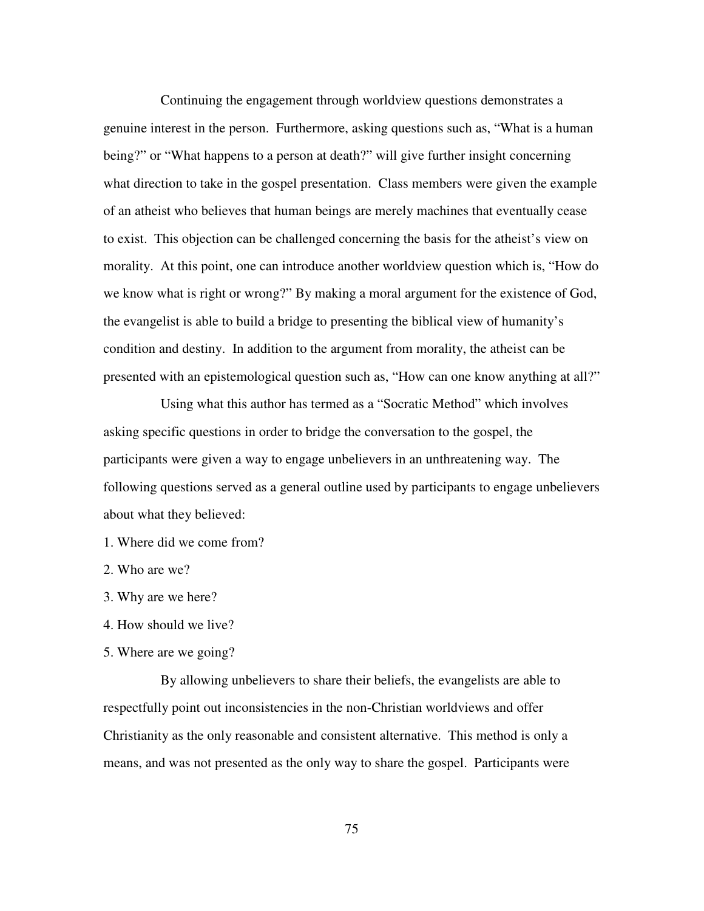Continuing the engagement through worldview questions demonstrates a genuine interest in the person. Furthermore, asking questions such as, "What is a human being?" or "What happens to a person at death?" will give further insight concerning what direction to take in the gospel presentation. Class members were given the example of an atheist who believes that human beings are merely machines that eventually cease to exist. This objection can be challenged concerning the basis for the atheist's view on morality. At this point, one can introduce another worldview question which is, "How do we know what is right or wrong?" By making a moral argument for the existence of God, the evangelist is able to build a bridge to presenting the biblical view of humanity's condition and destiny. In addition to the argument from morality, the atheist can be presented with an epistemological question such as, "How can one know anything at all?"

Using what this author has termed as a "Socratic Method" which involves asking specific questions in order to bridge the conversation to the gospel, the participants were given a way to engage unbelievers in an unthreatening way. The following questions served as a general outline used by participants to engage unbelievers about what they believed:

1. Where did we come from?
2. Who are we?
3. Why are we here?
4. How should we live?
5. Where are we going?

By allowing unbelievers to share their beliefs, the evangelists are able to respectfully point out inconsistencies in the non-Christian worldviews and offer Christianity as the only reasonable and consistent alternative. This method is only a means, and was not presented as the only way to share the gospel. Participants were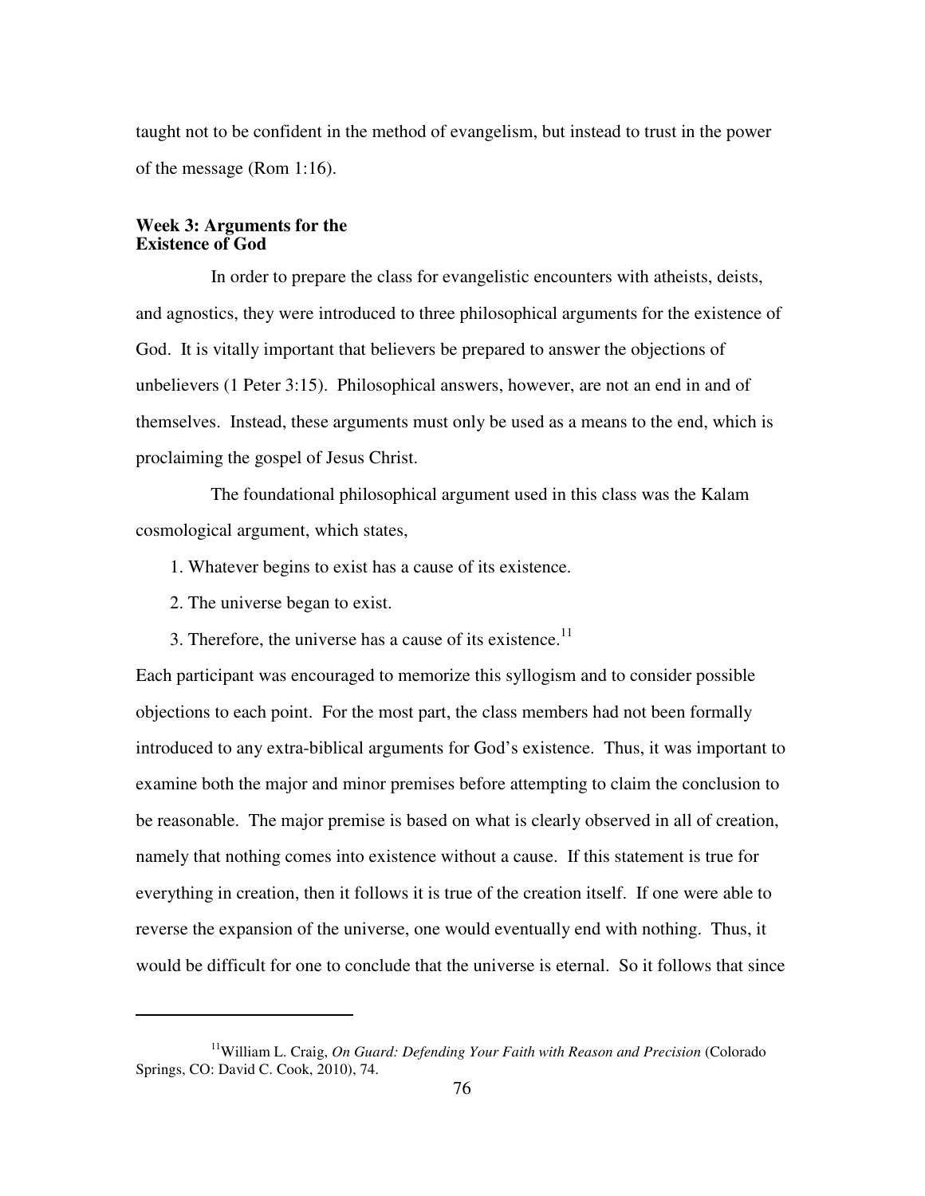taught not to be confident in the method of evangelism, but instead to trust in the power of the message (Rom 1:16).

### Week 3: Arguments for the Existence of God

In order to prepare the class for evangelistic encounters with atheists, deists, and agnostics, they were introduced to three philosophical arguments for the existence of God. It is vitally important that believers be prepared to answer the objections of unbelievers (1 Peter 3:15). Philosophical answers, however, are not an end in and of themselves. Instead, these arguments must only be used as a means to the end, which is proclaiming the gospel of Jesus Christ.

The foundational philosophical argument used in this class was the Kalam cosmological argument, which states,

1. Whatever begins to exist has a cause of its existence.
2. The universe began to exist.
3. Therefore, the universe has a cause of its existence.[11]

Each participant was encouraged to memorize this syllogism and to consider possible objections to each point. For the most part, the class members had not been formally introduced to any extra-biblical arguments for God's existence. Thus, it was important to examine both the major and minor premises before attempting to claim the conclusion to be reasonable. The major premise is based on what is clearly observed in all of creation, namely that nothing comes into existence without a cause. If this statement is true for everything in creation, then it follows it is true of the creation itself. If one were able to reverse the expansion of the universe, one would eventually end with nothing. Thus, it would be difficult for one to conclude that the universe is eternal. So it follows that since

---

[11]William L. Craig, *On Guard: Defending Your Faith with Reason and Precision* (Colorado Springs, CO: David C. Cook, 2010), 74.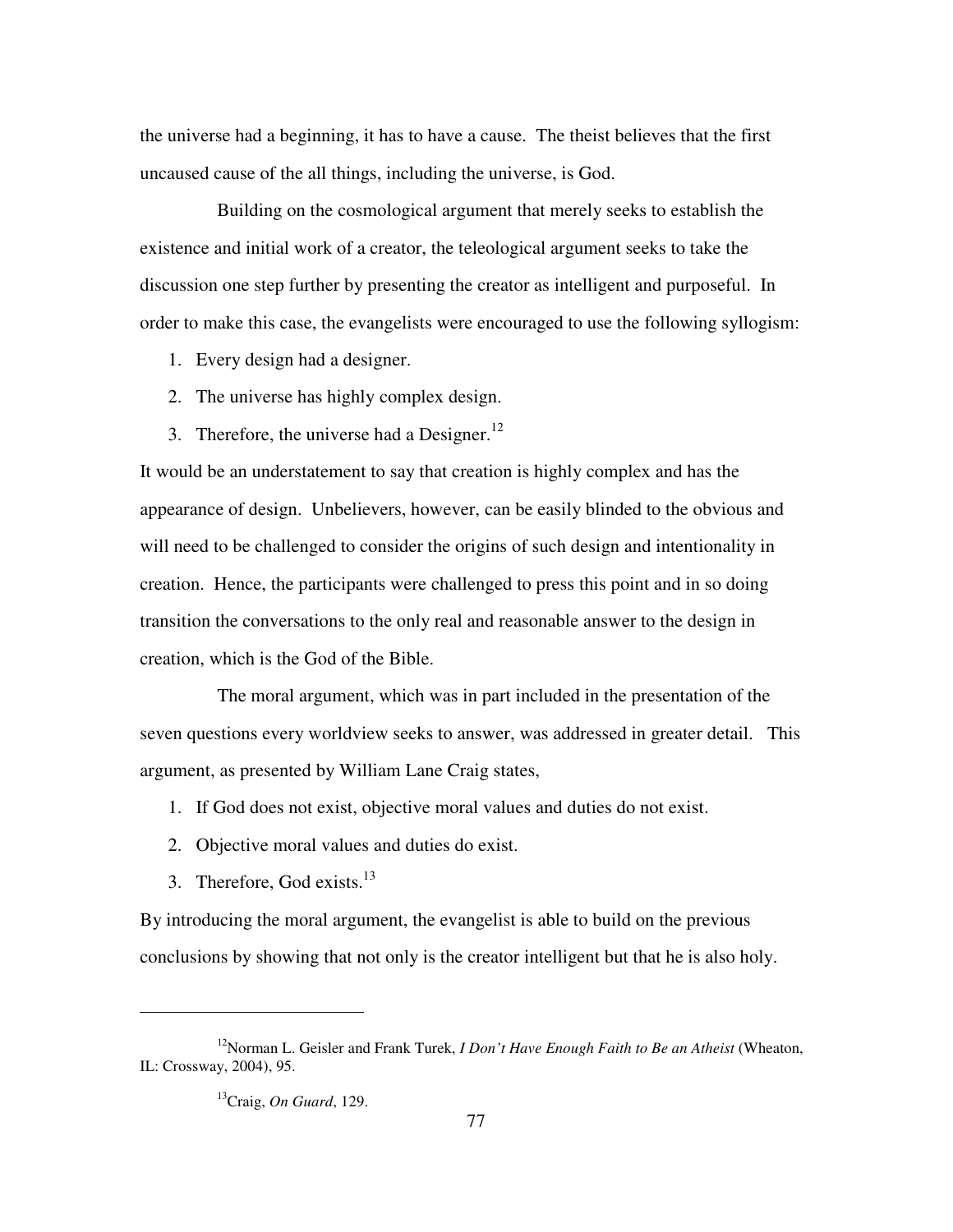the universe had a beginning, it has to have a cause. The theist believes that the first uncaused cause of the all things, including the universe, is God.

Building on the cosmological argument that merely seeks to establish the existence and initial work of a creator, the teleological argument seeks to take the discussion one step further by presenting the creator as intelligent and purposeful. In order to make this case, the evangelists were encouraged to use the following syllogism:

1. Every design had a designer.
2. The universe has highly complex design.
3. Therefore, the universe had a Designer.[12]

It would be an understatement to say that creation is highly complex and has the appearance of design. Unbelievers, however, can be easily blinded to the obvious and will need to be challenged to consider the origins of such design and intentionality in creation. Hence, the participants were challenged to press this point and in so doing transition the conversations to the only real and reasonable answer to the design in creation, which is the God of the Bible.

The moral argument, which was in part included in the presentation of the seven questions every worldview seeks to answer, was addressed in greater detail. This argument, as presented by William Lane Craig states,

1. If God does not exist, objective moral values and duties do not exist.
2. Objective moral values and duties do exist.
3. Therefore, God exists.[13]

By introducing the moral argument, the evangelist is able to build on the previous conclusions by showing that not only is the creator intelligent but that he is also holy.

---

[12]Norman L. Geisler and Frank Turek, *I Don't Have Enough Faith to Be an Atheist* (Wheaton, IL: Crossway, 2004), 95.

[13]Craig, *On Guard*, 129.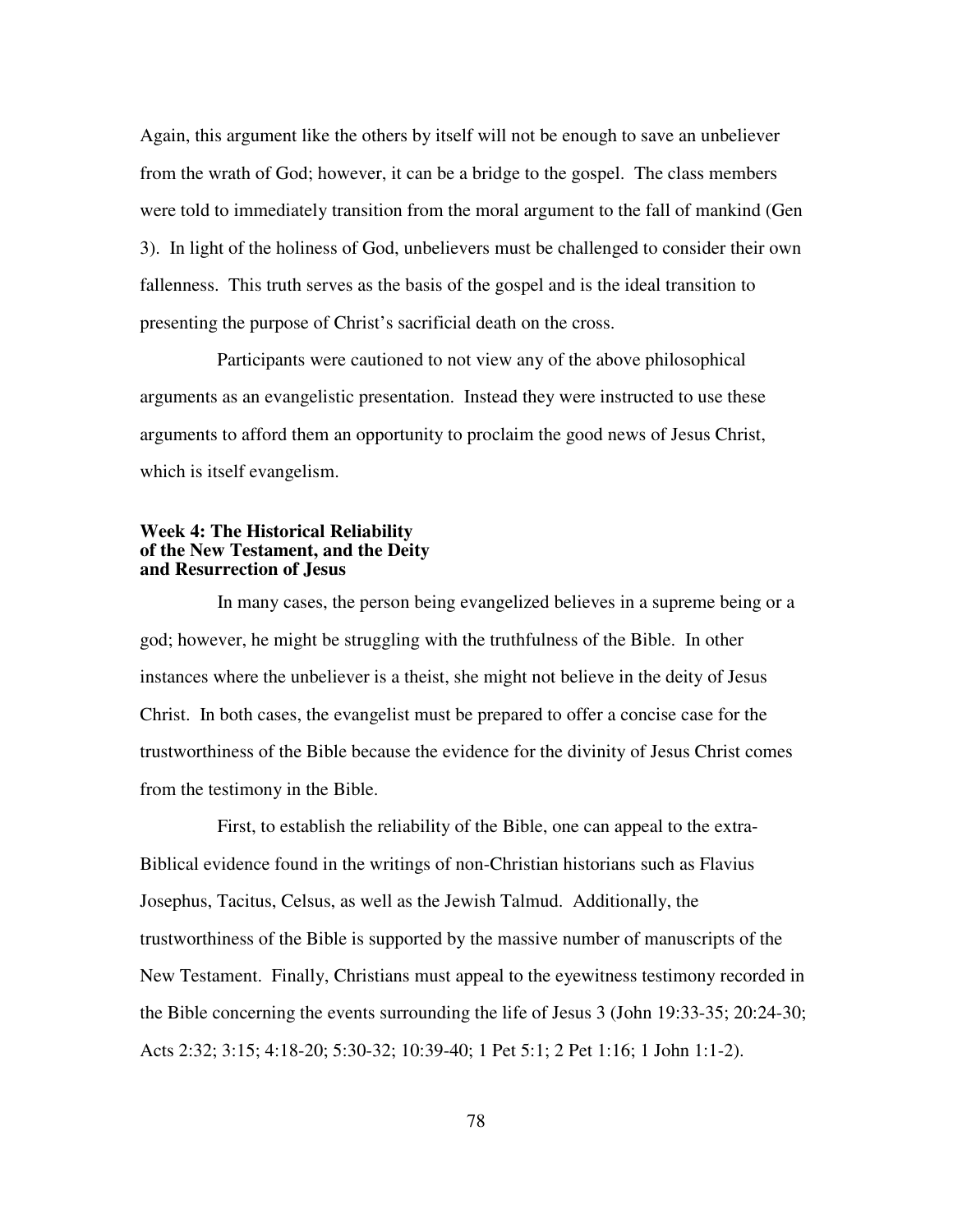Again, this argument like the others by itself will not be enough to save an unbeliever from the wrath of God; however, it can be a bridge to the gospel. The class members were told to immediately transition from the moral argument to the fall of mankind (Gen 3). In light of the holiness of God, unbelievers must be challenged to consider their own fallenness. This truth serves as the basis of the gospel and is the ideal transition to presenting the purpose of Christ's sacrificial death on the cross.

Participants were cautioned to not view any of the above philosophical arguments as an evangelistic presentation. Instead they were instructed to use these arguments to afford them an opportunity to proclaim the good news of Jesus Christ, which is itself evangelism.

### Week 4: The Historical Reliability of the New Testament, and the Deity and Resurrection of Jesus

In many cases, the person being evangelized believes in a supreme being or a god; however, he might be struggling with the truthfulness of the Bible. In other instances where the unbeliever is a theist, she might not believe in the deity of Jesus Christ. In both cases, the evangelist must be prepared to offer a concise case for the trustworthiness of the Bible because the evidence for the divinity of Jesus Christ comes from the testimony in the Bible.

First, to establish the reliability of the Bible, one can appeal to the extra-Biblical evidence found in the writings of non-Christian historians such as Flavius Josephus, Tacitus, Celsus, as well as the Jewish Talmud. Additionally, the trustworthiness of the Bible is supported by the massive number of manuscripts of the New Testament. Finally, Christians must appeal to the eyewitness testimony recorded in the Bible concerning the events surrounding the life of Jesus 3 (John 19:33-35; 20:24-30; Acts 2:32; 3:15; 4:18-20; 5:30-32; 10:39-40; 1 Pet 5:1; 2 Pet 1:16; 1 John 1:1-2).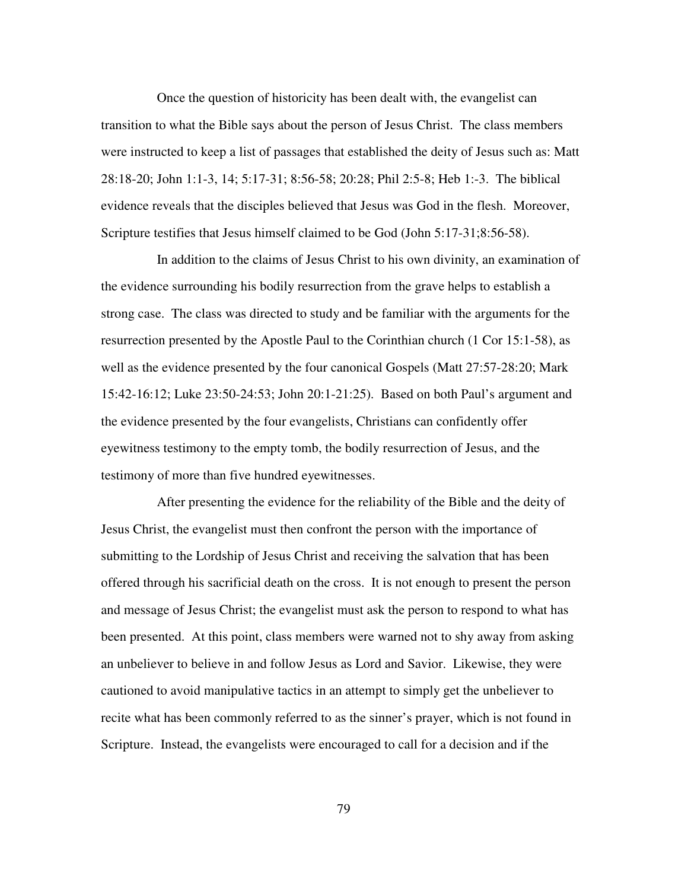Once the question of historicity has been dealt with, the evangelist can transition to what the Bible says about the person of Jesus Christ. The class members were instructed to keep a list of passages that established the deity of Jesus such as: Matt 28:18-20; John 1:1-3, 14; 5:17-31; 8:56-58; 20:28; Phil 2:5-8; Heb 1:-3. The biblical evidence reveals that the disciples believed that Jesus was God in the flesh. Moreover, Scripture testifies that Jesus himself claimed to be God (John 5:17-31;8:56-58).

In addition to the claims of Jesus Christ to his own divinity, an examination of the evidence surrounding his bodily resurrection from the grave helps to establish a strong case. The class was directed to study and be familiar with the arguments for the resurrection presented by the Apostle Paul to the Corinthian church (1 Cor 15:1-58), as well as the evidence presented by the four canonical Gospels (Matt 27:57-28:20; Mark 15:42-16:12; Luke 23:50-24:53; John 20:1-21:25). Based on both Paul's argument and the evidence presented by the four evangelists, Christians can confidently offer eyewitness testimony to the empty tomb, the bodily resurrection of Jesus, and the testimony of more than five hundred eyewitnesses.

After presenting the evidence for the reliability of the Bible and the deity of Jesus Christ, the evangelist must then confront the person with the importance of submitting to the Lordship of Jesus Christ and receiving the salvation that has been offered through his sacrificial death on the cross. It is not enough to present the person and message of Jesus Christ; the evangelist must ask the person to respond to what has been presented. At this point, class members were warned not to shy away from asking an unbeliever to believe in and follow Jesus as Lord and Savior. Likewise, they were cautioned to avoid manipulative tactics in an attempt to simply get the unbeliever to recite what has been commonly referred to as the sinner's prayer, which is not found in Scripture. Instead, the evangelists were encouraged to call for a decision and if the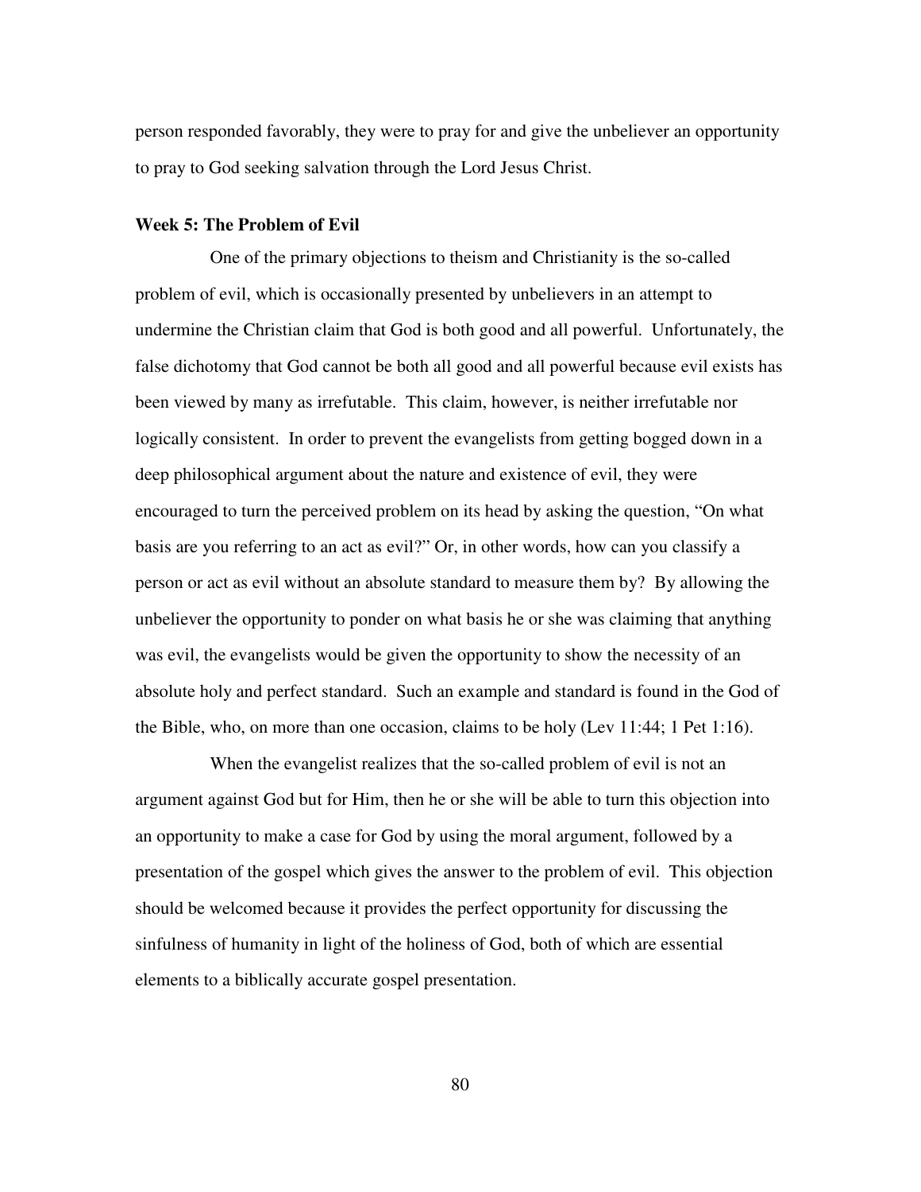person responded favorably, they were to pray for and give the unbeliever an opportunity to pray to God seeking salvation through the Lord Jesus Christ.

**Week 5: The Problem of Evil**

One of the primary objections to theism and Christianity is the so-called problem of evil, which is occasionally presented by unbelievers in an attempt to undermine the Christian claim that God is both good and all powerful. Unfortunately, the false dichotomy that God cannot be both all good and all powerful because evil exists has been viewed by many as irrefutable. This claim, however, is neither irrefutable nor logically consistent. In order to prevent the evangelists from getting bogged down in a deep philosophical argument about the nature and existence of evil, they were encouraged to turn the perceived problem on its head by asking the question, "On what basis are you referring to an act as evil?" Or, in other words, how can you classify a person or act as evil without an absolute standard to measure them by? By allowing the unbeliever the opportunity to ponder on what basis he or she was claiming that anything was evil, the evangelists would be given the opportunity to show the necessity of an absolute holy and perfect standard. Such an example and standard is found in the God of the Bible, who, on more than one occasion, claims to be holy (Lev 11:44; 1 Pet 1:16).

When the evangelist realizes that the so-called problem of evil is not an argument against God but for Him, then he or she will be able to turn this objection into an opportunity to make a case for God by using the moral argument, followed by a presentation of the gospel which gives the answer to the problem of evil. This objection should be welcomed because it provides the perfect opportunity for discussing the sinfulness of humanity in light of the holiness of God, both of which are essential elements to a biblically accurate gospel presentation.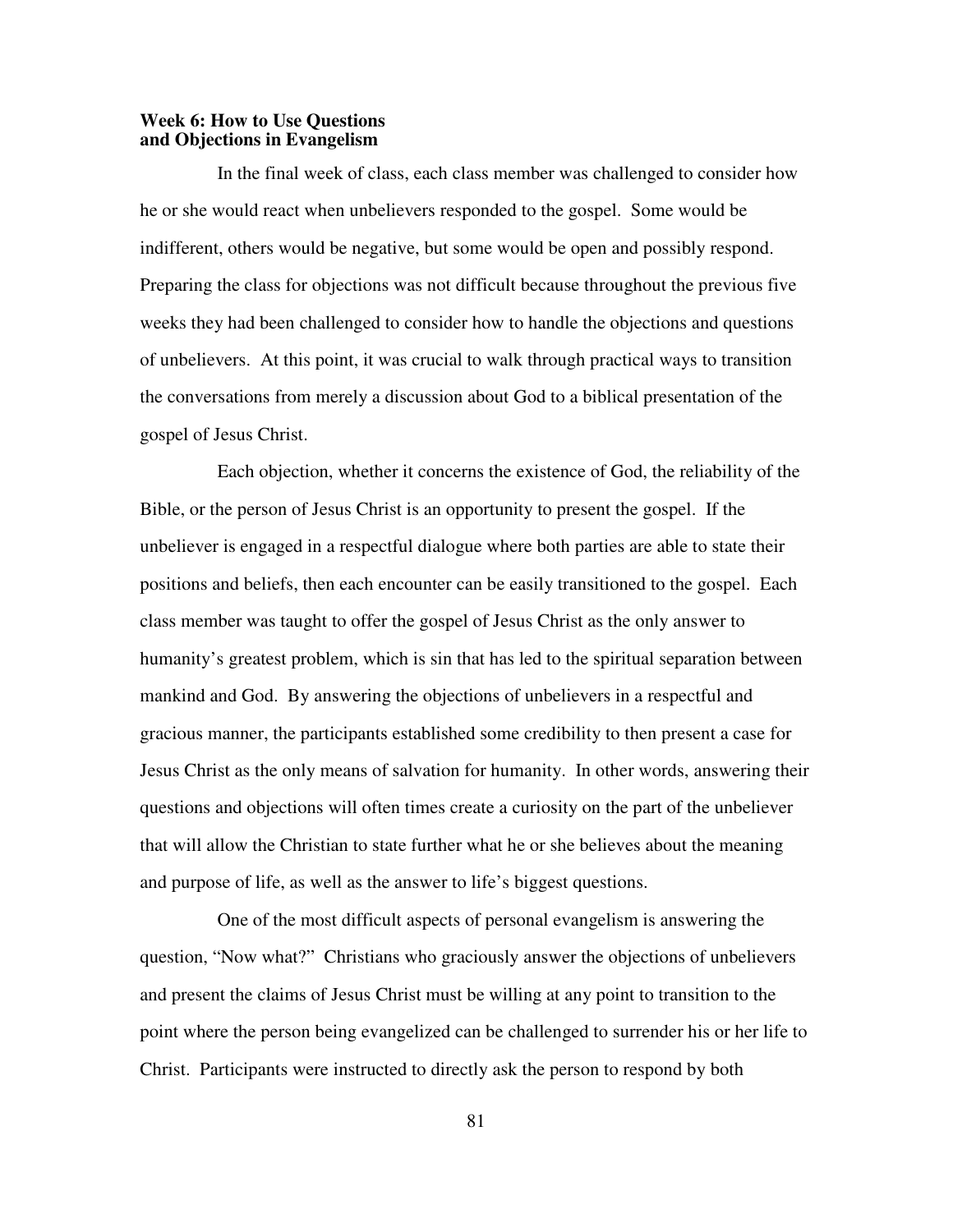**Week 6: How to Use Questions and Objections in Evangelism**

In the final week of class, each class member was challenged to consider how he or she would react when unbelievers responded to the gospel. Some would be indifferent, others would be negative, but some would be open and possibly respond. Preparing the class for objections was not difficult because throughout the previous five weeks they had been challenged to consider how to handle the objections and questions of unbelievers. At this point, it was crucial to walk through practical ways to transition the conversations from merely a discussion about God to a biblical presentation of the gospel of Jesus Christ.

Each objection, whether it concerns the existence of God, the reliability of the Bible, or the person of Jesus Christ is an opportunity to present the gospel. If the unbeliever is engaged in a respectful dialogue where both parties are able to state their positions and beliefs, then each encounter can be easily transitioned to the gospel. Each class member was taught to offer the gospel of Jesus Christ as the only answer to humanity's greatest problem, which is sin that has led to the spiritual separation between mankind and God. By answering the objections of unbelievers in a respectful and gracious manner, the participants established some credibility to then present a case for Jesus Christ as the only means of salvation for humanity. In other words, answering their questions and objections will often times create a curiosity on the part of the unbeliever that will allow the Christian to state further what he or she believes about the meaning and purpose of life, as well as the answer to life's biggest questions.

One of the most difficult aspects of personal evangelism is answering the question, "Now what?" Christians who graciously answer the objections of unbelievers and present the claims of Jesus Christ must be willing at any point to transition to the point where the person being evangelized can be challenged to surrender his or her life to Christ. Participants were instructed to directly ask the person to respond by both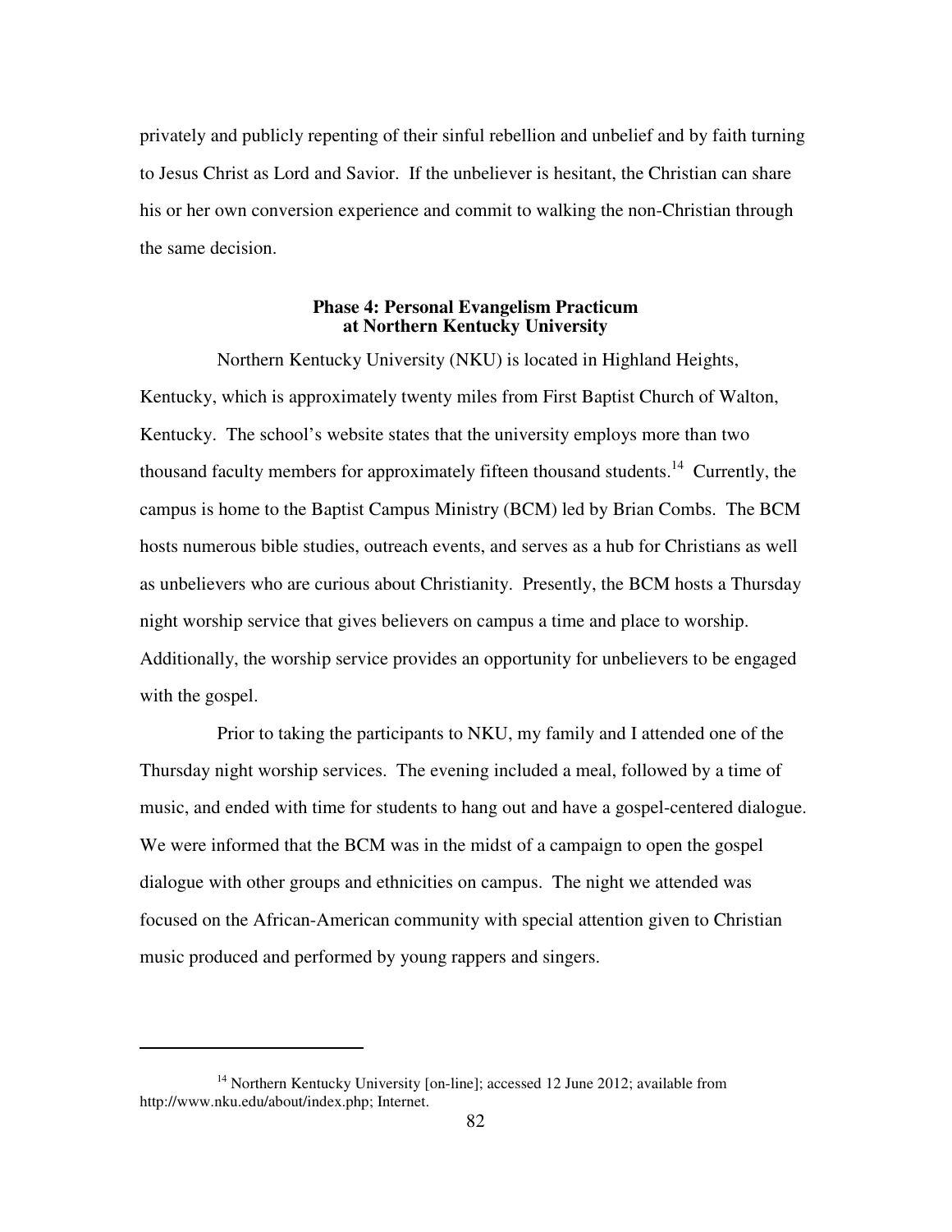privately and publicly repenting of their sinful rebellion and unbelief and by faith turning to Jesus Christ as Lord and Savior. If the unbeliever is hesitant, the Christian can share his or her own conversion experience and commit to walking the non-Christian through the same decision.

### Phase 4: Personal Evangelism Practicum at Northern Kentucky University

Northern Kentucky University (NKU) is located in Highland Heights, Kentucky, which is approximately twenty miles from First Baptist Church of Walton, Kentucky. The school's website states that the university employs more than two thousand faculty members for approximately fifteen thousand students.[14] Currently, the campus is home to the Baptist Campus Ministry (BCM) led by Brian Combs. The BCM hosts numerous bible studies, outreach events, and serves as a hub for Christians as well as unbelievers who are curious about Christianity. Presently, the BCM hosts a Thursday night worship service that gives believers on campus a time and place to worship. Additionally, the worship service provides an opportunity for unbelievers to be engaged with the gospel.

Prior to taking the participants to NKU, my family and I attended one of the Thursday night worship services. The evening included a meal, followed by a time of music, and ended with time for students to hang out and have a gospel-centered dialogue. We were informed that the BCM was in the midst of a campaign to open the gospel dialogue with other groups and ethnicities on campus. The night we attended was focused on the African-American community with special attention given to Christian music produced and performed by young rappers and singers.

---

[14] Northern Kentucky University [on-line]; accessed 12 June 2012; available from http://www.nku.edu/about/index.php; Internet.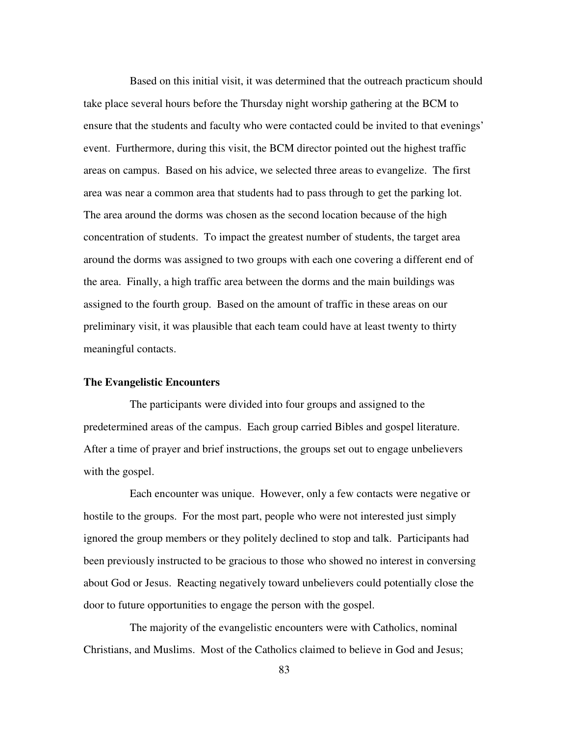Based on this initial visit, it was determined that the outreach practicum should take place several hours before the Thursday night worship gathering at the BCM to ensure that the students and faculty who were contacted could be invited to that evenings' event. Furthermore, during this visit, the BCM director pointed out the highest traffic areas on campus. Based on his advice, we selected three areas to evangelize. The first area was near a common area that students had to pass through to get the parking lot. The area around the dorms was chosen as the second location because of the high concentration of students. To impact the greatest number of students, the target area around the dorms was assigned to two groups with each one covering a different end of the area. Finally, a high traffic area between the dorms and the main buildings was assigned to the fourth group. Based on the amount of traffic in these areas on our preliminary visit, it was plausible that each team could have at least twenty to thirty meaningful contacts.

**The Evangelistic Encounters**

The participants were divided into four groups and assigned to the predetermined areas of the campus. Each group carried Bibles and gospel literature. After a time of prayer and brief instructions, the groups set out to engage unbelievers with the gospel.

Each encounter was unique. However, only a few contacts were negative or hostile to the groups. For the most part, people who were not interested just simply ignored the group members or they politely declined to stop and talk. Participants had been previously instructed to be gracious to those who showed no interest in conversing about God or Jesus. Reacting negatively toward unbelievers could potentially close the door to future opportunities to engage the person with the gospel.

The majority of the evangelistic encounters were with Catholics, nominal Christians, and Muslims. Most of the Catholics claimed to believe in God and Jesus;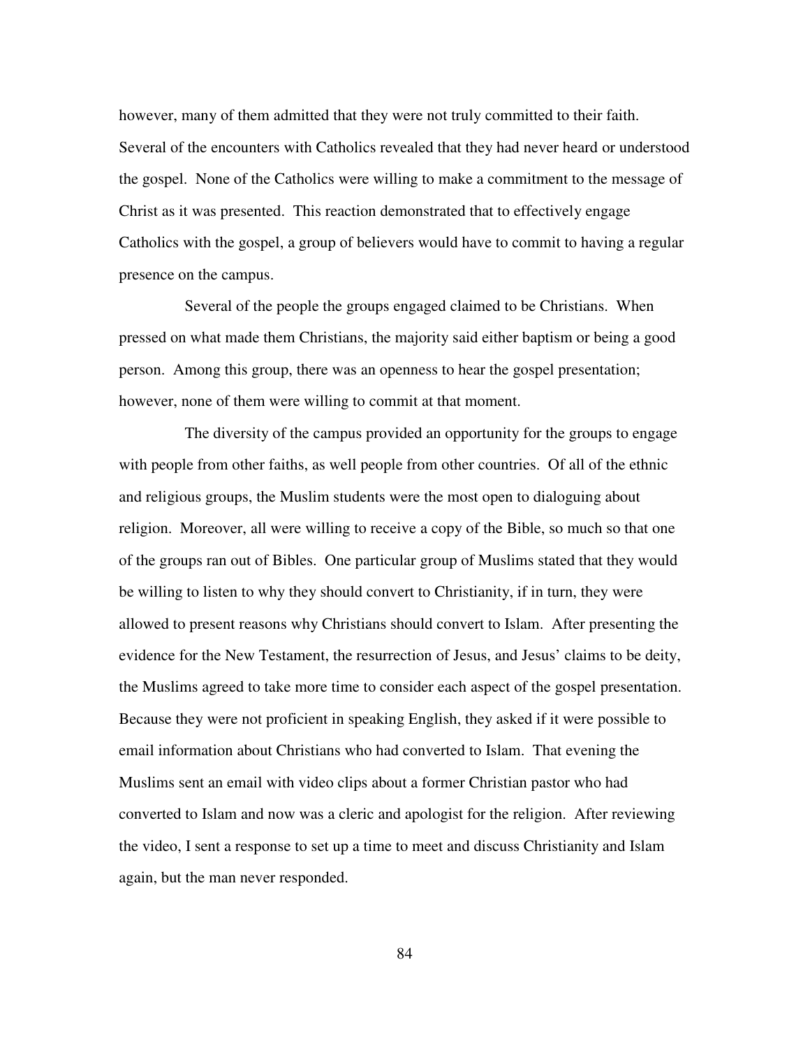however, many of them admitted that they were not truly committed to their faith. Several of the encounters with Catholics revealed that they had never heard or understood the gospel. None of the Catholics were willing to make a commitment to the message of Christ as it was presented. This reaction demonstrated that to effectively engage Catholics with the gospel, a group of believers would have to commit to having a regular presence on the campus.

Several of the people the groups engaged claimed to be Christians. When pressed on what made them Christians, the majority said either baptism or being a good person. Among this group, there was an openness to hear the gospel presentation; however, none of them were willing to commit at that moment.

The diversity of the campus provided an opportunity for the groups to engage with people from other faiths, as well people from other countries. Of all of the ethnic and religious groups, the Muslim students were the most open to dialoguing about religion. Moreover, all were willing to receive a copy of the Bible, so much so that one of the groups ran out of Bibles. One particular group of Muslims stated that they would be willing to listen to why they should convert to Christianity, if in turn, they were allowed to present reasons why Christians should convert to Islam. After presenting the evidence for the New Testament, the resurrection of Jesus, and Jesus' claims to be deity, the Muslims agreed to take more time to consider each aspect of the gospel presentation. Because they were not proficient in speaking English, they asked if it were possible to email information about Christians who had converted to Islam. That evening the Muslims sent an email with video clips about a former Christian pastor who had converted to Islam and now was a cleric and apologist for the religion. After reviewing the video, I sent a response to set up a time to meet and discuss Christianity and Islam again, but the man never responded.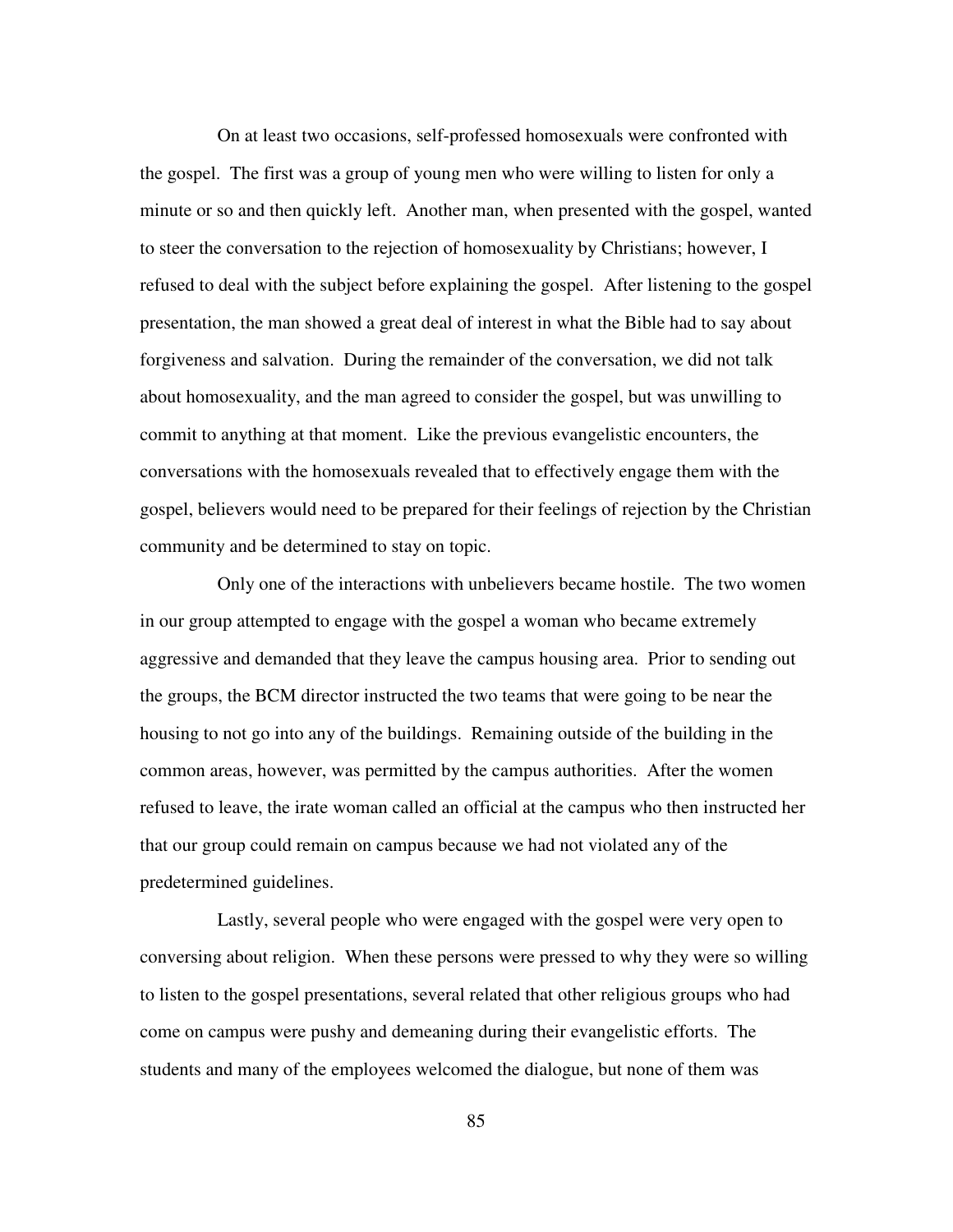On at least two occasions, self-professed homosexuals were confronted with the gospel. The first was a group of young men who were willing to listen for only a minute or so and then quickly left. Another man, when presented with the gospel, wanted to steer the conversation to the rejection of homosexuality by Christians; however, I refused to deal with the subject before explaining the gospel. After listening to the gospel presentation, the man showed a great deal of interest in what the Bible had to say about forgiveness and salvation. During the remainder of the conversation, we did not talk about homosexuality, and the man agreed to consider the gospel, but was unwilling to commit to anything at that moment. Like the previous evangelistic encounters, the conversations with the homosexuals revealed that to effectively engage them with the gospel, believers would need to be prepared for their feelings of rejection by the Christian community and be determined to stay on topic.

Only one of the interactions with unbelievers became hostile. The two women in our group attempted to engage with the gospel a woman who became extremely aggressive and demanded that they leave the campus housing area. Prior to sending out the groups, the BCM director instructed the two teams that were going to be near the housing to not go into any of the buildings. Remaining outside of the building in the common areas, however, was permitted by the campus authorities. After the women refused to leave, the irate woman called an official at the campus who then instructed her that our group could remain on campus because we had not violated any of the predetermined guidelines.

Lastly, several people who were engaged with the gospel were very open to conversing about religion. When these persons were pressed to why they were so willing to listen to the gospel presentations, several related that other religious groups who had come on campus were pushy and demeaning during their evangelistic efforts. The students and many of the employees welcomed the dialogue, but none of them was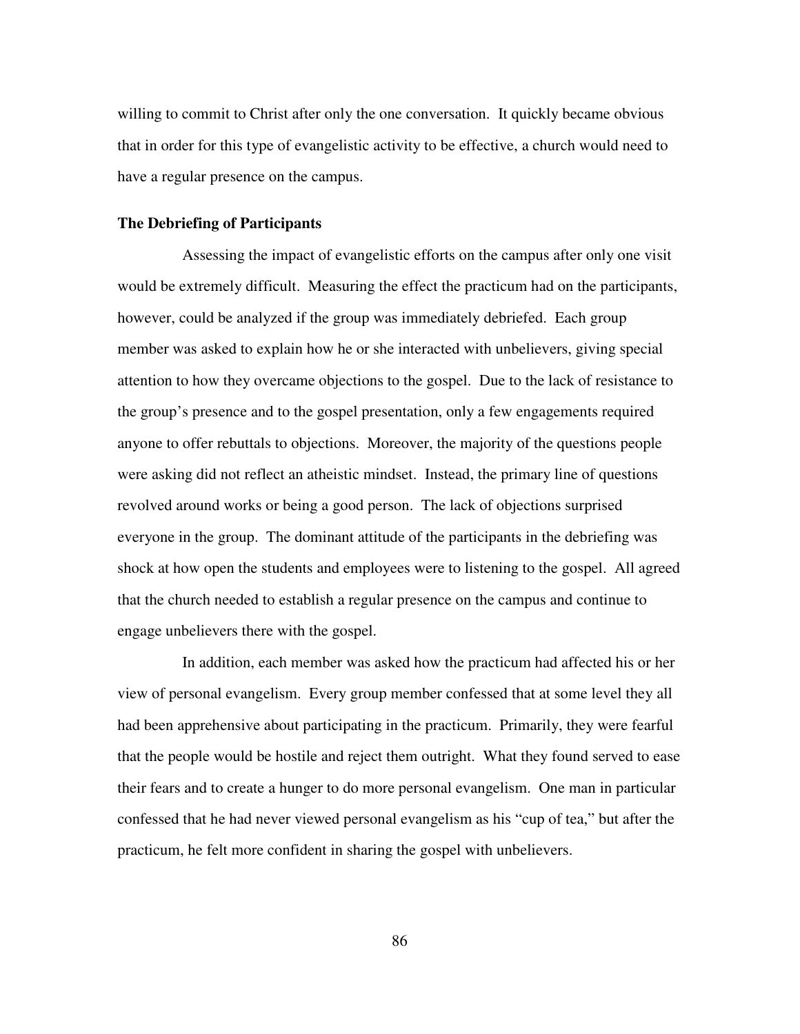willing to commit to Christ after only the one conversation. It quickly became obvious that in order for this type of evangelistic activity to be effective, a church would need to have a regular presence on the campus.

**The Debriefing of Participants**

Assessing the impact of evangelistic efforts on the campus after only one visit would be extremely difficult. Measuring the effect the practicum had on the participants, however, could be analyzed if the group was immediately debriefed. Each group member was asked to explain how he or she interacted with unbelievers, giving special attention to how they overcame objections to the gospel. Due to the lack of resistance to the group's presence and to the gospel presentation, only a few engagements required anyone to offer rebuttals to objections. Moreover, the majority of the questions people were asking did not reflect an atheistic mindset. Instead, the primary line of questions revolved around works or being a good person. The lack of objections surprised everyone in the group. The dominant attitude of the participants in the debriefing was shock at how open the students and employees were to listening to the gospel. All agreed that the church needed to establish a regular presence on the campus and continue to engage unbelievers there with the gospel.

In addition, each member was asked how the practicum had affected his or her view of personal evangelism. Every group member confessed that at some level they all had been apprehensive about participating in the practicum. Primarily, they were fearful that the people would be hostile and reject them outright. What they found served to ease their fears and to create a hunger to do more personal evangelism. One man in particular confessed that he had never viewed personal evangelism as his "cup of tea," but after the practicum, he felt more confident in sharing the gospel with unbelievers.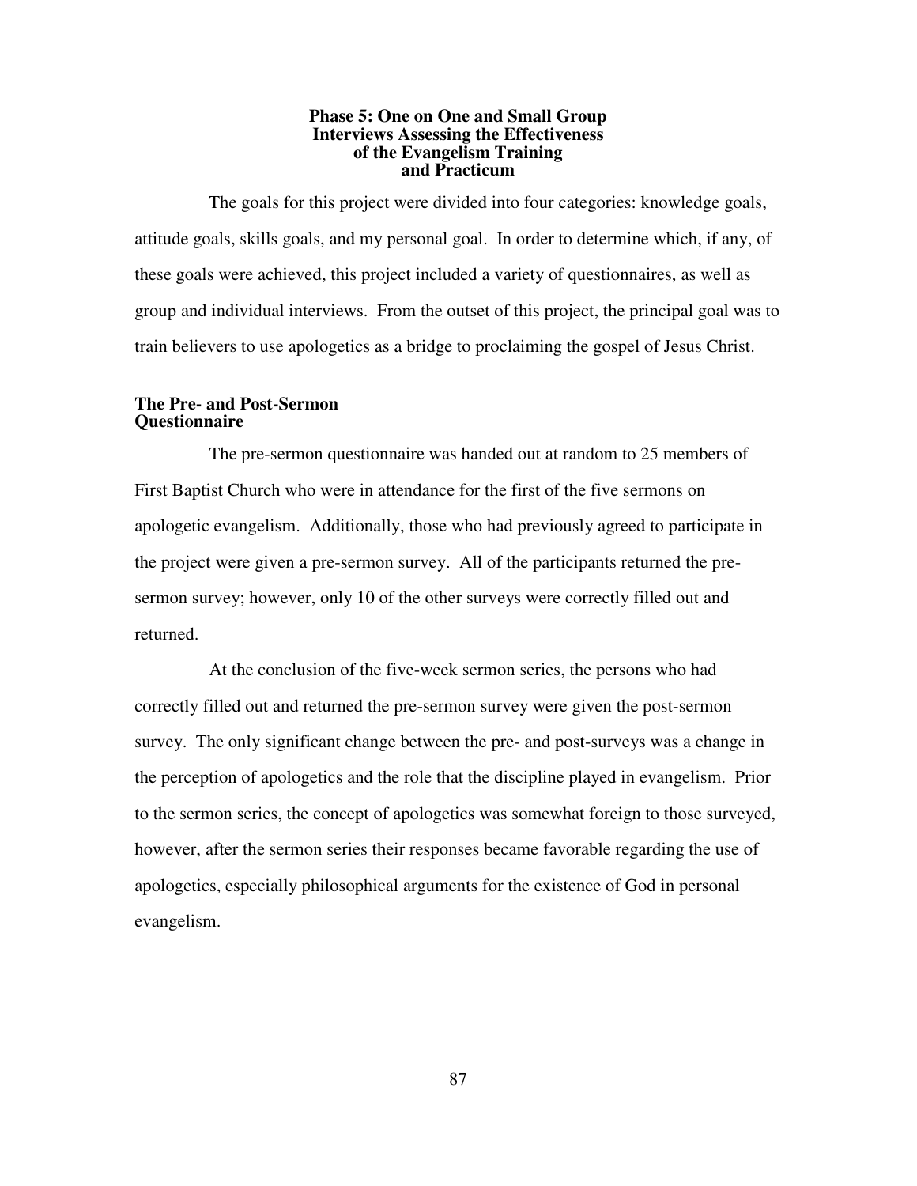### Phase 5: One on One and Small Group Interviews Assessing the Effectiveness of the Evangelism Training and Practicum

The goals for this project were divided into four categories: knowledge goals, attitude goals, skills goals, and my personal goal. In order to determine which, if any, of these goals were achieved, this project included a variety of questionnaires, as well as group and individual interviews. From the outset of this project, the principal goal was to train believers to use apologetics as a bridge to proclaiming the gospel of Jesus Christ.

#### The Pre- and Post-Sermon Questionnaire

The pre-sermon questionnaire was handed out at random to 25 members of First Baptist Church who were in attendance for the first of the five sermons on apologetic evangelism. Additionally, those who had previously agreed to participate in the project were given a pre-sermon survey. All of the participants returned the pre-sermon survey; however, only 10 of the other surveys were correctly filled out and returned.

At the conclusion of the five-week sermon series, the persons who had correctly filled out and returned the pre-sermon survey were given the post-sermon survey. The only significant change between the pre- and post-surveys was a change in the perception of apologetics and the role that the discipline played in evangelism. Prior to the sermon series, the concept of apologetics was somewhat foreign to those surveyed, however, after the sermon series their responses became favorable regarding the use of apologetics, especially philosophical arguments for the existence of God in personal evangelism.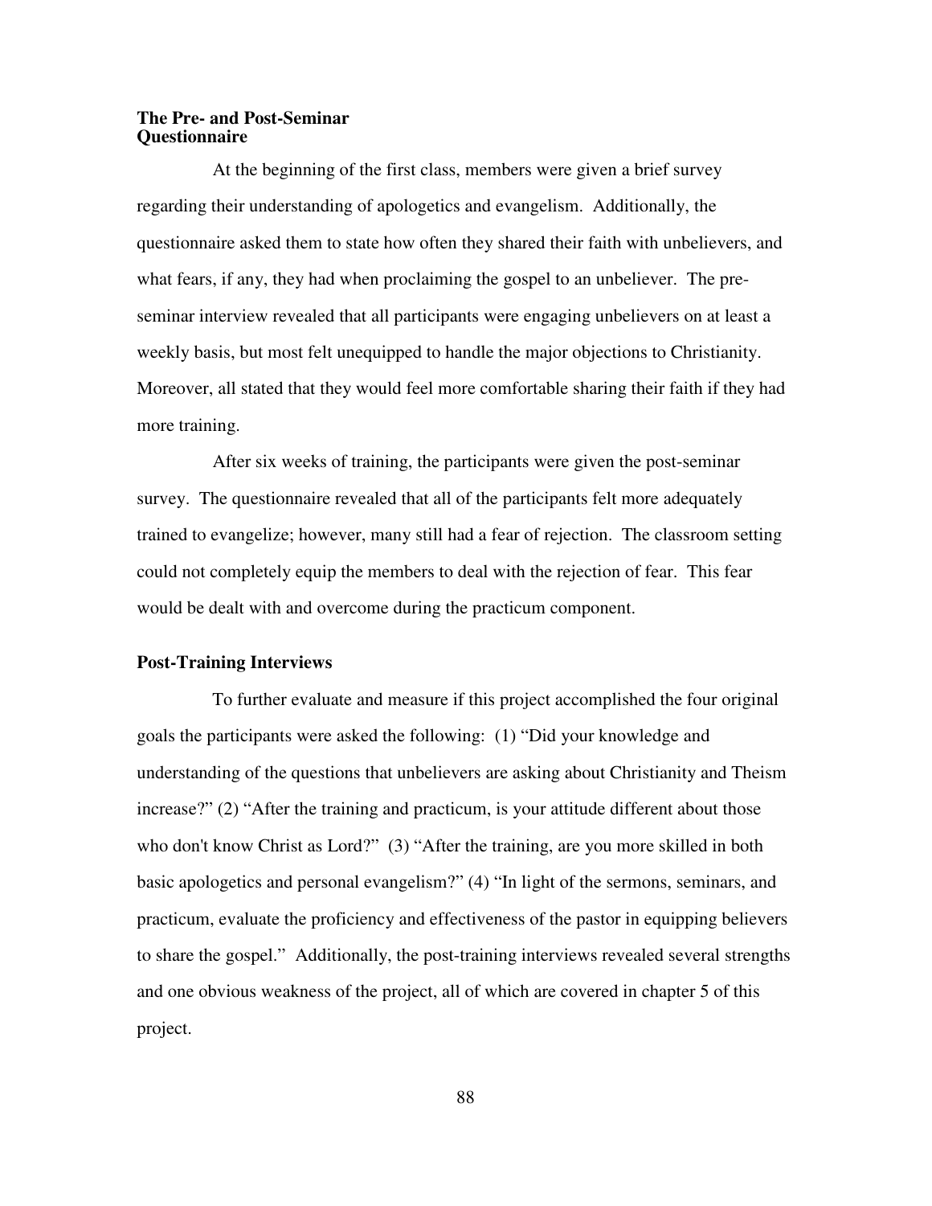### The Pre- and Post-Seminar Questionnaire

At the beginning of the first class, members were given a brief survey regarding their understanding of apologetics and evangelism. Additionally, the questionnaire asked them to state how often they shared their faith with unbelievers, and what fears, if any, they had when proclaiming the gospel to an unbeliever. The pre-seminar interview revealed that all participants were engaging unbelievers on at least a weekly basis, but most felt unequipped to handle the major objections to Christianity. Moreover, all stated that they would feel more comfortable sharing their faith if they had more training.

After six weeks of training, the participants were given the post-seminar survey. The questionnaire revealed that all of the participants felt more adequately trained to evangelize; however, many still had a fear of rejection. The classroom setting could not completely equip the members to deal with the rejection of fear. This fear would be dealt with and overcome during the practicum component.

### Post-Training Interviews

To further evaluate and measure if this project accomplished the four original goals the participants were asked the following: (1) "Did your knowledge and understanding of the questions that unbelievers are asking about Christianity and Theism increase?" (2) "After the training and practicum, is your attitude different about those who don't know Christ as Lord?" (3) "After the training, are you more skilled in both basic apologetics and personal evangelism?" (4) "In light of the sermons, seminars, and practicum, evaluate the proficiency and effectiveness of the pastor in equipping believers to share the gospel." Additionally, the post-training interviews revealed several strengths and one obvious weakness of the project, all of which are covered in chapter 5 of this project.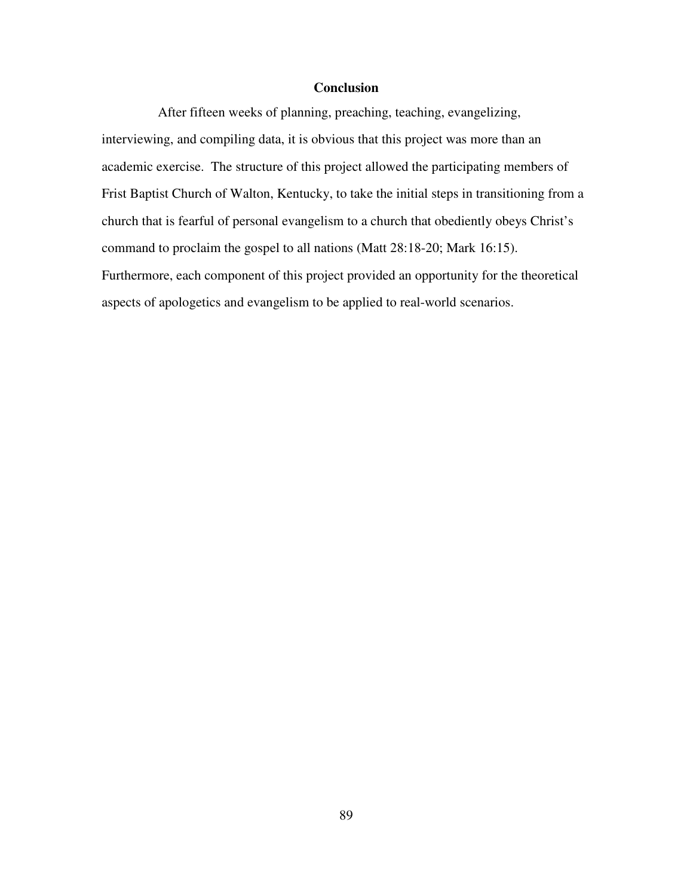## Conclusion

After fifteen weeks of planning, preaching, teaching, evangelizing, interviewing, and compiling data, it is obvious that this project was more than an academic exercise. The structure of this project allowed the participating members of Frist Baptist Church of Walton, Kentucky, to take the initial steps in transitioning from a church that is fearful of personal evangelism to a church that obediently obeys Christ's command to proclaim the gospel to all nations (Matt 28:18-20; Mark 16:15). Furthermore, each component of this project provided an opportunity for the theoretical aspects of apologetics and evangelism to be applied to real-world scenarios.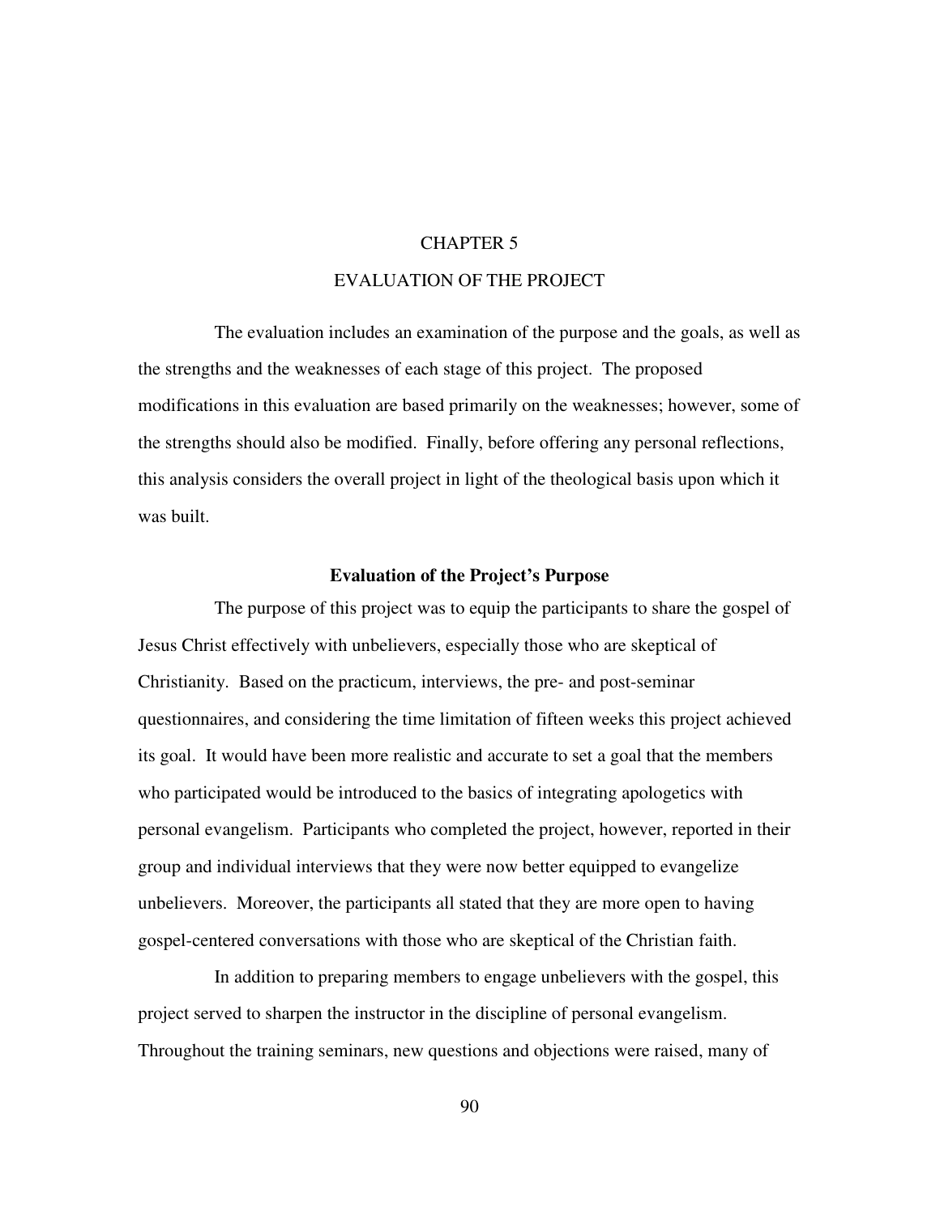# CHAPTER 5

# EVALUATION OF THE PROJECT

The evaluation includes an examination of the purpose and the goals, as well as the strengths and the weaknesses of each stage of this project. The proposed modifications in this evaluation are based primarily on the weaknesses; however, some of the strengths should also be modified. Finally, before offering any personal reflections, this analysis considers the overall project in light of the theological basis upon which it was built.

## Evaluation of the Project's Purpose

The purpose of this project was to equip the participants to share the gospel of Jesus Christ effectively with unbelievers, especially those who are skeptical of Christianity. Based on the practicum, interviews, the pre- and post-seminar questionnaires, and considering the time limitation of fifteen weeks this project achieved its goal. It would have been more realistic and accurate to set a goal that the members who participated would be introduced to the basics of integrating apologetics with personal evangelism. Participants who completed the project, however, reported in their group and individual interviews that they were now better equipped to evangelize unbelievers. Moreover, the participants all stated that they are more open to having gospel-centered conversations with those who are skeptical of the Christian faith.

In addition to preparing members to engage unbelievers with the gospel, this project served to sharpen the instructor in the discipline of personal evangelism. Throughout the training seminars, new questions and objections were raised, many of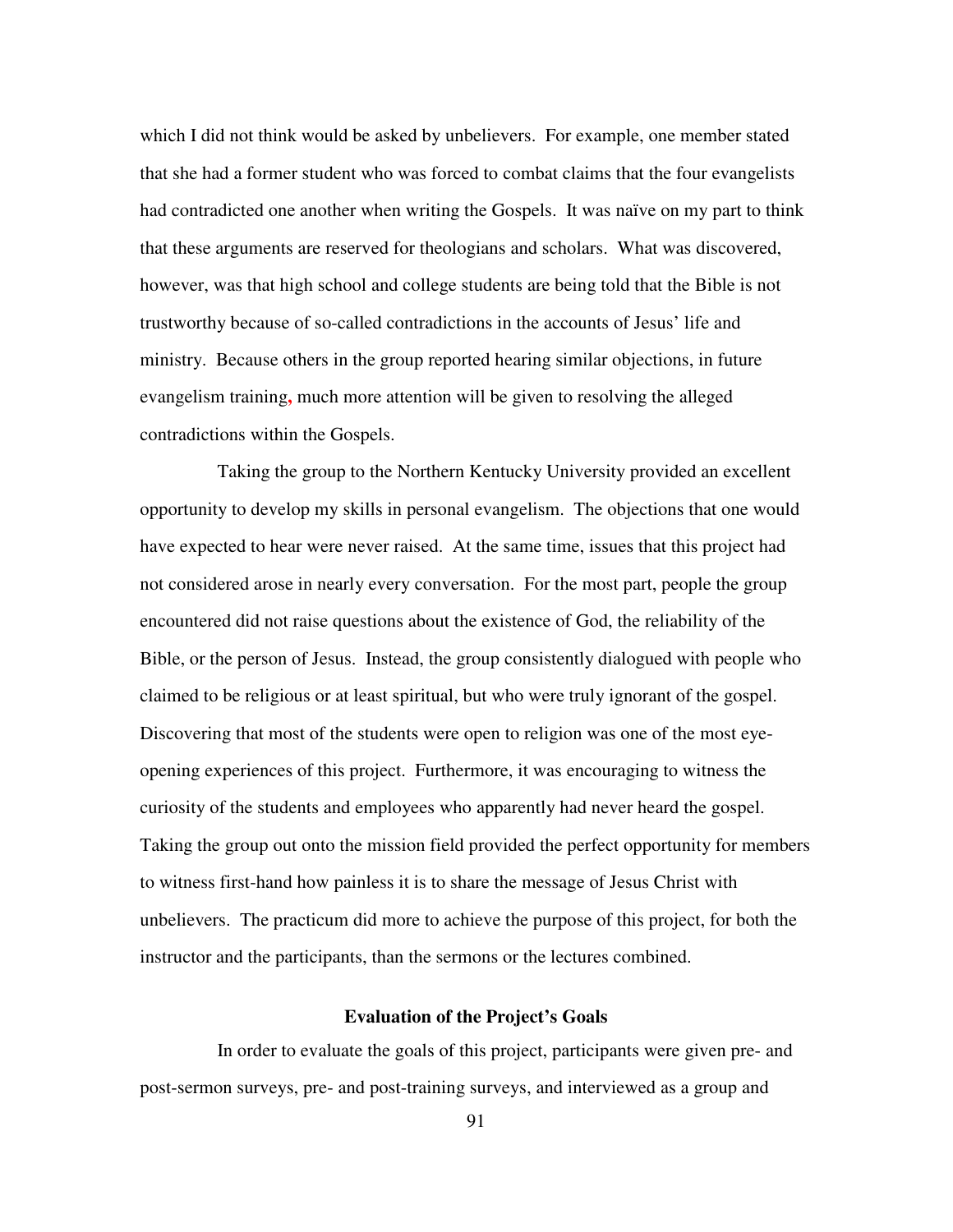which I did not think would be asked by unbelievers. For example, one member stated that she had a former student who was forced to combat claims that the four evangelists had contradicted one another when writing the Gospels. It was naïve on my part to think that these arguments are reserved for theologians and scholars. What was discovered, however, was that high school and college students are being told that the Bible is not trustworthy because of so-called contradictions in the accounts of Jesus' life and ministry. Because others in the group reported hearing similar objections, in future evangelism training, much more attention will be given to resolving the alleged contradictions within the Gospels.

Taking the group to the Northern Kentucky University provided an excellent opportunity to develop my skills in personal evangelism. The objections that one would have expected to hear were never raised. At the same time, issues that this project had not considered arose in nearly every conversation. For the most part, people the group encountered did not raise questions about the existence of God, the reliability of the Bible, or the person of Jesus. Instead, the group consistently dialogued with people who claimed to be religious or at least spiritual, but who were truly ignorant of the gospel. Discovering that most of the students were open to religion was one of the most eye-opening experiences of this project. Furthermore, it was encouraging to witness the curiosity of the students and employees who apparently had never heard the gospel. Taking the group out onto the mission field provided the perfect opportunity for members to witness first-hand how painless it is to share the message of Jesus Christ with unbelievers. The practicum did more to achieve the purpose of this project, for both the instructor and the participants, than the sermons or the lectures combined.

### Evaluation of the Project's Goals

In order to evaluate the goals of this project, participants were given pre- and post-sermon surveys, pre- and post-training surveys, and interviewed as a group and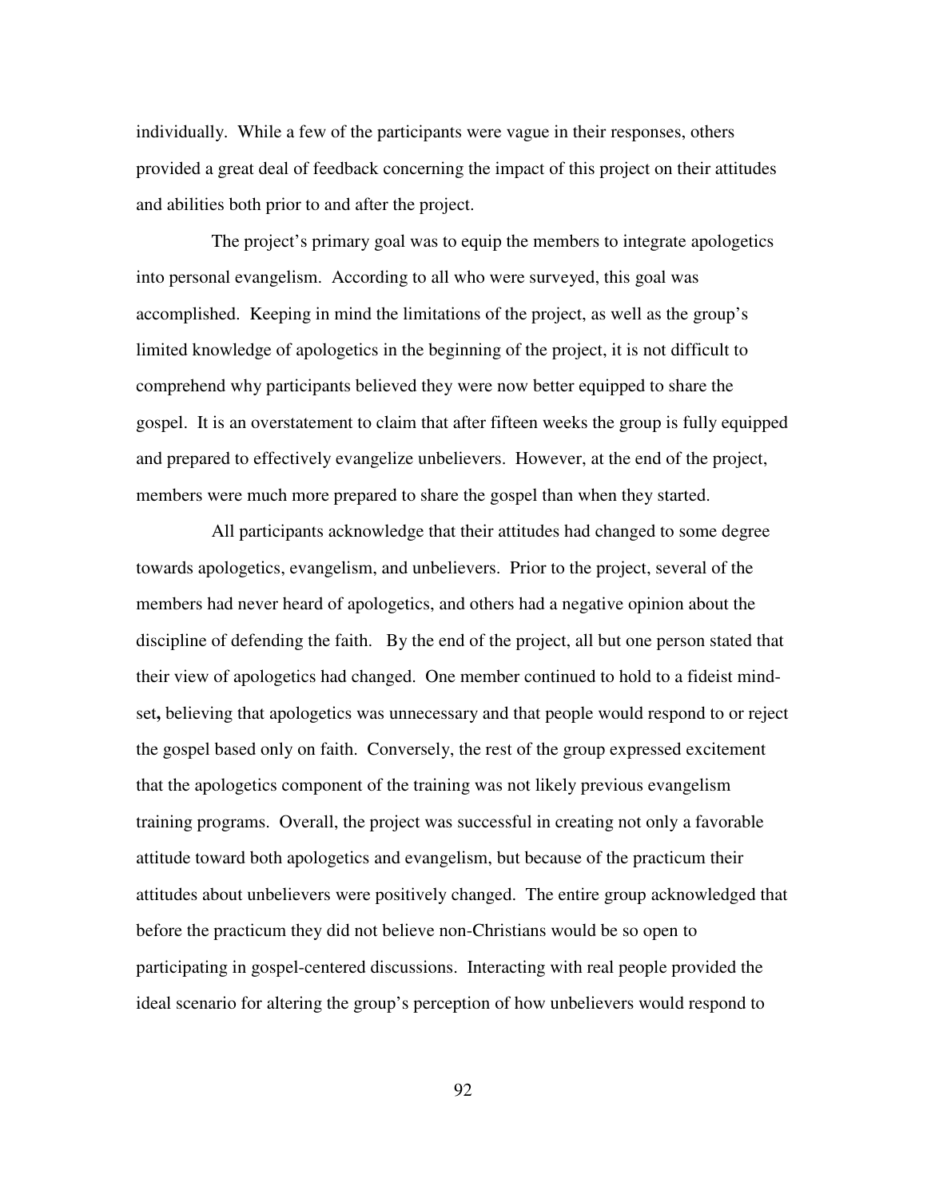individually. While a few of the participants were vague in their responses, others provided a great deal of feedback concerning the impact of this project on their attitudes and abilities both prior to and after the project.

The project's primary goal was to equip the members to integrate apologetics into personal evangelism. According to all who were surveyed, this goal was accomplished. Keeping in mind the limitations of the project, as well as the group's limited knowledge of apologetics in the beginning of the project, it is not difficult to comprehend why participants believed they were now better equipped to share the gospel. It is an overstatement to claim that after fifteen weeks the group is fully equipped and prepared to effectively evangelize unbelievers. However, at the end of the project, members were much more prepared to share the gospel than when they started.

All participants acknowledge that their attitudes had changed to some degree towards apologetics, evangelism, and unbelievers. Prior to the project, several of the members had never heard of apologetics, and others had a negative opinion about the discipline of defending the faith. By the end of the project, all but one person stated that their view of apologetics had changed. One member continued to hold to a fideist mind-set**,** believing that apologetics was unnecessary and that people would respond to or reject the gospel based only on faith. Conversely, the rest of the group expressed excitement that the apologetics component of the training was not likely previous evangelism training programs. Overall, the project was successful in creating not only a favorable attitude toward both apologetics and evangelism, but because of the practicum their attitudes about unbelievers were positively changed. The entire group acknowledged that before the practicum they did not believe non-Christians would be so open to participating in gospel-centered discussions. Interacting with real people provided the ideal scenario for altering the group's perception of how unbelievers would respond to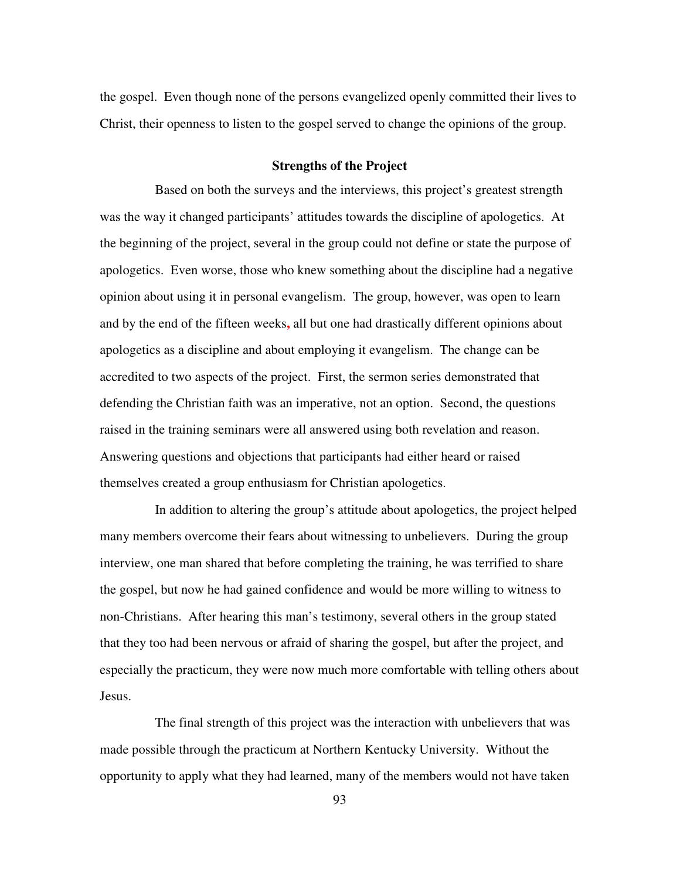the gospel. Even though none of the persons evangelized openly committed their lives to Christ, their openness to listen to the gospel served to change the opinions of the group.

## Strengths of the Project

Based on both the surveys and the interviews, this project's greatest strength was the way it changed participants' attitudes towards the discipline of apologetics. At the beginning of the project, several in the group could not define or state the purpose of apologetics. Even worse, those who knew something about the discipline had a negative opinion about using it in personal evangelism. The group, however, was open to learn and by the end of the fifteen weeks, all but one had drastically different opinions about apologetics as a discipline and about employing it evangelism. The change can be accredited to two aspects of the project. First, the sermon series demonstrated that defending the Christian faith was an imperative, not an option. Second, the questions raised in the training seminars were all answered using both revelation and reason. Answering questions and objections that participants had either heard or raised themselves created a group enthusiasm for Christian apologetics.

In addition to altering the group's attitude about apologetics, the project helped many members overcome their fears about witnessing to unbelievers. During the group interview, one man shared that before completing the training, he was terrified to share the gospel, but now he had gained confidence and would be more willing to witness to non-Christians. After hearing this man's testimony, several others in the group stated that they too had been nervous or afraid of sharing the gospel, but after the project, and especially the practicum, they were now much more comfortable with telling others about Jesus.

The final strength of this project was the interaction with unbelievers that was made possible through the practicum at Northern Kentucky University. Without the opportunity to apply what they had learned, many of the members would not have taken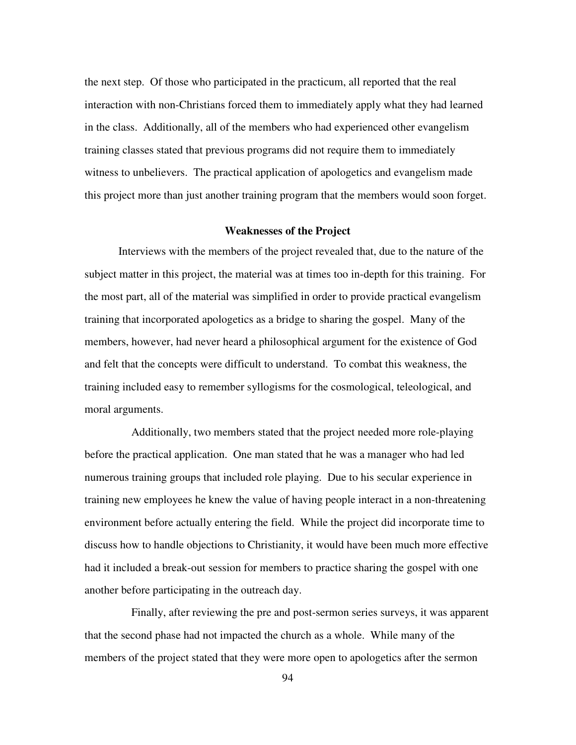the next step. Of those who participated in the practicum, all reported that the real interaction with non-Christians forced them to immediately apply what they had learned in the class. Additionally, all of the members who had experienced other evangelism training classes stated that previous programs did not require them to immediately witness to unbelievers. The practical application of apologetics and evangelism made this project more than just another training program that the members would soon forget.

### Weaknesses of the Project

Interviews with the members of the project revealed that, due to the nature of the subject matter in this project, the material was at times too in-depth for this training. For the most part, all of the material was simplified in order to provide practical evangelism training that incorporated apologetics as a bridge to sharing the gospel. Many of the members, however, had never heard a philosophical argument for the existence of God and felt that the concepts were difficult to understand. To combat this weakness, the training included easy to remember syllogisms for the cosmological, teleological, and moral arguments.

Additionally, two members stated that the project needed more role-playing before the practical application. One man stated that he was a manager who had led numerous training groups that included role playing. Due to his secular experience in training new employees he knew the value of having people interact in a non-threatening environment before actually entering the field. While the project did incorporate time to discuss how to handle objections to Christianity, it would have been much more effective had it included a break-out session for members to practice sharing the gospel with one another before participating in the outreach day.

Finally, after reviewing the pre and post-sermon series surveys, it was apparent that the second phase had not impacted the church as a whole. While many of the members of the project stated that they were more open to apologetics after the sermon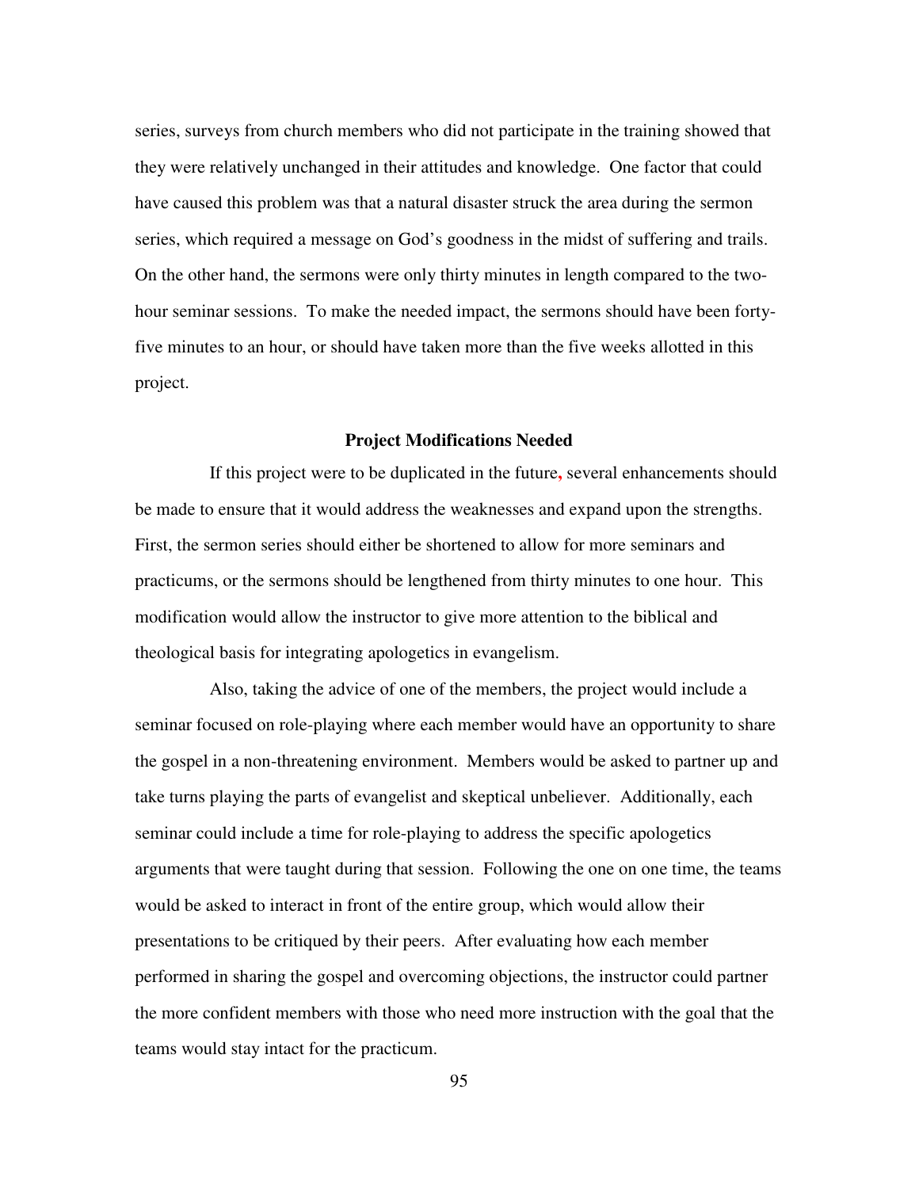series, surveys from church members who did not participate in the training showed that they were relatively unchanged in their attitudes and knowledge. One factor that could have caused this problem was that a natural disaster struck the area during the sermon series, which required a message on God's goodness in the midst of suffering and trails. On the other hand, the sermons were only thirty minutes in length compared to the two-hour seminar sessions. To make the needed impact, the sermons should have been forty-five minutes to an hour, or should have taken more than the five weeks allotted in this project.

### Project Modifications Needed

If this project were to be duplicated in the future, several enhancements should be made to ensure that it would address the weaknesses and expand upon the strengths. First, the sermon series should either be shortened to allow for more seminars and practicums, or the sermons should be lengthened from thirty minutes to one hour. This modification would allow the instructor to give more attention to the biblical and theological basis for integrating apologetics in evangelism.

Also, taking the advice of one of the members, the project would include a seminar focused on role-playing where each member would have an opportunity to share the gospel in a non-threatening environment. Members would be asked to partner up and take turns playing the parts of evangelist and skeptical unbeliever. Additionally, each seminar could include a time for role-playing to address the specific apologetics arguments that were taught during that session. Following the one on one time, the teams would be asked to interact in front of the entire group, which would allow their presentations to be critiqued by their peers. After evaluating how each member performed in sharing the gospel and overcoming objections, the instructor could partner the more confident members with those who need more instruction with the goal that the teams would stay intact for the practicum.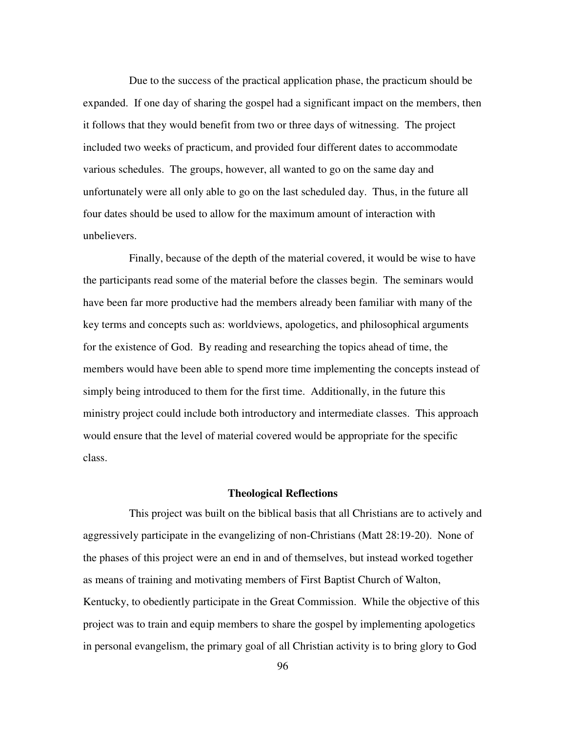Due to the success of the practical application phase, the practicum should be expanded. If one day of sharing the gospel had a significant impact on the members, then it follows that they would benefit from two or three days of witnessing. The project included two weeks of practicum, and provided four different dates to accommodate various schedules. The groups, however, all wanted to go on the same day and unfortunately were all only able to go on the last scheduled day. Thus, in the future all four dates should be used to allow for the maximum amount of interaction with unbelievers.

Finally, because of the depth of the material covered, it would be wise to have the participants read some of the material before the classes begin. The seminars would have been far more productive had the members already been familiar with many of the key terms and concepts such as: worldviews, apologetics, and philosophical arguments for the existence of God. By reading and researching the topics ahead of time, the members would have been able to spend more time implementing the concepts instead of simply being introduced to them for the first time. Additionally, in the future this ministry project could include both introductory and intermediate classes. This approach would ensure that the level of material covered would be appropriate for the specific class.

### Theological Reflections

This project was built on the biblical basis that all Christians are to actively and aggressively participate in the evangelizing of non-Christians (Matt 28:19-20). None of the phases of this project were an end in and of themselves, but instead worked together as means of training and motivating members of First Baptist Church of Walton, Kentucky, to obediently participate in the Great Commission. While the objective of this project was to train and equip members to share the gospel by implementing apologetics in personal evangelism, the primary goal of all Christian activity is to bring glory to God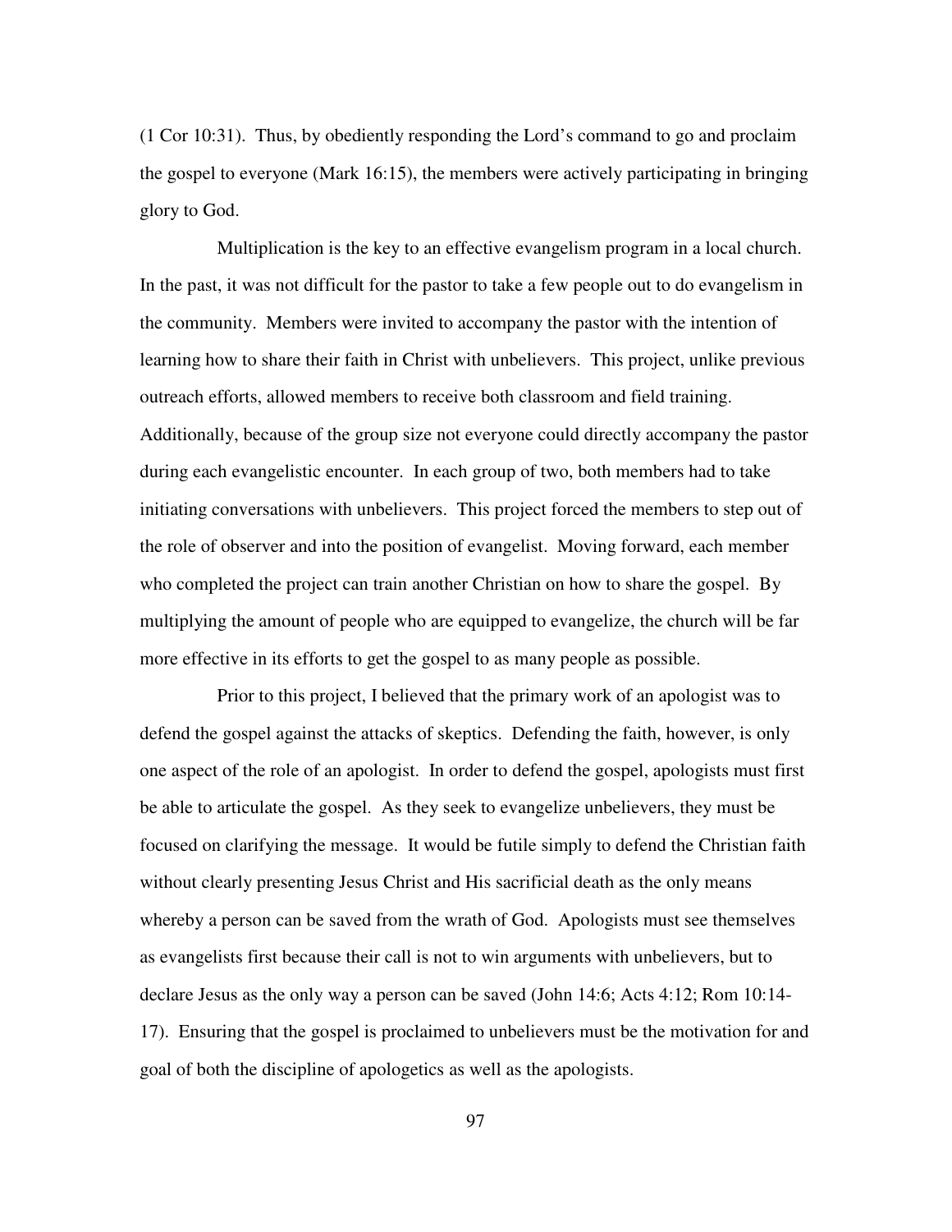(1 Cor 10:31). Thus, by obediently responding the Lord's command to go and proclaim the gospel to everyone (Mark 16:15), the members were actively participating in bringing glory to God.

Multiplication is the key to an effective evangelism program in a local church. In the past, it was not difficult for the pastor to take a few people out to do evangelism in the community. Members were invited to accompany the pastor with the intention of learning how to share their faith in Christ with unbelievers. This project, unlike previous outreach efforts, allowed members to receive both classroom and field training. Additionally, because of the group size not everyone could directly accompany the pastor during each evangelistic encounter. In each group of two, both members had to take initiating conversations with unbelievers. This project forced the members to step out of the role of observer and into the position of evangelist. Moving forward, each member who completed the project can train another Christian on how to share the gospel. By multiplying the amount of people who are equipped to evangelize, the church will be far more effective in its efforts to get the gospel to as many people as possible.

Prior to this project, I believed that the primary work of an apologist was to defend the gospel against the attacks of skeptics. Defending the faith, however, is only one aspect of the role of an apologist. In order to defend the gospel, apologists must first be able to articulate the gospel. As they seek to evangelize unbelievers, they must be focused on clarifying the message. It would be futile simply to defend the Christian faith without clearly presenting Jesus Christ and His sacrificial death as the only means whereby a person can be saved from the wrath of God. Apologists must see themselves as evangelists first because their call is not to win arguments with unbelievers, but to declare Jesus as the only way a person can be saved (John 14:6; Acts 4:12; Rom 10:14-17). Ensuring that the gospel is proclaimed to unbelievers must be the motivation for and goal of both the discipline of apologetics as well as the apologists.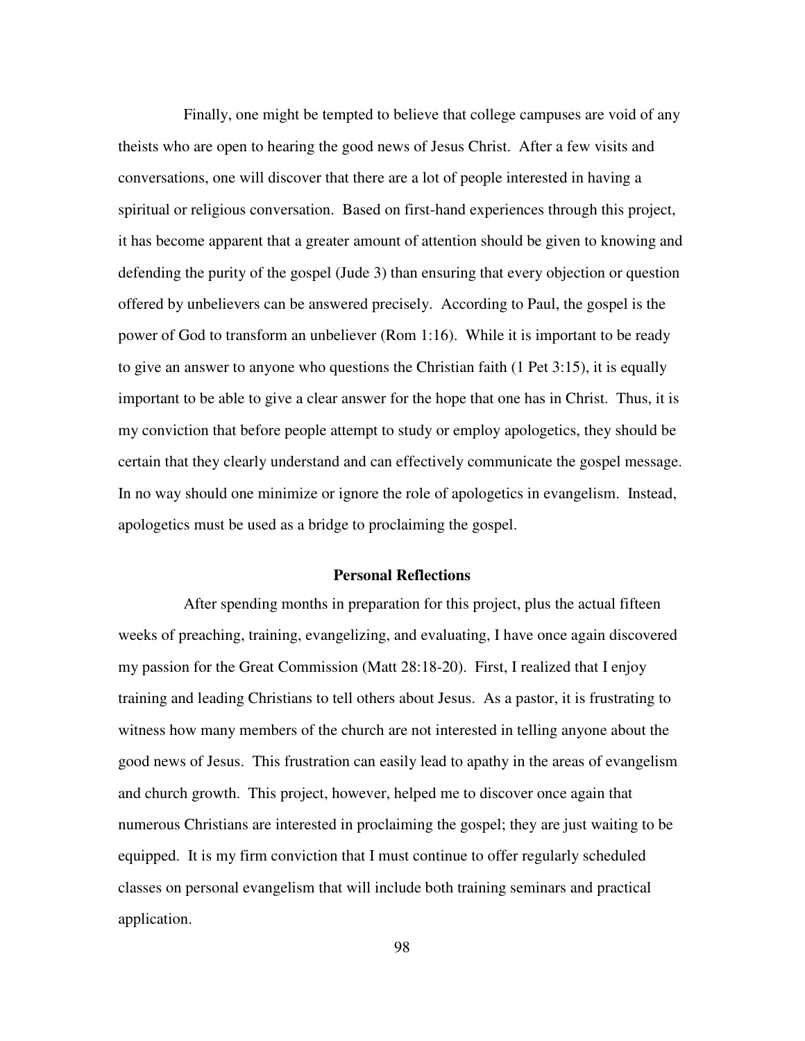Finally, one might be tempted to believe that college campuses are void of any theists who are open to hearing the good news of Jesus Christ. After a few visits and conversations, one will discover that there are a lot of people interested in having a spiritual or religious conversation. Based on first-hand experiences through this project, it has become apparent that a greater amount of attention should be given to knowing and defending the purity of the gospel (Jude 3) than ensuring that every objection or question offered by unbelievers can be answered precisely. According to Paul, the gospel is the power of God to transform an unbeliever (Rom 1:16). While it is important to be ready to give an answer to anyone who questions the Christian faith (1 Pet 3:15), it is equally important to be able to give a clear answer for the hope that one has in Christ. Thus, it is my conviction that before people attempt to study or employ apologetics, they should be certain that they clearly understand and can effectively communicate the gospel message. In no way should one minimize or ignore the role of apologetics in evangelism. Instead, apologetics must be used as a bridge to proclaiming the gospel.

## Personal Reflections

After spending months in preparation for this project, plus the actual fifteen weeks of preaching, training, evangelizing, and evaluating, I have once again discovered my passion for the Great Commission (Matt 28:18-20). First, I realized that I enjoy training and leading Christians to tell others about Jesus. As a pastor, it is frustrating to witness how many members of the church are not interested in telling anyone about the good news of Jesus. This frustration can easily lead to apathy in the areas of evangelism and church growth. This project, however, helped me to discover once again that numerous Christians are interested in proclaiming the gospel; they are just waiting to be equipped. It is my firm conviction that I must continue to offer regularly scheduled classes on personal evangelism that will include both training seminars and practical application.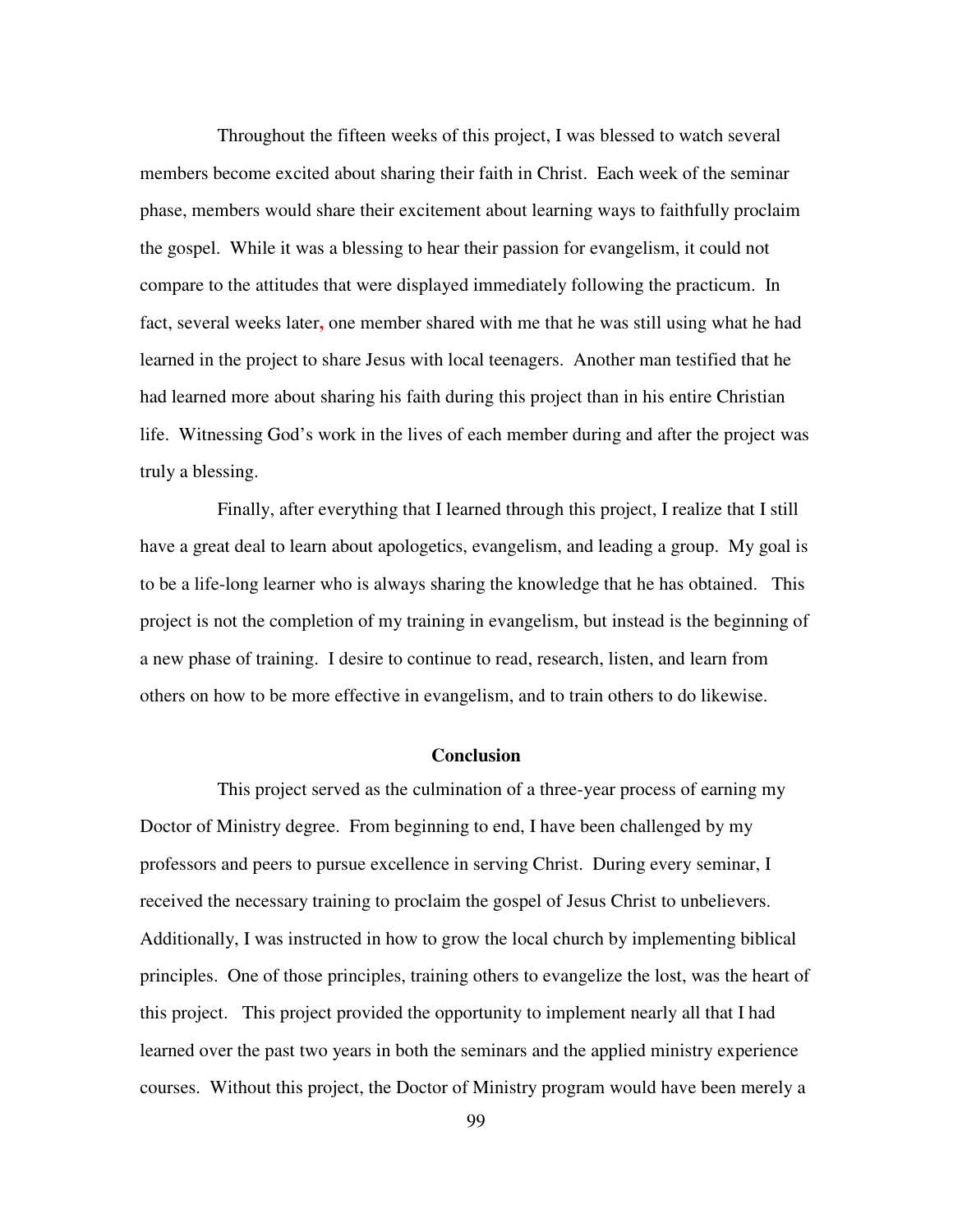Throughout the fifteen weeks of this project, I was blessed to watch several members become excited about sharing their faith in Christ. Each week of the seminar phase, members would share their excitement about learning ways to faithfully proclaim the gospel. While it was a blessing to hear their passion for evangelism, it could not compare to the attitudes that were displayed immediately following the practicum. In fact, several weeks later, one member shared with me that he was still using what he had learned in the project to share Jesus with local teenagers. Another man testified that he had learned more about sharing his faith during this project than in his entire Christian life. Witnessing God's work in the lives of each member during and after the project was truly a blessing.

Finally, after everything that I learned through this project, I realize that I still have a great deal to learn about apologetics, evangelism, and leading a group. My goal is to be a life-long learner who is always sharing the knowledge that he has obtained. This project is not the completion of my training in evangelism, but instead is the beginning of a new phase of training. I desire to continue to read, research, listen, and learn from others on how to be more effective in evangelism, and to train others to do likewise.

## Conclusion

This project served as the culmination of a three-year process of earning my Doctor of Ministry degree. From beginning to end, I have been challenged by my professors and peers to pursue excellence in serving Christ. During every seminar, I received the necessary training to proclaim the gospel of Jesus Christ to unbelievers. Additionally, I was instructed in how to grow the local church by implementing biblical principles. One of those principles, training others to evangelize the lost, was the heart of this project. This project provided the opportunity to implement nearly all that I had learned over the past two years in both the seminars and the applied ministry experience courses. Without this project, the Doctor of Ministry program would have been merely a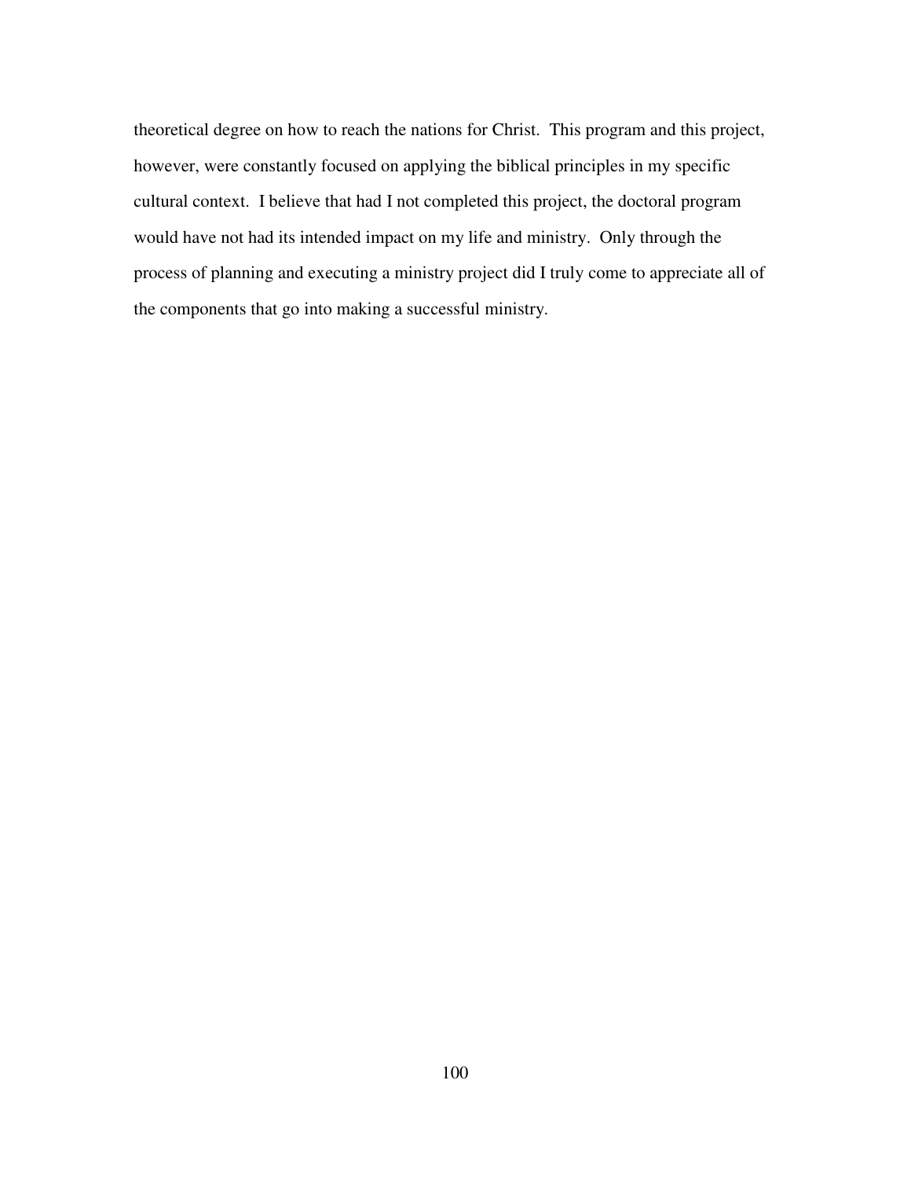theoretical degree on how to reach the nations for Christ. This program and this project, however, were constantly focused on applying the biblical principles in my specific cultural context. I believe that had I not completed this project, the doctoral program would have not had its intended impact on my life and ministry. Only through the process of planning and executing a ministry project did I truly come to appreciate all of the components that go into making a successful ministry.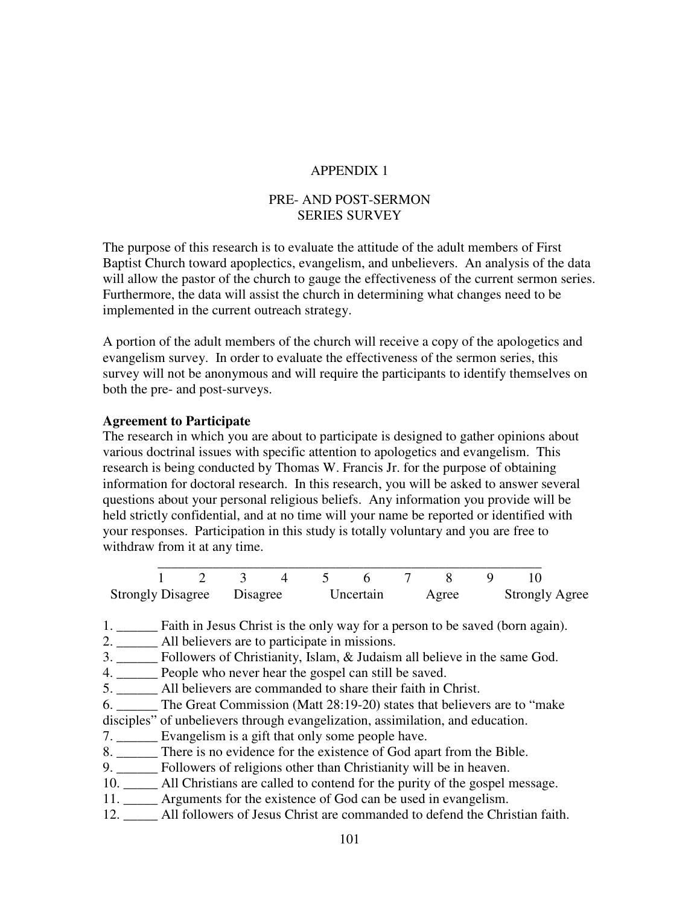APPENDIX 1

PRE- AND POST-SERMON SERIES SURVEY

The purpose of this research is to evaluate the attitude of the adult members of First Baptist Church toward apoplectics, evangelism, and unbelievers. An analysis of the data will allow the pastor of the church to gauge the effectiveness of the current sermon series. Furthermore, the data will assist the church in determining what changes need to be implemented in the current outreach strategy.

A portion of the adult members of the church will receive a copy of the apologetics and evangelism survey. In order to evaluate the effectiveness of the sermon series, this survey will not be anonymous and will require the participants to identify themselves on both the pre- and post-surveys.

**Agreement to Participate**

The research in which you are about to participate is designed to gather opinions about various doctrinal issues with specific attention to apologetics and evangelism. This research is being conducted by Thomas W. Francis Jr. for the purpose of obtaining information for doctoral research. In this research, you will be asked to answer several questions about your personal religious beliefs. Any information you provide will be held strictly confidential, and at no time will your name be reported or identified with your responses. Participation in this study is totally voluntary and you are free to withdraw from it at any time.

| 1 | 2 | 3 | 4 | 5 | 6 | 7 | 8 | 9 | 10 |
|---|---|---|---|---|---|---|---|---|---|
| Strongly Disagree | | Disagree | | Uncertain | | | Agree | | Strongly Agree |

1. ______ Faith in Jesus Christ is the only way for a person to be saved (born again).
2. ______ All believers are to participate in missions.
3. ______ Followers of Christianity, Islam, & Judaism all believe in the same God.
4. ______ People who never hear the gospel can still be saved.
5. ______ All believers are commanded to share their faith in Christ.
6. ______ The Great Commission (Matt 28:19-20) states that believers are to "make disciples" of unbelievers through evangelization, assimilation, and education.
7. ______ Evangelism is a gift that only some people have.
8. ______ There is no evidence for the existence of God apart from the Bible.
9. ______ Followers of religions other than Christianity will be in heaven.
10. _____ All Christians are called to contend for the purity of the gospel message.
11. _____ Arguments for the existence of God can be used in evangelism.
12. _____ All followers of Jesus Christ are commanded to defend the Christian faith.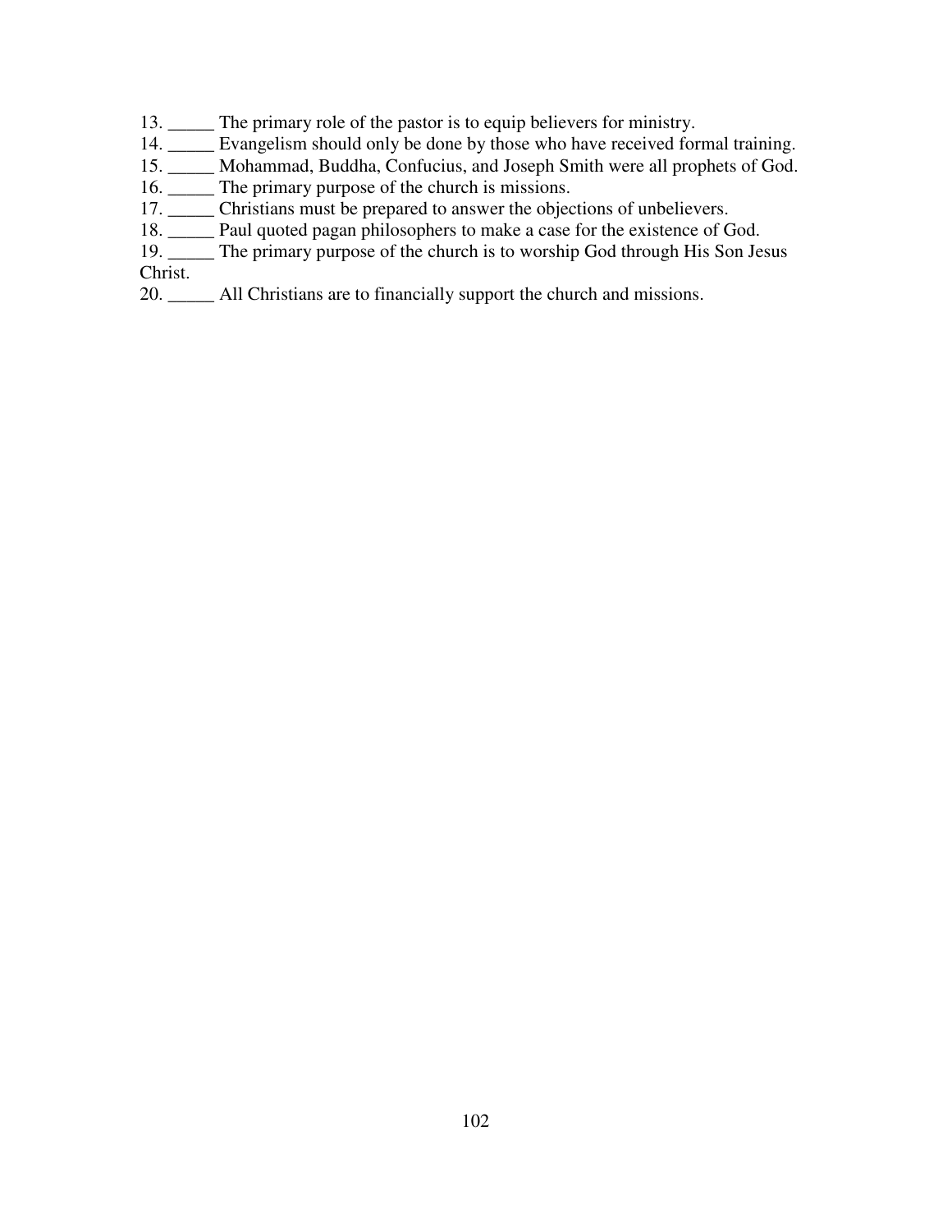13. _____ The primary role of the pastor is to equip believers for ministry.
14. _____ Evangelism should only be done by those who have received formal training.
15. _____ Mohammad, Buddha, Confucius, and Joseph Smith were all prophets of God.
16. _____ The primary purpose of the church is missions.
17. _____ Christians must be prepared to answer the objections of unbelievers.
18. _____ Paul quoted pagan philosophers to make a case for the existence of God.
19. _____ The primary purpose of the church is to worship God through His Son Jesus Christ.
20. _____ All Christians are to financially support the church and missions.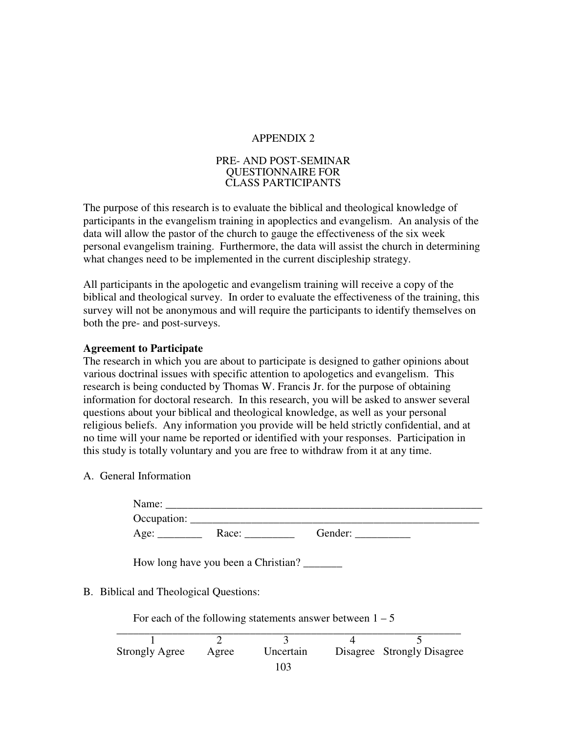# APPENDIX 2

## PRE- AND POST-SEMINAR QUESTIONNAIRE FOR CLASS PARTICIPANTS

The purpose of this research is to evaluate the biblical and theological knowledge of participants in the evangelism training in apoplectics and evangelism. An analysis of the data will allow the pastor of the church to gauge the effectiveness of the six week personal evangelism training. Furthermore, the data will assist the church in determining what changes need to be implemented in the current discipleship strategy.

All participants in the apologetic and evangelism training will receive a copy of the biblical and theological survey. In order to evaluate the effectiveness of the training, this survey will not be anonymous and will require the participants to identify themselves on both the pre- and post-surveys.

**Agreement to Participate**

The research in which you are about to participate is designed to gather opinions about various doctrinal issues with specific attention to apologetics and evangelism. This research is being conducted by Thomas W. Francis Jr. for the purpose of obtaining information for doctoral research. In this research, you will be asked to answer several questions about your biblical and theological knowledge, as well as your personal religious beliefs. Any information you provide will be held strictly confidential, and at no time will your name be reported or identified with your responses. Participation in this study is totally voluntary and you are free to withdraw from it at any time.

A. General Information

Name: ____________________________________________________________

Occupation: ________________________________________________________

Age: ________ Race: _________ Gender: __________

How long have you been a Christian? _______

B. Biblical and Theological Questions:

For each of the following statements answer between 1 – 5

| 1 | 2 | 3 | 4 | 5 |
|---|---|---|---|---|
| Strongly Agree | Agree | Uncertain | Disagree | Strongly Disagree |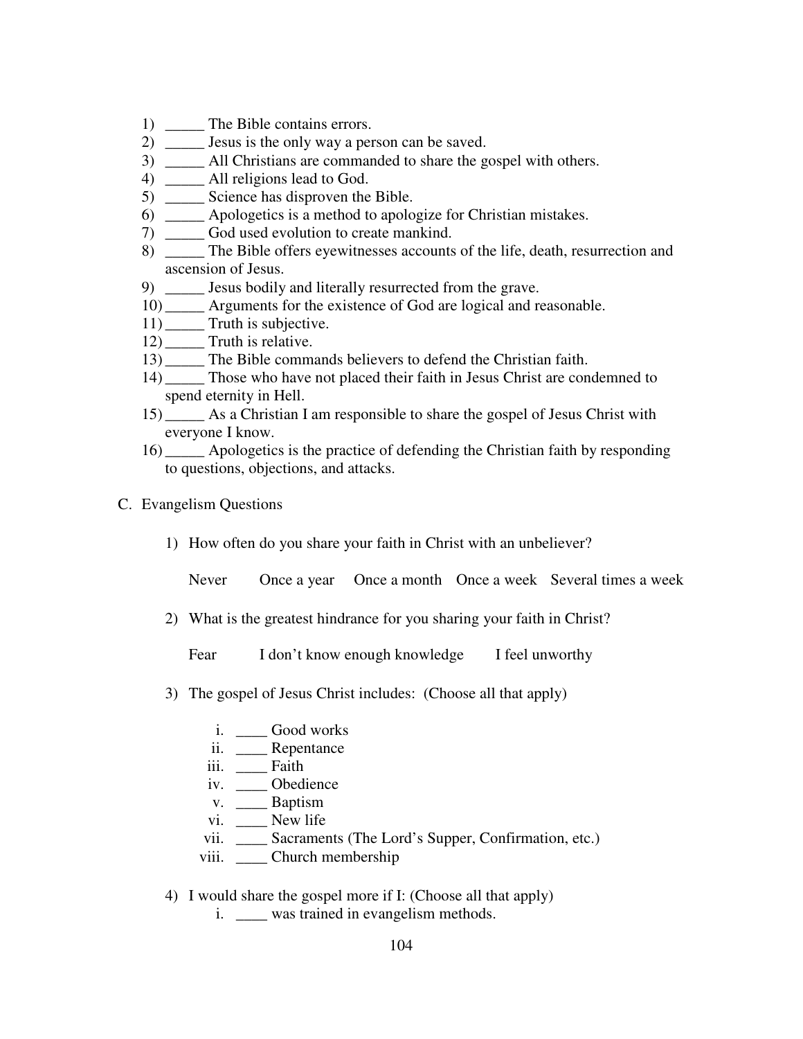1) _____ The Bible contains errors.
2) _____ Jesus is the only way a person can be saved.
3) _____ All Christians are commanded to share the gospel with others.
4) _____ All religions lead to God.
5) _____ Science has disproven the Bible.
6) _____ Apologetics is a method to apologize for Christian mistakes.
7) _____ God used evolution to create mankind.
8) _____ The Bible offers eyewitnesses accounts of the life, death, resurrection and ascension of Jesus.
9) _____ Jesus bodily and literally resurrected from the grave.
10) _____ Arguments for the existence of God are logical and reasonable.
11) _____ Truth is subjective.
12) _____ Truth is relative.
13) _____ The Bible commands believers to defend the Christian faith.
14) _____ Those who have not placed their faith in Jesus Christ are condemned to spend eternity in Hell.
15) _____ As a Christian I am responsible to share the gospel of Jesus Christ with everyone I know.
16) _____ Apologetics is the practice of defending the Christian faith by responding to questions, objections, and attacks.

C. Evangelism Questions

1) How often do you share your faith in Christ with an unbeliever?

   Never    Once a year    Once a month    Once a week    Several times a week

2) What is the greatest hindrance for you sharing your faith in Christ?

   Fear    I don't know enough knowledge    I feel unworthy

3) The gospel of Jesus Christ includes: (Choose all that apply)

   i. ____ Good works
   ii. ____ Repentance
   iii. ____ Faith
   iv. ____ Obedience
   v. ____ Baptism
   vi. ____ New life
   vii. ____ Sacraments (The Lord's Supper, Confirmation, etc.)
   viii. ____ Church membership

4) I would share the gospel more if I: (Choose all that apply)

   i. ____ was trained in evangelism methods.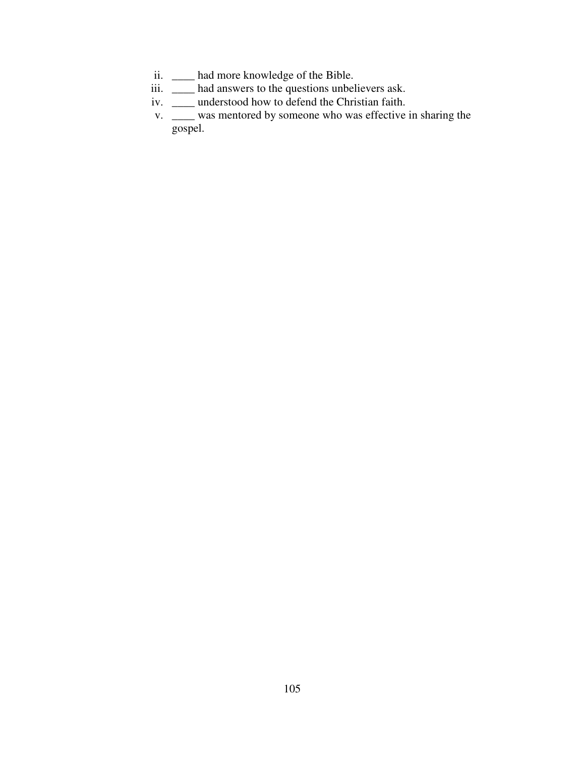ii. ____ had more knowledge of the Bible.
iii. ____ had answers to the questions unbelievers ask.
iv. ____ understood how to defend the Christian faith.
v. ____ was mentored by someone who was effective in sharing the gospel.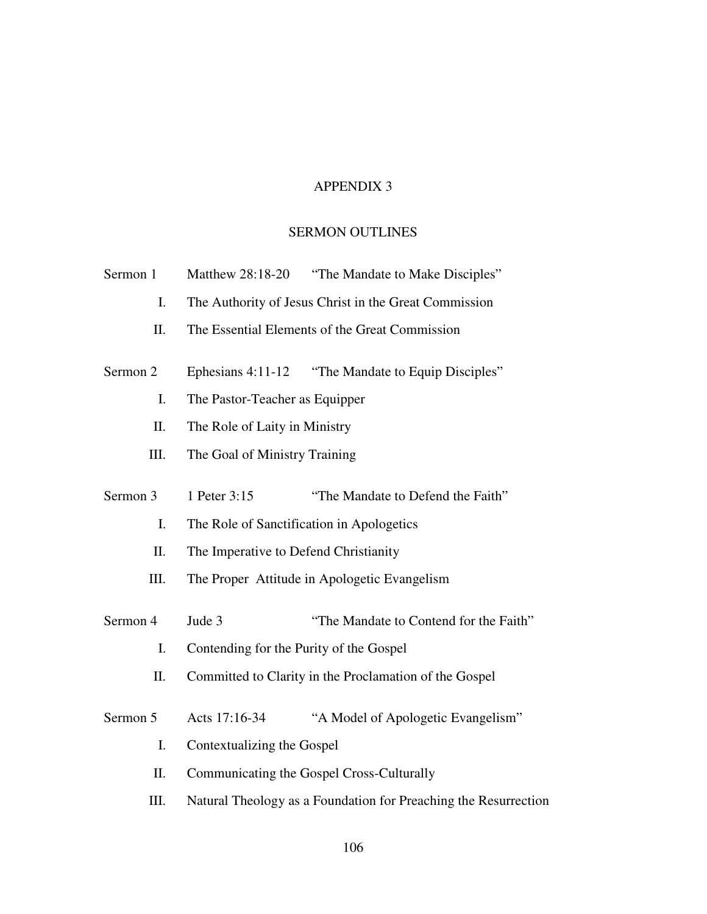# APPENDIX 3

## SERMON OUTLINES

Sermon 1 Matthew 28:18-20 "The Mandate to Make Disciples"

I. The Authority of Jesus Christ in the Great Commission

II. The Essential Elements of the Great Commission

Sermon 2 Ephesians 4:11-12 "The Mandate to Equip Disciples"

I. The Pastor-Teacher as Equipper

II. The Role of Laity in Ministry

III. The Goal of Ministry Training

Sermon 3 1 Peter 3:15 "The Mandate to Defend the Faith"

I. The Role of Sanctification in Apologetics

II. The Imperative to Defend Christianity

III. The Proper Attitude in Apologetic Evangelism

Sermon 4 Jude 3 "The Mandate to Contend for the Faith"

I. Contending for the Purity of the Gospel

II. Committed to Clarity in the Proclamation of the Gospel

Sermon 5 Acts 17:16-34 "A Model of Apologetic Evangelism"

I. Contextualizing the Gospel

II. Communicating the Gospel Cross-Culturally

III. Natural Theology as a Foundation for Preaching the Resurrection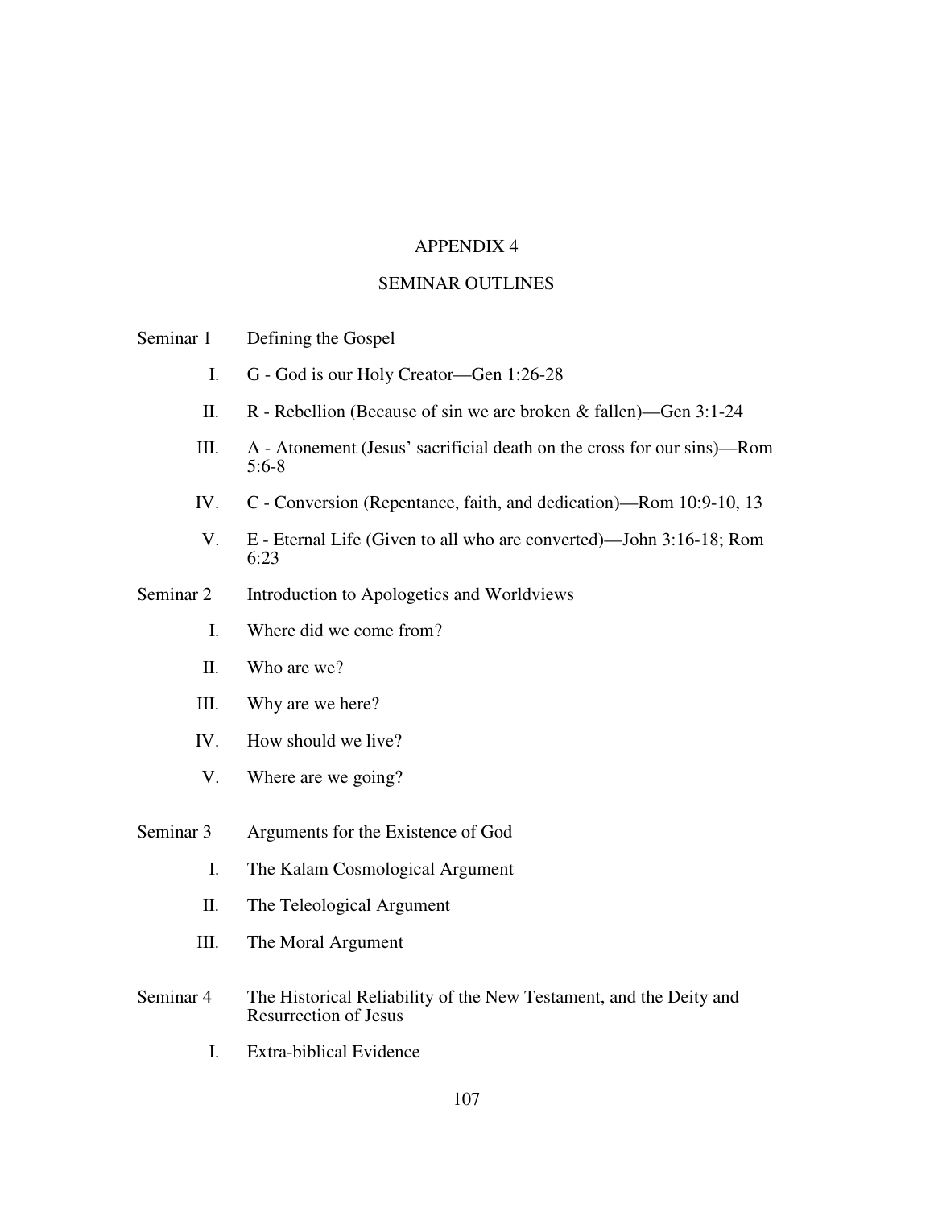# APPENDIX 4

## SEMINAR OUTLINES

Seminar 1 Defining the Gospel

I. G - God is our Holy Creator—Gen 1:26-28

II. R - Rebellion (Because of sin we are broken & fallen)—Gen 3:1-24

III. A - Atonement (Jesus' sacrificial death on the cross for our sins)—Rom 5:6-8

IV. C - Conversion (Repentance, faith, and dedication)—Rom 10:9-10, 13

V. E - Eternal Life (Given to all who are converted)—John 3:16-18; Rom 6:23

Seminar 2 Introduction to Apologetics and Worldviews

I. Where did we come from?

II. Who are we?

III. Why are we here?

IV. How should we live?

V. Where are we going?

Seminar 3 Arguments for the Existence of God

I. The Kalam Cosmological Argument

II. The Teleological Argument

III. The Moral Argument

Seminar 4 The Historical Reliability of the New Testament, and the Deity and Resurrection of Jesus

I. Extra-biblical Evidence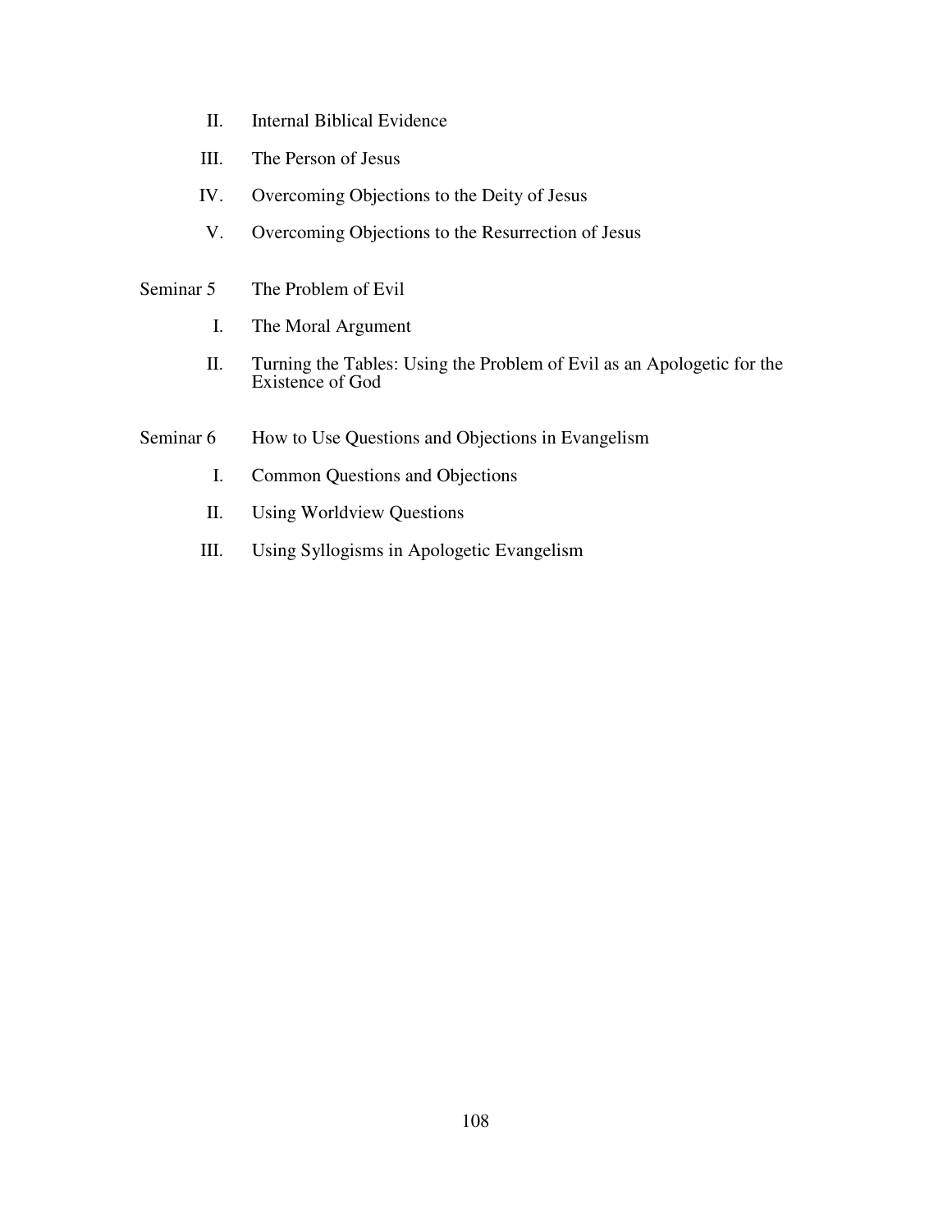II. Internal Biblical Evidence

III. The Person of Jesus

IV. Overcoming Objections to the Deity of Jesus

V. Overcoming Objections to the Resurrection of Jesus

Seminar 5 The Problem of Evil

I. The Moral Argument

II. Turning the Tables: Using the Problem of Evil as an Apologetic for the Existence of God

Seminar 6 How to Use Questions and Objections in Evangelism

I. Common Questions and Objections

II. Using Worldview Questions

III. Using Syllogisms in Apologetic Evangelism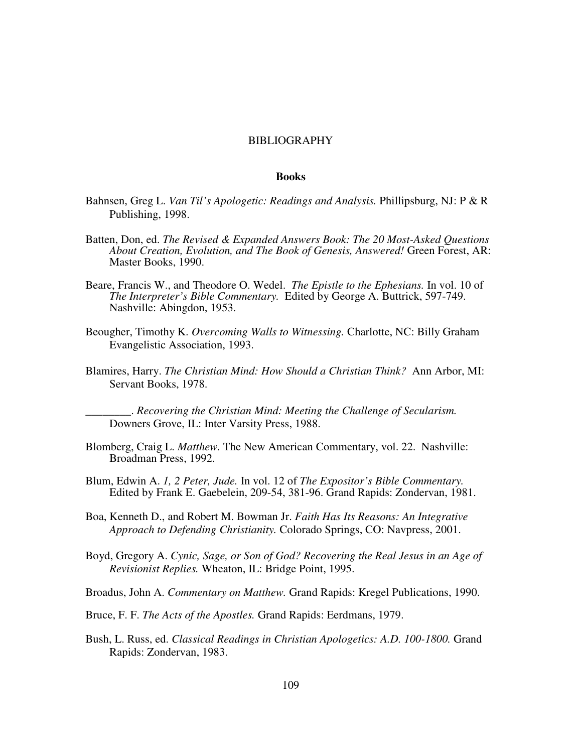# BIBLIOGRAPHY

## Books

Bahnsen, Greg L. *Van Til's Apologetic: Readings and Analysis.* Phillipsburg, NJ: P & R Publishing, 1998.

Batten, Don, ed. *The Revised & Expanded Answers Book: The 20 Most-Asked Questions About Creation, Evolution, and The Book of Genesis, Answered!* Green Forest, AR: Master Books, 1990.

Beare, Francis W., and Theodore O. Wedel. *The Epistle to the Ephesians.* In vol. 10 of *The Interpreter's Bible Commentary.* Edited by George A. Buttrick, 597-749. Nashville: Abingdon, 1953.

Beougher, Timothy K. *Overcoming Walls to Witnessing.* Charlotte, NC: Billy Graham Evangelistic Association, 1993.

Blamires, Harry. *The Christian Mind: How Should a Christian Think?* Ann Arbor, MI: Servant Books, 1978.

________. *Recovering the Christian Mind: Meeting the Challenge of Secularism.* Downers Grove, IL: Inter Varsity Press, 1988.

Blomberg, Craig L. *Matthew.* The New American Commentary, vol. 22. Nashville: Broadman Press, 1992.

Blum, Edwin A. *1, 2 Peter, Jude.* In vol. 12 of *The Expositor's Bible Commentary.* Edited by Frank E. Gaebelein, 209-54, 381-96. Grand Rapids: Zondervan, 1981.

Boa, Kenneth D., and Robert M. Bowman Jr. *Faith Has Its Reasons: An Integrative Approach to Defending Christianity.* Colorado Springs, CO: Navpress, 2001.

Boyd, Gregory A. *Cynic, Sage, or Son of God? Recovering the Real Jesus in an Age of Revisionist Replies.* Wheaton, IL: Bridge Point, 1995.

Broadus, John A. *Commentary on Matthew.* Grand Rapids: Kregel Publications, 1990.

Bruce, F. F. *The Acts of the Apostles.* Grand Rapids: Eerdmans, 1979.

Bush, L. Russ, ed. *Classical Readings in Christian Apologetics: A.D. 100-1800.* Grand Rapids: Zondervan, 1983.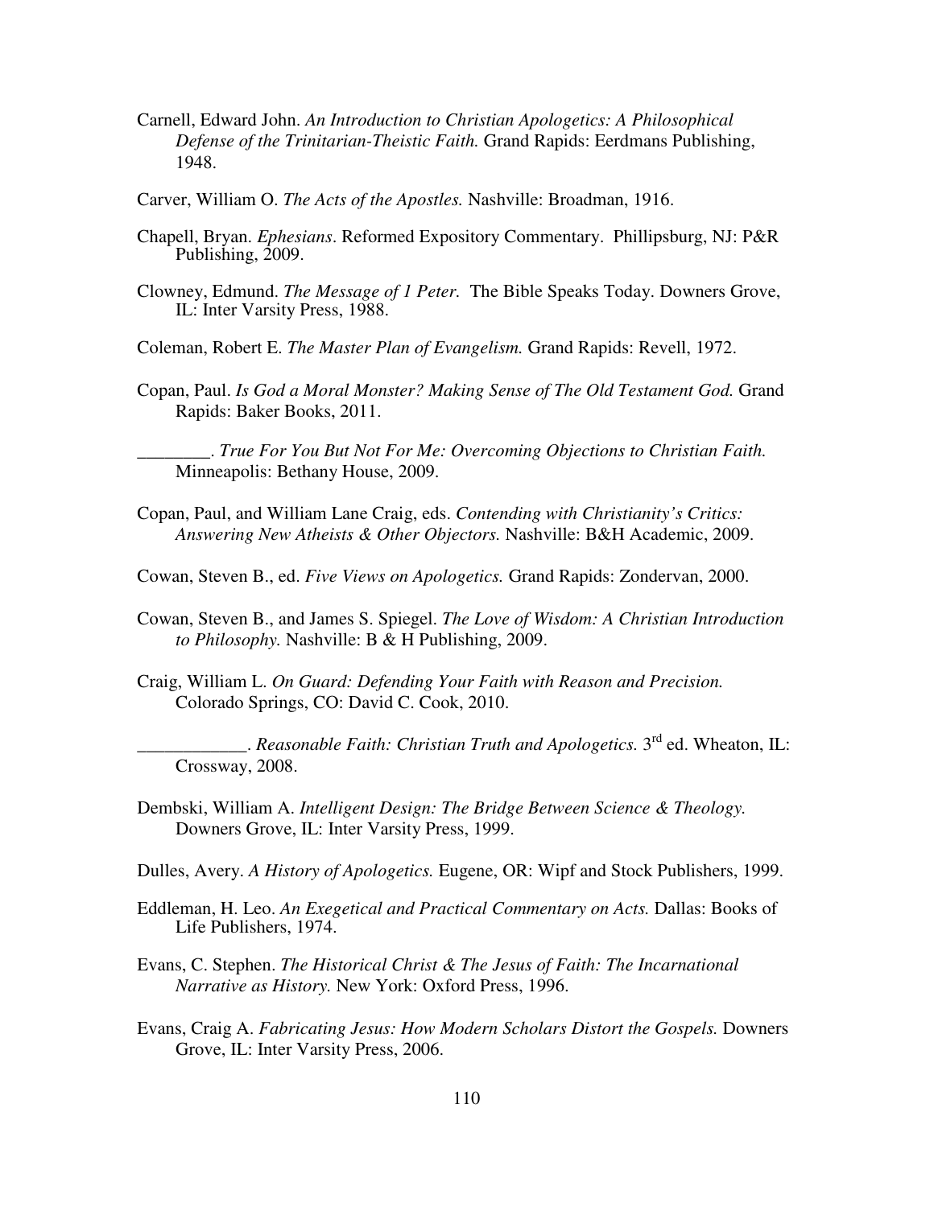Carnell, Edward John. *An Introduction to Christian Apologetics: A Philosophical Defense of the Trinitarian-Theistic Faith.* Grand Rapids: Eerdmans Publishing, 1948.

Carver, William O. *The Acts of the Apostles.* Nashville: Broadman, 1916.

Chapell, Bryan. *Ephesians*. Reformed Expository Commentary. Phillipsburg, NJ: P&R Publishing, 2009.

Clowney, Edmund. *The Message of 1 Peter.* The Bible Speaks Today. Downers Grove, IL: Inter Varsity Press, 1988.

Coleman, Robert E. *The Master Plan of Evangelism.* Grand Rapids: Revell, 1972.

Copan, Paul. *Is God a Moral Monster? Making Sense of The Old Testament God.* Grand Rapids: Baker Books, 2011.

________. *True For You But Not For Me: Overcoming Objections to Christian Faith.* Minneapolis: Bethany House, 2009.

Copan, Paul, and William Lane Craig, eds. *Contending with Christianity's Critics: Answering New Atheists & Other Objectors.* Nashville: B&H Academic, 2009.

Cowan, Steven B., ed. *Five Views on Apologetics.* Grand Rapids: Zondervan, 2000.

Cowan, Steven B., and James S. Spiegel. *The Love of Wisdom: A Christian Introduction to Philosophy.* Nashville: B & H Publishing, 2009.

Craig, William L. *On Guard: Defending Your Faith with Reason and Precision.* Colorado Springs, CO: David C. Cook, 2010.

____________. *Reasonable Faith: Christian Truth and Apologetics.* 3rd ed. Wheaton, IL: Crossway, 2008.

Dembski, William A. *Intelligent Design: The Bridge Between Science & Theology.* Downers Grove, IL: Inter Varsity Press, 1999.

Dulles, Avery. *A History of Apologetics.* Eugene, OR: Wipf and Stock Publishers, 1999.

Eddleman, H. Leo. *An Exegetical and Practical Commentary on Acts.* Dallas: Books of Life Publishers, 1974.

Evans, C. Stephen. *The Historical Christ & The Jesus of Faith: The Incarnational Narrative as History.* New York: Oxford Press, 1996.

Evans, Craig A. *Fabricating Jesus: How Modern Scholars Distort the Gospels.* Downers Grove, IL: Inter Varsity Press, 2006.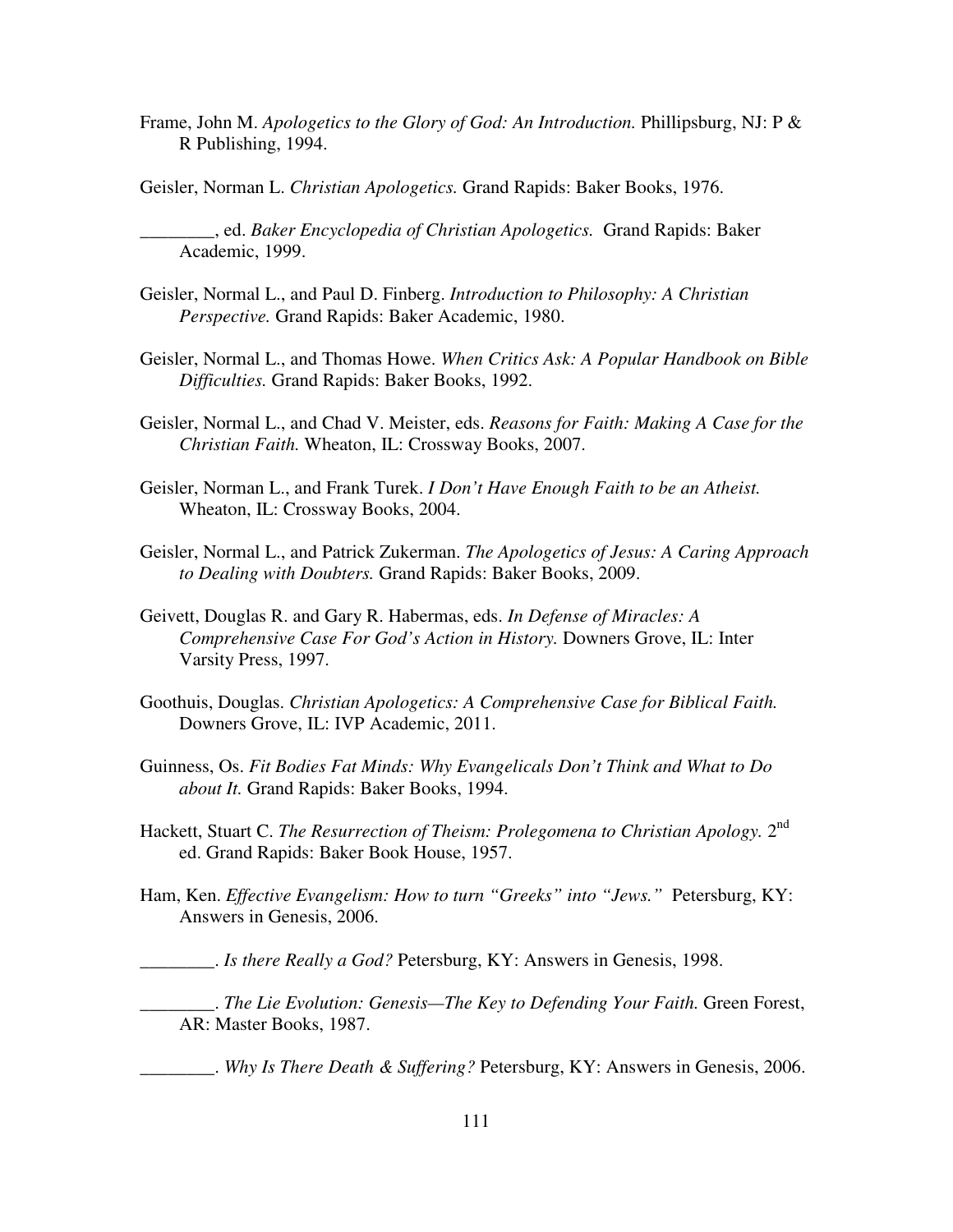Frame, John M. *Apologetics to the Glory of God: An Introduction.* Phillipsburg, NJ: P & R Publishing, 1994.

Geisler, Norman L. *Christian Apologetics.* Grand Rapids: Baker Books, 1976.

________, ed. *Baker Encyclopedia of Christian Apologetics.* Grand Rapids: Baker Academic, 1999.

Geisler, Normal L., and Paul D. Finberg. *Introduction to Philosophy: A Christian Perspective.* Grand Rapids: Baker Academic, 1980.

Geisler, Normal L., and Thomas Howe. *When Critics Ask: A Popular Handbook on Bible Difficulties.* Grand Rapids: Baker Books, 1992.

Geisler, Normal L., and Chad V. Meister, eds. *Reasons for Faith: Making A Case for the Christian Faith.* Wheaton, IL: Crossway Books, 2007.

Geisler, Norman L., and Frank Turek. *I Don't Have Enough Faith to be an Atheist.* Wheaton, IL: Crossway Books, 2004.

Geisler, Normal L., and Patrick Zukerman. *The Apologetics of Jesus: A Caring Approach to Dealing with Doubters.* Grand Rapids: Baker Books, 2009.

Geivett, Douglas R. and Gary R. Habermas, eds. *In Defense of Miracles: A Comprehensive Case For God's Action in History.* Downers Grove, IL: Inter Varsity Press, 1997.

Goothuis, Douglas. *Christian Apologetics: A Comprehensive Case for Biblical Faith.* Downers Grove, IL: IVP Academic, 2011.

Guinness, Os. *Fit Bodies Fat Minds: Why Evangelicals Don't Think and What to Do about It.* Grand Rapids: Baker Books, 1994.

Hackett, Stuart C. *The Resurrection of Theism: Prolegomena to Christian Apology.* 2nd ed. Grand Rapids: Baker Book House, 1957.

Ham, Ken. *Effective Evangelism: How to turn "Greeks" into "Jews."* Petersburg, KY: Answers in Genesis, 2006.

________. *Is there Really a God?* Petersburg, KY: Answers in Genesis, 1998.

________. *The Lie Evolution: Genesis—The Key to Defending Your Faith.* Green Forest, AR: Master Books, 1987.

________. *Why Is There Death & Suffering?* Petersburg, KY: Answers in Genesis, 2006.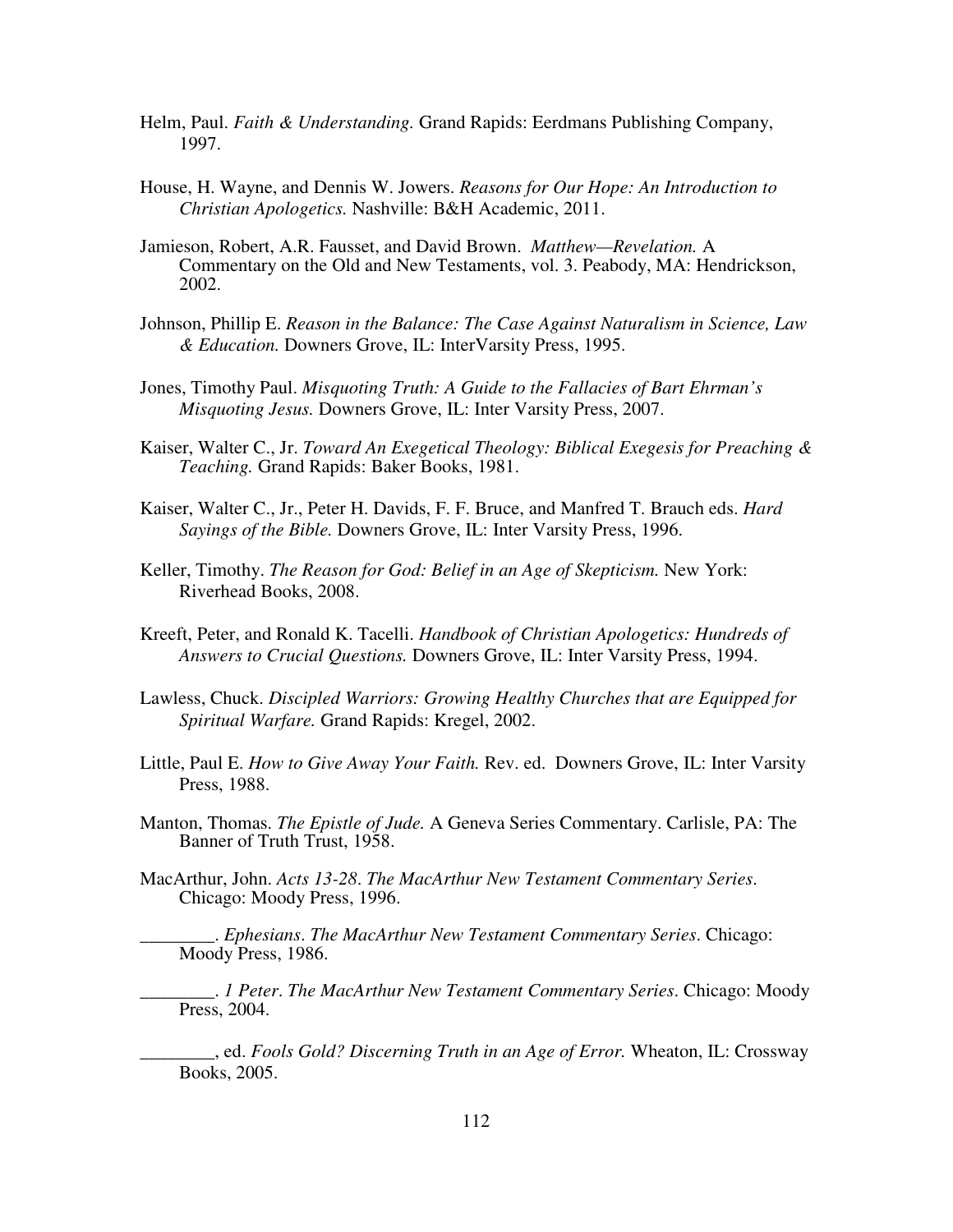Helm, Paul. *Faith & Understanding.* Grand Rapids: Eerdmans Publishing Company, 1997.

House, H. Wayne, and Dennis W. Jowers. *Reasons for Our Hope: An Introduction to Christian Apologetics.* Nashville: B&H Academic, 2011.

Jamieson, Robert, A.R. Fausset, and David Brown. *Matthew—Revelation.* A Commentary on the Old and New Testaments, vol. 3. Peabody, MA: Hendrickson, 2002.

Johnson, Phillip E. *Reason in the Balance: The Case Against Naturalism in Science, Law & Education.* Downers Grove, IL: InterVarsity Press, 1995.

Jones, Timothy Paul. *Misquoting Truth: A Guide to the Fallacies of Bart Ehrman's Misquoting Jesus.* Downers Grove, IL: Inter Varsity Press, 2007.

Kaiser, Walter C., Jr. *Toward An Exegetical Theology: Biblical Exegesis for Preaching & Teaching.* Grand Rapids: Baker Books, 1981.

Kaiser, Walter C., Jr., Peter H. Davids, F. F. Bruce, and Manfred T. Brauch eds. *Hard Sayings of the Bible.* Downers Grove, IL: Inter Varsity Press, 1996.

Keller, Timothy. *The Reason for God: Belief in an Age of Skepticism.* New York: Riverhead Books, 2008.

Kreeft, Peter, and Ronald K. Tacelli. *Handbook of Christian Apologetics: Hundreds of Answers to Crucial Questions.* Downers Grove, IL: Inter Varsity Press, 1994.

Lawless, Chuck. *Discipled Warriors: Growing Healthy Churches that are Equipped for Spiritual Warfare.* Grand Rapids: Kregel, 2002.

Little, Paul E. *How to Give Away Your Faith.* Rev. ed. Downers Grove, IL: Inter Varsity Press, 1988.

Manton, Thomas. *The Epistle of Jude.* A Geneva Series Commentary. Carlisle, PA: The Banner of Truth Trust, 1958.

MacArthur, John. *Acts 13-28*. *The MacArthur New Testament Commentary Series*. Chicago: Moody Press, 1996.

________. *Ephesians*. *The MacArthur New Testament Commentary Series*. Chicago: Moody Press, 1986.

________. *1 Peter*. *The MacArthur New Testament Commentary Series*. Chicago: Moody Press, 2004.

________, ed. *Fools Gold? Discerning Truth in an Age of Error.* Wheaton, IL: Crossway Books, 2005.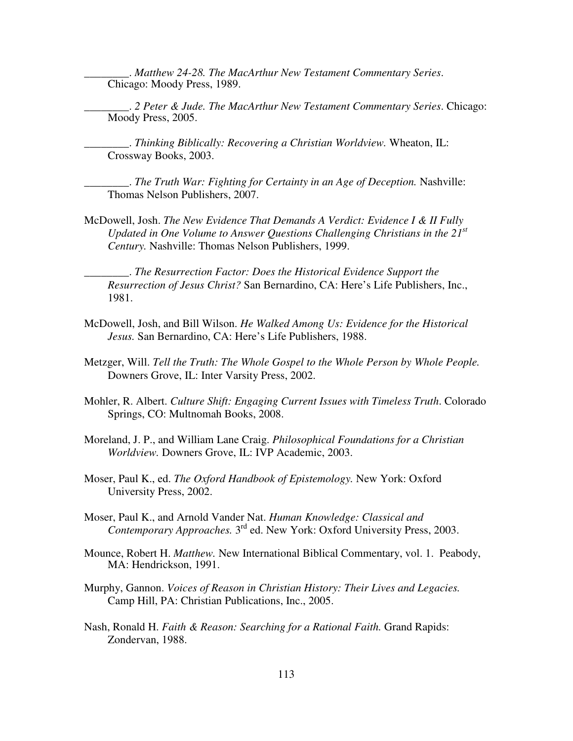________. *Matthew 24-28. The MacArthur New Testament Commentary Series*. Chicago: Moody Press, 1989.

________. *2 Peter & Jude. The MacArthur New Testament Commentary Series*. Chicago: Moody Press, 2005.

________. *Thinking Biblically: Recovering a Christian Worldview.* Wheaton, IL: Crossway Books, 2003.

________. *The Truth War: Fighting for Certainty in an Age of Deception.* Nashville: Thomas Nelson Publishers, 2007.

McDowell, Josh. *The New Evidence That Demands A Verdict: Evidence I & II Fully Updated in One Volume to Answer Questions Challenging Christians in the 21st Century.* Nashville: Thomas Nelson Publishers, 1999.

________. *The Resurrection Factor: Does the Historical Evidence Support the Resurrection of Jesus Christ?* San Bernardino, CA: Here's Life Publishers, Inc., 1981.

McDowell, Josh, and Bill Wilson. *He Walked Among Us: Evidence for the Historical Jesus.* San Bernardino, CA: Here's Life Publishers, 1988.

Metzger, Will. *Tell the Truth: The Whole Gospel to the Whole Person by Whole People.* Downers Grove, IL: Inter Varsity Press, 2002.

Mohler, R. Albert. *Culture Shift: Engaging Current Issues with Timeless Truth*. Colorado Springs, CO: Multnomah Books, 2008.

Moreland, J. P., and William Lane Craig. *Philosophical Foundations for a Christian Worldview.* Downers Grove, IL: IVP Academic, 2003.

Moser, Paul K., ed. *The Oxford Handbook of Epistemology.* New York: Oxford University Press, 2002.

Moser, Paul K., and Arnold Vander Nat. *Human Knowledge: Classical and Contemporary Approaches.* 3rd ed. New York: Oxford University Press, 2003.

Mounce, Robert H. *Matthew.* New International Biblical Commentary, vol. 1. Peabody, MA: Hendrickson, 1991.

Murphy, Gannon. *Voices of Reason in Christian History: Their Lives and Legacies.* Camp Hill, PA: Christian Publications, Inc., 2005.

Nash, Ronald H. *Faith & Reason: Searching for a Rational Faith.* Grand Rapids: Zondervan, 1988.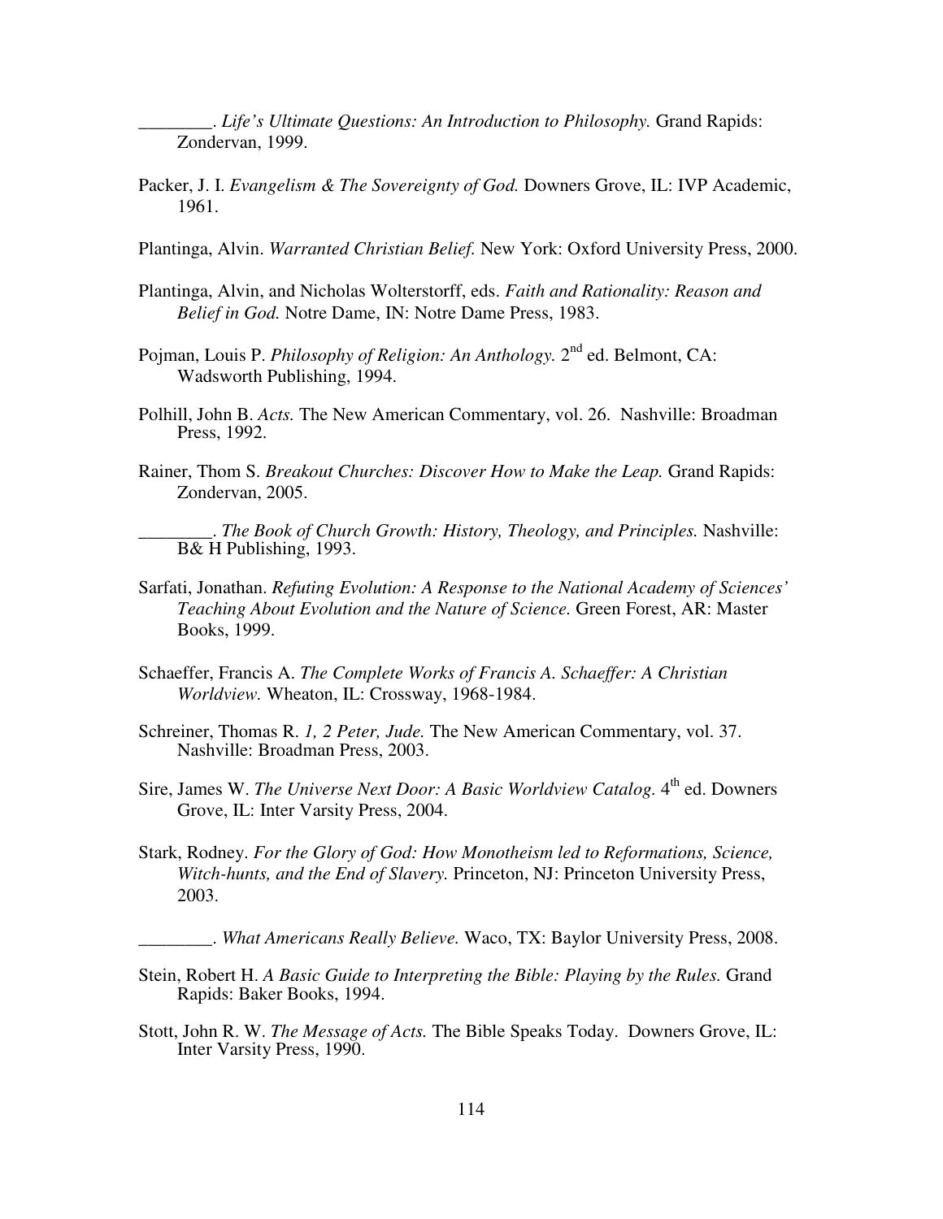________. *Life's Ultimate Questions: An Introduction to Philosophy.* Grand Rapids: Zondervan, 1999.

Packer, J. I. *Evangelism & The Sovereignty of God.* Downers Grove, IL: IVP Academic, 1961.

Plantinga, Alvin. *Warranted Christian Belief.* New York: Oxford University Press, 2000.

Plantinga, Alvin, and Nicholas Wolterstorff, eds. *Faith and Rationality: Reason and Belief in God.* Notre Dame, IN: Notre Dame Press, 1983.

Pojman, Louis P. *Philosophy of Religion: An Anthology.* 2nd ed. Belmont, CA: Wadsworth Publishing, 1994.

Polhill, John B. *Acts.* The New American Commentary, vol. 26. Nashville: Broadman Press, 1992.

Rainer, Thom S. *Breakout Churches: Discover How to Make the Leap.* Grand Rapids: Zondervan, 2005.

________. *The Book of Church Growth: History, Theology, and Principles.* Nashville: B& H Publishing, 1993.

Sarfati, Jonathan. *Refuting Evolution: A Response to the National Academy of Sciences' Teaching About Evolution and the Nature of Science.* Green Forest, AR: Master Books, 1999.

Schaeffer, Francis A. *The Complete Works of Francis A. Schaeffer: A Christian Worldview.* Wheaton, IL: Crossway, 1968-1984.

Schreiner, Thomas R. *1, 2 Peter, Jude.* The New American Commentary, vol. 37. Nashville: Broadman Press, 2003.

Sire, James W. *The Universe Next Door: A Basic Worldview Catalog*. 4th ed. Downers Grove, IL: Inter Varsity Press, 2004.

Stark, Rodney. *For the Glory of God: How Monotheism led to Reformations, Science, Witch-hunts, and the End of Slavery.* Princeton, NJ: Princeton University Press, 2003.

________. *What Americans Really Believe.* Waco, TX: Baylor University Press, 2008.

Stein, Robert H. *A Basic Guide to Interpreting the Bible: Playing by the Rules.* Grand Rapids: Baker Books, 1994.

Stott, John R. W. *The Message of Acts.* The Bible Speaks Today. Downers Grove, IL: Inter Varsity Press, 1990.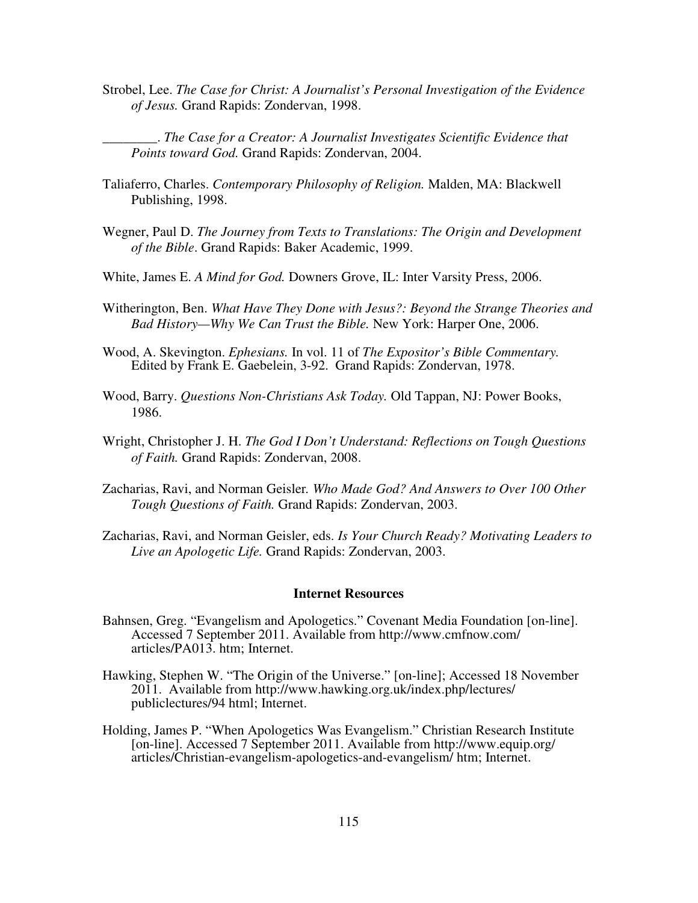Strobel, Lee. *The Case for Christ: A Journalist's Personal Investigation of the Evidence of Jesus.* Grand Rapids: Zondervan, 1998.

________. *The Case for a Creator: A Journalist Investigates Scientific Evidence that Points toward God.* Grand Rapids: Zondervan, 2004.

Taliaferro, Charles. *Contemporary Philosophy of Religion.* Malden, MA: Blackwell Publishing, 1998.

Wegner, Paul D. *The Journey from Texts to Translations: The Origin and Development of the Bible*. Grand Rapids: Baker Academic, 1999.

White, James E. *A Mind for God.* Downers Grove, IL: Inter Varsity Press, 2006.

Witherington, Ben. *What Have They Done with Jesus?: Beyond the Strange Theories and Bad History—Why We Can Trust the Bible.* New York: Harper One, 2006.

Wood, A. Skevington. *Ephesians.* In vol. 11 of *The Expositor's Bible Commentary.* Edited by Frank E. Gaebelein, 3-92. Grand Rapids: Zondervan, 1978.

Wood, Barry. *Questions Non-Christians Ask Today.* Old Tappan, NJ: Power Books, 1986.

Wright, Christopher J. H. *The God I Don't Understand: Reflections on Tough Questions of Faith.* Grand Rapids: Zondervan, 2008.

Zacharias, Ravi, and Norman Geisler. *Who Made God? And Answers to Over 100 Other Tough Questions of Faith.* Grand Rapids: Zondervan, 2003.

Zacharias, Ravi, and Norman Geisler, eds. *Is Your Church Ready? Motivating Leaders to Live an Apologetic Life.* Grand Rapids: Zondervan, 2003.

## Internet Resources

Bahnsen, Greg. "Evangelism and Apologetics." Covenant Media Foundation [on-line]. Accessed 7 September 2011. Available from http://www.cmfnow.com/ articles/PA013. htm; Internet.

Hawking, Stephen W. "The Origin of the Universe." [on-line]; Accessed 18 November 2011. Available from http://www.hawking.org.uk/index.php/lectures/ publiclectures/94 html; Internet.

Holding, James P. "When Apologetics Was Evangelism." Christian Research Institute [on-line]. Accessed 7 September 2011. Available from http://www.equip.org/ articles/Christian-evangelism-apologetics-and-evangelism/ htm; Internet.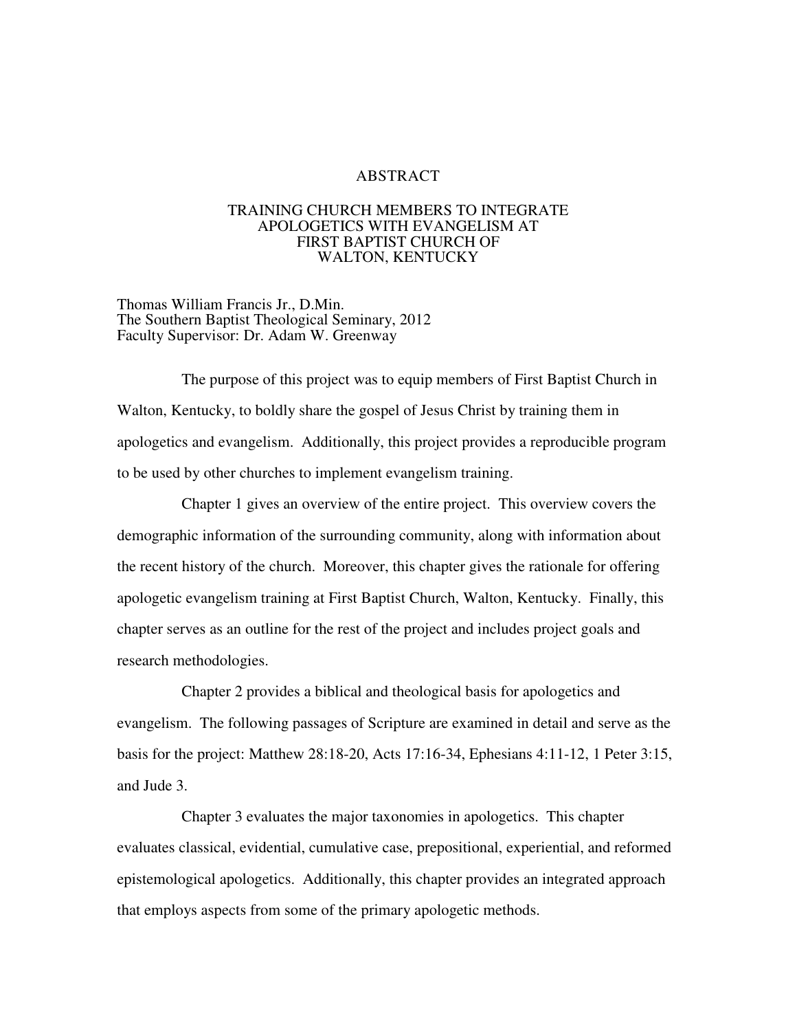# ABSTRACT

## TRAINING CHURCH MEMBERS TO INTEGRATE APOLOGETICS WITH EVANGELISM AT FIRST BAPTIST CHURCH OF WALTON, KENTUCKY

Thomas William Francis Jr., D.Min.
The Southern Baptist Theological Seminary, 2012
Faculty Supervisor: Dr. Adam W. Greenway

The purpose of this project was to equip members of First Baptist Church in Walton, Kentucky, to boldly share the gospel of Jesus Christ by training them in apologetics and evangelism. Additionally, this project provides a reproducible program to be used by other churches to implement evangelism training.

Chapter 1 gives an overview of the entire project. This overview covers the demographic information of the surrounding community, along with information about the recent history of the church. Moreover, this chapter gives the rationale for offering apologetic evangelism training at First Baptist Church, Walton, Kentucky. Finally, this chapter serves as an outline for the rest of the project and includes project goals and research methodologies.

Chapter 2 provides a biblical and theological basis for apologetics and evangelism. The following passages of Scripture are examined in detail and serve as the basis for the project: Matthew 28:18-20, Acts 17:16-34, Ephesians 4:11-12, 1 Peter 3:15, and Jude 3.

Chapter 3 evaluates the major taxonomies in apologetics. This chapter evaluates classical, evidential, cumulative case, prepositional, experiential, and reformed epistemological apologetics. Additionally, this chapter provides an integrated approach that employs aspects from some of the primary apologetic methods.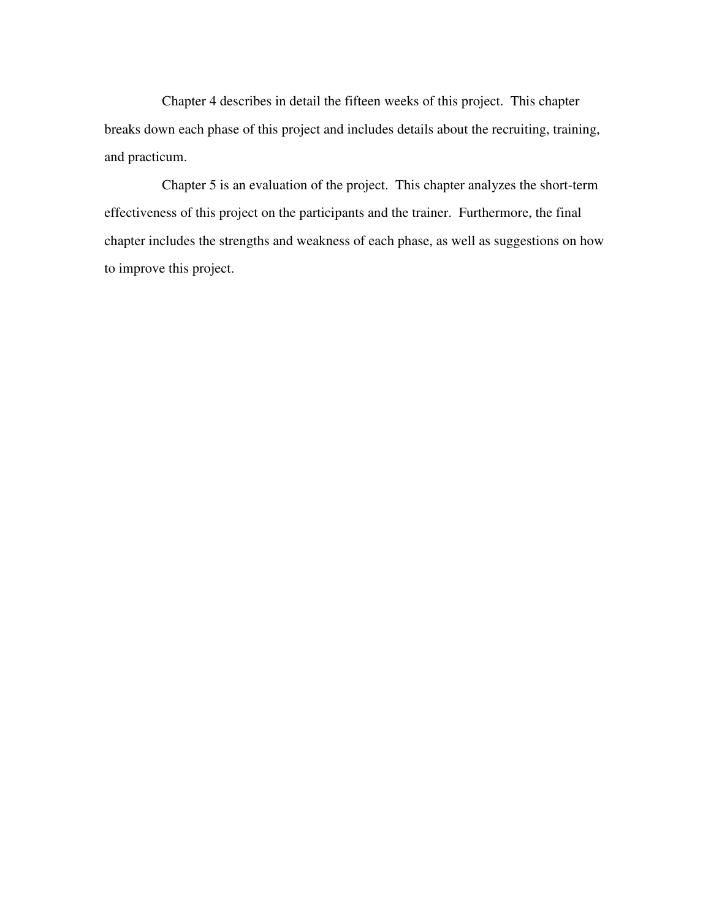Chapter 4 describes in detail the fifteen weeks of this project. This chapter breaks down each phase of this project and includes details about the recruiting, training, and practicum.

Chapter 5 is an evaluation of the project. This chapter analyzes the short-term effectiveness of this project on the participants and the trainer. Furthermore, the final chapter includes the strengths and weakness of each phase, as well as suggestions on how to improve this project.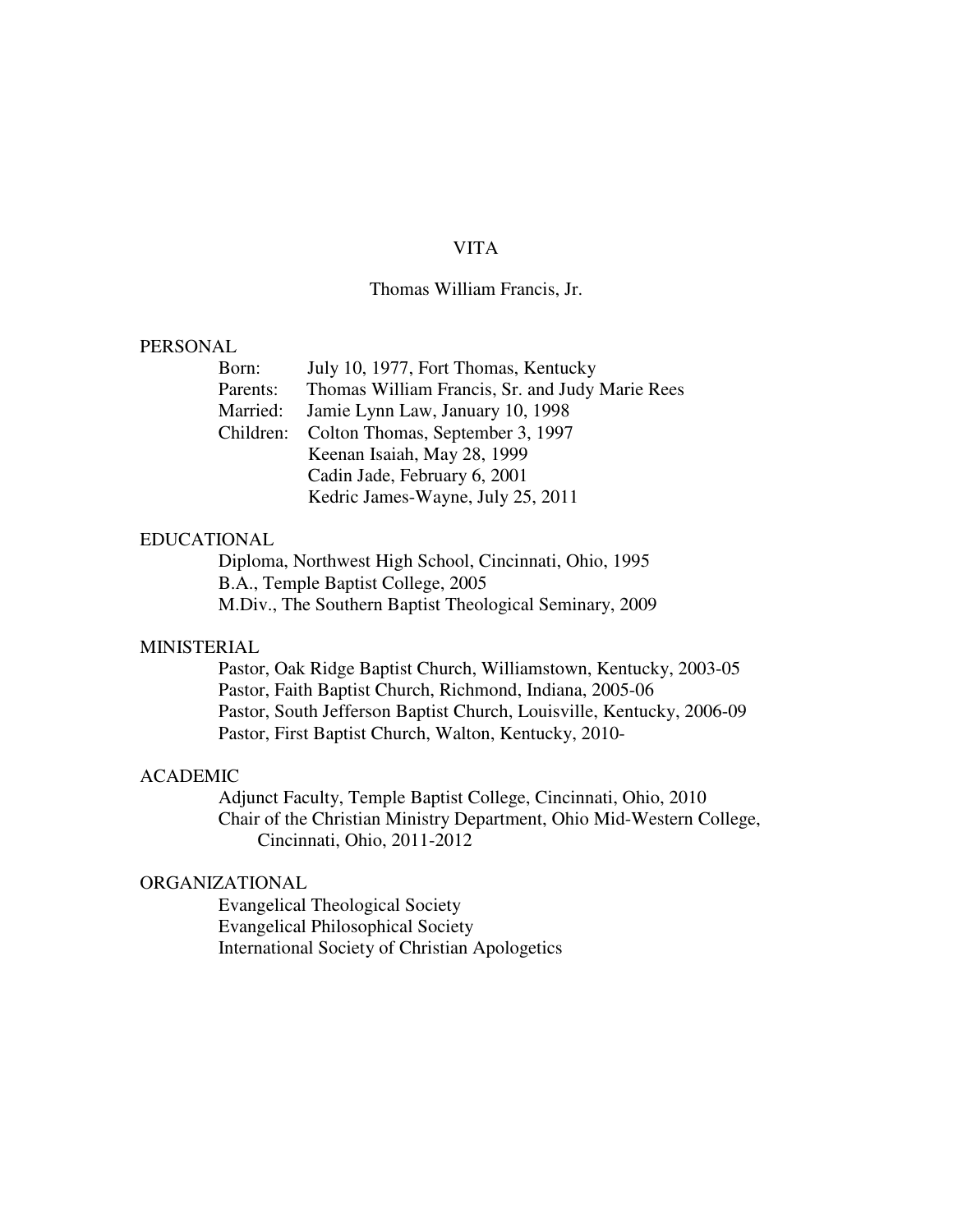# VITA

Thomas William Francis, Jr.

## PERSONAL

Born: July 10, 1977, Fort Thomas, Kentucky
Parents: Thomas William Francis, Sr. and Judy Marie Rees
Married: Jamie Lynn Law, January 10, 1998
Children: Colton Thomas, September 3, 1997
Keenan Isaiah, May 28, 1999
Cadin Jade, February 6, 2001
Kedric James-Wayne, July 25, 2011

## EDUCATIONAL

Diploma, Northwest High School, Cincinnati, Ohio, 1995
B.A., Temple Baptist College, 2005
M.Div., The Southern Baptist Theological Seminary, 2009

## MINISTERIAL

Pastor, Oak Ridge Baptist Church, Williamstown, Kentucky, 2003-05
Pastor, Faith Baptist Church, Richmond, Indiana, 2005-06
Pastor, South Jefferson Baptist Church, Louisville, Kentucky, 2006-09
Pastor, First Baptist Church, Walton, Kentucky, 2010-

## ACADEMIC

Adjunct Faculty, Temple Baptist College, Cincinnati, Ohio, 2010
Chair of the Christian Ministry Department, Ohio Mid-Western College, Cincinnati, Ohio, 2011-2012

## ORGANIZATIONAL

Evangelical Theological Society
Evangelical Philosophical Society
International Society of Christian Apologetics